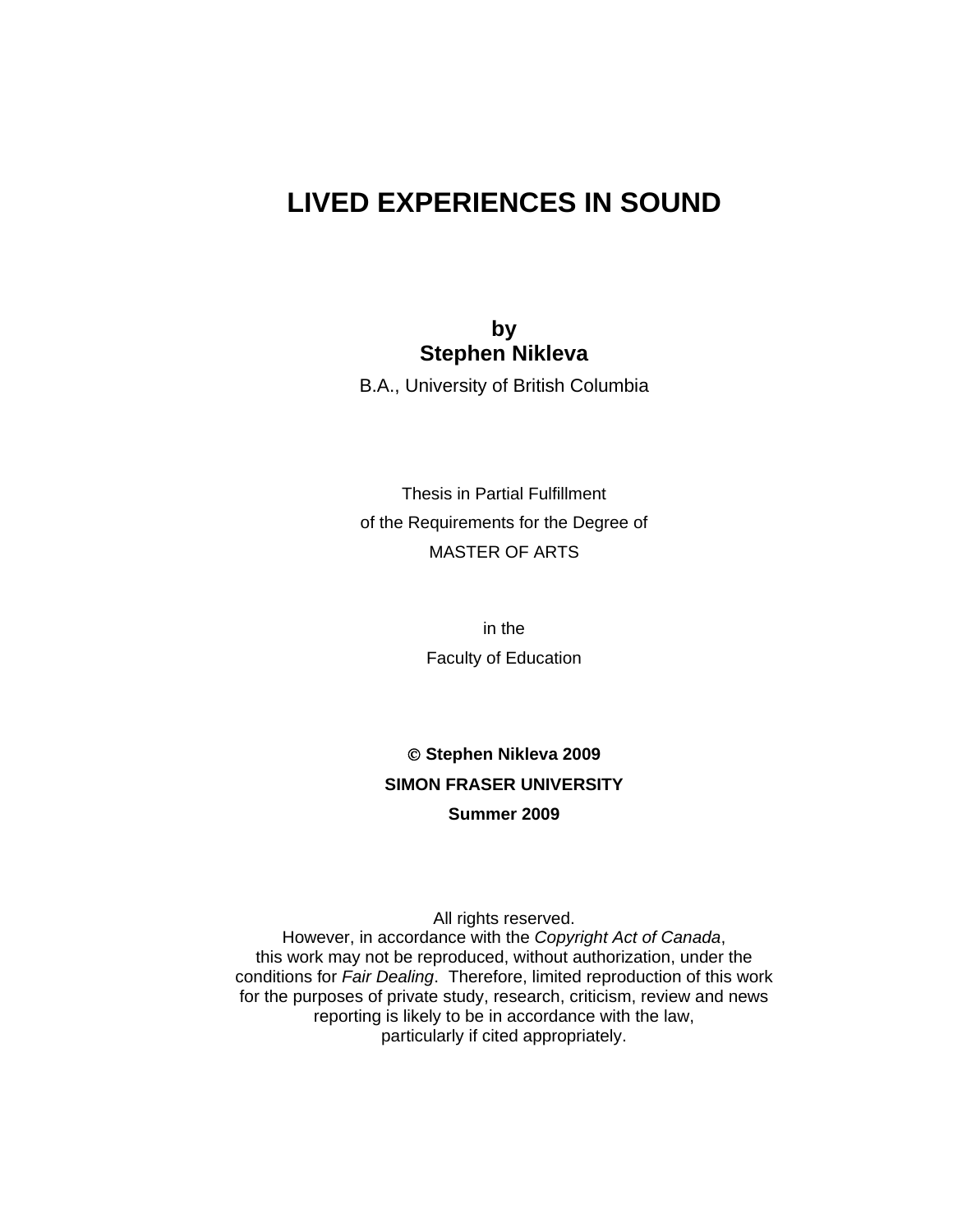# LIVED EXPERIENCES IN SOUND

**by**
**Stephen Nikleva**

B.A., University of British Columbia

Thesis in Partial Fulfillment
of the Requirements for the Degree of
MASTER OF ARTS

in the
Faculty of Education

**© Stephen Nikleva 2009**
**SIMON FRASER UNIVERSITY**
**Summer 2009**

All rights reserved.
However, in accordance with the *Copyright Act of Canada*,
this work may not be reproduced, without authorization, under the
conditions for *Fair Dealing*. Therefore, limited reproduction of this work
for the purposes of private study, research, criticism, review and news
reporting is likely to be in accordance with the law,
particularly if cited appropriately.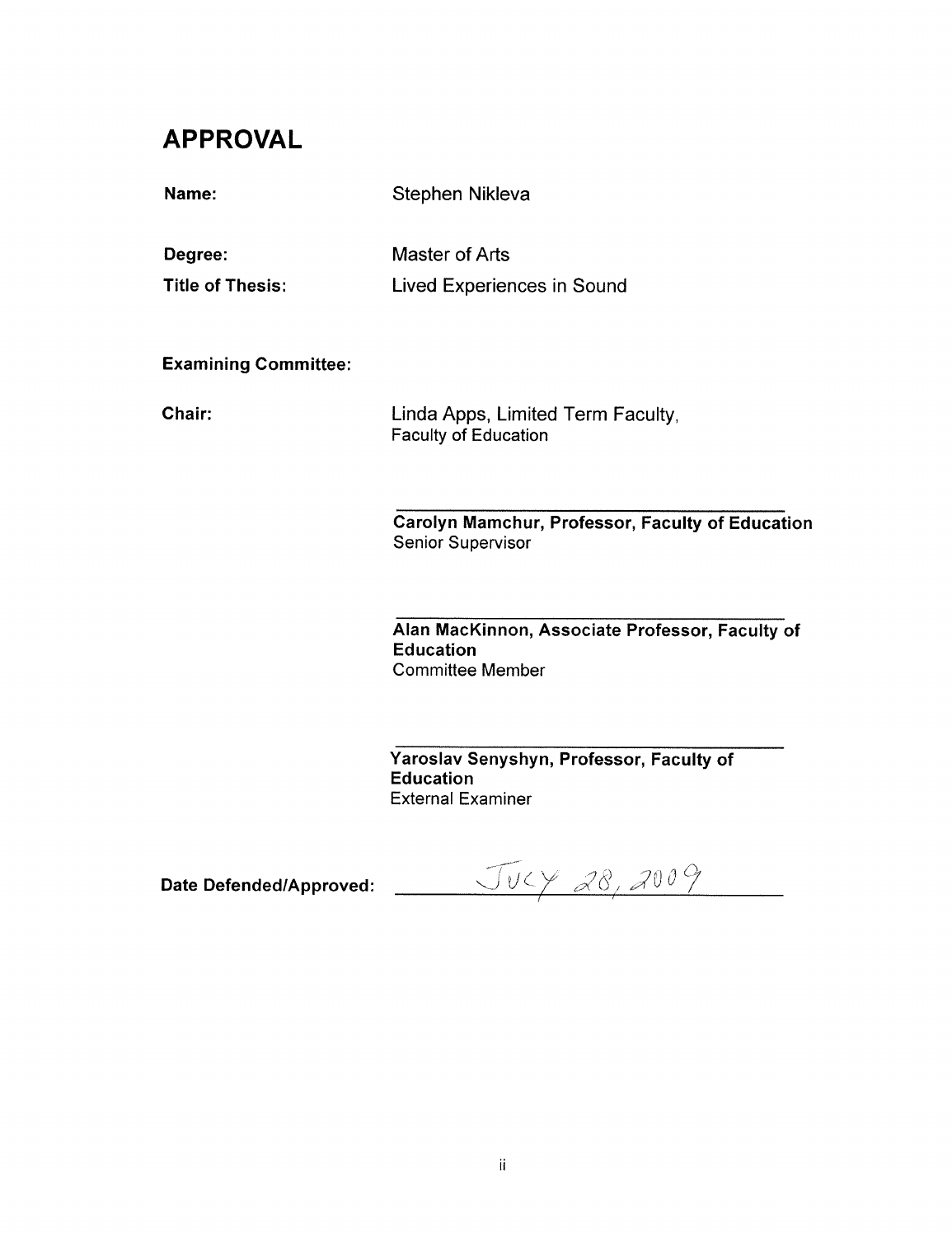# APPROVAL

**Name:** Stephen Nikleva

**Degree:** Master of Arts

**Title of Thesis:** Lived Experiences in Sound

**Examining Committee:**

**Chair:** Linda Apps, Limited Term Faculty, Faculty of Education

**Carolyn Mamchur, Professor, Faculty of Education**
Senior Supervisor

**Alan MacKinnon, Associate Professor, Faculty of Education**
Committee Member

**Yaroslav Senyshyn, Professor, Faculty of Education**
External Examiner

**Date Defended/Approved:** July 28, 2009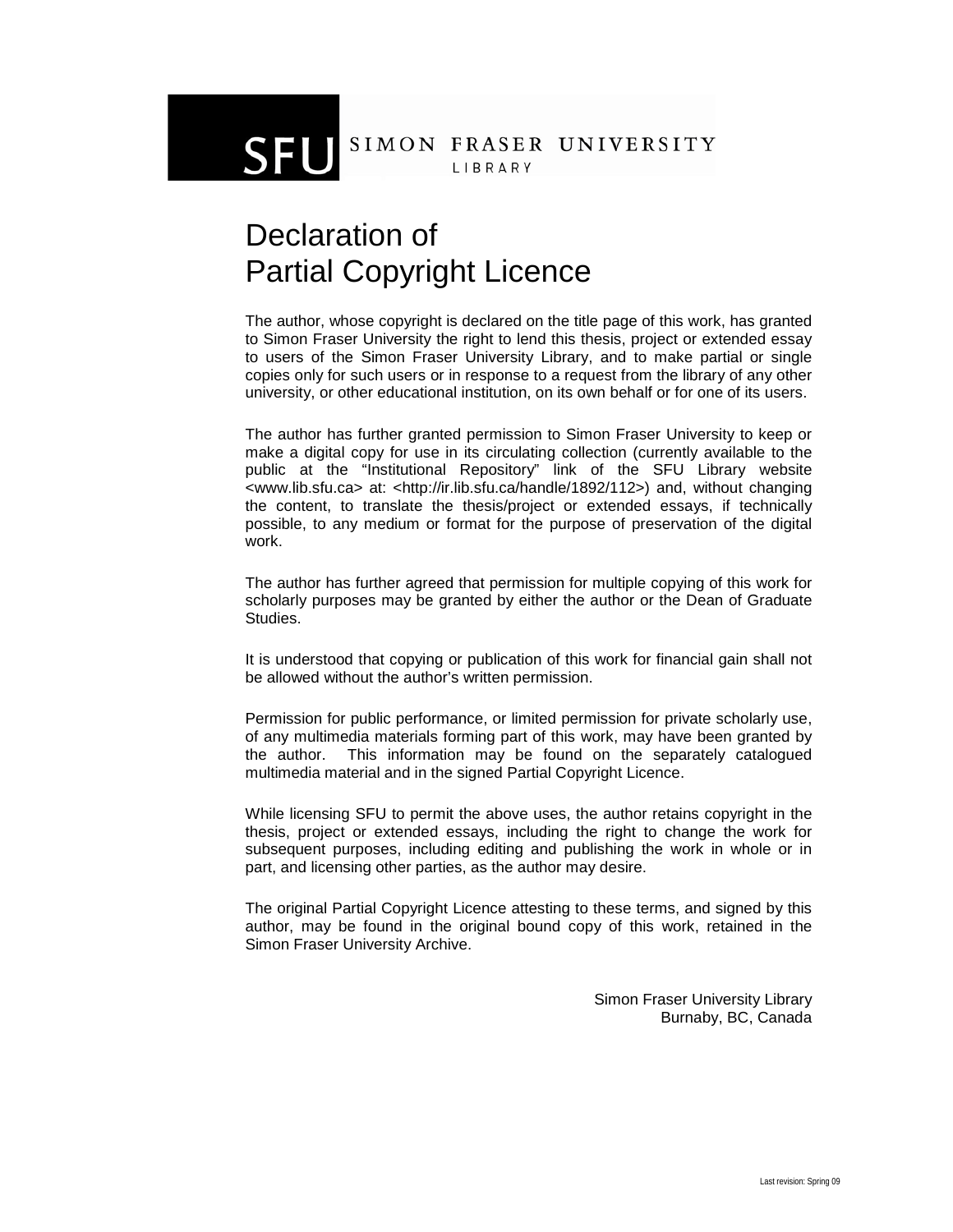SFU SIMON FRASER UNIVERSITY
LIBRARY

# Declaration of Partial Copyright Licence

The author, whose copyright is declared on the title page of this work, has granted to Simon Fraser University the right to lend this thesis, project or extended essay to users of the Simon Fraser University Library, and to make partial or single copies only for such users or in response to a request from the library of any other university, or other educational institution, on its own behalf or for one of its users.

The author has further granted permission to Simon Fraser University to keep or make a digital copy for use in its circulating collection (currently available to the public at the "Institutional Repository" link of the SFU Library website <www.lib.sfu.ca> at: <http://ir.lib.sfu.ca/handle/1892/112>) and, without changing the content, to translate the thesis/project or extended essays, if technically possible, to any medium or format for the purpose of preservation of the digital work.

The author has further agreed that permission for multiple copying of this work for scholarly purposes may be granted by either the author or the Dean of Graduate Studies.

It is understood that copying or publication of this work for financial gain shall not be allowed without the author's written permission.

Permission for public performance, or limited permission for private scholarly use, of any multimedia materials forming part of this work, may have been granted by the author. This information may be found on the separately catalogued multimedia material and in the signed Partial Copyright Licence.

While licensing SFU to permit the above uses, the author retains copyright in the thesis, project or extended essays, including the right to change the work for subsequent purposes, including editing and publishing the work in whole or in part, and licensing other parties, as the author may desire.

The original Partial Copyright Licence attesting to these terms, and signed by this author, may be found in the original bound copy of this work, retained in the Simon Fraser University Archive.

Simon Fraser University Library
Burnaby, BC, Canada

Last revision: Spring 09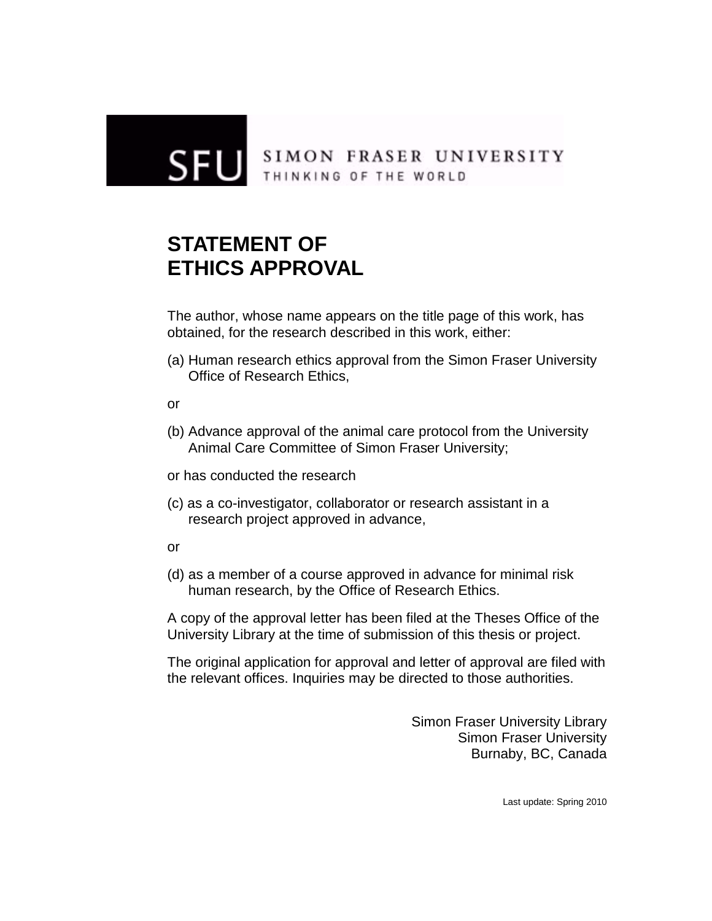SFU SIMON FRASER UNIVERSITY
THINKING OF THE WORLD

# STATEMENT OF ETHICS APPROVAL

The author, whose name appears on the title page of this work, has obtained, for the research described in this work, either:

(a) Human research ethics approval from the Simon Fraser University Office of Research Ethics,

or

(b) Advance approval of the animal care protocol from the University Animal Care Committee of Simon Fraser University;

or has conducted the research

(c) as a co-investigator, collaborator or research assistant in a research project approved in advance,

or

(d) as a member of a course approved in advance for minimal risk human research, by the Office of Research Ethics.

A copy of the approval letter has been filed at the Theses Office of the University Library at the time of submission of this thesis or project.

The original application for approval and letter of approval are filed with the relevant offices. Inquiries may be directed to those authorities.

Simon Fraser University Library
Simon Fraser University
Burnaby, BC, Canada

Last update: Spring 2010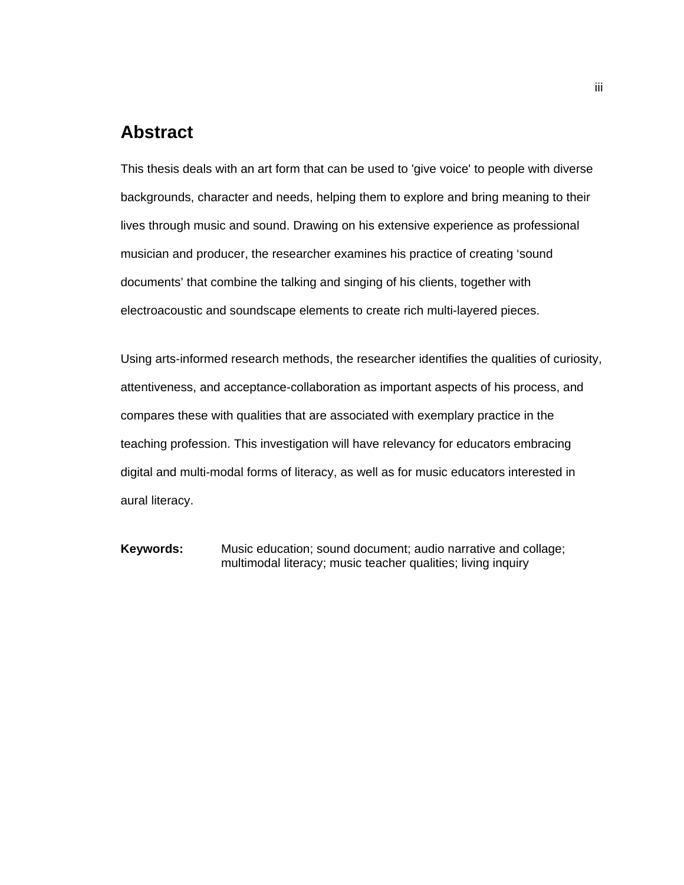# Abstract

This thesis deals with an art form that can be used to 'give voice' to people with diverse backgrounds, character and needs, helping them to explore and bring meaning to their lives through music and sound. Drawing on his extensive experience as professional musician and producer, the researcher examines his practice of creating ‘sound documents’ that combine the talking and singing of his clients, together with electroacoustic and soundscape elements to create rich multi-layered pieces.

Using arts-informed research methods, the researcher identifies the qualities of curiosity, attentiveness, and acceptance-collaboration as important aspects of his process, and compares these with qualities that are associated with exemplary practice in the teaching profession. This investigation will have relevancy for educators embracing digital and multi-modal forms of literacy, as well as for music educators interested in aural literacy.

**Keywords:** Music education; sound document; audio narrative and collage; multimodal literacy; music teacher qualities; living inquiry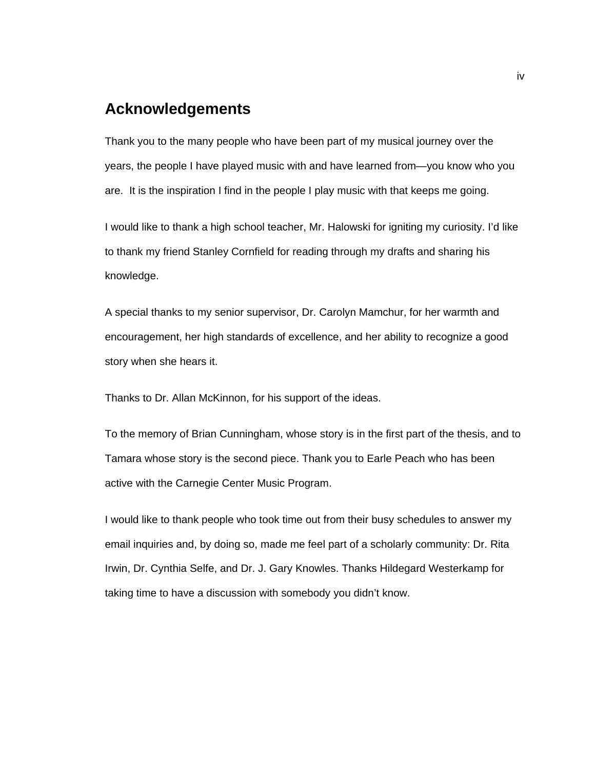# Acknowledgements

Thank you to the many people who have been part of my musical journey over the years, the people I have played music with and have learned from—you know who you are. It is the inspiration I find in the people I play music with that keeps me going.

I would like to thank a high school teacher, Mr. Halowski for igniting my curiosity. I'd like to thank my friend Stanley Cornfield for reading through my drafts and sharing his knowledge.

A special thanks to my senior supervisor, Dr. Carolyn Mamchur, for her warmth and encouragement, her high standards of excellence, and her ability to recognize a good story when she hears it.

Thanks to Dr. Allan McKinnon, for his support of the ideas.

To the memory of Brian Cunningham, whose story is in the first part of the thesis, and to Tamara whose story is the second piece. Thank you to Earle Peach who has been active with the Carnegie Center Music Program.

I would like to thank people who took time out from their busy schedules to answer my email inquiries and, by doing so, made me feel part of a scholarly community: Dr. Rita Irwin, Dr. Cynthia Selfe, and Dr. J. Gary Knowles. Thanks Hildegard Westerkamp for taking time to have a discussion with somebody you didn't know.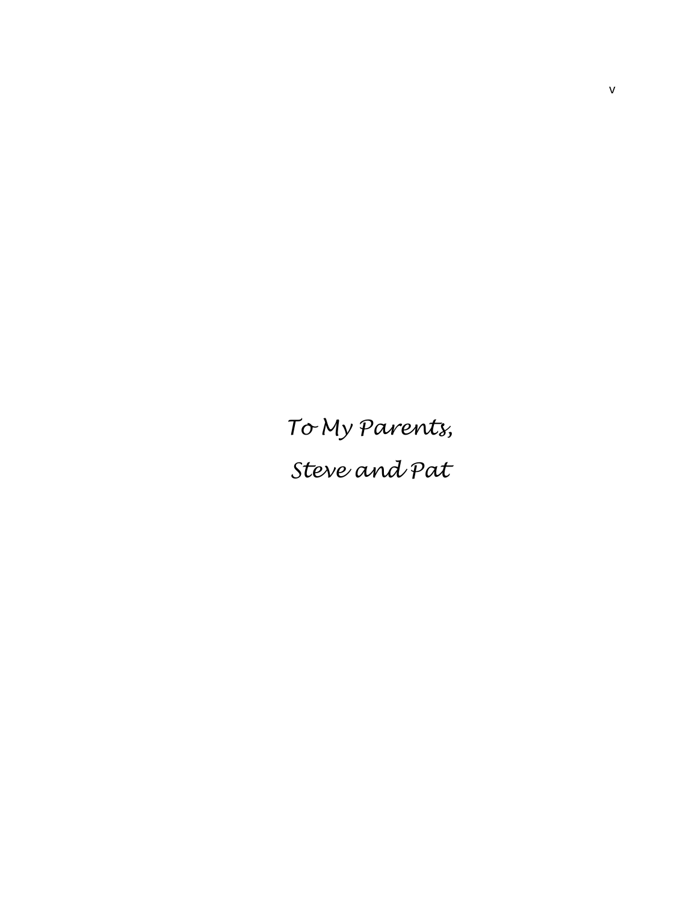*To My Parents,*

*Steve and Pat*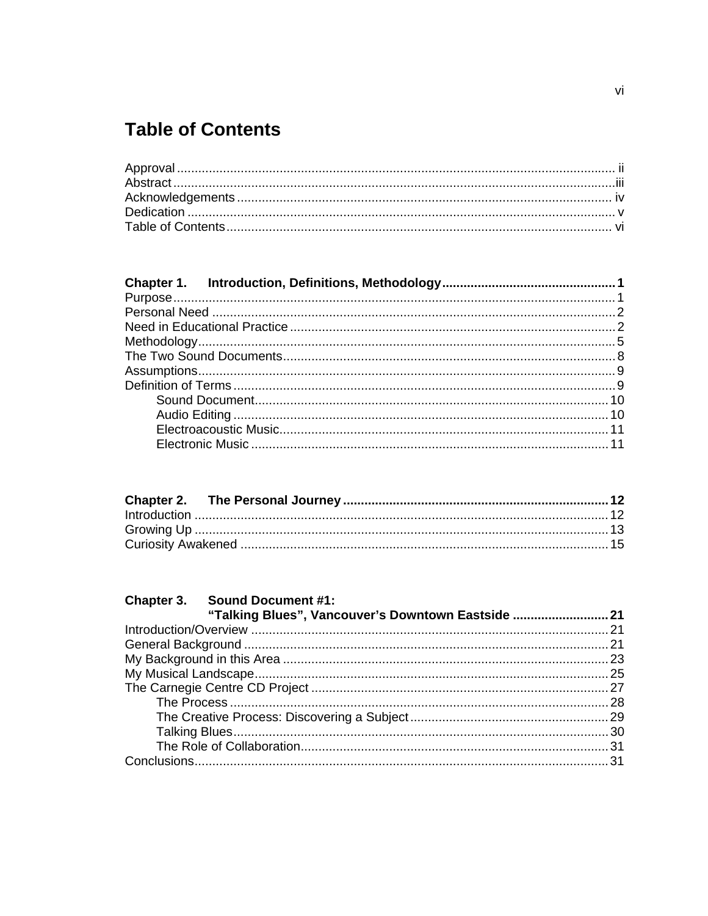# Table of Contents

Approval ........................................................................................................................ ii
Abstract ........................................................................................................................ iii
Acknowledgements ........................................................................................................ iv
Dedication ...................................................................................................................... v
Table of Contents ........................................................................................................... vi

**Chapter 1. Introduction, Definitions, Methodology ................................................ 1**
Purpose ........................................................................................................................... 1
Personal Need ................................................................................................................. 2
Need in Educational Practice .......................................................................................... 2
Methodology .................................................................................................................... 5
The Two Sound Documents ............................................................................................ 8
Assumptions .................................................................................................................... 9
Definition of Terms .......................................................................................................... 9
  Sound Document ........................................................................................................ 10
  Audio Editing .............................................................................................................. 10
  Electroacoustic Music .................................................................................................. 11
  Electronic Music .......................................................................................................... 11

**Chapter 2. The Personal Journey ............................................................................ 12**
Introduction ................................................................................................................... 12
Growing Up ................................................................................................................... 13
Curiosity Awakened ....................................................................................................... 15

**Chapter 3. Sound Document #1: "Talking Blues", Vancouver's Downtown Eastside ........................ 21**
Introduction/Overview .................................................................................................... 21
General Background ...................................................................................................... 21
My Background in this Area ........................................................................................... 23
My Musical Landscape ................................................................................................... 25
The Carnegie Centre CD Project ................................................................................... 27
  The Process ................................................................................................................ 28
  The Creative Process: Discovering a Subject ............................................................. 29
  Talking Blues ............................................................................................................... 30
  The Role of Collaboration ............................................................................................ 31
Conclusions ................................................................................................................... 31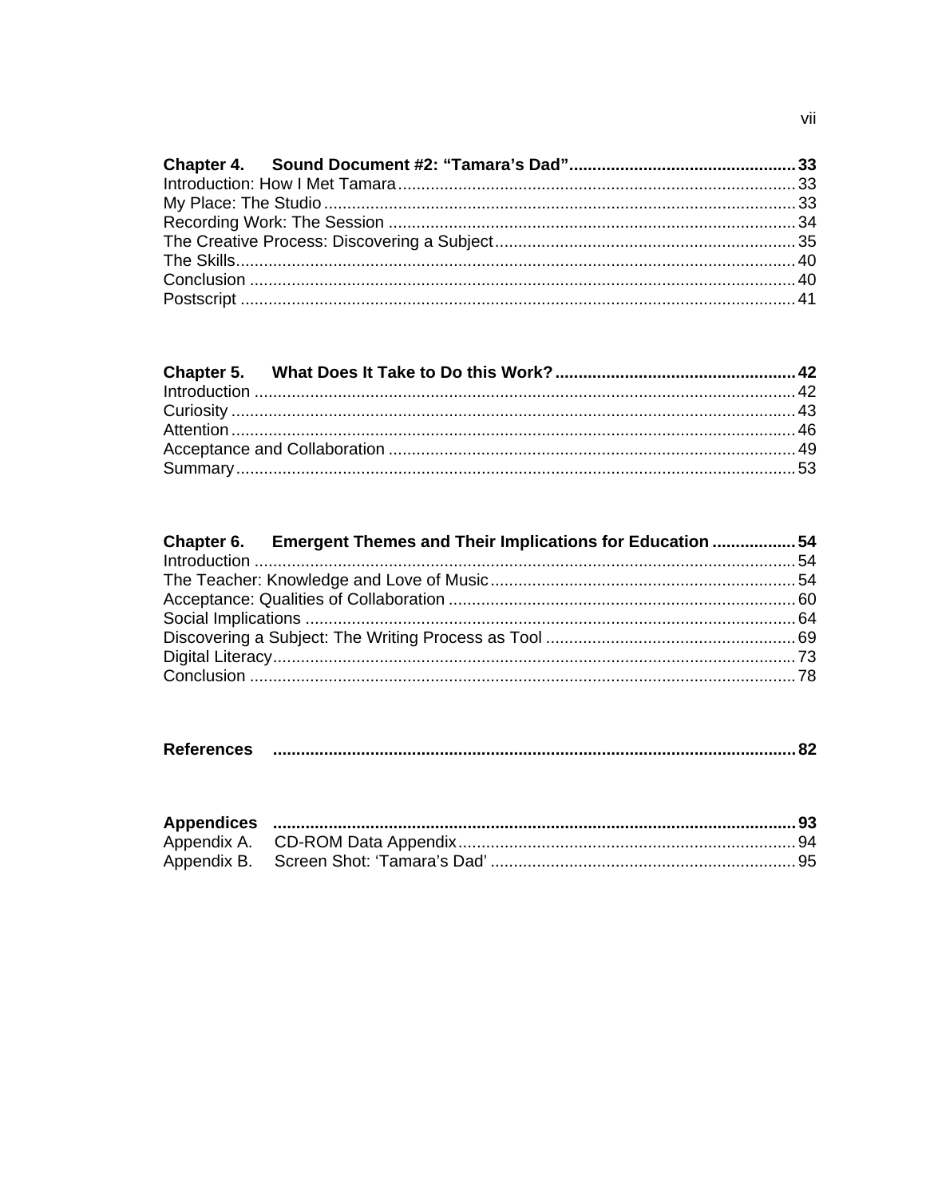**Chapter 4. Sound Document #2: "Tamara's Dad"** ........................................ **33**
Introduction: How I Met Tamara ........................................ 33
My Place: The Studio ........................................ 33
Recording Work: The Session ........................................ 34
The Creative Process: Discovering a Subject ........................................ 35
The Skills ........................................ 40
Conclusion ........................................ 40
Postscript ........................................ 41

**Chapter 5. What Does It Take to Do this Work?** ........................................ **42**
Introduction ........................................ 42
Curiosity ........................................ 43
Attention ........................................ 46
Acceptance and Collaboration ........................................ 49
Summary ........................................ 53

**Chapter 6. Emergent Themes and Their Implications for Education** ........................................ **54**
Introduction ........................................ 54
The Teacher: Knowledge and Love of Music ........................................ 54
Acceptance: Qualities of Collaboration ........................................ 60
Social Implications ........................................ 64
Discovering a Subject: The Writing Process as Tool ........................................ 69
Digital Literacy ........................................ 73
Conclusion ........................................ 78

**References** ........................................ **82**

**Appendices** ........................................ **93**
Appendix A. CD-ROM Data Appendix ........................................ 94
Appendix B. Screen Shot: 'Tamara's Dad' ........................................ 95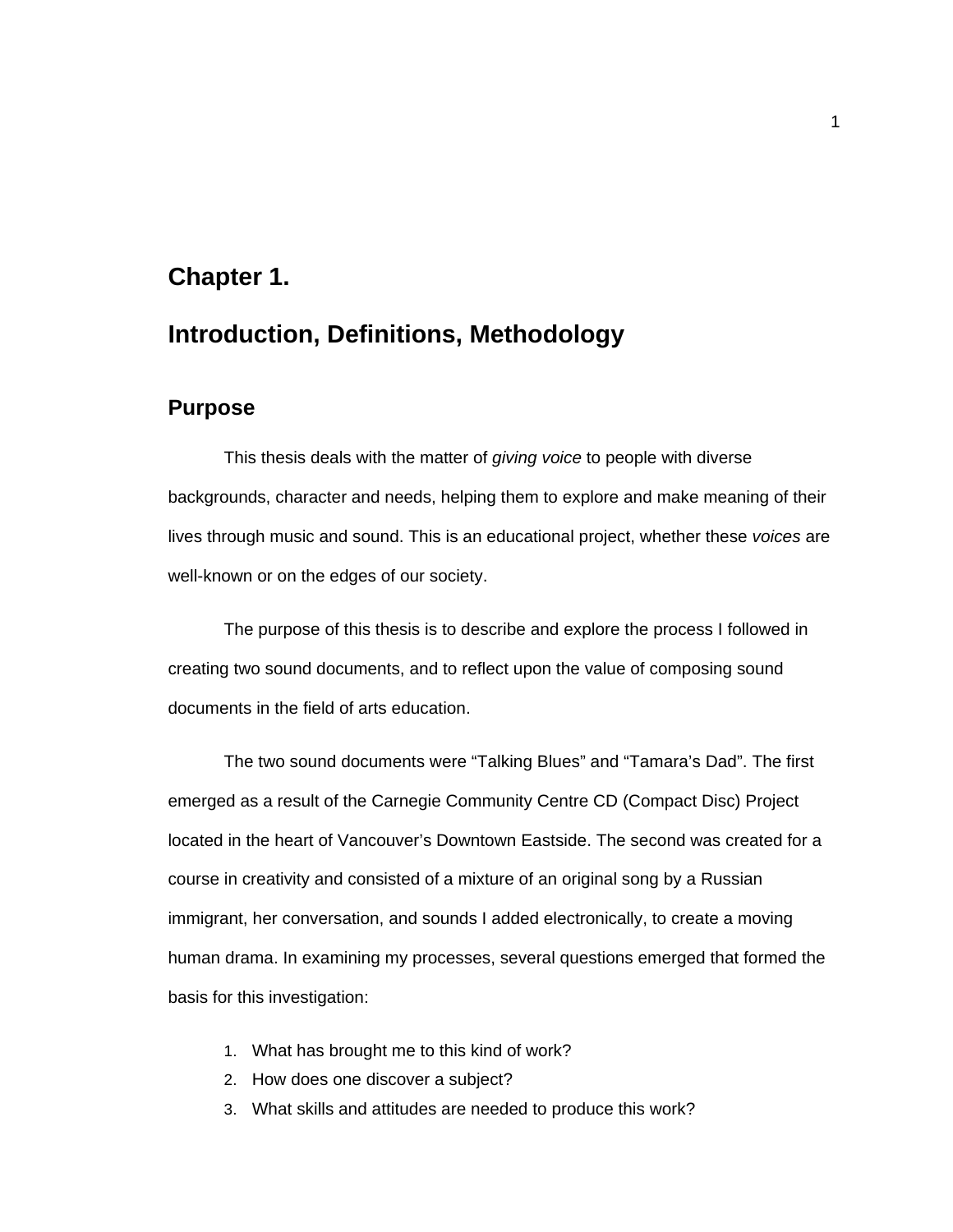# Chapter 1.

# Introduction, Definitions, Methodology

## Purpose

This thesis deals with the matter of *giving voice* to people with diverse backgrounds, character and needs, helping them to explore and make meaning of their lives through music and sound. This is an educational project, whether these *voices* are well-known or on the edges of our society.

The purpose of this thesis is to describe and explore the process I followed in creating two sound documents, and to reflect upon the value of composing sound documents in the field of arts education.

The two sound documents were “Talking Blues” and “Tamara’s Dad”. The first emerged as a result of the Carnegie Community Centre CD (Compact Disc) Project located in the heart of Vancouver’s Downtown Eastside. The second was created for a course in creativity and consisted of a mixture of an original song by a Russian immigrant, her conversation, and sounds I added electronically, to create a moving human drama. In examining my processes, several questions emerged that formed the basis for this investigation:

1. What has brought me to this kind of work?
2. How does one discover a subject?
3. What skills and attitudes are needed to produce this work?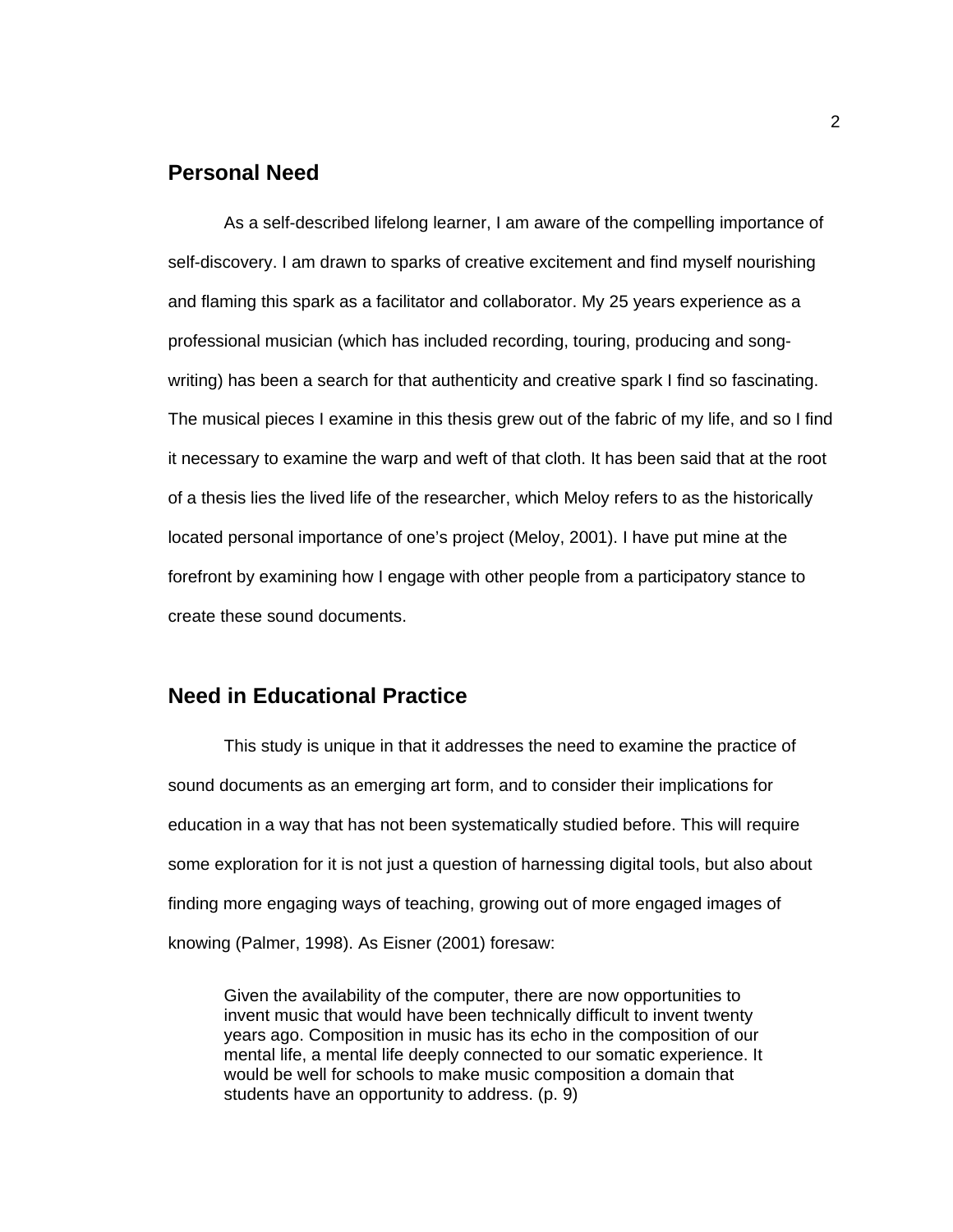## Personal Need

As a self-described lifelong learner, I am aware of the compelling importance of self-discovery. I am drawn to sparks of creative excitement and find myself nourishing and flaming this spark as a facilitator and collaborator. My 25 years experience as a professional musician (which has included recording, touring, producing and song-writing) has been a search for that authenticity and creative spark I find so fascinating. The musical pieces I examine in this thesis grew out of the fabric of my life, and so I find it necessary to examine the warp and weft of that cloth. It has been said that at the root of a thesis lies the lived life of the researcher, which Meloy refers to as the historically located personal importance of one's project (Meloy, 2001). I have put mine at the forefront by examining how I engage with other people from a participatory stance to create these sound documents.

## Need in Educational Practice

This study is unique in that it addresses the need to examine the practice of sound documents as an emerging art form, and to consider their implications for education in a way that has not been systematically studied before. This will require some exploration for it is not just a question of harnessing digital tools, but also about finding more engaging ways of teaching, growing out of more engaged images of knowing (Palmer, 1998). As Eisner (2001) foresaw:

> Given the availability of the computer, there are now opportunities to invent music that would have been technically difficult to invent twenty years ago. Composition in music has its echo in the composition of our mental life, a mental life deeply connected to our somatic experience. It would be well for schools to make music composition a domain that students have an opportunity to address. (p. 9)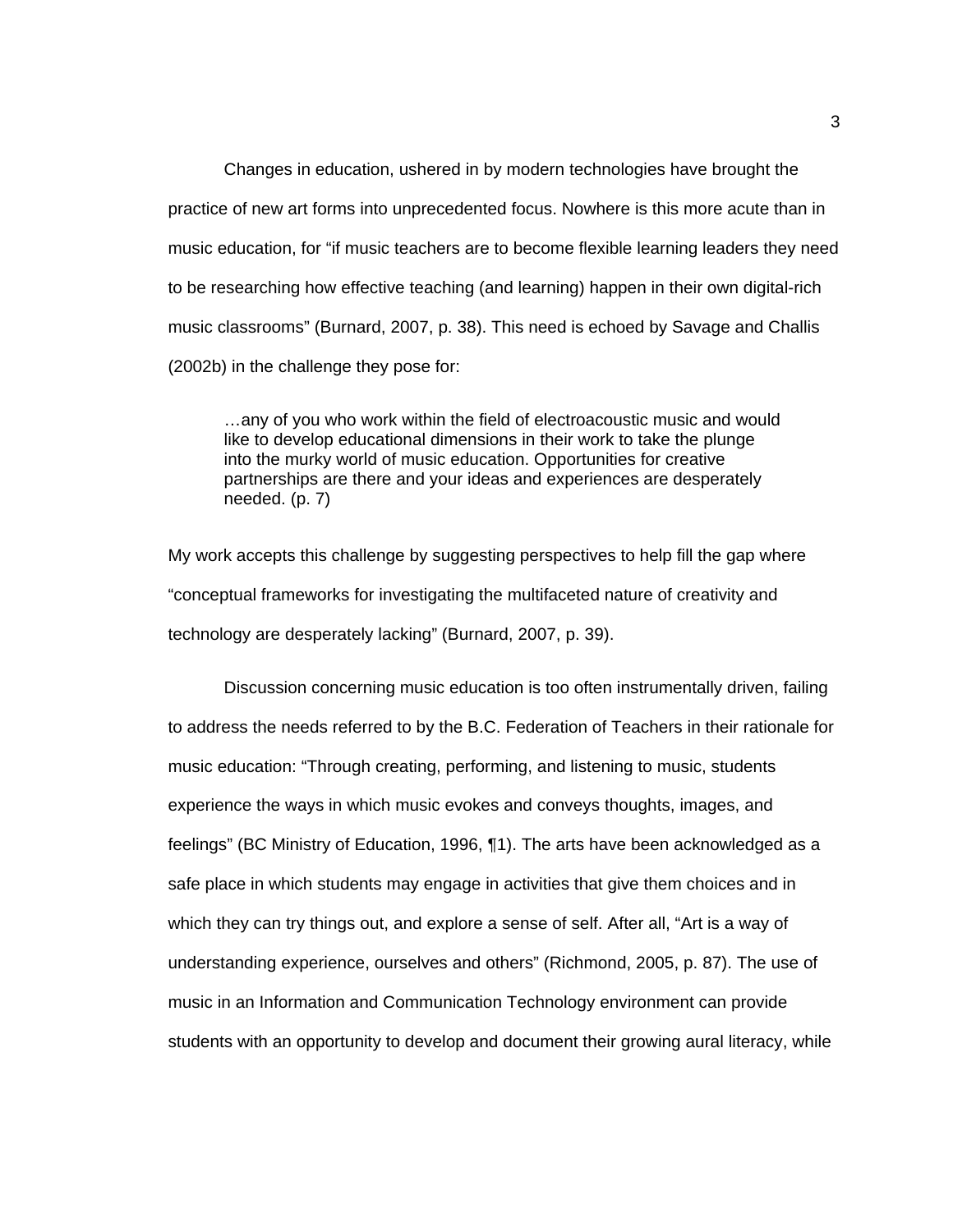Changes in education, ushered in by modern technologies have brought the practice of new art forms into unprecedented focus. Nowhere is this more acute than in music education, for “if music teachers are to become flexible learning leaders they need to be researching how effective teaching (and learning) happen in their own digital-rich music classrooms” (Burnard, 2007, p. 38). This need is echoed by Savage and Challis (2002b) in the challenge they pose for:

> …any of you who work within the field of electroacoustic music and would like to develop educational dimensions in their work to take the plunge into the murky world of music education. Opportunities for creative partnerships are there and your ideas and experiences are desperately needed. (p. 7)

My work accepts this challenge by suggesting perspectives to help fill the gap where “conceptual frameworks for investigating the multifaceted nature of creativity and technology are desperately lacking” (Burnard, 2007, p. 39).

Discussion concerning music education is too often instrumentally driven, failing to address the needs referred to by the B.C. Federation of Teachers in their rationale for music education: “Through creating, performing, and listening to music, students experience the ways in which music evokes and conveys thoughts, images, and feelings” (BC Ministry of Education, 1996, ¶1). The arts have been acknowledged as a safe place in which students may engage in activities that give them choices and in which they can try things out, and explore a sense of self. After all, “Art is a way of understanding experience, ourselves and others” (Richmond, 2005, p. 87). The use of music in an Information and Communication Technology environment can provide students with an opportunity to develop and document their growing aural literacy, while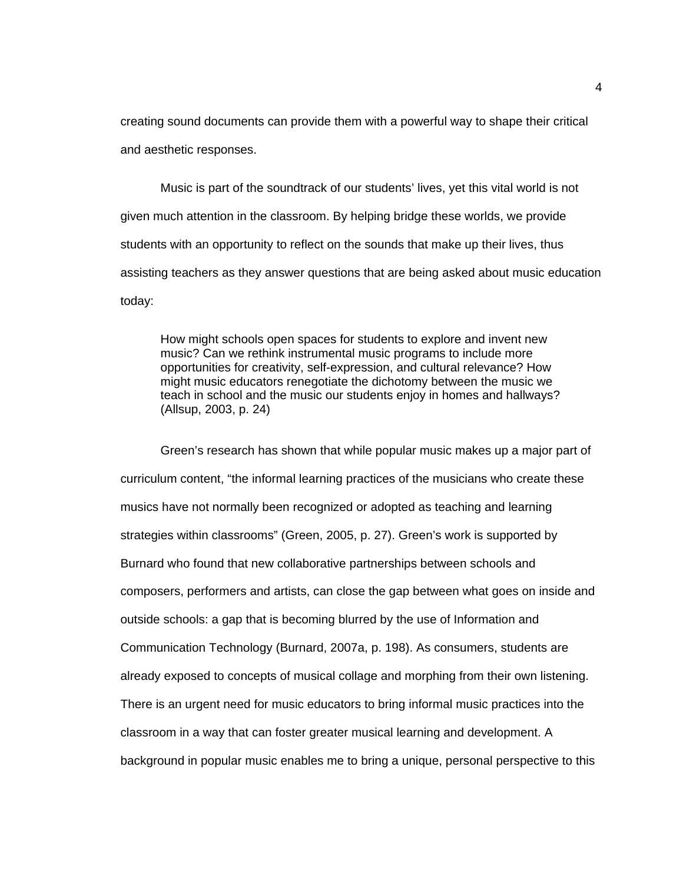creating sound documents can provide them with a powerful way to shape their critical and aesthetic responses.

Music is part of the soundtrack of our students' lives, yet this vital world is not given much attention in the classroom. By helping bridge these worlds, we provide students with an opportunity to reflect on the sounds that make up their lives, thus assisting teachers as they answer questions that are being asked about music education today:

> How might schools open spaces for students to explore and invent new music? Can we rethink instrumental music programs to include more opportunities for creativity, self-expression, and cultural relevance? How might music educators renegotiate the dichotomy between the music we teach in school and the music our students enjoy in homes and hallways? (Allsup, 2003, p. 24)

Green's research has shown that while popular music makes up a major part of curriculum content, "the informal learning practices of the musicians who create these musics have not normally been recognized or adopted as teaching and learning strategies within classrooms" (Green, 2005, p. 27). Green's work is supported by Burnard who found that new collaborative partnerships between schools and composers, performers and artists, can close the gap between what goes on inside and outside schools: a gap that is becoming blurred by the use of Information and Communication Technology (Burnard, 2007a, p. 198). As consumers, students are already exposed to concepts of musical collage and morphing from their own listening. There is an urgent need for music educators to bring informal music practices into the classroom in a way that can foster greater musical learning and development. A background in popular music enables me to bring a unique, personal perspective to this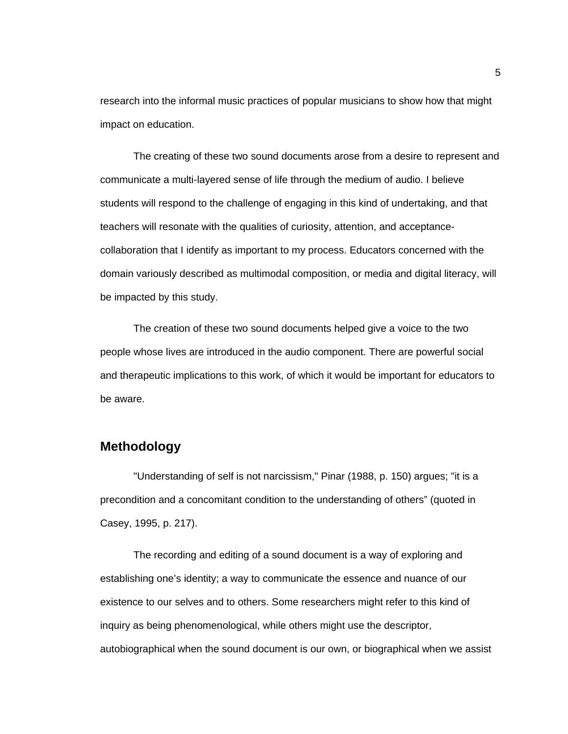research into the informal music practices of popular musicians to show how that might impact on education.

The creating of these two sound documents arose from a desire to represent and communicate a multi-layered sense of life through the medium of audio. I believe students will respond to the challenge of engaging in this kind of undertaking, and that teachers will resonate with the qualities of curiosity, attention, and acceptance-collaboration that I identify as important to my process. Educators concerned with the domain variously described as multimodal composition, or media and digital literacy, will be impacted by this study.

The creation of these two sound documents helped give a voice to the two people whose lives are introduced in the audio component. There are powerful social and therapeutic implications to this work, of which it would be important for educators to be aware.

## Methodology

"Understanding of self is not narcissism," Pinar (1988, p. 150) argues; "it is a precondition and a concomitant condition to the understanding of others" (quoted in Casey, 1995, p. 217).

The recording and editing of a sound document is a way of exploring and establishing one's identity; a way to communicate the essence and nuance of our existence to our selves and to others. Some researchers might refer to this kind of inquiry as being phenomenological, while others might use the descriptor, autobiographical when the sound document is our own, or biographical when we assist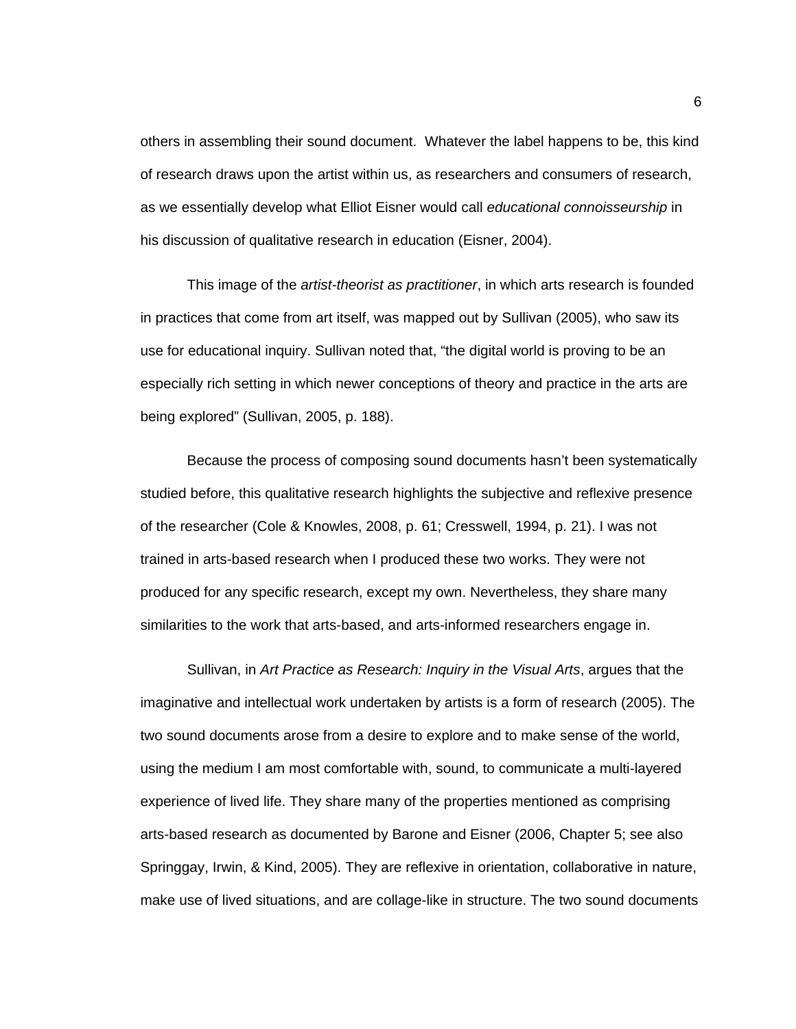others in assembling their sound document.  Whatever the label happens to be, this kind of research draws upon the artist within us, as researchers and consumers of research, as we essentially develop what Elliot Eisner would call *educational connoisseurship* in his discussion of qualitative research in education (Eisner, 2004).

This image of the *artist-theorist as practitioner*, in which arts research is founded in practices that come from art itself, was mapped out by Sullivan (2005), who saw its use for educational inquiry. Sullivan noted that, "the digital world is proving to be an especially rich setting in which newer conceptions of theory and practice in the arts are being explored" (Sullivan, 2005, p. 188).

Because the process of composing sound documents hasn't been systematically studied before, this qualitative research highlights the subjective and reflexive presence of the researcher (Cole & Knowles, 2008, p. 61; Cresswell, 1994, p. 21). I was not trained in arts-based research when I produced these two works. They were not produced for any specific research, except my own. Nevertheless, they share many similarities to the work that arts-based, and arts-informed researchers engage in.

Sullivan, in *Art Practice as Research: Inquiry in the Visual Arts*, argues that the imaginative and intellectual work undertaken by artists is a form of research (2005). The two sound documents arose from a desire to explore and to make sense of the world, using the medium I am most comfortable with, sound, to communicate a multi-layered experience of lived life. They share many of the properties mentioned as comprising arts-based research as documented by Barone and Eisner (2006, Chapter 5; see also Springgay, Irwin, & Kind, 2005). They are reflexive in orientation, collaborative in nature, make use of lived situations, and are collage-like in structure. The two sound documents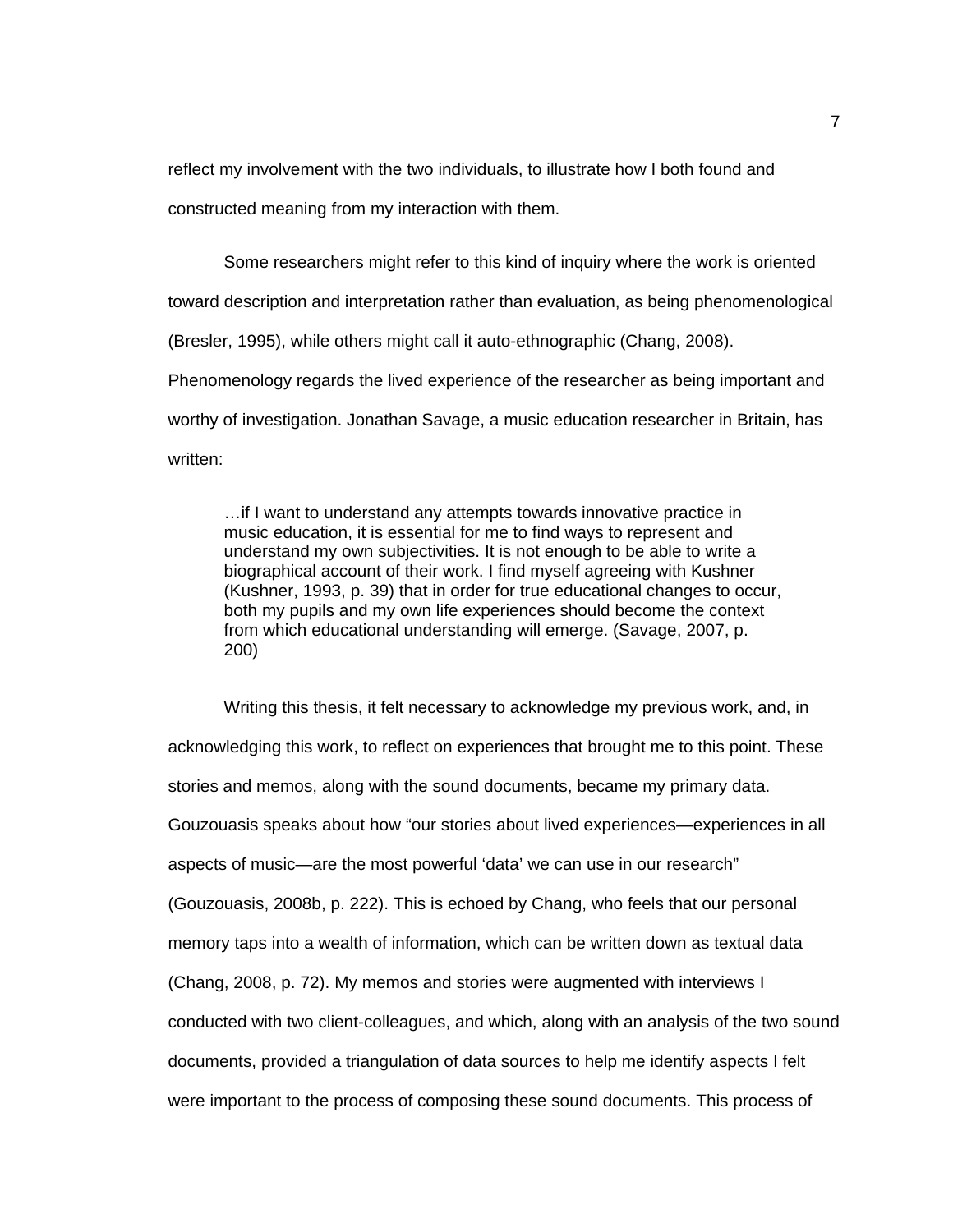reflect my involvement with the two individuals, to illustrate how I both found and constructed meaning from my interaction with them.

Some researchers might refer to this kind of inquiry where the work is oriented toward description and interpretation rather than evaluation, as being phenomenological (Bresler, 1995), while others might call it auto-ethnographic (Chang, 2008). Phenomenology regards the lived experience of the researcher as being important and worthy of investigation. Jonathan Savage, a music education researcher in Britain, has written:

> …if I want to understand any attempts towards innovative practice in music education, it is essential for me to find ways to represent and understand my own subjectivities. It is not enough to be able to write a biographical account of their work. I find myself agreeing with Kushner (Kushner, 1993, p. 39) that in order for true educational changes to occur, both my pupils and my own life experiences should become the context from which educational understanding will emerge. (Savage, 2007, p. 200)

Writing this thesis, it felt necessary to acknowledge my previous work, and, in acknowledging this work, to reflect on experiences that brought me to this point. These stories and memos, along with the sound documents, became my primary data. Gouzouasis speaks about how "our stories about lived experiences—experiences in all aspects of music—are the most powerful 'data' we can use in our research" (Gouzouasis, 2008b, p. 222). This is echoed by Chang, who feels that our personal memory taps into a wealth of information, which can be written down as textual data (Chang, 2008, p. 72). My memos and stories were augmented with interviews I conducted with two client-colleagues, and which, along with an analysis of the two sound documents, provided a triangulation of data sources to help me identify aspects I felt were important to the process of composing these sound documents. This process of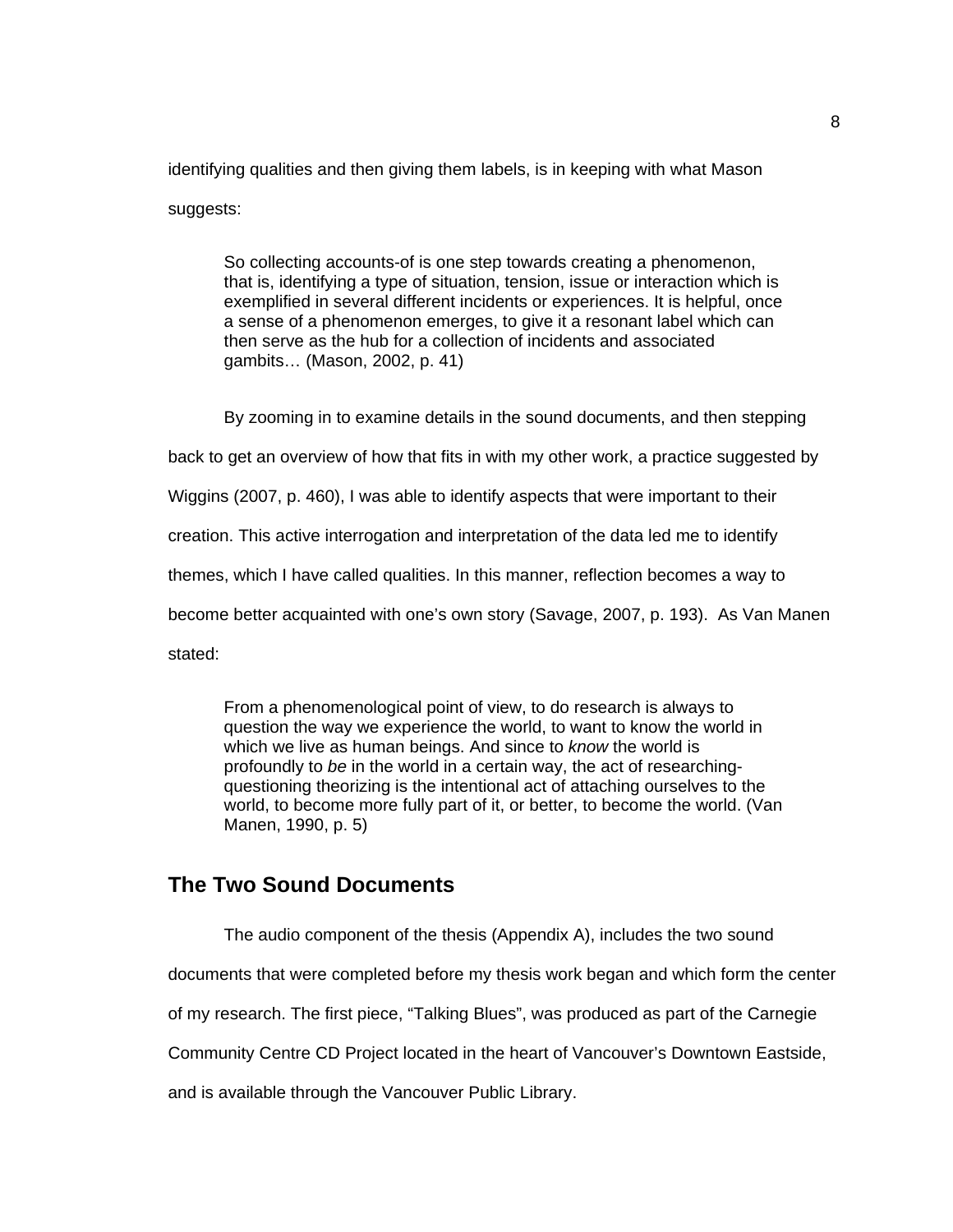identifying qualities and then giving them labels, is in keeping with what Mason suggests:

> So collecting accounts-of is one step towards creating a phenomenon, that is, identifying a type of situation, tension, issue or interaction which is exemplified in several different incidents or experiences. It is helpful, once a sense of a phenomenon emerges, to give it a resonant label which can then serve as the hub for a collection of incidents and associated gambits… (Mason, 2002, p. 41)

By zooming in to examine details in the sound documents, and then stepping back to get an overview of how that fits in with my other work, a practice suggested by Wiggins (2007, p. 460), I was able to identify aspects that were important to their creation. This active interrogation and interpretation of the data led me to identify themes, which I have called qualities. In this manner, reflection becomes a way to become better acquainted with one's own story (Savage, 2007, p. 193). As Van Manen stated:

> From a phenomenological point of view, to do research is always to question the way we experience the world, to want to know the world in which we live as human beings. And since to *know* the world is profoundly to *be* in the world in a certain way, the act of researching-questioning theorizing is the intentional act of attaching ourselves to the world, to become more fully part of it, or better, to become the world. (Van Manen, 1990, p. 5)

## The Two Sound Documents

The audio component of the thesis (Appendix A), includes the two sound documents that were completed before my thesis work began and which form the center of my research. The first piece, "Talking Blues", was produced as part of the Carnegie Community Centre CD Project located in the heart of Vancouver's Downtown Eastside, and is available through the Vancouver Public Library.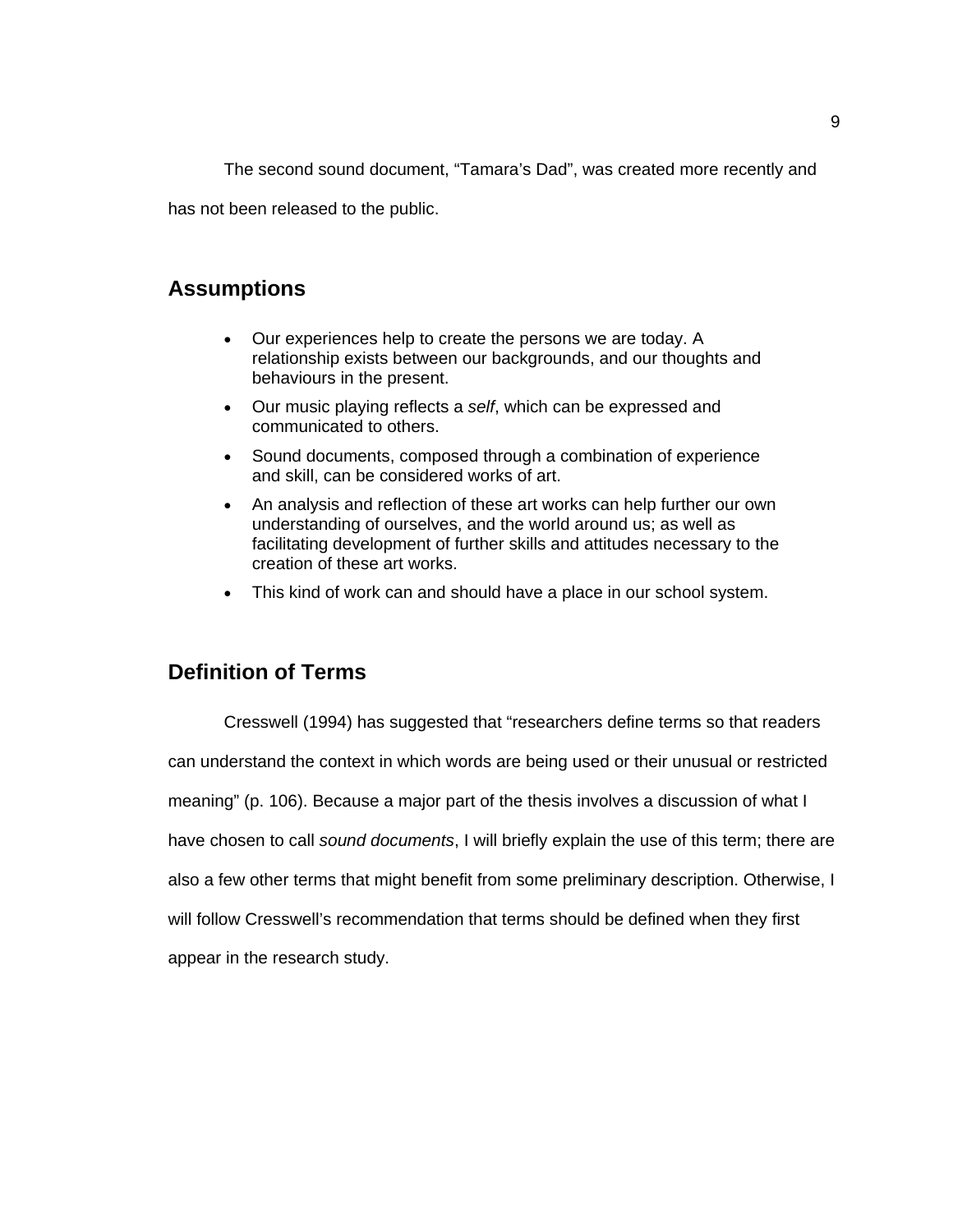The second sound document, “Tamara’s Dad”, was created more recently and has not been released to the public.

## Assumptions

- Our experiences help to create the persons we are today. A relationship exists between our backgrounds, and our thoughts and behaviours in the present.
- Our music playing reflects a *self*, which can be expressed and communicated to others.
- Sound documents, composed through a combination of experience and skill, can be considered works of art.
- An analysis and reflection of these art works can help further our own understanding of ourselves, and the world around us; as well as facilitating development of further skills and attitudes necessary to the creation of these art works.
- This kind of work can and should have a place in our school system.

## Definition of Terms

Cresswell (1994) has suggested that “researchers define terms so that readers can understand the context in which words are being used or their unusual or restricted meaning” (p. 106). Because a major part of the thesis involves a discussion of what I have chosen to call *sound documents*, I will briefly explain the use of this term; there are also a few other terms that might benefit from some preliminary description. Otherwise, I will follow Cresswell’s recommendation that terms should be defined when they first appear in the research study.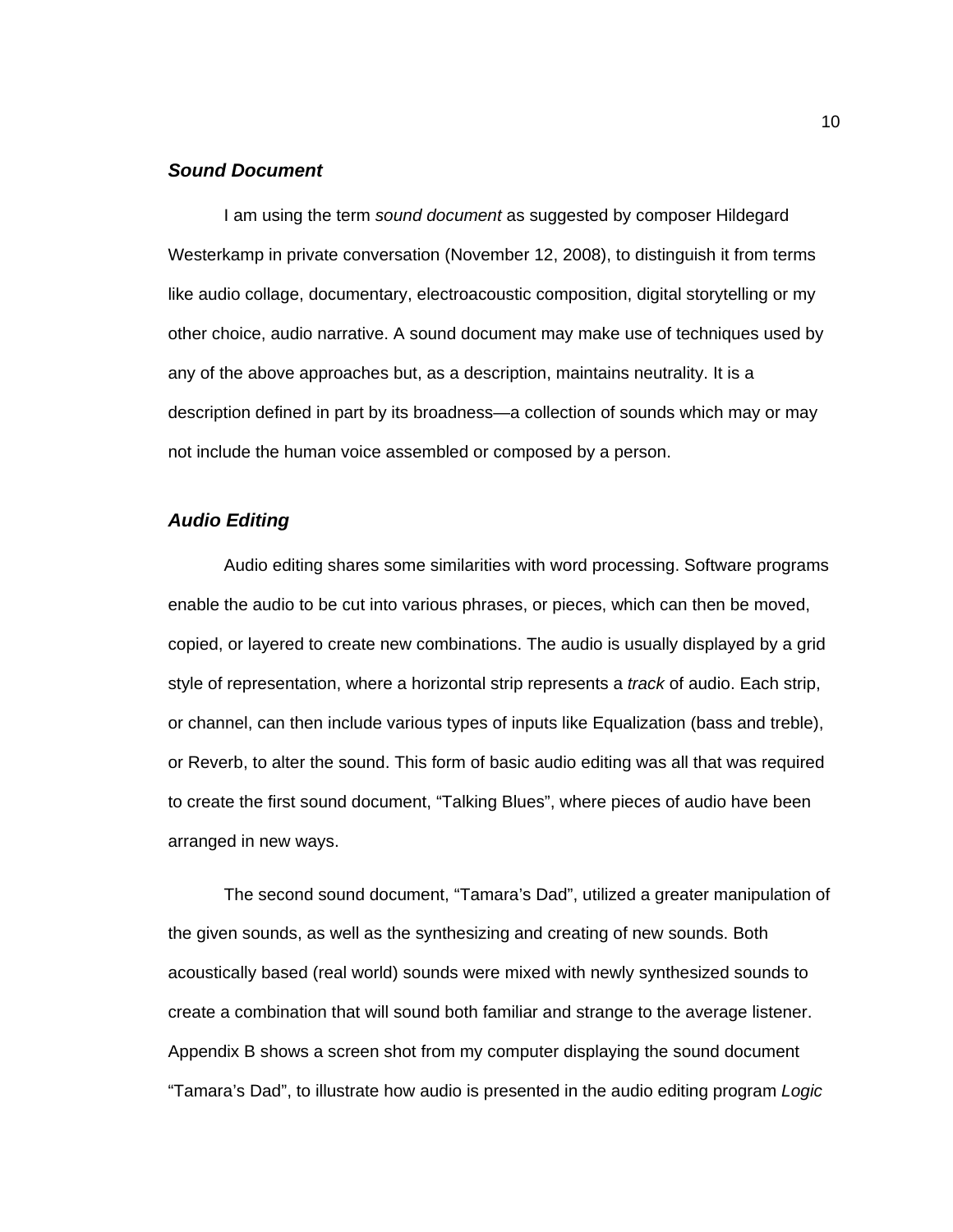### ***Sound Document***

I am using the term *sound document* as suggested by composer Hildegard Westerkamp in private conversation (November 12, 2008), to distinguish it from terms like audio collage, documentary, electroacoustic composition, digital storytelling or my other choice, audio narrative. A sound document may make use of techniques used by any of the above approaches but, as a description, maintains neutrality. It is a description defined in part by its broadness—a collection of sounds which may or may not include the human voice assembled or composed by a person.

### ***Audio Editing***

Audio editing shares some similarities with word processing. Software programs enable the audio to be cut into various phrases, or pieces, which can then be moved, copied, or layered to create new combinations. The audio is usually displayed by a grid style of representation, where a horizontal strip represents a *track* of audio. Each strip, or channel, can then include various types of inputs like Equalization (bass and treble), or Reverb, to alter the sound. This form of basic audio editing was all that was required to create the first sound document, “Talking Blues”, where pieces of audio have been arranged in new ways.

The second sound document, “Tamara’s Dad”, utilized a greater manipulation of the given sounds, as well as the synthesizing and creating of new sounds. Both acoustically based (real world) sounds were mixed with newly synthesized sounds to create a combination that will sound both familiar and strange to the average listener. Appendix B shows a screen shot from my computer displaying the sound document “Tamara’s Dad”, to illustrate how audio is presented in the audio editing program *Logic*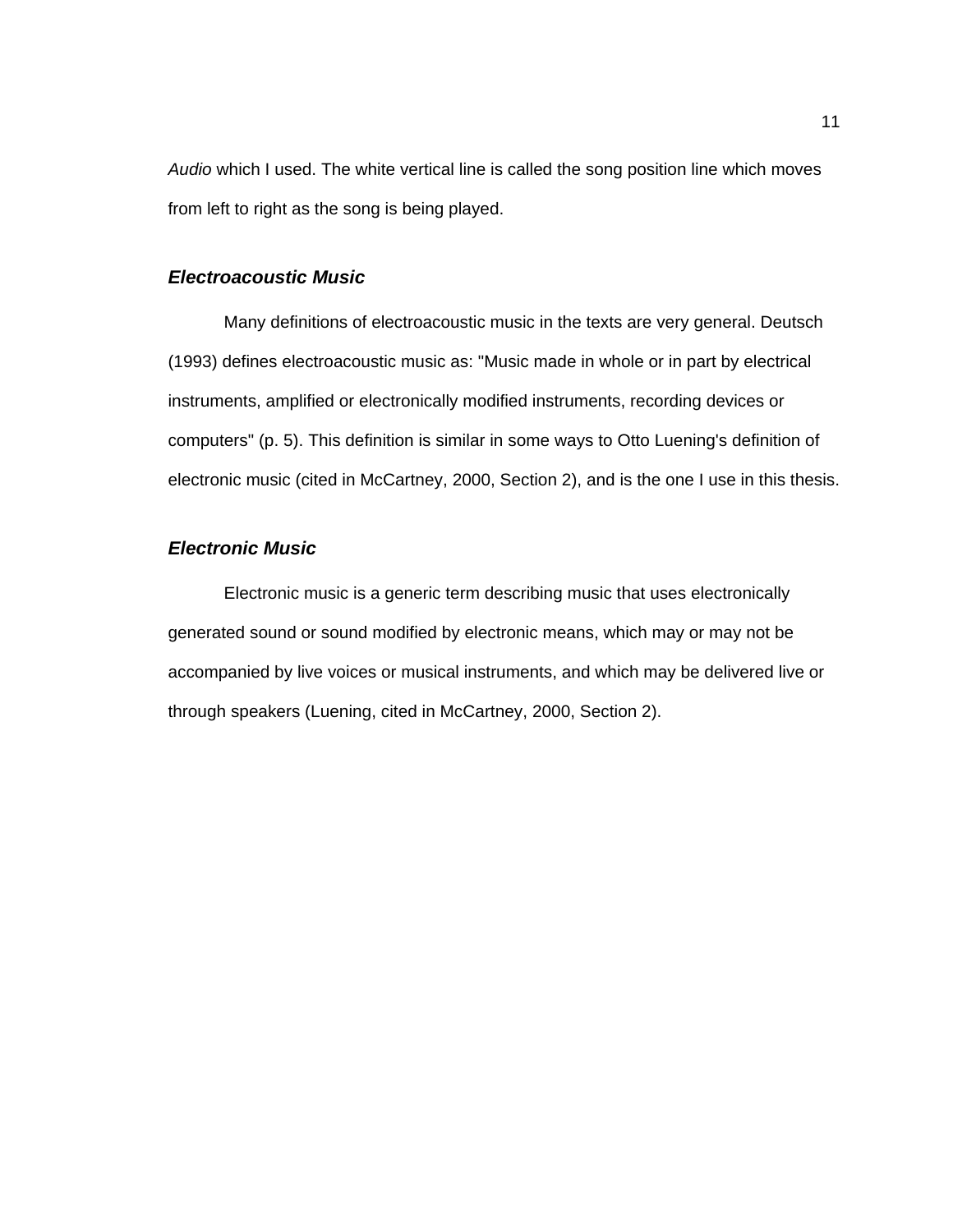*Audio* which I used. The white vertical line is called the song position line which moves from left to right as the song is being played.

### *Electroacoustic Music*

Many definitions of electroacoustic music in the texts are very general. Deutsch (1993) defines electroacoustic music as: "Music made in whole or in part by electrical instruments, amplified or electronically modified instruments, recording devices or computers" (p. 5). This definition is similar in some ways to Otto Luening's definition of electronic music (cited in McCartney, 2000, Section 2), and is the one I use in this thesis.

### *Electronic Music*

Electronic music is a generic term describing music that uses electronically generated sound or sound modified by electronic means, which may or may not be accompanied by live voices or musical instruments, and which may be delivered live or through speakers (Luening, cited in McCartney, 2000, Section 2).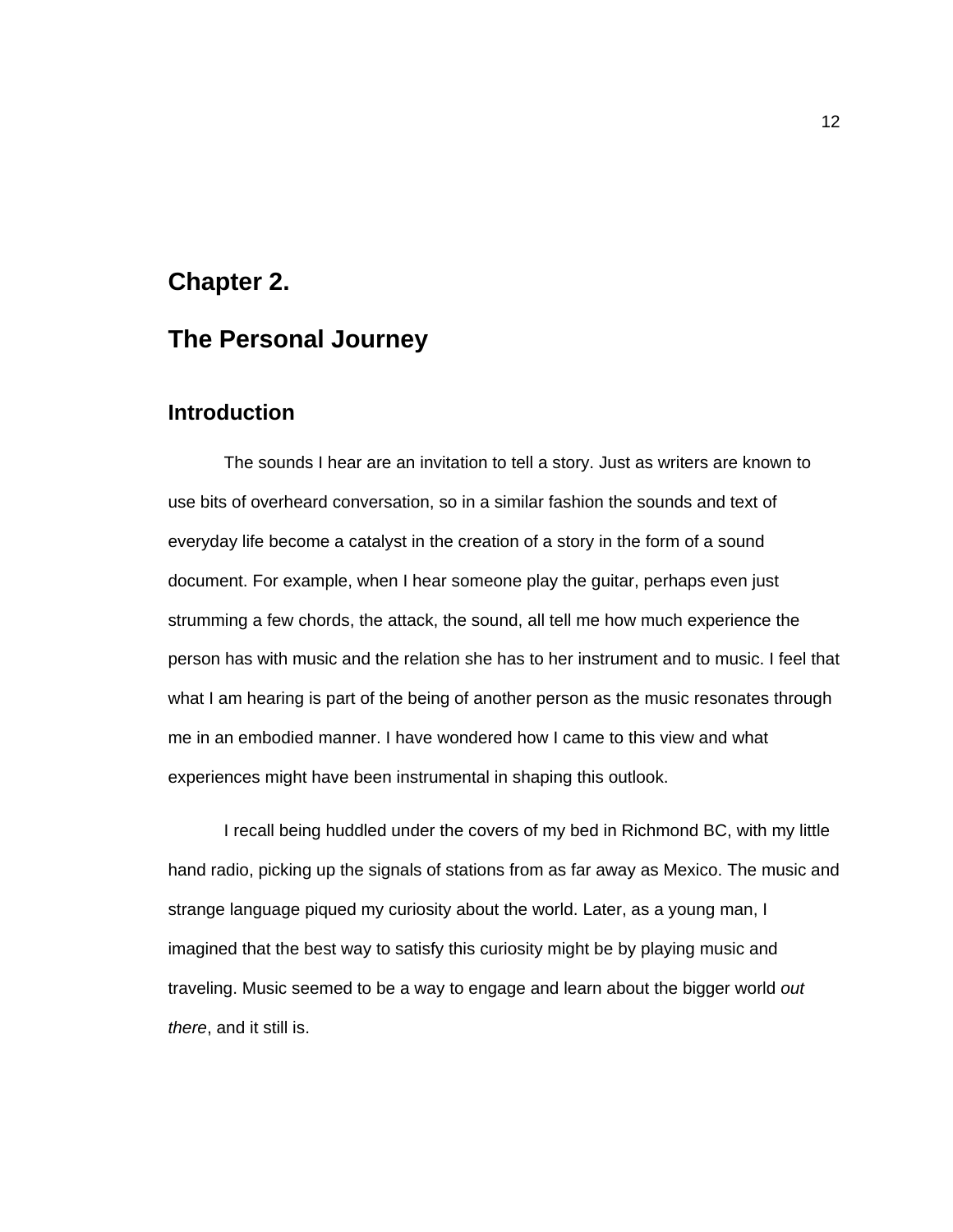# Chapter 2.

# The Personal Journey

## Introduction

The sounds I hear are an invitation to tell a story. Just as writers are known to use bits of overheard conversation, so in a similar fashion the sounds and text of everyday life become a catalyst in the creation of a story in the form of a sound document. For example, when I hear someone play the guitar, perhaps even just strumming a few chords, the attack, the sound, all tell me how much experience the person has with music and the relation she has to her instrument and to music. I feel that what I am hearing is part of the being of another person as the music resonates through me in an embodied manner. I have wondered how I came to this view and what experiences might have been instrumental in shaping this outlook.

I recall being huddled under the covers of my bed in Richmond BC, with my little hand radio, picking up the signals of stations from as far away as Mexico. The music and strange language piqued my curiosity about the world. Later, as a young man, I imagined that the best way to satisfy this curiosity might be by playing music and traveling. Music seemed to be a way to engage and learn about the bigger world *out there*, and it still is.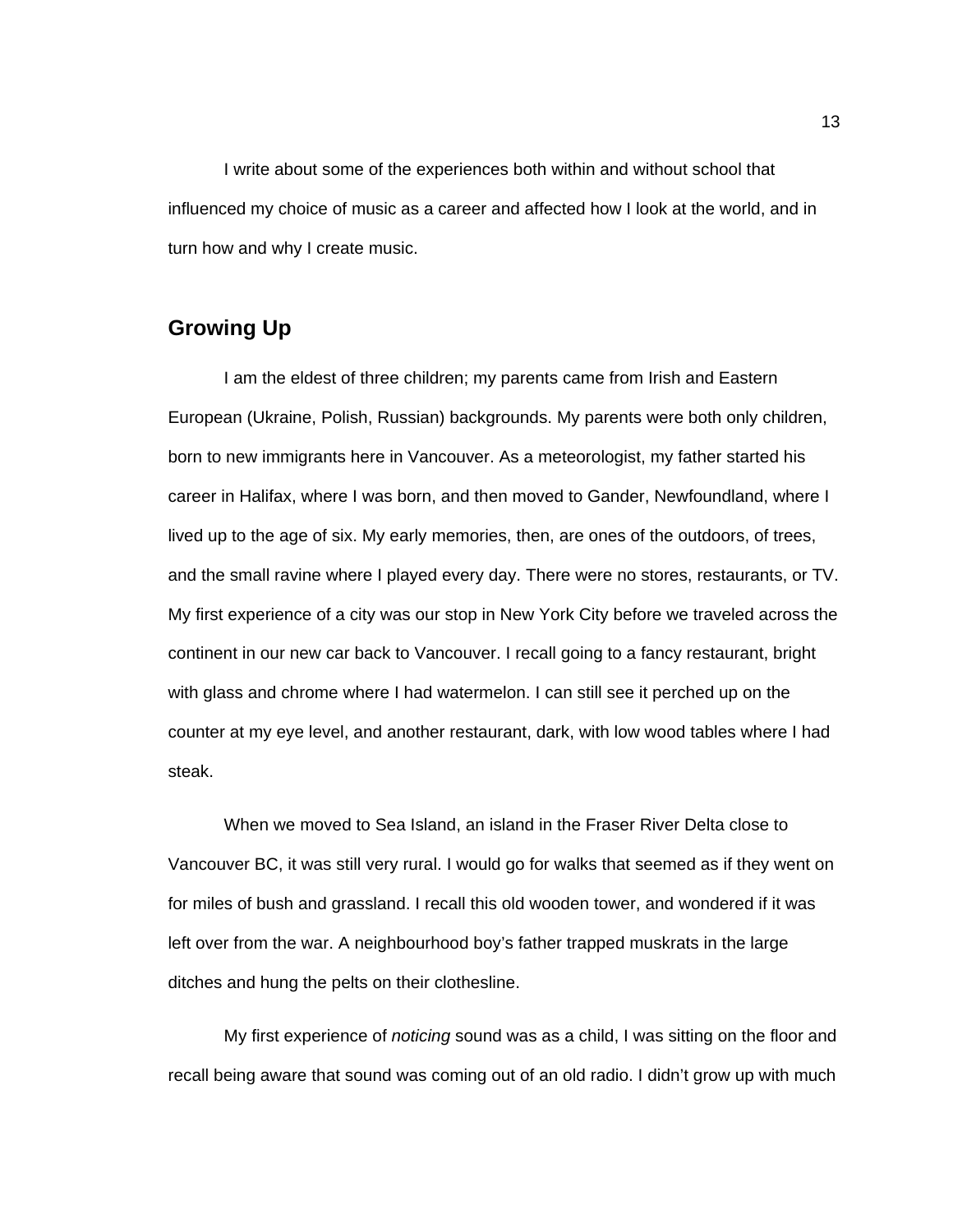I write about some of the experiences both within and without school that influenced my choice of music as a career and affected how I look at the world, and in turn how and why I create music.

## Growing Up

I am the eldest of three children; my parents came from Irish and Eastern European (Ukraine, Polish, Russian) backgrounds. My parents were both only children, born to new immigrants here in Vancouver. As a meteorologist, my father started his career in Halifax, where I was born, and then moved to Gander, Newfoundland, where I lived up to the age of six. My early memories, then, are ones of the outdoors, of trees, and the small ravine where I played every day. There were no stores, restaurants, or TV. My first experience of a city was our stop in New York City before we traveled across the continent in our new car back to Vancouver. I recall going to a fancy restaurant, bright with glass and chrome where I had watermelon. I can still see it perched up on the counter at my eye level, and another restaurant, dark, with low wood tables where I had steak.

When we moved to Sea Island, an island in the Fraser River Delta close to Vancouver BC, it was still very rural. I would go for walks that seemed as if they went on for miles of bush and grassland. I recall this old wooden tower, and wondered if it was left over from the war. A neighbourhood boy's father trapped muskrats in the large ditches and hung the pelts on their clothesline.

My first experience of *noticing* sound was as a child, I was sitting on the floor and recall being aware that sound was coming out of an old radio. I didn't grow up with much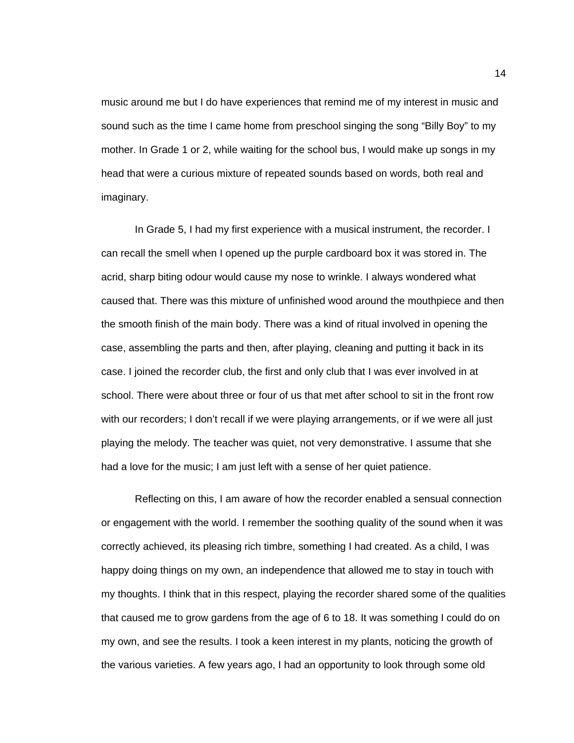music around me but I do have experiences that remind me of my interest in music and sound such as the time I came home from preschool singing the song “Billy Boy” to my mother. In Grade 1 or 2, while waiting for the school bus, I would make up songs in my head that were a curious mixture of repeated sounds based on words, both real and imaginary.

In Grade 5, I had my first experience with a musical instrument, the recorder. I can recall the smell when I opened up the purple cardboard box it was stored in. The acrid, sharp biting odour would cause my nose to wrinkle. I always wondered what caused that. There was this mixture of unfinished wood around the mouthpiece and then the smooth finish of the main body. There was a kind of ritual involved in opening the case, assembling the parts and then, after playing, cleaning and putting it back in its case. I joined the recorder club, the first and only club that I was ever involved in at school. There were about three or four of us that met after school to sit in the front row with our recorders; I don’t recall if we were playing arrangements, or if we were all just playing the melody. The teacher was quiet, not very demonstrative. I assume that she had a love for the music; I am just left with a sense of her quiet patience.

Reflecting on this, I am aware of how the recorder enabled a sensual connection or engagement with the world. I remember the soothing quality of the sound when it was correctly achieved, its pleasing rich timbre, something I had created. As a child, I was happy doing things on my own, an independence that allowed me to stay in touch with my thoughts. I think that in this respect, playing the recorder shared some of the qualities that caused me to grow gardens from the age of 6 to 18. It was something I could do on my own, and see the results. I took a keen interest in my plants, noticing the growth of the various varieties. A few years ago, I had an opportunity to look through some old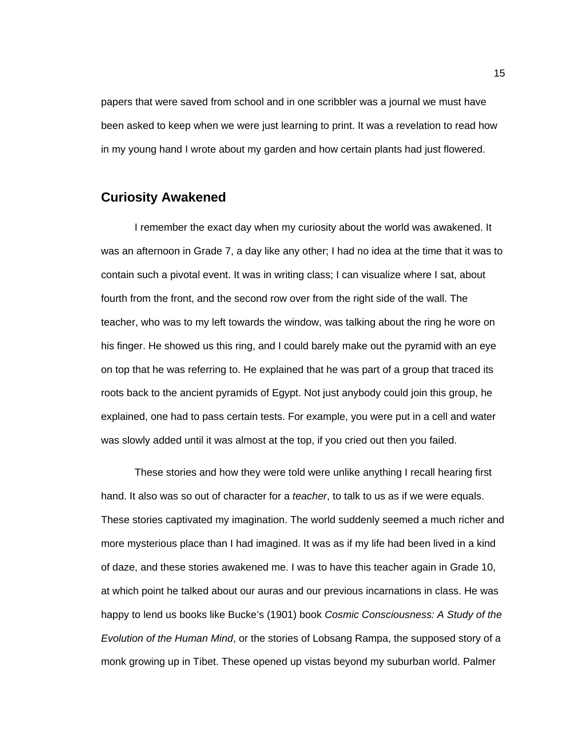papers that were saved from school and in one scribbler was a journal we must have been asked to keep when we were just learning to print. It was a revelation to read how in my young hand I wrote about my garden and how certain plants had just flowered.

## Curiosity Awakened

I remember the exact day when my curiosity about the world was awakened. It was an afternoon in Grade 7, a day like any other; I had no idea at the time that it was to contain such a pivotal event. It was in writing class; I can visualize where I sat, about fourth from the front, and the second row over from the right side of the wall. The teacher, who was to my left towards the window, was talking about the ring he wore on his finger. He showed us this ring, and I could barely make out the pyramid with an eye on top that he was referring to. He explained that he was part of a group that traced its roots back to the ancient pyramids of Egypt. Not just anybody could join this group, he explained, one had to pass certain tests. For example, you were put in a cell and water was slowly added until it was almost at the top, if you cried out then you failed.

These stories and how they were told were unlike anything I recall hearing first hand. It also was so out of character for a *teacher*, to talk to us as if we were equals. These stories captivated my imagination. The world suddenly seemed a much richer and more mysterious place than I had imagined. It was as if my life had been lived in a kind of daze, and these stories awakened me. I was to have this teacher again in Grade 10, at which point he talked about our auras and our previous incarnations in class. He was happy to lend us books like Bucke's (1901) book *Cosmic Consciousness: A Study of the Evolution of the Human Mind*, or the stories of Lobsang Rampa, the supposed story of a monk growing up in Tibet. These opened up vistas beyond my suburban world. Palmer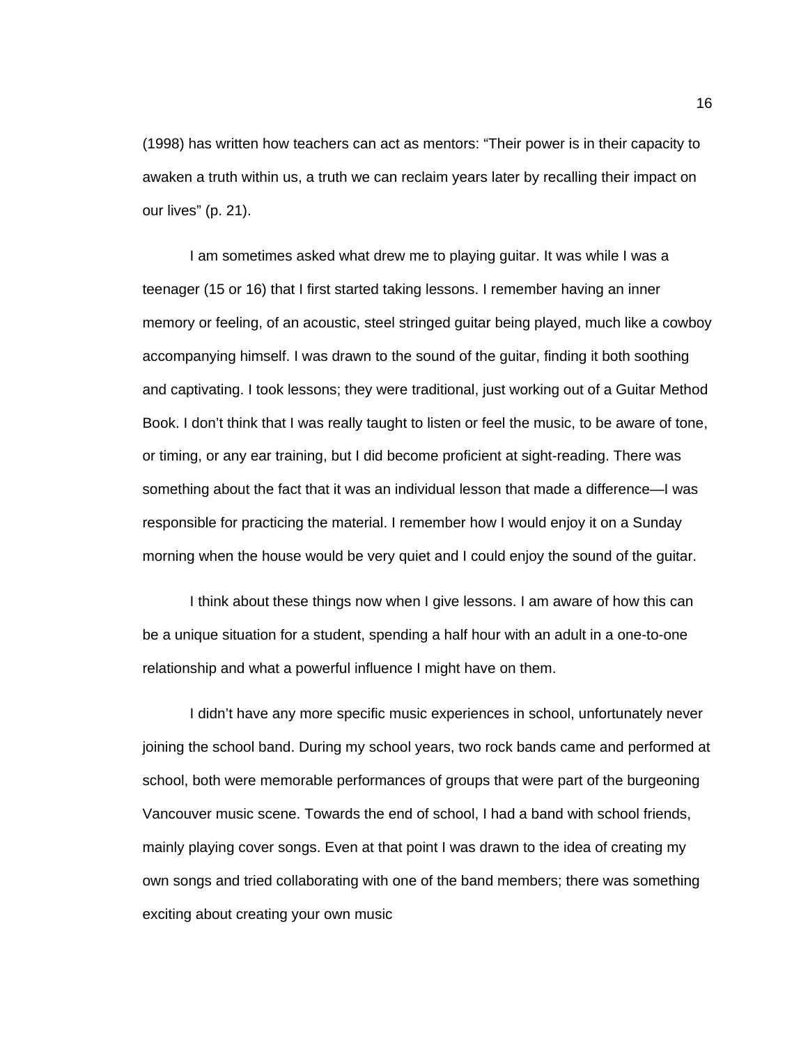(1998) has written how teachers can act as mentors: “Their power is in their capacity to awaken a truth within us, a truth we can reclaim years later by recalling their impact on our lives” (p. 21).

I am sometimes asked what drew me to playing guitar. It was while I was a teenager (15 or 16) that I first started taking lessons. I remember having an inner memory or feeling, of an acoustic, steel stringed guitar being played, much like a cowboy accompanying himself. I was drawn to the sound of the guitar, finding it both soothing and captivating. I took lessons; they were traditional, just working out of a Guitar Method Book. I don’t think that I was really taught to listen or feel the music, to be aware of tone, or timing, or any ear training, but I did become proficient at sight-reading. There was something about the fact that it was an individual lesson that made a difference—I was responsible for practicing the material. I remember how I would enjoy it on a Sunday morning when the house would be very quiet and I could enjoy the sound of the guitar.

I think about these things now when I give lessons. I am aware of how this can be a unique situation for a student, spending a half hour with an adult in a one-to-one relationship and what a powerful influence I might have on them.

I didn’t have any more specific music experiences in school, unfortunately never joining the school band. During my school years, two rock bands came and performed at school, both were memorable performances of groups that were part of the burgeoning Vancouver music scene. Towards the end of school, I had a band with school friends, mainly playing cover songs. Even at that point I was drawn to the idea of creating my own songs and tried collaborating with one of the band members; there was something exciting about creating your own music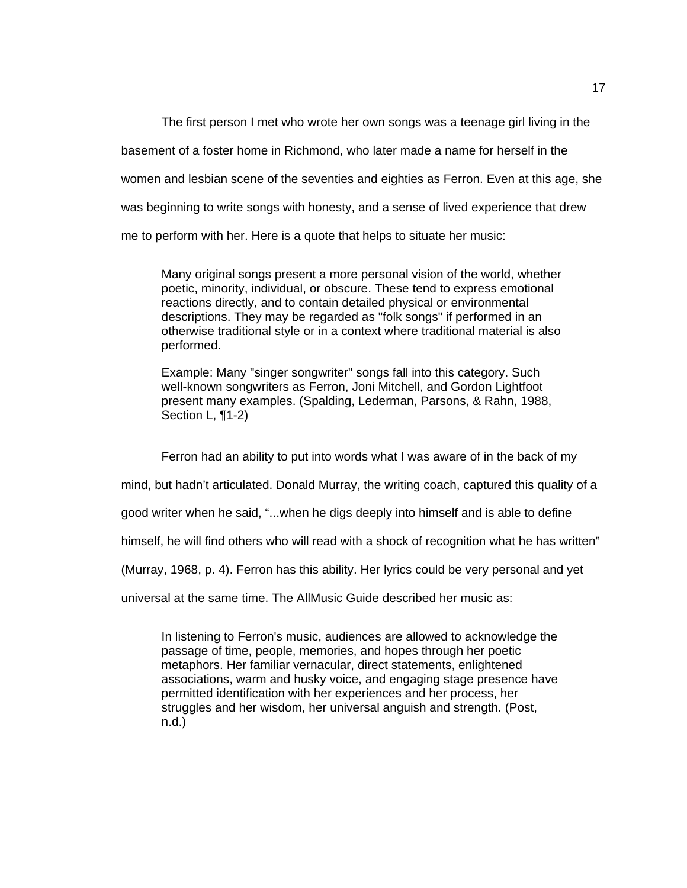The first person I met who wrote her own songs was a teenage girl living in the basement of a foster home in Richmond, who later made a name for herself in the women and lesbian scene of the seventies and eighties as Ferron. Even at this age, she was beginning to write songs with honesty, and a sense of lived experience that drew me to perform with her. Here is a quote that helps to situate her music:

> Many original songs present a more personal vision of the world, whether poetic, minority, individual, or obscure. These tend to express emotional reactions directly, and to contain detailed physical or environmental descriptions. They may be regarded as "folk songs" if performed in an otherwise traditional style or in a context where traditional material is also performed.
>
> Example: Many "singer songwriter" songs fall into this category. Such well-known songwriters as Ferron, Joni Mitchell, and Gordon Lightfoot present many examples. (Spalding, Lederman, Parsons, & Rahn, 1988, Section L, ¶1-2)

Ferron had an ability to put into words what I was aware of in the back of my mind, but hadn't articulated. Donald Murray, the writing coach, captured this quality of a good writer when he said, "...when he digs deeply into himself and is able to define himself, he will find others who will read with a shock of recognition what he has written" (Murray, 1968, p. 4). Ferron has this ability. Her lyrics could be very personal and yet universal at the same time. The AllMusic Guide described her music as:

> In listening to Ferron's music, audiences are allowed to acknowledge the passage of time, people, memories, and hopes through her poetic metaphors. Her familiar vernacular, direct statements, enlightened associations, warm and husky voice, and engaging stage presence have permitted identification with her experiences and her process, her struggles and her wisdom, her universal anguish and strength. (Post, n.d.)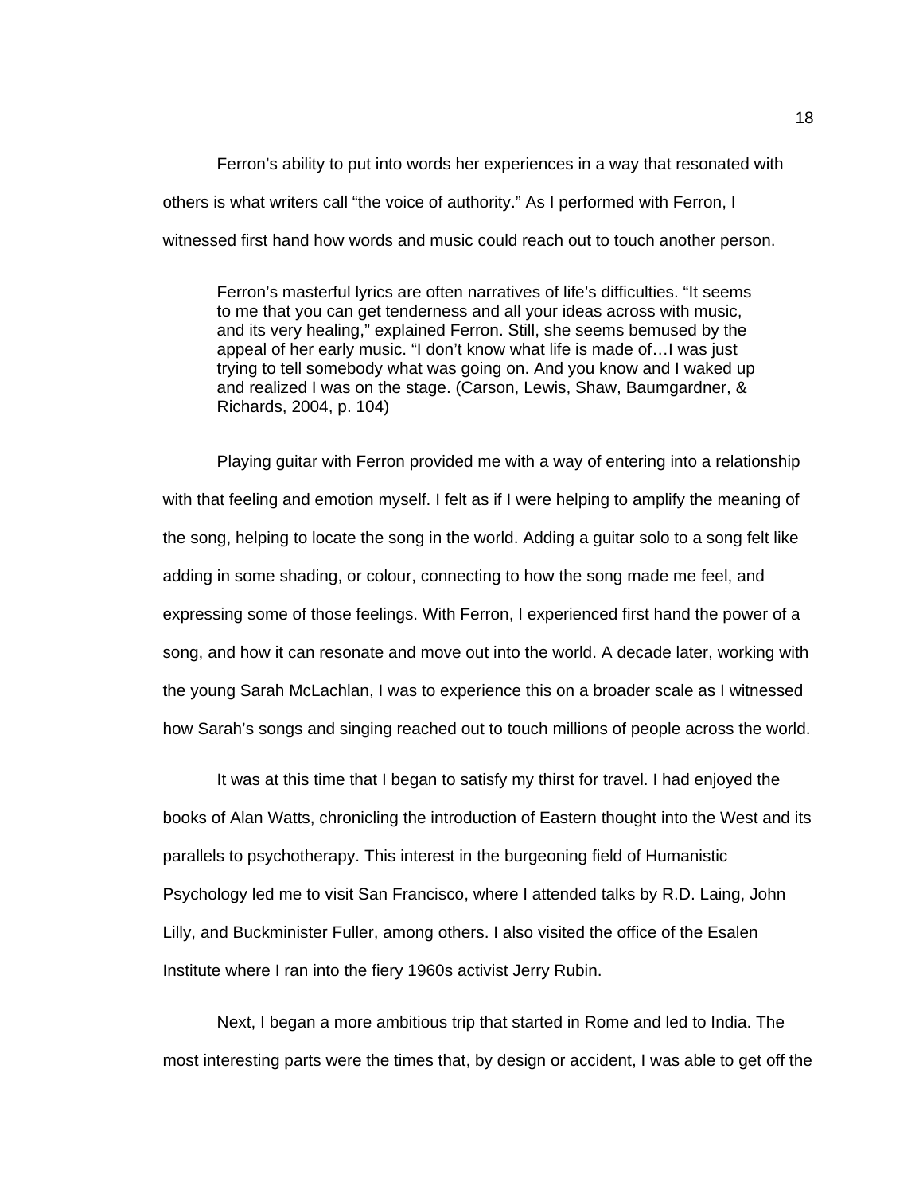Ferron's ability to put into words her experiences in a way that resonated with others is what writers call "the voice of authority." As I performed with Ferron, I witnessed first hand how words and music could reach out to touch another person.

> Ferron's masterful lyrics are often narratives of life's difficulties. "It seems to me that you can get tenderness and all your ideas across with music, and its very healing," explained Ferron. Still, she seems bemused by the appeal of her early music. "I don't know what life is made of…I was just trying to tell somebody what was going on. And you know and I waked up and realized I was on the stage. (Carson, Lewis, Shaw, Baumgardner, & Richards, 2004, p. 104)

Playing guitar with Ferron provided me with a way of entering into a relationship with that feeling and emotion myself. I felt as if I were helping to amplify the meaning of the song, helping to locate the song in the world. Adding a guitar solo to a song felt like adding in some shading, or colour, connecting to how the song made me feel, and expressing some of those feelings. With Ferron, I experienced first hand the power of a song, and how it can resonate and move out into the world. A decade later, working with the young Sarah McLachlan, I was to experience this on a broader scale as I witnessed how Sarah's songs and singing reached out to touch millions of people across the world.

It was at this time that I began to satisfy my thirst for travel. I had enjoyed the books of Alan Watts, chronicling the introduction of Eastern thought into the West and its parallels to psychotherapy. This interest in the burgeoning field of Humanistic Psychology led me to visit San Francisco, where I attended talks by R.D. Laing, John Lilly, and Buckminister Fuller, among others. I also visited the office of the Esalen Institute where I ran into the fiery 1960s activist Jerry Rubin.

Next, I began a more ambitious trip that started in Rome and led to India. The most interesting parts were the times that, by design or accident, I was able to get off the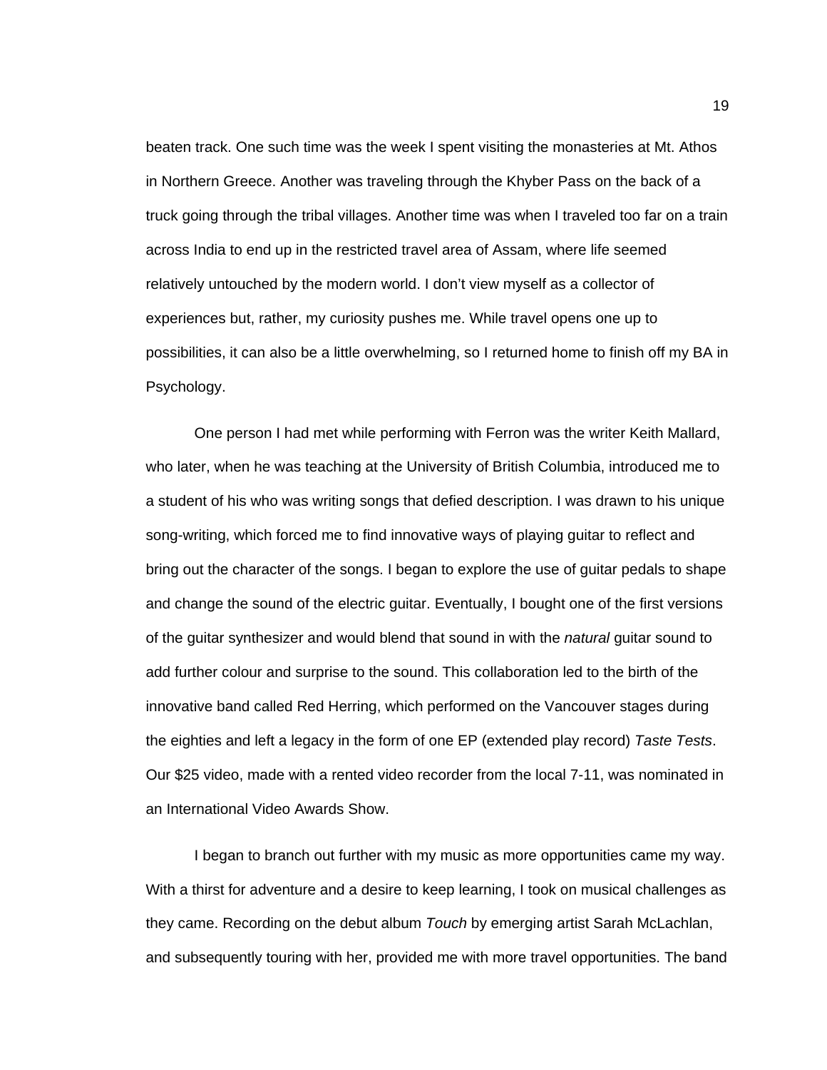beaten track. One such time was the week I spent visiting the monasteries at Mt. Athos in Northern Greece. Another was traveling through the Khyber Pass on the back of a truck going through the tribal villages. Another time was when I traveled too far on a train across India to end up in the restricted travel area of Assam, where life seemed relatively untouched by the modern world. I don't view myself as a collector of experiences but, rather, my curiosity pushes me. While travel opens one up to possibilities, it can also be a little overwhelming, so I returned home to finish off my BA in Psychology.

One person I had met while performing with Ferron was the writer Keith Mallard, who later, when he was teaching at the University of British Columbia, introduced me to a student of his who was writing songs that defied description. I was drawn to his unique song-writing, which forced me to find innovative ways of playing guitar to reflect and bring out the character of the songs. I began to explore the use of guitar pedals to shape and change the sound of the electric guitar. Eventually, I bought one of the first versions of the guitar synthesizer and would blend that sound in with the *natural* guitar sound to add further colour and surprise to the sound. This collaboration led to the birth of the innovative band called Red Herring, which performed on the Vancouver stages during the eighties and left a legacy in the form of one EP (extended play record) *Taste Tests*. Our $25 video, made with a rented video recorder from the local 7-11, was nominated in an International Video Awards Show.

I began to branch out further with my music as more opportunities came my way. With a thirst for adventure and a desire to keep learning, I took on musical challenges as they came. Recording on the debut album *Touch* by emerging artist Sarah McLachlan, and subsequently touring with her, provided me with more travel opportunities. The band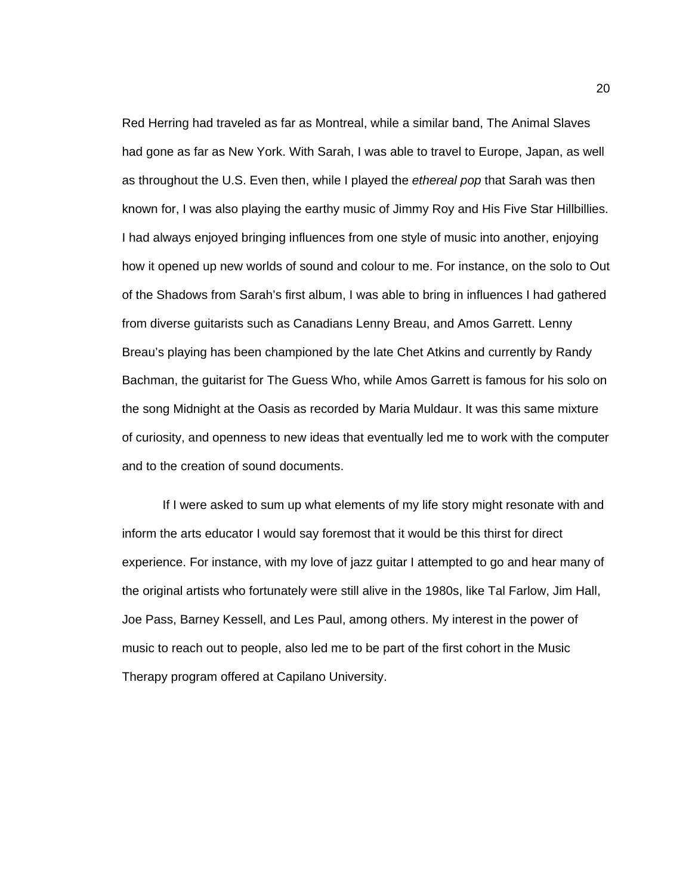Red Herring had traveled as far as Montreal, while a similar band, The Animal Slaves had gone as far as New York. With Sarah, I was able to travel to Europe, Japan, as well as throughout the U.S. Even then, while I played the *ethereal pop* that Sarah was then known for, I was also playing the earthy music of Jimmy Roy and His Five Star Hillbillies. I had always enjoyed bringing influences from one style of music into another, enjoying how it opened up new worlds of sound and colour to me. For instance, on the solo to Out of the Shadows from Sarah's first album, I was able to bring in influences I had gathered from diverse guitarists such as Canadians Lenny Breau, and Amos Garrett. Lenny Breau's playing has been championed by the late Chet Atkins and currently by Randy Bachman, the guitarist for The Guess Who, while Amos Garrett is famous for his solo on the song Midnight at the Oasis as recorded by Maria Muldaur. It was this same mixture of curiosity, and openness to new ideas that eventually led me to work with the computer and to the creation of sound documents.

If I were asked to sum up what elements of my life story might resonate with and inform the arts educator I would say foremost that it would be this thirst for direct experience. For instance, with my love of jazz guitar I attempted to go and hear many of the original artists who fortunately were still alive in the 1980s, like Tal Farlow, Jim Hall, Joe Pass, Barney Kessell, and Les Paul, among others. My interest in the power of music to reach out to people, also led me to be part of the first cohort in the Music Therapy program offered at Capilano University.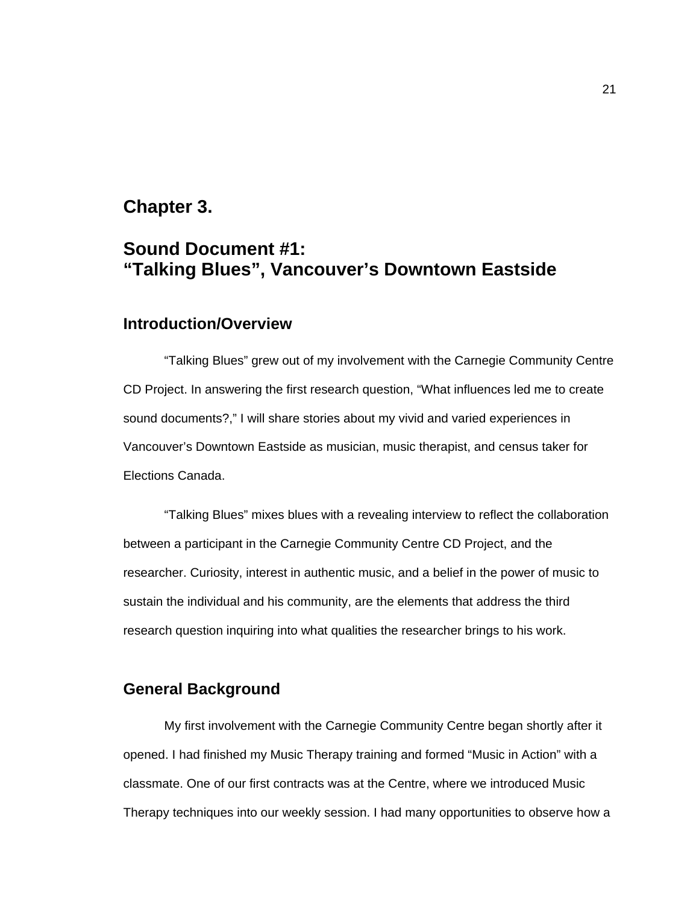# Chapter 3.

# Sound Document #1: “Talking Blues”, Vancouver’s Downtown Eastside

## Introduction/Overview

“Talking Blues” grew out of my involvement with the Carnegie Community Centre CD Project. In answering the first research question, “What influences led me to create sound documents?,” I will share stories about my vivid and varied experiences in Vancouver’s Downtown Eastside as musician, music therapist, and census taker for Elections Canada.

“Talking Blues” mixes blues with a revealing interview to reflect the collaboration between a participant in the Carnegie Community Centre CD Project, and the researcher. Curiosity, interest in authentic music, and a belief in the power of music to sustain the individual and his community, are the elements that address the third research question inquiring into what qualities the researcher brings to his work.

## General Background

My first involvement with the Carnegie Community Centre began shortly after it opened. I had finished my Music Therapy training and formed “Music in Action” with a classmate. One of our first contracts was at the Centre, where we introduced Music Therapy techniques into our weekly session. I had many opportunities to observe how a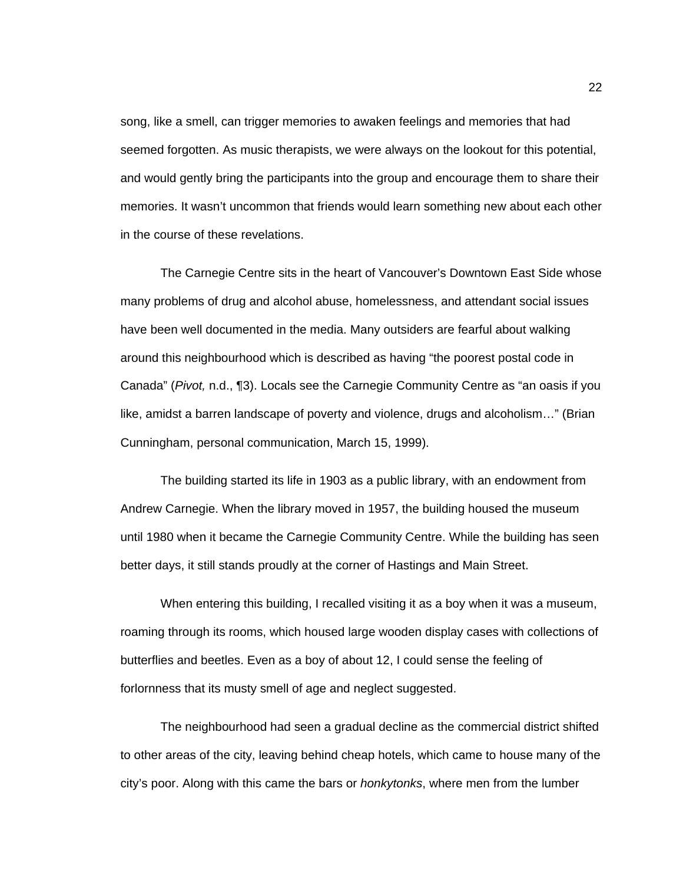song, like a smell, can trigger memories to awaken feelings and memories that had seemed forgotten. As music therapists, we were always on the lookout for this potential, and would gently bring the participants into the group and encourage them to share their memories. It wasn't uncommon that friends would learn something new about each other in the course of these revelations.

The Carnegie Centre sits in the heart of Vancouver's Downtown East Side whose many problems of drug and alcohol abuse, homelessness, and attendant social issues have been well documented in the media. Many outsiders are fearful about walking around this neighbourhood which is described as having "the poorest postal code in Canada" (*Pivot,* n.d., ¶3). Locals see the Carnegie Community Centre as "an oasis if you like, amidst a barren landscape of poverty and violence, drugs and alcoholism…" (Brian Cunningham, personal communication, March 15, 1999).

The building started its life in 1903 as a public library, with an endowment from Andrew Carnegie. When the library moved in 1957, the building housed the museum until 1980 when it became the Carnegie Community Centre. While the building has seen better days, it still stands proudly at the corner of Hastings and Main Street.

When entering this building, I recalled visiting it as a boy when it was a museum, roaming through its rooms, which housed large wooden display cases with collections of butterflies and beetles. Even as a boy of about 12, I could sense the feeling of forlornness that its musty smell of age and neglect suggested.

The neighbourhood had seen a gradual decline as the commercial district shifted to other areas of the city, leaving behind cheap hotels, which came to house many of the city's poor. Along with this came the bars or *honkytonks*, where men from the lumber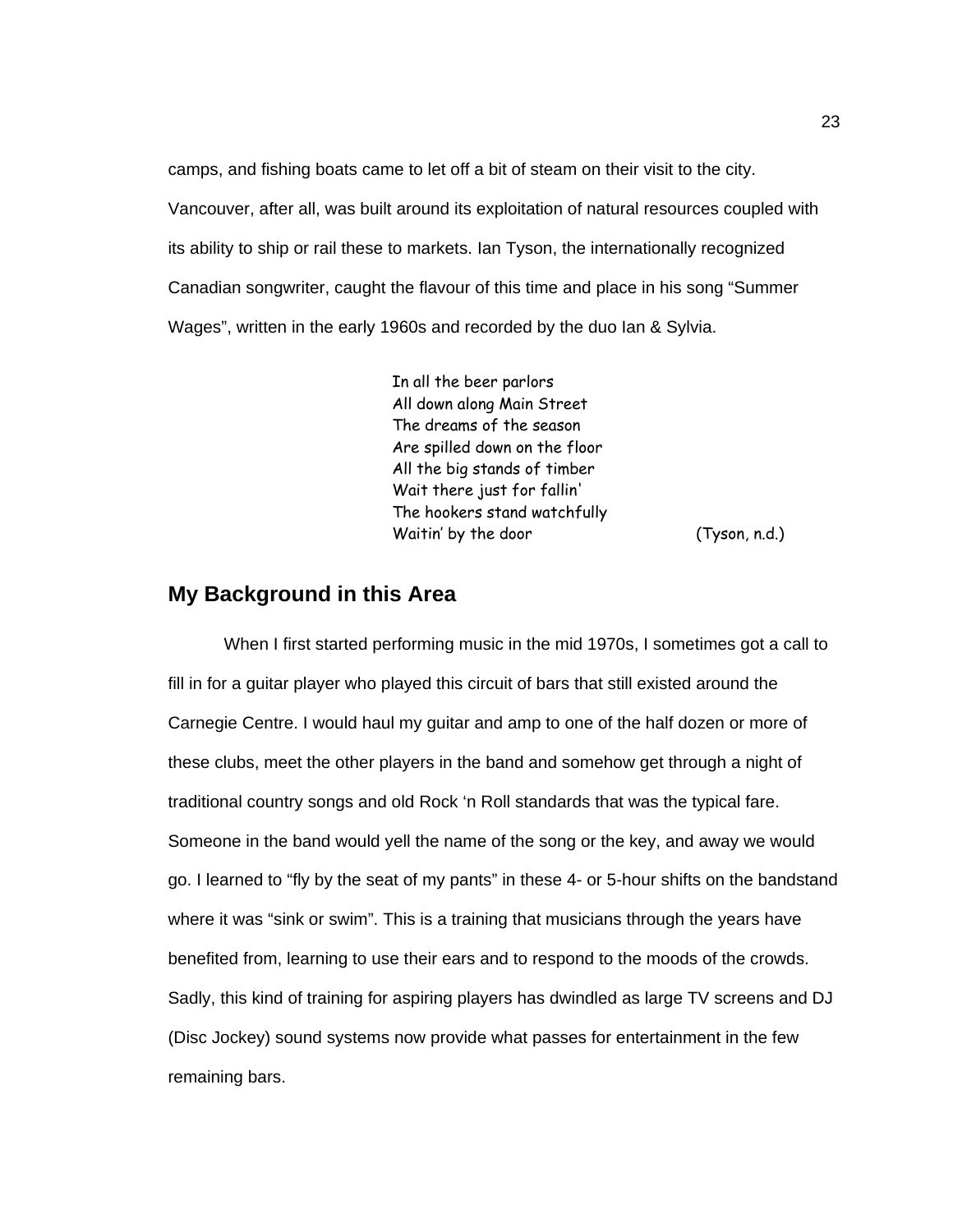camps, and fishing boats came to let off a bit of steam on their visit to the city. Vancouver, after all, was built around its exploitation of natural resources coupled with its ability to ship or rail these to markets. Ian Tyson, the internationally recognized Canadian songwriter, caught the flavour of this time and place in his song "Summer Wages", written in the early 1960s and recorded by the duo Ian & Sylvia.

> In all the beer parlors  
> All down along Main Street  
> The dreams of the season  
> Are spilled down on the floor  
> All the big stands of timber  
> Wait there just for fallin'  
> The hookers stand watchfully  
> Waitin' by the door (Tyson, n.d.)

## My Background in this Area

When I first started performing music in the mid 1970s, I sometimes got a call to fill in for a guitar player who played this circuit of bars that still existed around the Carnegie Centre. I would haul my guitar and amp to one of the half dozen or more of these clubs, meet the other players in the band and somehow get through a night of traditional country songs and old Rock 'n Roll standards that was the typical fare. Someone in the band would yell the name of the song or the key, and away we would go. I learned to "fly by the seat of my pants" in these 4- or 5-hour shifts on the bandstand where it was "sink or swim". This is a training that musicians through the years have benefited from, learning to use their ears and to respond to the moods of the crowds. Sadly, this kind of training for aspiring players has dwindled as large TV screens and DJ (Disc Jockey) sound systems now provide what passes for entertainment in the few remaining bars.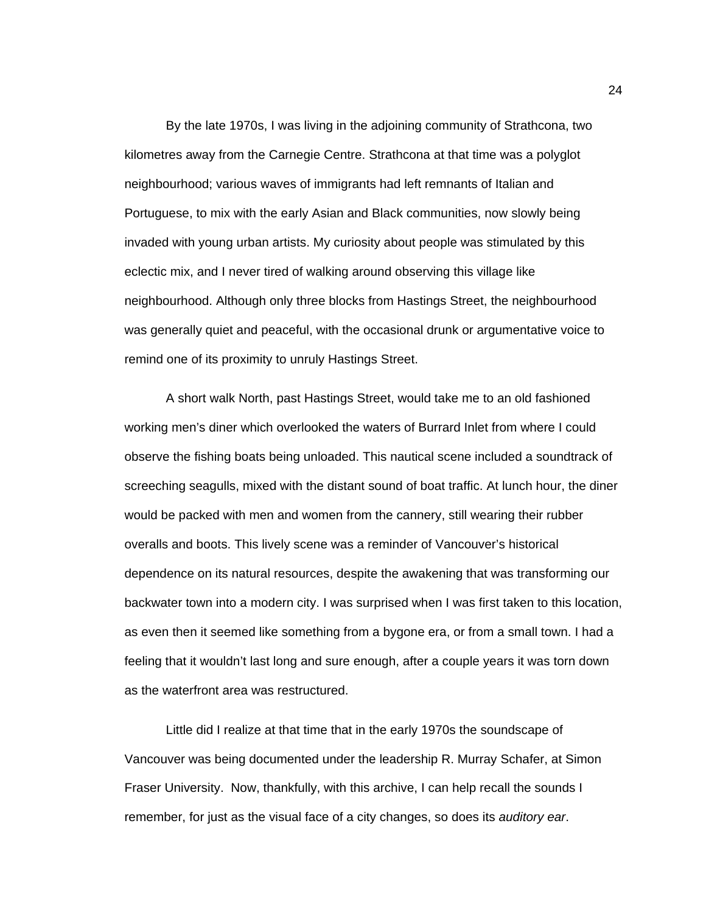By the late 1970s, I was living in the adjoining community of Strathcona, two kilometres away from the Carnegie Centre. Strathcona at that time was a polyglot neighbourhood; various waves of immigrants had left remnants of Italian and Portuguese, to mix with the early Asian and Black communities, now slowly being invaded with young urban artists. My curiosity about people was stimulated by this eclectic mix, and I never tired of walking around observing this village like neighbourhood. Although only three blocks from Hastings Street, the neighbourhood was generally quiet and peaceful, with the occasional drunk or argumentative voice to remind one of its proximity to unruly Hastings Street.

A short walk North, past Hastings Street, would take me to an old fashioned working men's diner which overlooked the waters of Burrard Inlet from where I could observe the fishing boats being unloaded. This nautical scene included a soundtrack of screeching seagulls, mixed with the distant sound of boat traffic. At lunch hour, the diner would be packed with men and women from the cannery, still wearing their rubber overalls and boots. This lively scene was a reminder of Vancouver's historical dependence on its natural resources, despite the awakening that was transforming our backwater town into a modern city. I was surprised when I was first taken to this location, as even then it seemed like something from a bygone era, or from a small town. I had a feeling that it wouldn't last long and sure enough, after a couple years it was torn down as the waterfront area was restructured.

Little did I realize at that time that in the early 1970s the soundscape of Vancouver was being documented under the leadership R. Murray Schafer, at Simon Fraser University. Now, thankfully, with this archive, I can help recall the sounds I remember, for just as the visual face of a city changes, so does its *auditory ear*.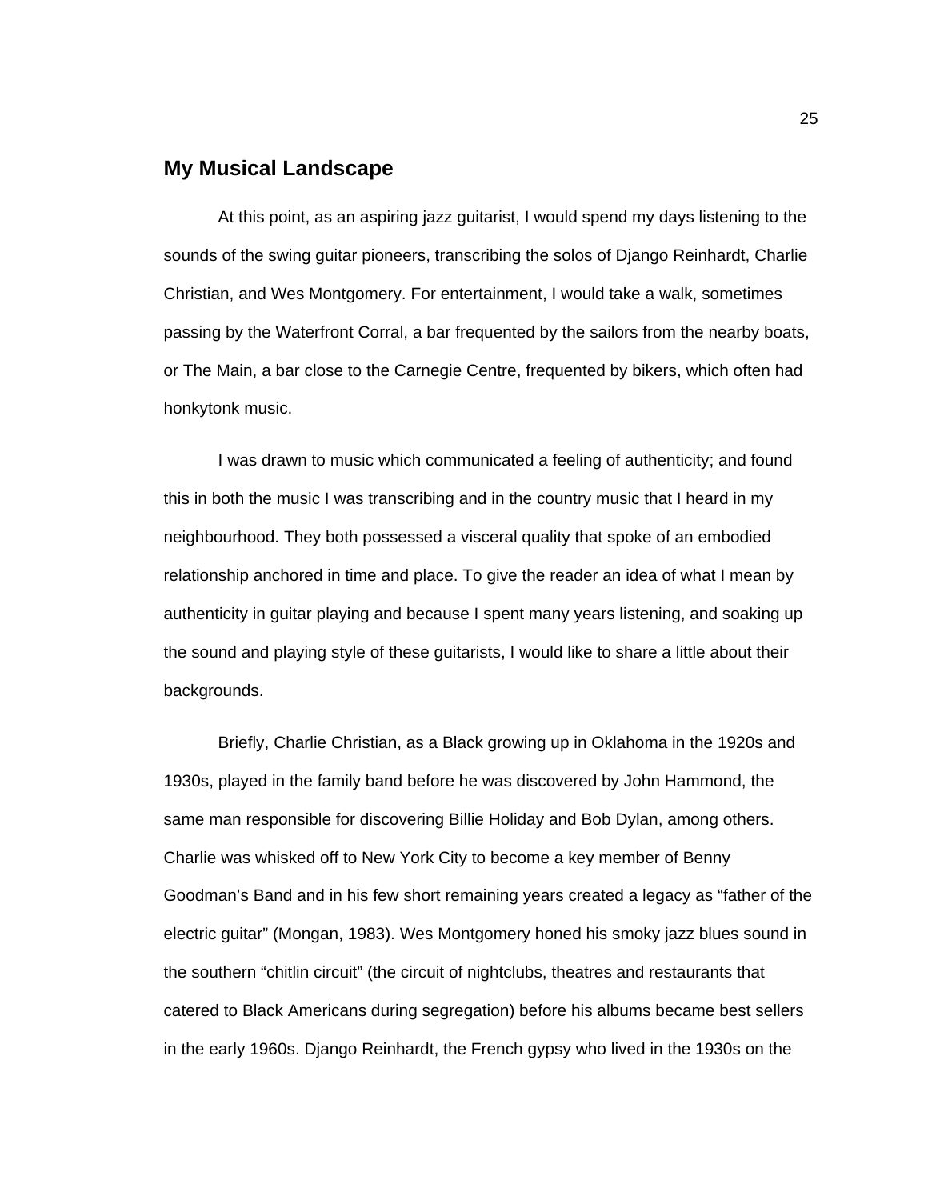## My Musical Landscape

At this point, as an aspiring jazz guitarist, I would spend my days listening to the sounds of the swing guitar pioneers, transcribing the solos of Django Reinhardt, Charlie Christian, and Wes Montgomery. For entertainment, I would take a walk, sometimes passing by the Waterfront Corral, a bar frequented by the sailors from the nearby boats, or The Main, a bar close to the Carnegie Centre, frequented by bikers, which often had honkytonk music.

I was drawn to music which communicated a feeling of authenticity; and found this in both the music I was transcribing and in the country music that I heard in my neighbourhood. They both possessed a visceral quality that spoke of an embodied relationship anchored in time and place. To give the reader an idea of what I mean by authenticity in guitar playing and because I spent many years listening, and soaking up the sound and playing style of these guitarists, I would like to share a little about their backgrounds.

Briefly, Charlie Christian, as a Black growing up in Oklahoma in the 1920s and 1930s, played in the family band before he was discovered by John Hammond, the same man responsible for discovering Billie Holiday and Bob Dylan, among others. Charlie was whisked off to New York City to become a key member of Benny Goodman's Band and in his few short remaining years created a legacy as "father of the electric guitar" (Mongan, 1983). Wes Montgomery honed his smoky jazz blues sound in the southern "chitlin circuit" (the circuit of nightclubs, theatres and restaurants that catered to Black Americans during segregation) before his albums became best sellers in the early 1960s. Django Reinhardt, the French gypsy who lived in the 1930s on the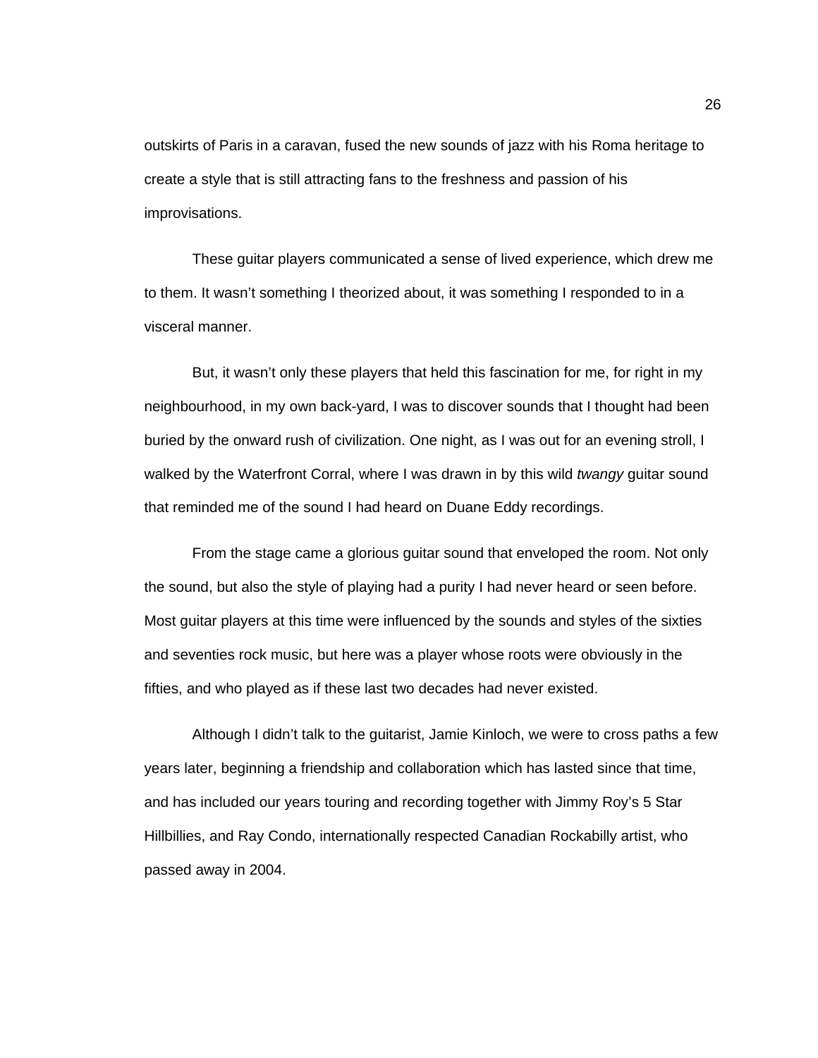outskirts of Paris in a caravan, fused the new sounds of jazz with his Roma heritage to create a style that is still attracting fans to the freshness and passion of his improvisations.

These guitar players communicated a sense of lived experience, which drew me to them. It wasn't something I theorized about, it was something I responded to in a visceral manner.

But, it wasn't only these players that held this fascination for me, for right in my neighbourhood, in my own back-yard, I was to discover sounds that I thought had been buried by the onward rush of civilization. One night, as I was out for an evening stroll, I walked by the Waterfront Corral, where I was drawn in by this wild *twangy* guitar sound that reminded me of the sound I had heard on Duane Eddy recordings.

From the stage came a glorious guitar sound that enveloped the room. Not only the sound, but also the style of playing had a purity I had never heard or seen before. Most guitar players at this time were influenced by the sounds and styles of the sixties and seventies rock music, but here was a player whose roots were obviously in the fifties, and who played as if these last two decades had never existed.

Although I didn't talk to the guitarist, Jamie Kinloch, we were to cross paths a few years later, beginning a friendship and collaboration which has lasted since that time, and has included our years touring and recording together with Jimmy Roy's 5 Star Hillbillies, and Ray Condo, internationally respected Canadian Rockabilly artist, who passed away in 2004.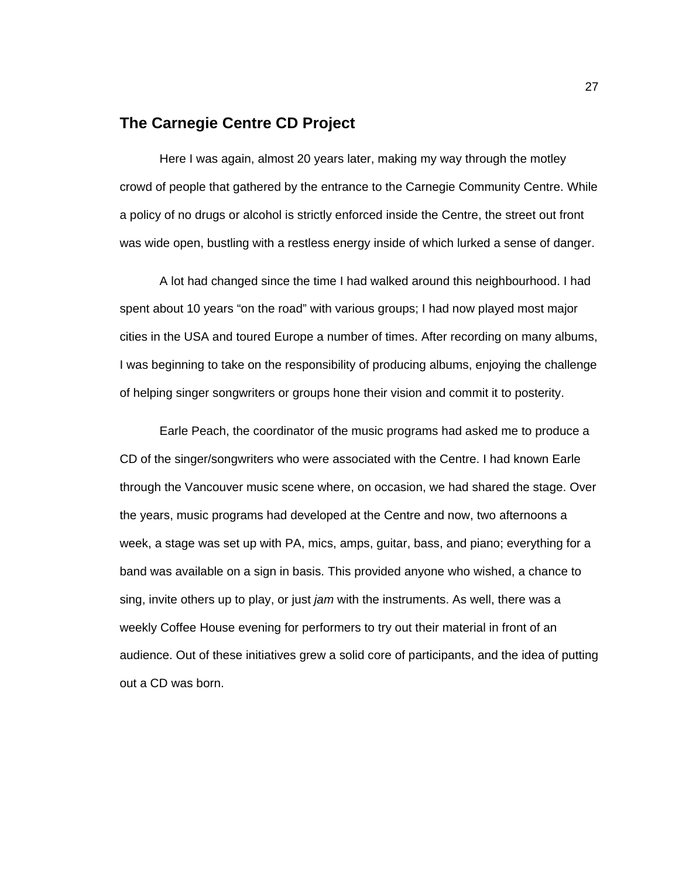## The Carnegie Centre CD Project

Here I was again, almost 20 years later, making my way through the motley crowd of people that gathered by the entrance to the Carnegie Community Centre. While a policy of no drugs or alcohol is strictly enforced inside the Centre, the street out front was wide open, bustling with a restless energy inside of which lurked a sense of danger.

A lot had changed since the time I had walked around this neighbourhood. I had spent about 10 years “on the road” with various groups; I had now played most major cities in the USA and toured Europe a number of times. After recording on many albums, I was beginning to take on the responsibility of producing albums, enjoying the challenge of helping singer songwriters or groups hone their vision and commit it to posterity.

Earle Peach, the coordinator of the music programs had asked me to produce a CD of the singer/songwriters who were associated with the Centre. I had known Earle through the Vancouver music scene where, on occasion, we had shared the stage. Over the years, music programs had developed at the Centre and now, two afternoons a week, a stage was set up with PA, mics, amps, guitar, bass, and piano; everything for a band was available on a sign in basis. This provided anyone who wished, a chance to sing, invite others up to play, or just *jam* with the instruments. As well, there was a weekly Coffee House evening for performers to try out their material in front of an audience. Out of these initiatives grew a solid core of participants, and the idea of putting out a CD was born.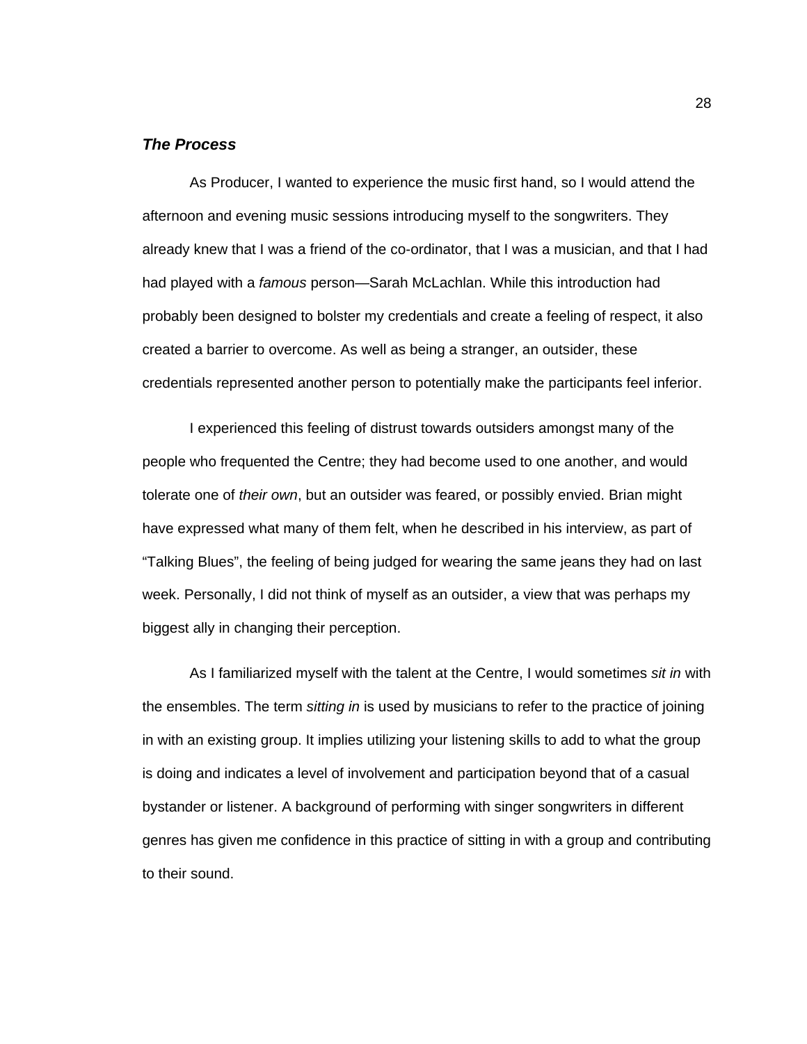### ***The Process***

As Producer, I wanted to experience the music first hand, so I would attend the afternoon and evening music sessions introducing myself to the songwriters. They already knew that I was a friend of the co-ordinator, that I was a musician, and that I had had played with a *famous* person—Sarah McLachlan. While this introduction had probably been designed to bolster my credentials and create a feeling of respect, it also created a barrier to overcome. As well as being a stranger, an outsider, these credentials represented another person to potentially make the participants feel inferior.

I experienced this feeling of distrust towards outsiders amongst many of the people who frequented the Centre; they had become used to one another, and would tolerate one of *their own*, but an outsider was feared, or possibly envied. Brian might have expressed what many of them felt, when he described in his interview, as part of "Talking Blues", the feeling of being judged for wearing the same jeans they had on last week. Personally, I did not think of myself as an outsider, a view that was perhaps my biggest ally in changing their perception.

As I familiarized myself with the talent at the Centre, I would sometimes *sit in* with the ensembles. The term *sitting in* is used by musicians to refer to the practice of joining in with an existing group. It implies utilizing your listening skills to add to what the group is doing and indicates a level of involvement and participation beyond that of a casual bystander or listener. A background of performing with singer songwriters in different genres has given me confidence in this practice of sitting in with a group and contributing to their sound.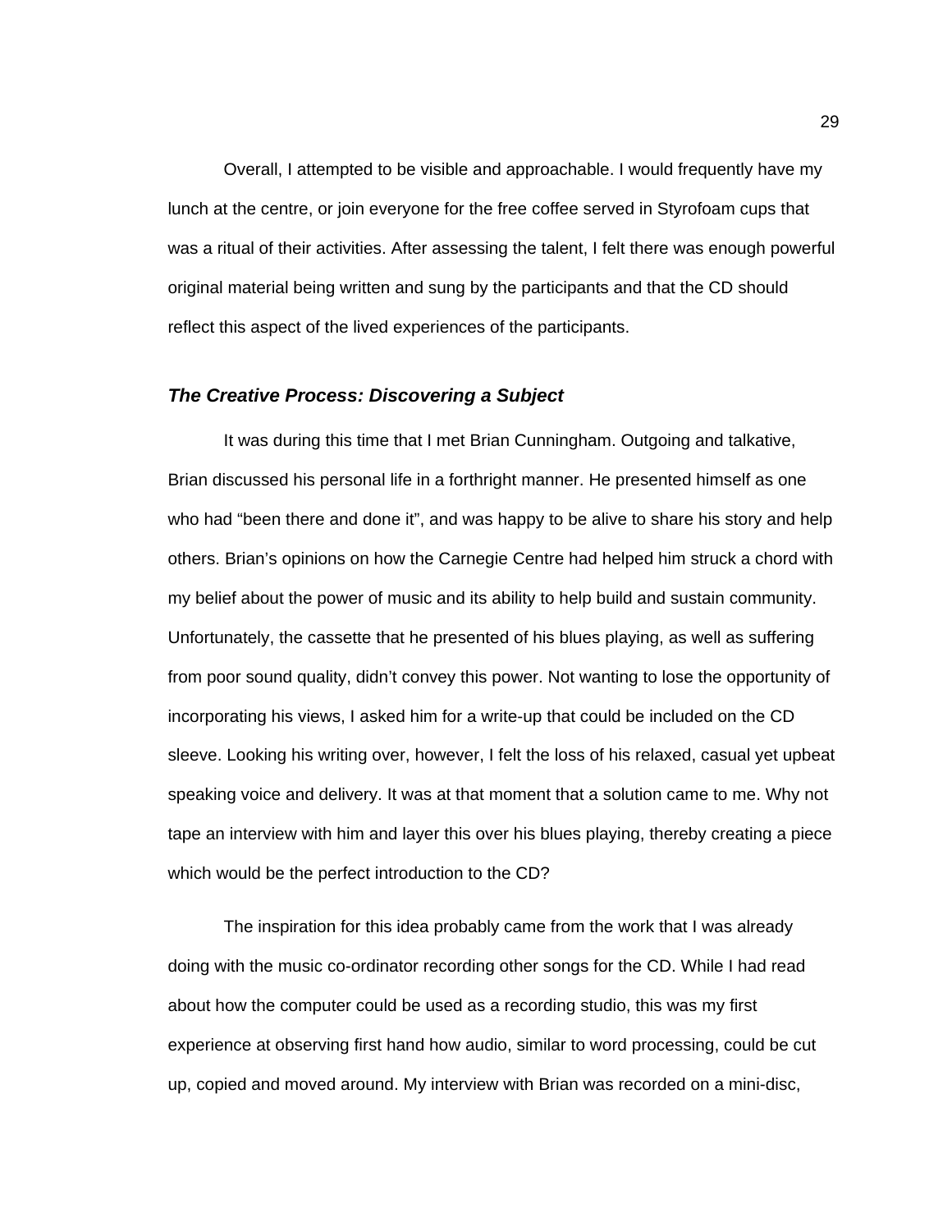Overall, I attempted to be visible and approachable. I would frequently have my lunch at the centre, or join everyone for the free coffee served in Styrofoam cups that was a ritual of their activities. After assessing the talent, I felt there was enough powerful original material being written and sung by the participants and that the CD should reflect this aspect of the lived experiences of the participants.

### *The Creative Process: Discovering a Subject*

It was during this time that I met Brian Cunningham. Outgoing and talkative, Brian discussed his personal life in a forthright manner. He presented himself as one who had "been there and done it", and was happy to be alive to share his story and help others. Brian's opinions on how the Carnegie Centre had helped him struck a chord with my belief about the power of music and its ability to help build and sustain community. Unfortunately, the cassette that he presented of his blues playing, as well as suffering from poor sound quality, didn't convey this power. Not wanting to lose the opportunity of incorporating his views, I asked him for a write-up that could be included on the CD sleeve. Looking his writing over, however, I felt the loss of his relaxed, casual yet upbeat speaking voice and delivery. It was at that moment that a solution came to me. Why not tape an interview with him and layer this over his blues playing, thereby creating a piece which would be the perfect introduction to the CD?

The inspiration for this idea probably came from the work that I was already doing with the music co-ordinator recording other songs for the CD. While I had read about how the computer could be used as a recording studio, this was my first experience at observing first hand how audio, similar to word processing, could be cut up, copied and moved around. My interview with Brian was recorded on a mini-disc,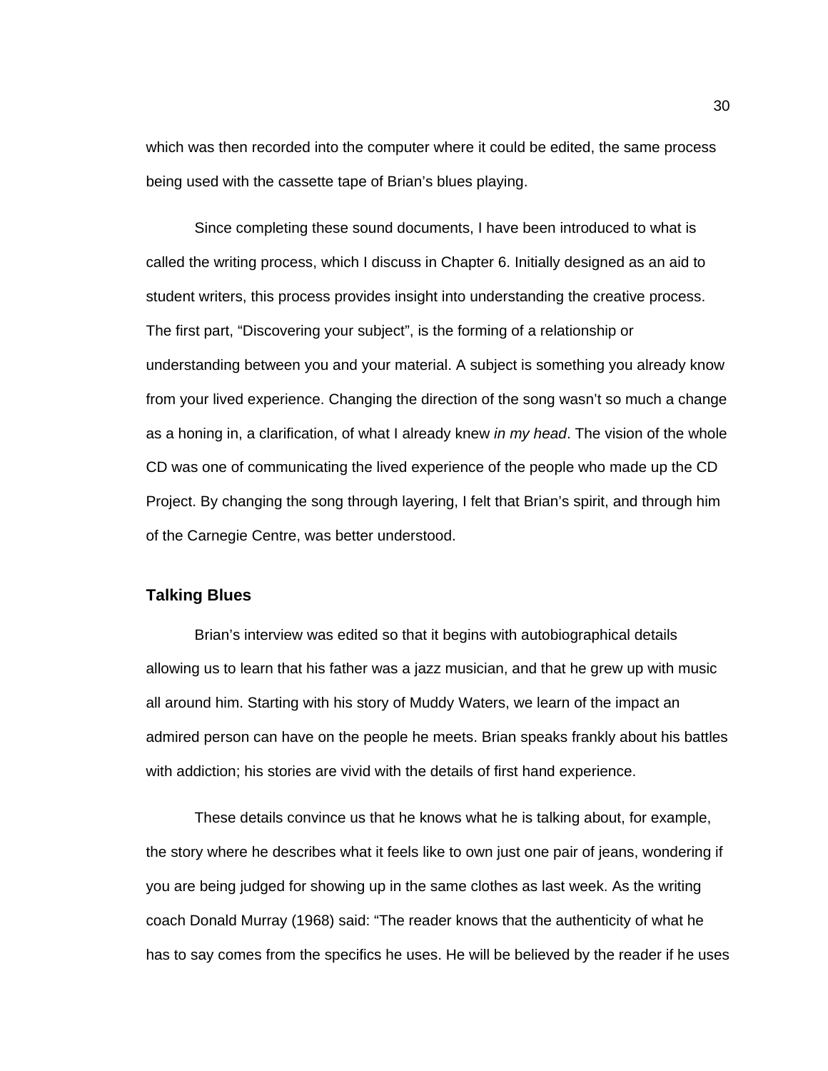which was then recorded into the computer where it could be edited, the same process being used with the cassette tape of Brian's blues playing.

Since completing these sound documents, I have been introduced to what is called the writing process, which I discuss in Chapter 6. Initially designed as an aid to student writers, this process provides insight into understanding the creative process. The first part, "Discovering your subject", is the forming of a relationship or understanding between you and your material. A subject is something you already know from your lived experience. Changing the direction of the song wasn't so much a change as a honing in, a clarification, of what I already knew *in my head*. The vision of the whole CD was one of communicating the lived experience of the people who made up the CD Project. By changing the song through layering, I felt that Brian's spirit, and through him of the Carnegie Centre, was better understood.

### Talking Blues

Brian's interview was edited so that it begins with autobiographical details allowing us to learn that his father was a jazz musician, and that he grew up with music all around him. Starting with his story of Muddy Waters, we learn of the impact an admired person can have on the people he meets. Brian speaks frankly about his battles with addiction; his stories are vivid with the details of first hand experience.

These details convince us that he knows what he is talking about, for example, the story where he describes what it feels like to own just one pair of jeans, wondering if you are being judged for showing up in the same clothes as last week. As the writing coach Donald Murray (1968) said: "The reader knows that the authenticity of what he has to say comes from the specifics he uses. He will be believed by the reader if he uses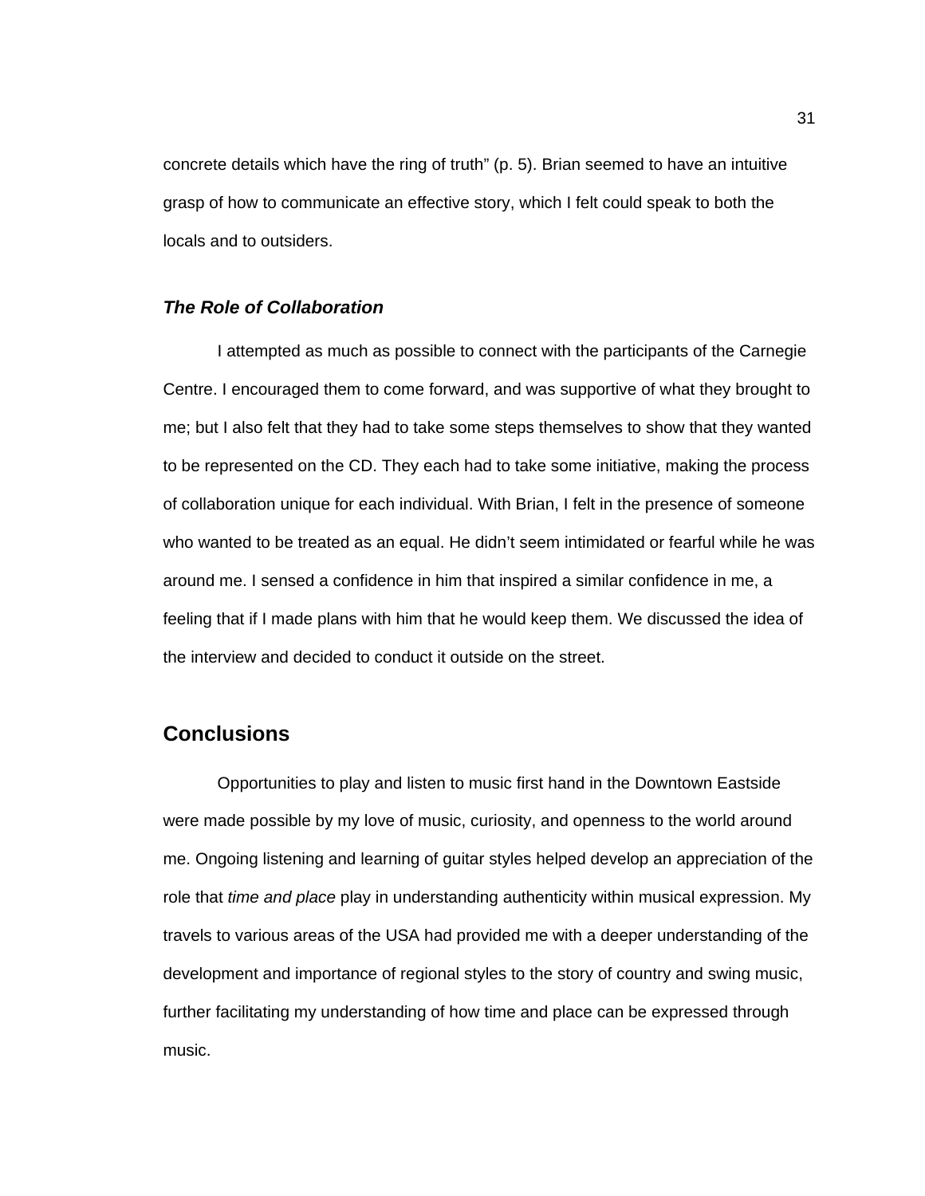concrete details which have the ring of truth" (p. 5). Brian seemed to have an intuitive grasp of how to communicate an effective story, which I felt could speak to both the locals and to outsiders.

### *The Role of Collaboration*

I attempted as much as possible to connect with the participants of the Carnegie Centre. I encouraged them to come forward, and was supportive of what they brought to me; but I also felt that they had to take some steps themselves to show that they wanted to be represented on the CD. They each had to take some initiative, making the process of collaboration unique for each individual. With Brian, I felt in the presence of someone who wanted to be treated as an equal. He didn't seem intimidated or fearful while he was around me. I sensed a confidence in him that inspired a similar confidence in me, a feeling that if I made plans with him that he would keep them. We discussed the idea of the interview and decided to conduct it outside on the street.

## Conclusions

Opportunities to play and listen to music first hand in the Downtown Eastside were made possible by my love of music, curiosity, and openness to the world around me. Ongoing listening and learning of guitar styles helped develop an appreciation of the role that *time and place* play in understanding authenticity within musical expression. My travels to various areas of the USA had provided me with a deeper understanding of the development and importance of regional styles to the story of country and swing music, further facilitating my understanding of how time and place can be expressed through music.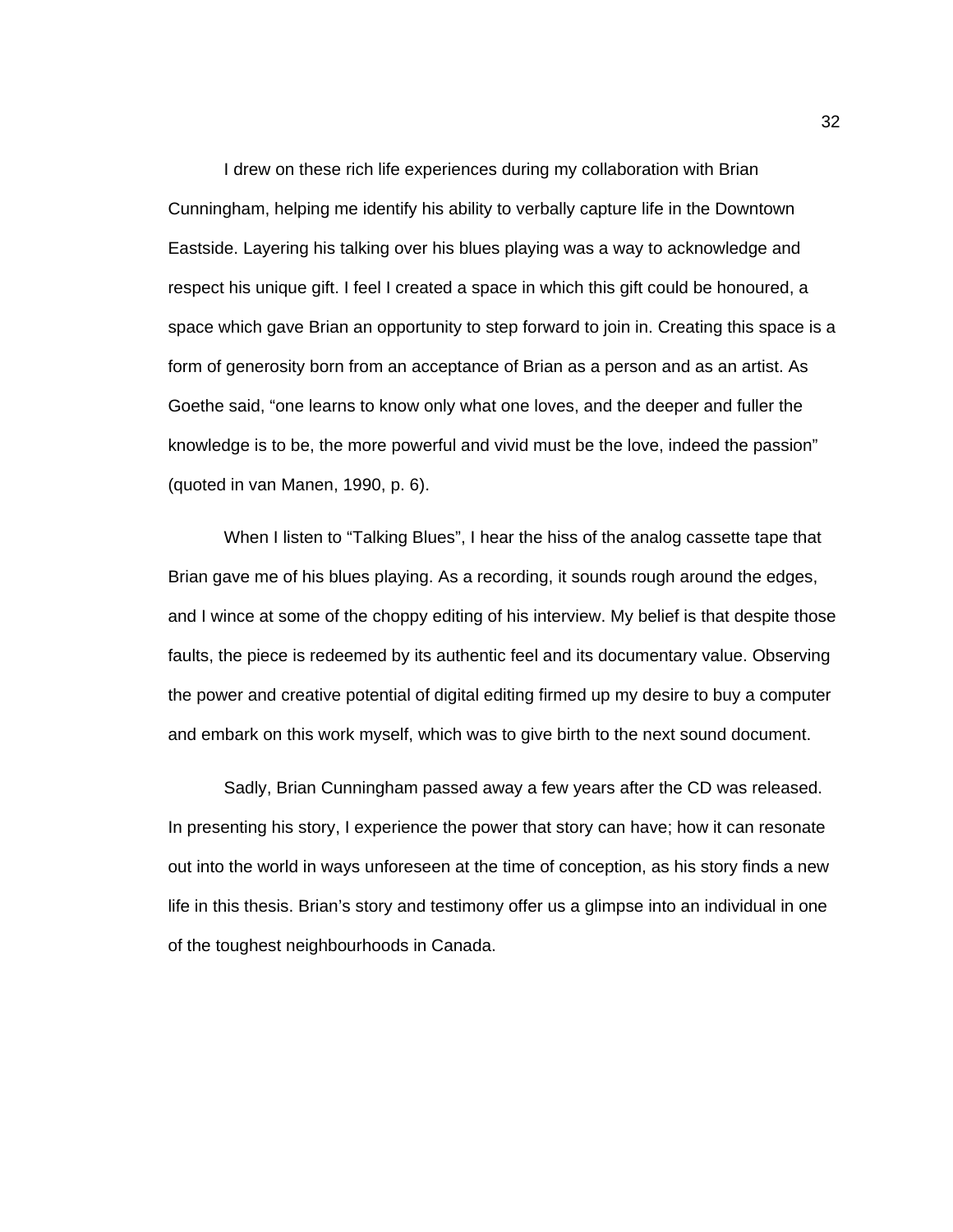I drew on these rich life experiences during my collaboration with Brian Cunningham, helping me identify his ability to verbally capture life in the Downtown Eastside. Layering his talking over his blues playing was a way to acknowledge and respect his unique gift. I feel I created a space in which this gift could be honoured, a space which gave Brian an opportunity to step forward to join in. Creating this space is a form of generosity born from an acceptance of Brian as a person and as an artist. As Goethe said, “one learns to know only what one loves, and the deeper and fuller the knowledge is to be, the more powerful and vivid must be the love, indeed the passion” (quoted in van Manen, 1990, p. 6).

When I listen to “Talking Blues”, I hear the hiss of the analog cassette tape that Brian gave me of his blues playing. As a recording, it sounds rough around the edges, and I wince at some of the choppy editing of his interview. My belief is that despite those faults, the piece is redeemed by its authentic feel and its documentary value. Observing the power and creative potential of digital editing firmed up my desire to buy a computer and embark on this work myself, which was to give birth to the next sound document.

Sadly, Brian Cunningham passed away a few years after the CD was released. In presenting his story, I experience the power that story can have; how it can resonate out into the world in ways unforeseen at the time of conception, as his story finds a new life in this thesis. Brian’s story and testimony offer us a glimpse into an individual in one of the toughest neighbourhoods in Canada.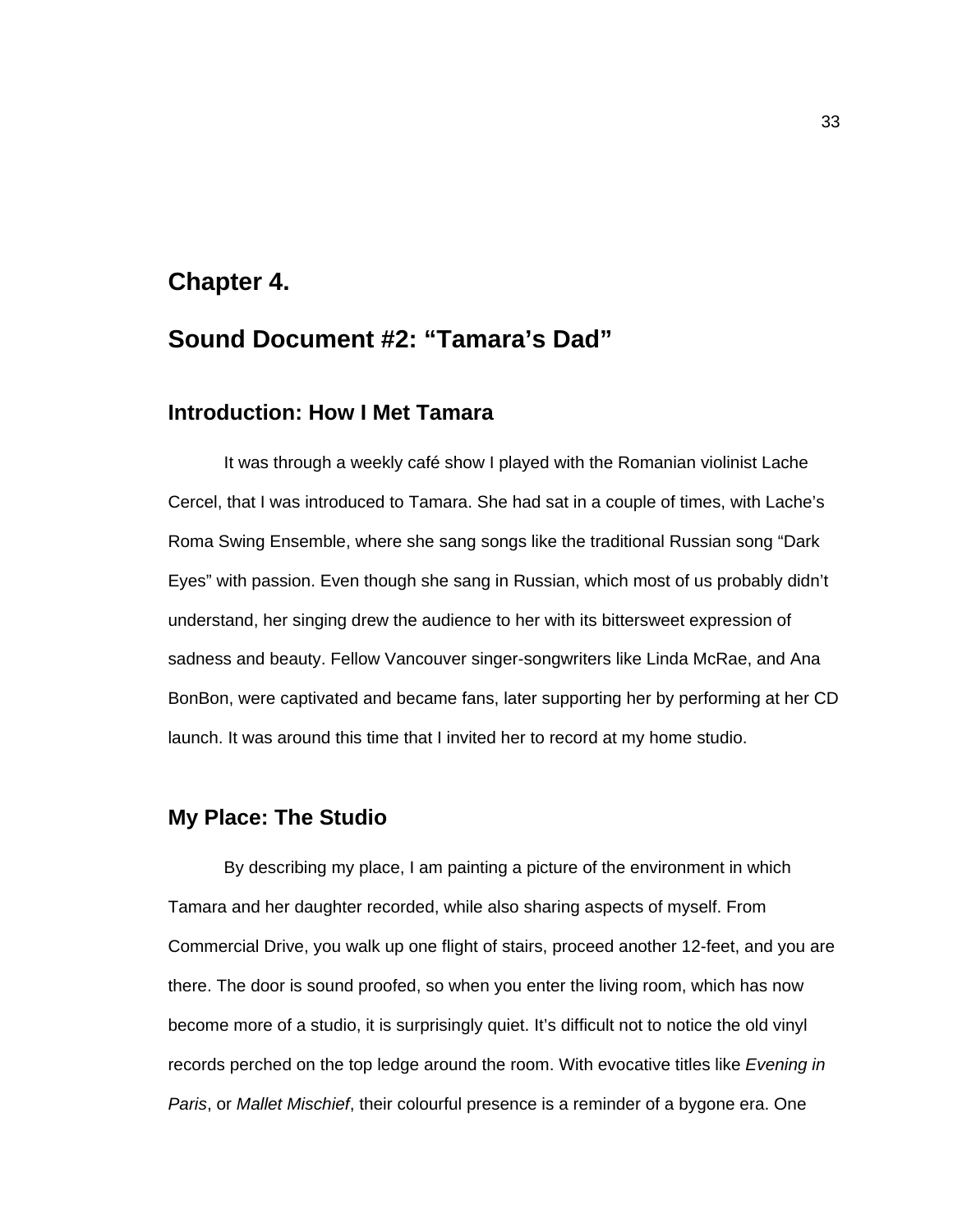# Chapter 4.

# Sound Document #2: "Tamara's Dad"

## Introduction: How I Met Tamara

It was through a weekly café show I played with the Romanian violinist Lache Cercel, that I was introduced to Tamara. She had sat in a couple of times, with Lache's Roma Swing Ensemble, where she sang songs like the traditional Russian song "Dark Eyes" with passion. Even though she sang in Russian, which most of us probably didn't understand, her singing drew the audience to her with its bittersweet expression of sadness and beauty. Fellow Vancouver singer-songwriters like Linda McRae, and Ana BonBon, were captivated and became fans, later supporting her by performing at her CD launch. It was around this time that I invited her to record at my home studio.

## My Place: The Studio

By describing my place, I am painting a picture of the environment in which Tamara and her daughter recorded, while also sharing aspects of myself. From Commercial Drive, you walk up one flight of stairs, proceed another 12-feet, and you are there. The door is sound proofed, so when you enter the living room, which has now become more of a studio, it is surprisingly quiet. It's difficult not to notice the old vinyl records perched on the top ledge around the room. With evocative titles like *Evening in Paris*, or *Mallet Mischief*, their colourful presence is a reminder of a bygone era. One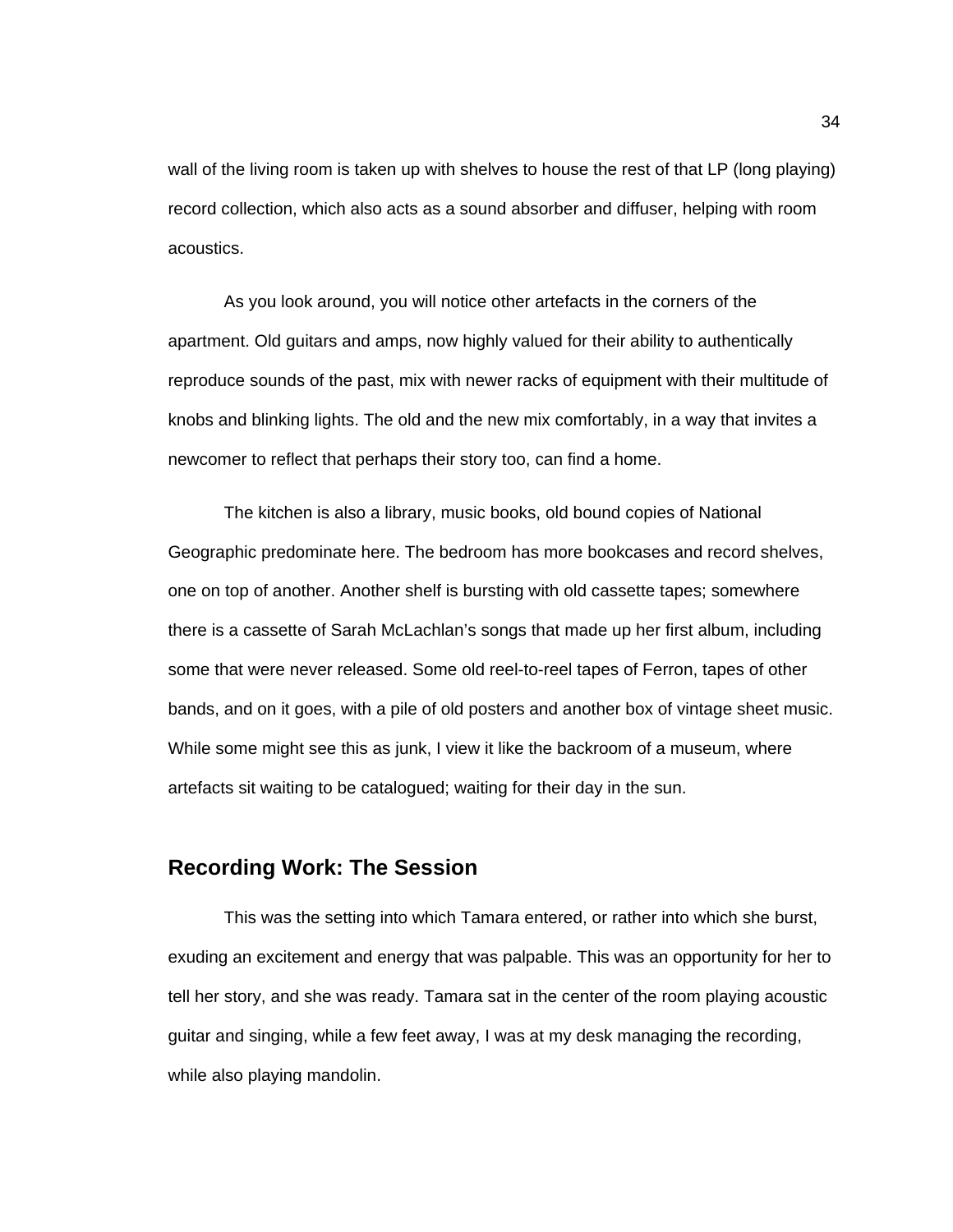wall of the living room is taken up with shelves to house the rest of that LP (long playing) record collection, which also acts as a sound absorber and diffuser, helping with room acoustics.

As you look around, you will notice other artefacts in the corners of the apartment. Old guitars and amps, now highly valued for their ability to authentically reproduce sounds of the past, mix with newer racks of equipment with their multitude of knobs and blinking lights. The old and the new mix comfortably, in a way that invites a newcomer to reflect that perhaps their story too, can find a home.

The kitchen is also a library, music books, old bound copies of National Geographic predominate here. The bedroom has more bookcases and record shelves, one on top of another. Another shelf is bursting with old cassette tapes; somewhere there is a cassette of Sarah McLachlan's songs that made up her first album, including some that were never released. Some old reel-to-reel tapes of Ferron, tapes of other bands, and on it goes, with a pile of old posters and another box of vintage sheet music. While some might see this as junk, I view it like the backroom of a museum, where artefacts sit waiting to be catalogued; waiting for their day in the sun.

## Recording Work: The Session

This was the setting into which Tamara entered, or rather into which she burst, exuding an excitement and energy that was palpable. This was an opportunity for her to tell her story, and she was ready. Tamara sat in the center of the room playing acoustic guitar and singing, while a few feet away, I was at my desk managing the recording, while also playing mandolin.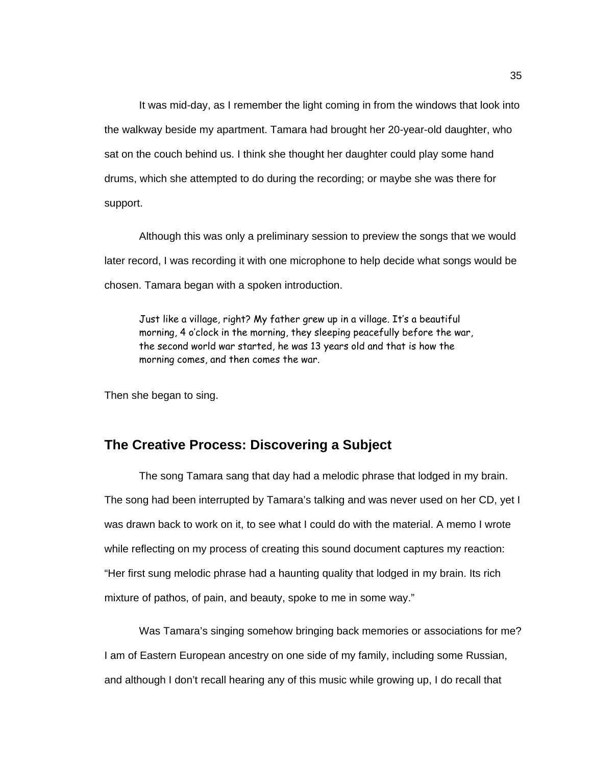It was mid-day, as I remember the light coming in from the windows that look into the walkway beside my apartment. Tamara had brought her 20-year-old daughter, who sat on the couch behind us. I think she thought her daughter could play some hand drums, which she attempted to do during the recording; or maybe she was there for support.

Although this was only a preliminary session to preview the songs that we would later record, I was recording it with one microphone to help decide what songs would be chosen. Tamara began with a spoken introduction.

> Just like a village, right? My father grew up in a village. It's a beautiful morning, 4 o'clock in the morning, they sleeping peacefully before the war, the second world war started, he was 13 years old and that is how the morning comes, and then comes the war.

Then she began to sing.

## The Creative Process: Discovering a Subject

The song Tamara sang that day had a melodic phrase that lodged in my brain. The song had been interrupted by Tamara's talking and was never used on her CD, yet I was drawn back to work on it, to see what I could do with the material. A memo I wrote while reflecting on my process of creating this sound document captures my reaction: "Her first sung melodic phrase had a haunting quality that lodged in my brain. Its rich mixture of pathos, of pain, and beauty, spoke to me in some way."

Was Tamara's singing somehow bringing back memories or associations for me? I am of Eastern European ancestry on one side of my family, including some Russian, and although I don't recall hearing any of this music while growing up, I do recall that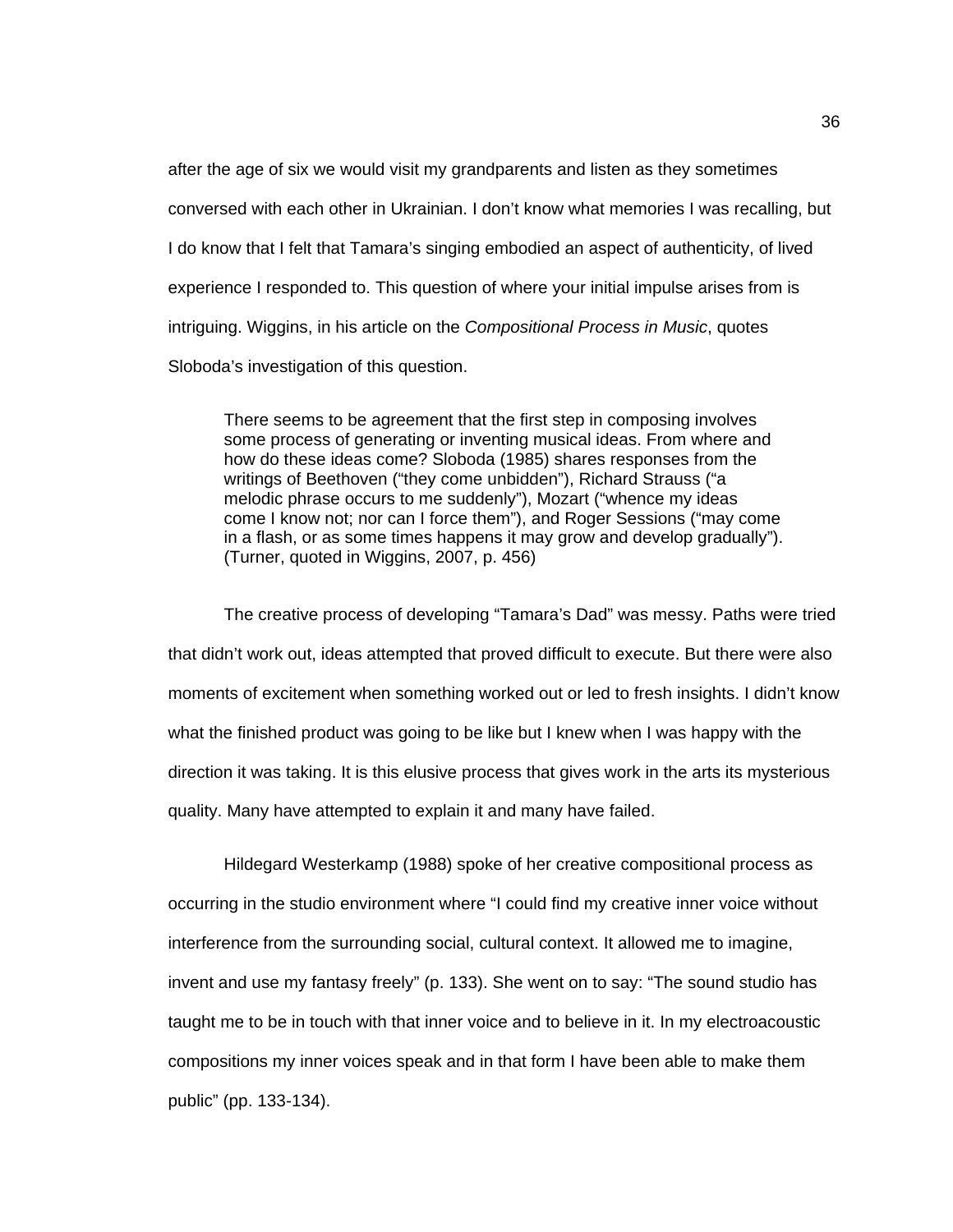after the age of six we would visit my grandparents and listen as they sometimes conversed with each other in Ukrainian. I don't know what memories I was recalling, but I do know that I felt that Tamara's singing embodied an aspect of authenticity, of lived experience I responded to. This question of where your initial impulse arises from is intriguing. Wiggins, in his article on the *Compositional Process in Music*, quotes Sloboda's investigation of this question.

> There seems to be agreement that the first step in composing involves some process of generating or inventing musical ideas. From where and how do these ideas come? Sloboda (1985) shares responses from the writings of Beethoven ("they come unbidden"), Richard Strauss ("a melodic phrase occurs to me suddenly"), Mozart ("whence my ideas come I know not; nor can I force them"), and Roger Sessions ("may come in a flash, or as some times happens it may grow and develop gradually"). (Turner, quoted in Wiggins, 2007, p. 456)

The creative process of developing "Tamara's Dad" was messy. Paths were tried that didn't work out, ideas attempted that proved difficult to execute. But there were also moments of excitement when something worked out or led to fresh insights. I didn't know what the finished product was going to be like but I knew when I was happy with the direction it was taking. It is this elusive process that gives work in the arts its mysterious quality. Many have attempted to explain it and many have failed.

Hildegard Westerkamp (1988) spoke of her creative compositional process as occurring in the studio environment where "I could find my creative inner voice without interference from the surrounding social, cultural context. It allowed me to imagine, invent and use my fantasy freely" (p. 133). She went on to say: "The sound studio has taught me to be in touch with that inner voice and to believe in it. In my electroacoustic compositions my inner voices speak and in that form I have been able to make them public" (pp. 133-134).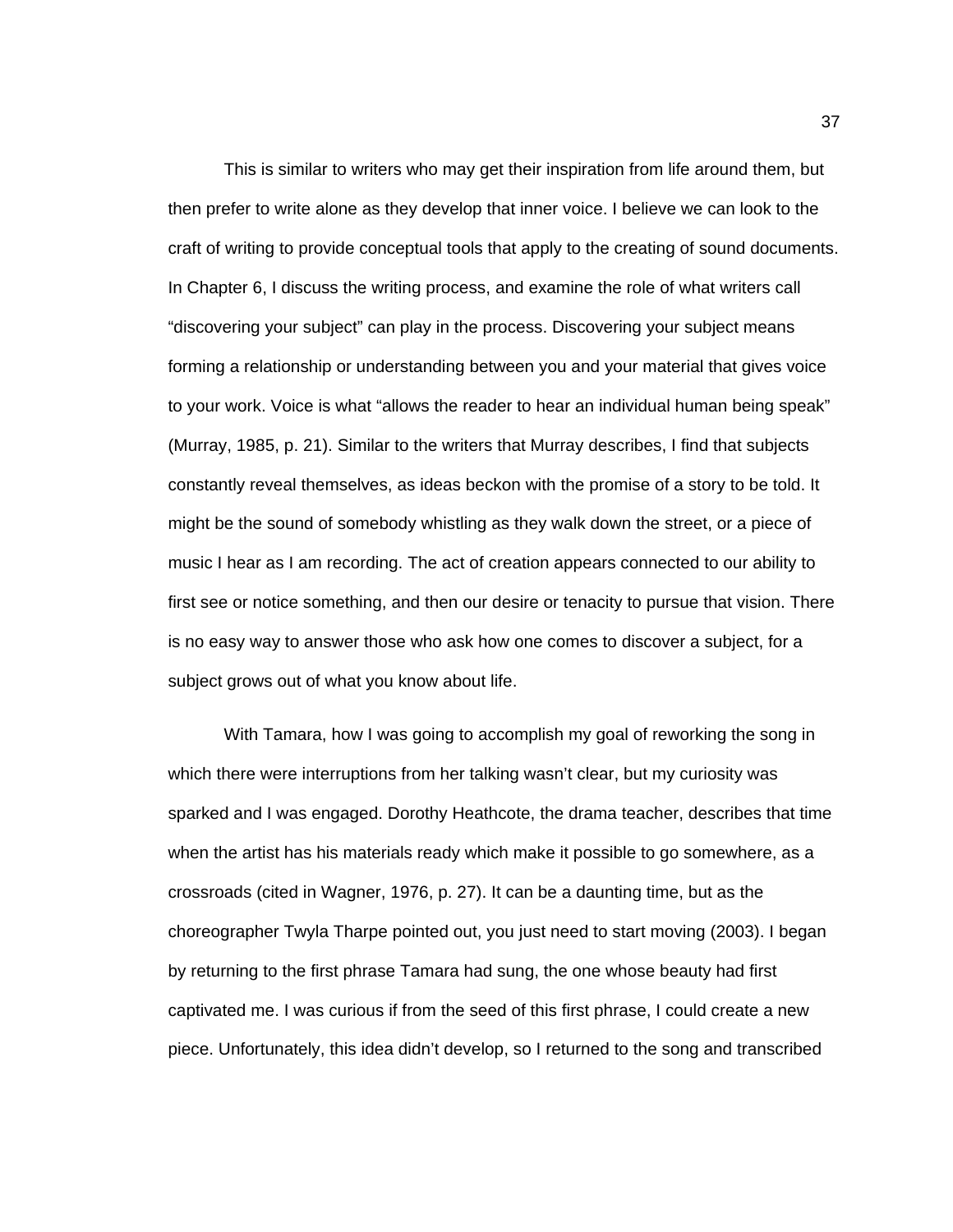This is similar to writers who may get their inspiration from life around them, but then prefer to write alone as they develop that inner voice. I believe we can look to the craft of writing to provide conceptual tools that apply to the creating of sound documents. In Chapter 6, I discuss the writing process, and examine the role of what writers call "discovering your subject" can play in the process. Discovering your subject means forming a relationship or understanding between you and your material that gives voice to your work. Voice is what "allows the reader to hear an individual human being speak" (Murray, 1985, p. 21). Similar to the writers that Murray describes, I find that subjects constantly reveal themselves, as ideas beckon with the promise of a story to be told. It might be the sound of somebody whistling as they walk down the street, or a piece of music I hear as I am recording. The act of creation appears connected to our ability to first see or notice something, and then our desire or tenacity to pursue that vision. There is no easy way to answer those who ask how one comes to discover a subject, for a subject grows out of what you know about life.

With Tamara, how I was going to accomplish my goal of reworking the song in which there were interruptions from her talking wasn't clear, but my curiosity was sparked and I was engaged. Dorothy Heathcote, the drama teacher, describes that time when the artist has his materials ready which make it possible to go somewhere, as a crossroads (cited in Wagner, 1976, p. 27). It can be a daunting time, but as the choreographer Twyla Tharpe pointed out, you just need to start moving (2003). I began by returning to the first phrase Tamara had sung, the one whose beauty had first captivated me. I was curious if from the seed of this first phrase, I could create a new piece. Unfortunately, this idea didn't develop, so I returned to the song and transcribed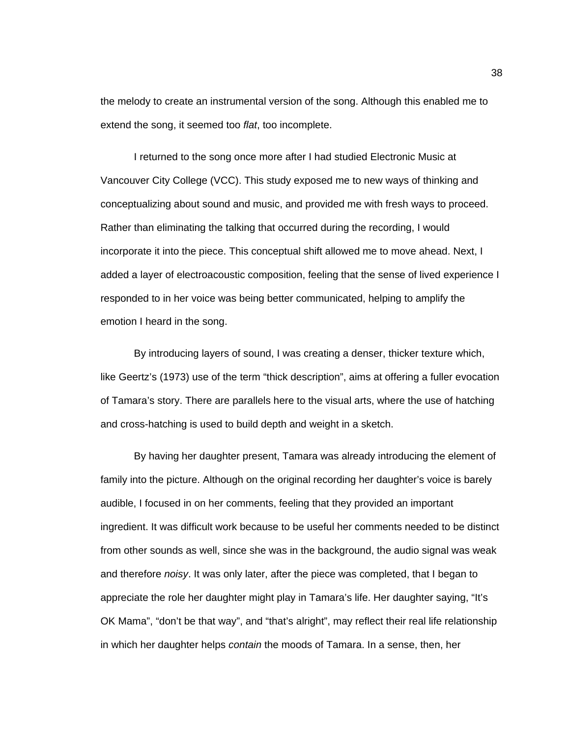the melody to create an instrumental version of the song. Although this enabled me to extend the song, it seemed too *flat*, too incomplete.

I returned to the song once more after I had studied Electronic Music at Vancouver City College (VCC). This study exposed me to new ways of thinking and conceptualizing about sound and music, and provided me with fresh ways to proceed. Rather than eliminating the talking that occurred during the recording, I would incorporate it into the piece. This conceptual shift allowed me to move ahead. Next, I added a layer of electroacoustic composition, feeling that the sense of lived experience I responded to in her voice was being better communicated, helping to amplify the emotion I heard in the song.

By introducing layers of sound, I was creating a denser, thicker texture which, like Geertz's (1973) use of the term "thick description", aims at offering a fuller evocation of Tamara's story. There are parallels here to the visual arts, where the use of hatching and cross-hatching is used to build depth and weight in a sketch.

By having her daughter present, Tamara was already introducing the element of family into the picture. Although on the original recording her daughter's voice is barely audible, I focused in on her comments, feeling that they provided an important ingredient. It was difficult work because to be useful her comments needed to be distinct from other sounds as well, since she was in the background, the audio signal was weak and therefore *noisy*. It was only later, after the piece was completed, that I began to appreciate the role her daughter might play in Tamara's life. Her daughter saying, "It's OK Mama", "don't be that way", and "that's alright", may reflect their real life relationship in which her daughter helps *contain* the moods of Tamara. In a sense, then, her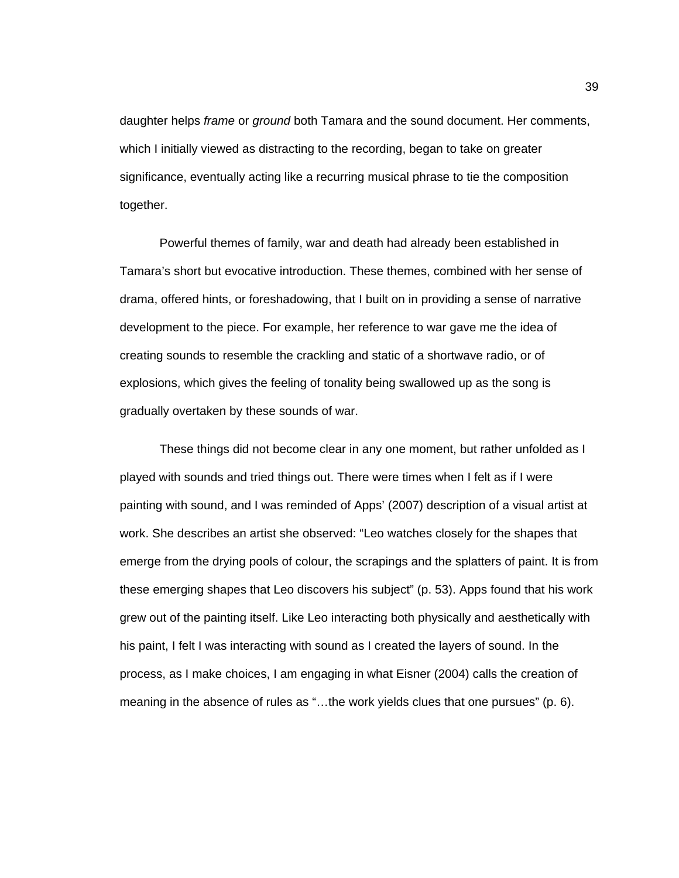daughter helps *frame* or *ground* both Tamara and the sound document. Her comments, which I initially viewed as distracting to the recording, began to take on greater significance, eventually acting like a recurring musical phrase to tie the composition together.

Powerful themes of family, war and death had already been established in Tamara's short but evocative introduction. These themes, combined with her sense of drama, offered hints, or foreshadowing, that I built on in providing a sense of narrative development to the piece. For example, her reference to war gave me the idea of creating sounds to resemble the crackling and static of a shortwave radio, or of explosions, which gives the feeling of tonality being swallowed up as the song is gradually overtaken by these sounds of war.

These things did not become clear in any one moment, but rather unfolded as I played with sounds and tried things out. There were times when I felt as if I were painting with sound, and I was reminded of Apps' (2007) description of a visual artist at work. She describes an artist she observed: "Leo watches closely for the shapes that emerge from the drying pools of colour, the scrapings and the splatters of paint. It is from these emerging shapes that Leo discovers his subject" (p. 53). Apps found that his work grew out of the painting itself. Like Leo interacting both physically and aesthetically with his paint, I felt I was interacting with sound as I created the layers of sound. In the process, as I make choices, I am engaging in what Eisner (2004) calls the creation of meaning in the absence of rules as "…the work yields clues that one pursues" (p. 6).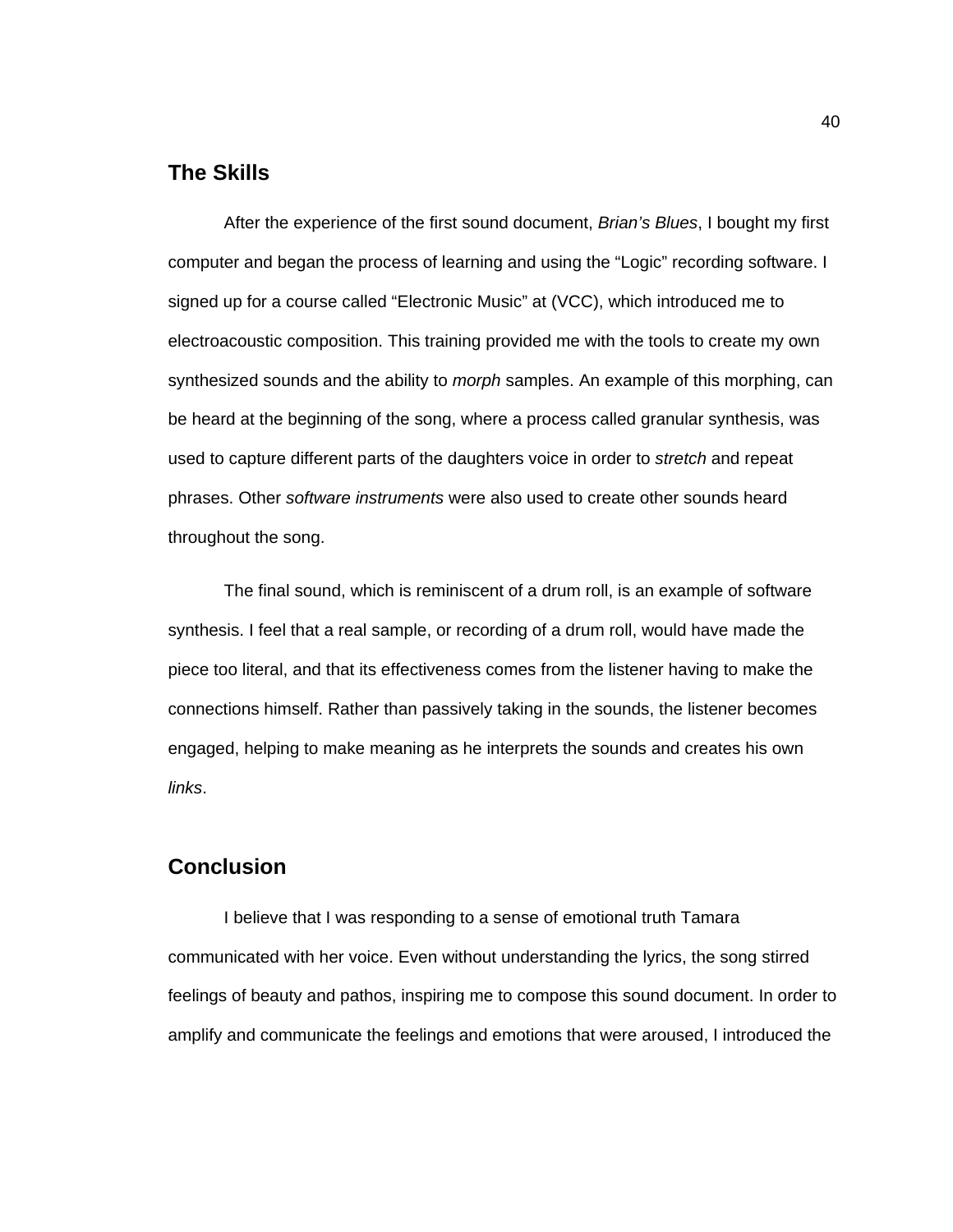## The Skills

After the experience of the first sound document, *Brian's Blues*, I bought my first computer and began the process of learning and using the "Logic" recording software. I signed up for a course called "Electronic Music" at (VCC), which introduced me to electroacoustic composition. This training provided me with the tools to create my own synthesized sounds and the ability to *morph* samples. An example of this morphing, can be heard at the beginning of the song, where a process called granular synthesis, was used to capture different parts of the daughters voice in order to *stretch* and repeat phrases. Other *software instruments* were also used to create other sounds heard throughout the song.

The final sound, which is reminiscent of a drum roll, is an example of software synthesis. I feel that a real sample, or recording of a drum roll, would have made the piece too literal, and that its effectiveness comes from the listener having to make the connections himself. Rather than passively taking in the sounds, the listener becomes engaged, helping to make meaning as he interprets the sounds and creates his own *links*.

## Conclusion

I believe that I was responding to a sense of emotional truth Tamara communicated with her voice. Even without understanding the lyrics, the song stirred feelings of beauty and pathos, inspiring me to compose this sound document. In order to amplify and communicate the feelings and emotions that were aroused, I introduced the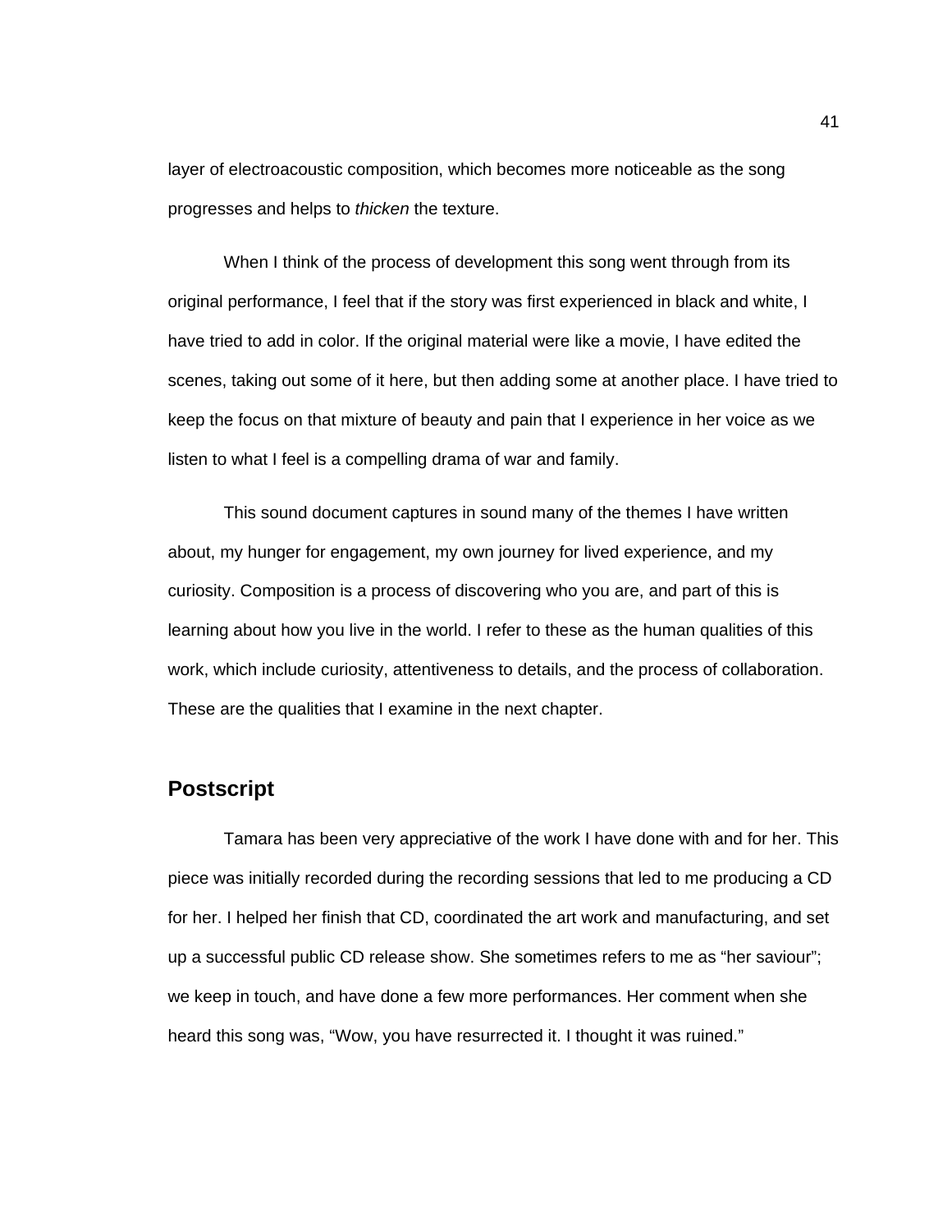layer of electroacoustic composition, which becomes more noticeable as the song progresses and helps to *thicken* the texture.

When I think of the process of development this song went through from its original performance, I feel that if the story was first experienced in black and white, I have tried to add in color. If the original material were like a movie, I have edited the scenes, taking out some of it here, but then adding some at another place. I have tried to keep the focus on that mixture of beauty and pain that I experience in her voice as we listen to what I feel is a compelling drama of war and family.

This sound document captures in sound many of the themes I have written about, my hunger for engagement, my own journey for lived experience, and my curiosity. Composition is a process of discovering who you are, and part of this is learning about how you live in the world. I refer to these as the human qualities of this work, which include curiosity, attentiveness to details, and the process of collaboration. These are the qualities that I examine in the next chapter.

## Postscript

Tamara has been very appreciative of the work I have done with and for her. This piece was initially recorded during the recording sessions that led to me producing a CD for her. I helped her finish that CD, coordinated the art work and manufacturing, and set up a successful public CD release show. She sometimes refers to me as "her saviour"; we keep in touch, and have done a few more performances. Her comment when she heard this song was, "Wow, you have resurrected it. I thought it was ruined."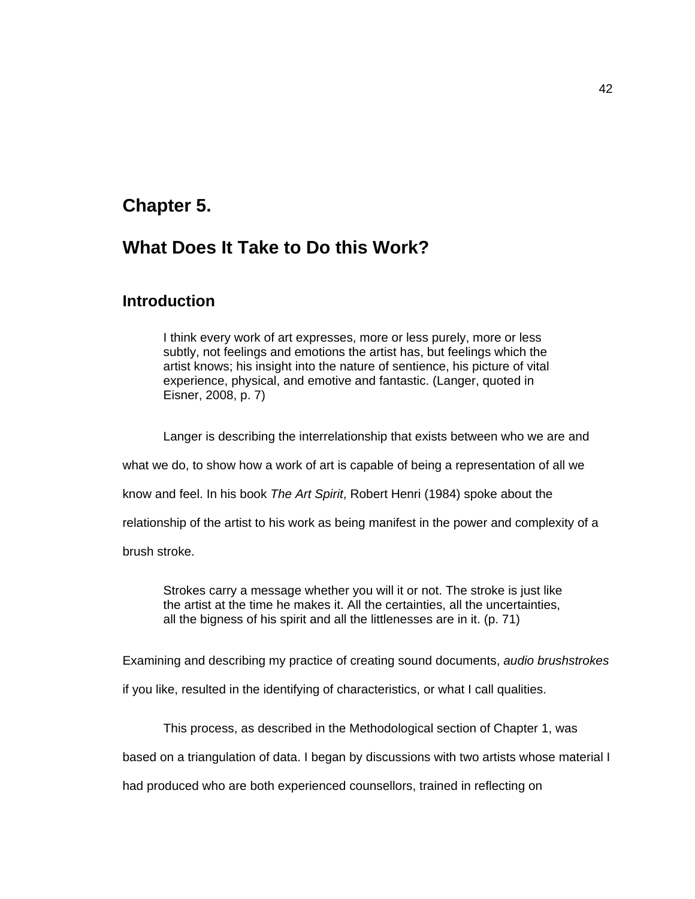# Chapter 5.

# What Does It Take to Do this Work?

## Introduction

> I think every work of art expresses, more or less purely, more or less subtly, not feelings and emotions the artist has, but feelings which the artist knows; his insight into the nature of sentience, his picture of vital experience, physical, and emotive and fantastic. (Langer, quoted in Eisner, 2008, p. 7)

Langer is describing the interrelationship that exists between who we are and what we do, to show how a work of art is capable of being a representation of all we know and feel. In his book *The Art Spirit*, Robert Henri (1984) spoke about the relationship of the artist to his work as being manifest in the power and complexity of a brush stroke.

> Strokes carry a message whether you will it or not. The stroke is just like the artist at the time he makes it. All the certainties, all the uncertainties, all the bigness of his spirit and all the littlenesses are in it. (p. 71)

Examining and describing my practice of creating sound documents, *audio brushstrokes* if you like, resulted in the identifying of characteristics, or what I call qualities.

This process, as described in the Methodological section of Chapter 1, was based on a triangulation of data. I began by discussions with two artists whose material I had produced who are both experienced counsellors, trained in reflecting on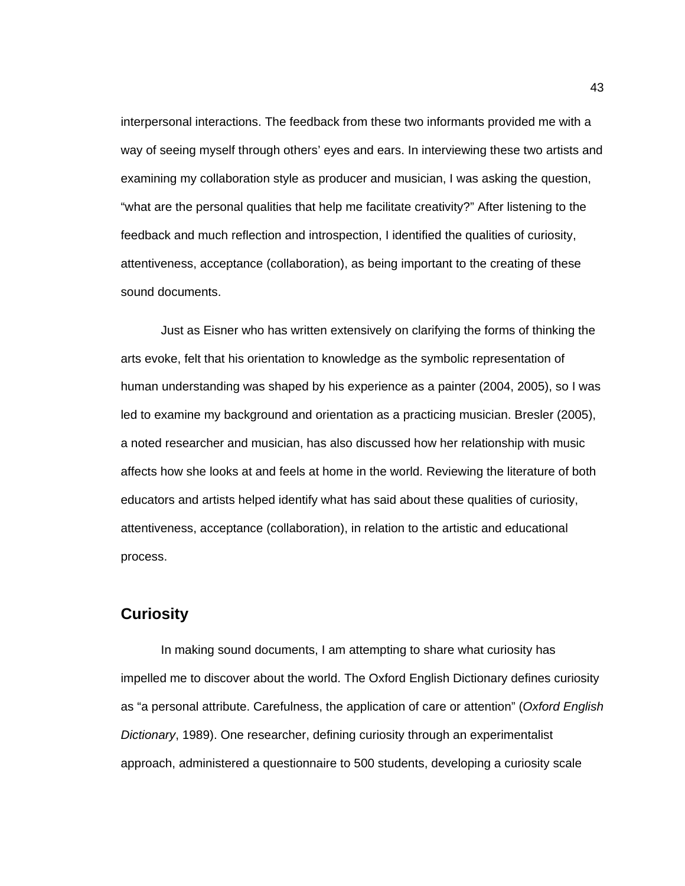interpersonal interactions. The feedback from these two informants provided me with a way of seeing myself through others' eyes and ears. In interviewing these two artists and examining my collaboration style as producer and musician, I was asking the question, "what are the personal qualities that help me facilitate creativity?" After listening to the feedback and much reflection and introspection, I identified the qualities of curiosity, attentiveness, acceptance (collaboration), as being important to the creating of these sound documents.

Just as Eisner who has written extensively on clarifying the forms of thinking the arts evoke, felt that his orientation to knowledge as the symbolic representation of human understanding was shaped by his experience as a painter (2004, 2005), so I was led to examine my background and orientation as a practicing musician. Bresler (2005), a noted researcher and musician, has also discussed how her relationship with music affects how she looks at and feels at home in the world. Reviewing the literature of both educators and artists helped identify what has said about these qualities of curiosity, attentiveness, acceptance (collaboration), in relation to the artistic and educational process.

## Curiosity

In making sound documents, I am attempting to share what curiosity has impelled me to discover about the world. The Oxford English Dictionary defines curiosity as "a personal attribute. Carefulness, the application of care or attention" (*Oxford English Dictionary*, 1989). One researcher, defining curiosity through an experimentalist approach, administered a questionnaire to 500 students, developing a curiosity scale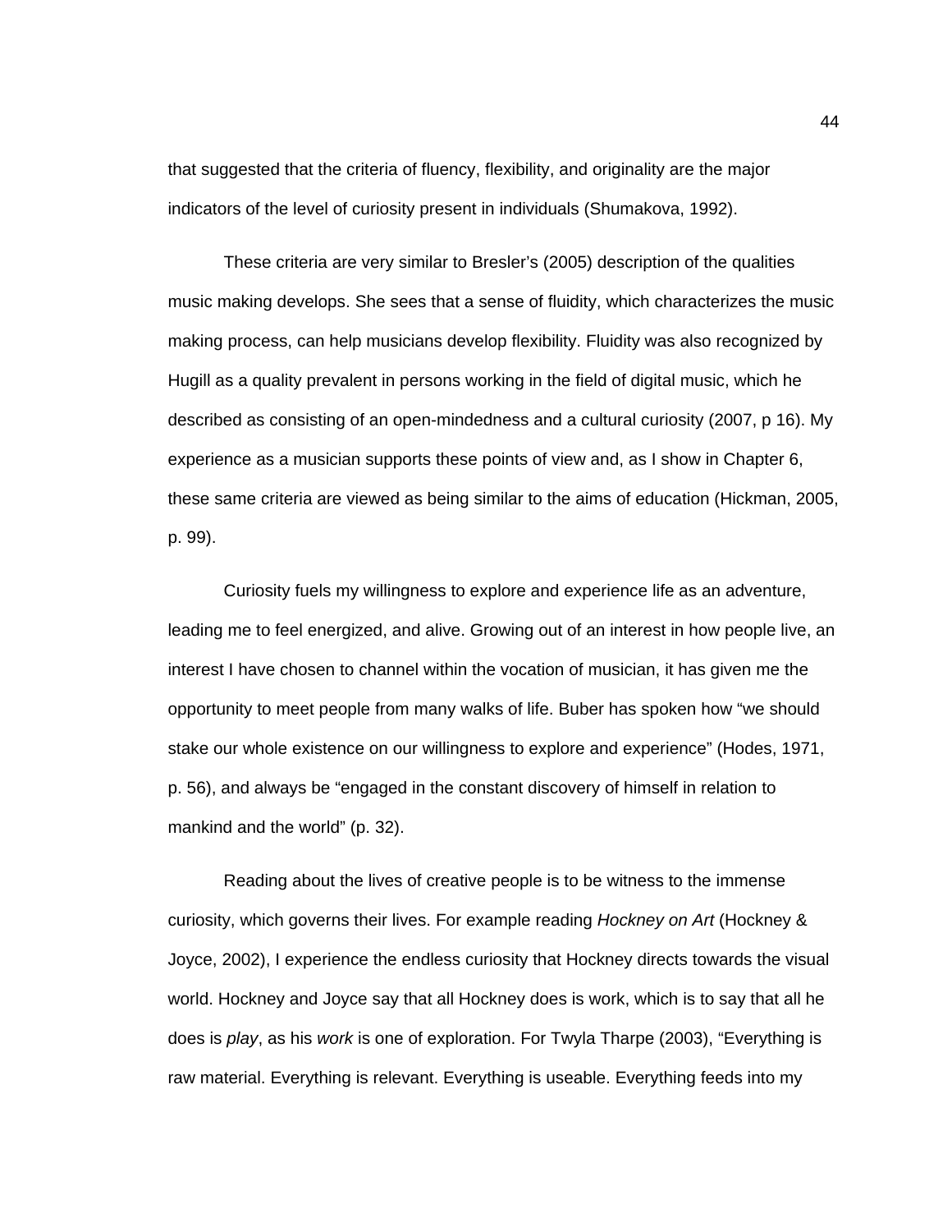that suggested that the criteria of fluency, flexibility, and originality are the major indicators of the level of curiosity present in individuals (Shumakova, 1992).

These criteria are very similar to Bresler's (2005) description of the qualities music making develops. She sees that a sense of fluidity, which characterizes the music making process, can help musicians develop flexibility. Fluidity was also recognized by Hugill as a quality prevalent in persons working in the field of digital music, which he described as consisting of an open-mindedness and a cultural curiosity (2007, p 16). My experience as a musician supports these points of view and, as I show in Chapter 6, these same criteria are viewed as being similar to the aims of education (Hickman, 2005, p. 99).

Curiosity fuels my willingness to explore and experience life as an adventure, leading me to feel energized, and alive. Growing out of an interest in how people live, an interest I have chosen to channel within the vocation of musician, it has given me the opportunity to meet people from many walks of life. Buber has spoken how "we should stake our whole existence on our willingness to explore and experience" (Hodes, 1971, p. 56), and always be "engaged in the constant discovery of himself in relation to mankind and the world" (p. 32).

Reading about the lives of creative people is to be witness to the immense curiosity, which governs their lives. For example reading *Hockney on Art* (Hockney & Joyce, 2002), I experience the endless curiosity that Hockney directs towards the visual world. Hockney and Joyce say that all Hockney does is work, which is to say that all he does is *play*, as his *work* is one of exploration. For Twyla Tharpe (2003), "Everything is raw material. Everything is relevant. Everything is useable. Everything feeds into my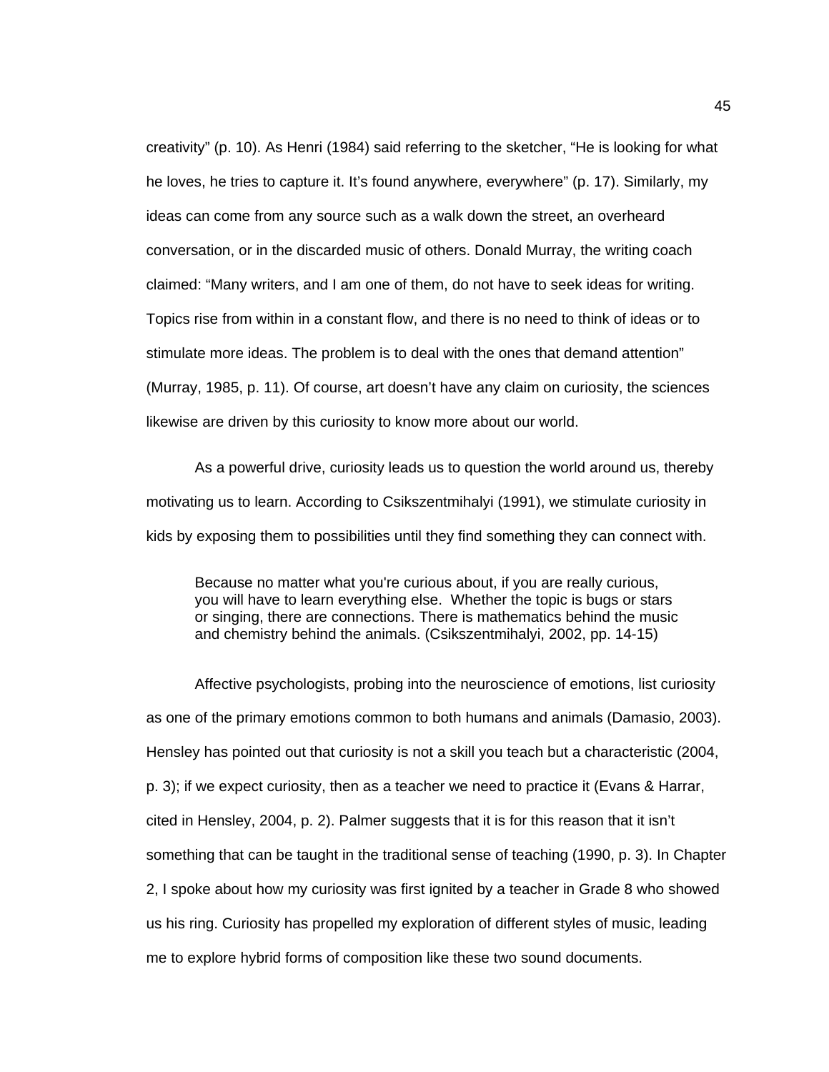creativity" (p. 10). As Henri (1984) said referring to the sketcher, "He is looking for what he loves, he tries to capture it. It's found anywhere, everywhere" (p. 17). Similarly, my ideas can come from any source such as a walk down the street, an overheard conversation, or in the discarded music of others. Donald Murray, the writing coach claimed: "Many writers, and I am one of them, do not have to seek ideas for writing. Topics rise from within in a constant flow, and there is no need to think of ideas or to stimulate more ideas. The problem is to deal with the ones that demand attention" (Murray, 1985, p. 11). Of course, art doesn't have any claim on curiosity, the sciences likewise are driven by this curiosity to know more about our world.

As a powerful drive, curiosity leads us to question the world around us, thereby motivating us to learn. According to Csikszentmihalyi (1991), we stimulate curiosity in kids by exposing them to possibilities until they find something they can connect with.

> Because no matter what you're curious about, if you are really curious, you will have to learn everything else. Whether the topic is bugs or stars or singing, there are connections. There is mathematics behind the music and chemistry behind the animals. (Csikszentmihalyi, 2002, pp. 14-15)

Affective psychologists, probing into the neuroscience of emotions, list curiosity as one of the primary emotions common to both humans and animals (Damasio, 2003). Hensley has pointed out that curiosity is not a skill you teach but a characteristic (2004, p. 3); if we expect curiosity, then as a teacher we need to practice it (Evans & Harrar, cited in Hensley, 2004, p. 2). Palmer suggests that it is for this reason that it isn't something that can be taught in the traditional sense of teaching (1990, p. 3). In Chapter 2, I spoke about how my curiosity was first ignited by a teacher in Grade 8 who showed us his ring. Curiosity has propelled my exploration of different styles of music, leading me to explore hybrid forms of composition like these two sound documents.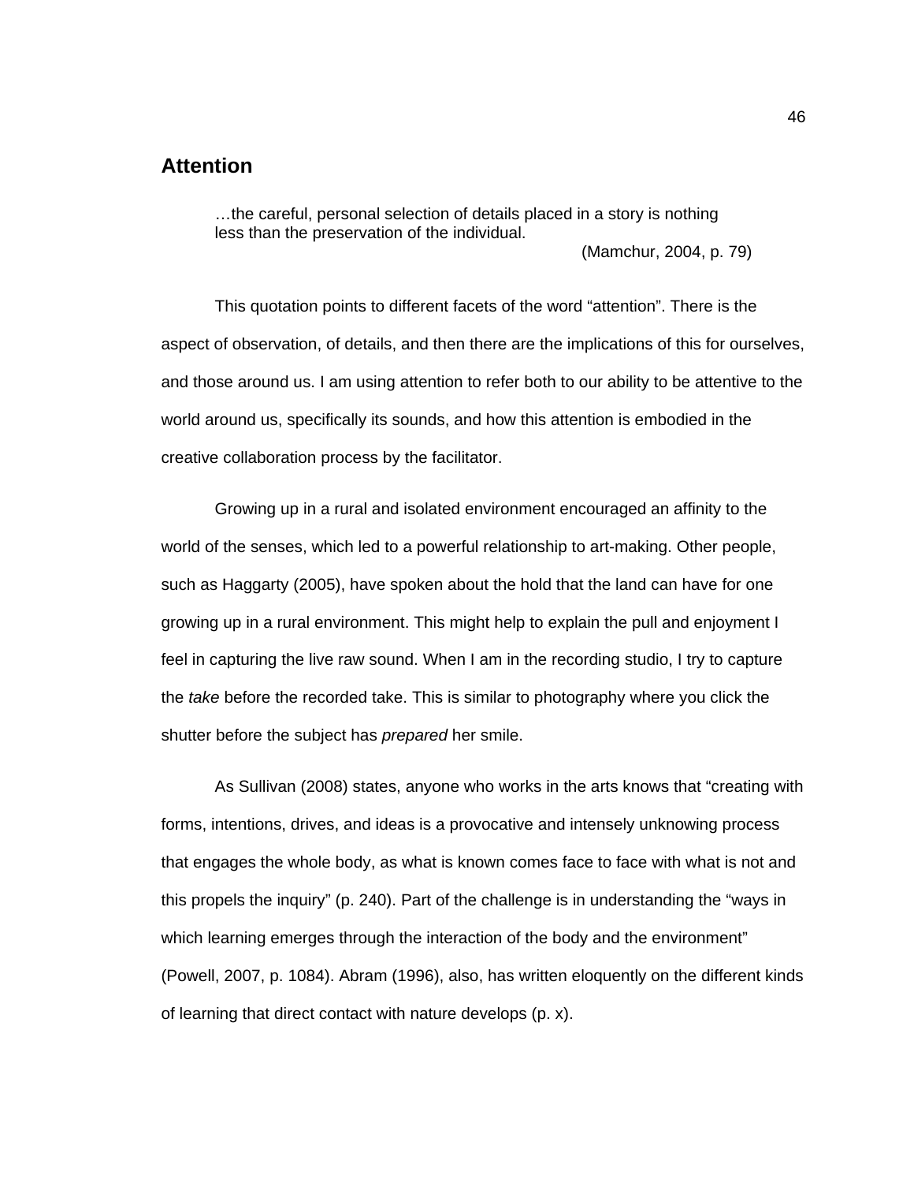## Attention

> …the careful, personal selection of details placed in a story is nothing less than the preservation of the individual.
>
> (Mamchur, 2004, p. 79)

This quotation points to different facets of the word “attention”. There is the aspect of observation, of details, and then there are the implications of this for ourselves, and those around us. I am using attention to refer both to our ability to be attentive to the world around us, specifically its sounds, and how this attention is embodied in the creative collaboration process by the facilitator.

Growing up in a rural and isolated environment encouraged an affinity to the world of the senses, which led to a powerful relationship to art-making. Other people, such as Haggarty (2005), have spoken about the hold that the land can have for one growing up in a rural environment. This might help to explain the pull and enjoyment I feel in capturing the live raw sound. When I am in the recording studio, I try to capture the *take* before the recorded take. This is similar to photography where you click the shutter before the subject has *prepared* her smile.

As Sullivan (2008) states, anyone who works in the arts knows that “creating with forms, intentions, drives, and ideas is a provocative and intensely unknowing process that engages the whole body, as what is known comes face to face with what is not and this propels the inquiry” (p. 240). Part of the challenge is in understanding the “ways in which learning emerges through the interaction of the body and the environment” (Powell, 2007, p. 1084). Abram (1996), also, has written eloquently on the different kinds of learning that direct contact with nature develops (p. x).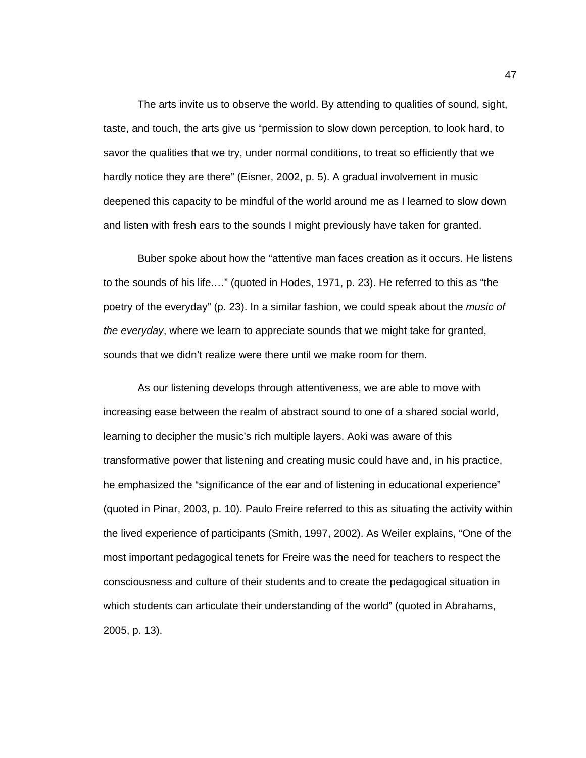The arts invite us to observe the world. By attending to qualities of sound, sight, taste, and touch, the arts give us “permission to slow down perception, to look hard, to savor the qualities that we try, under normal conditions, to treat so efficiently that we hardly notice they are there” (Eisner, 2002, p. 5). A gradual involvement in music deepened this capacity to be mindful of the world around me as I learned to slow down and listen with fresh ears to the sounds I might previously have taken for granted.

Buber spoke about how the “attentive man faces creation as it occurs. He listens to the sounds of his life….” (quoted in Hodes, 1971, p. 23). He referred to this as “the poetry of the everyday” (p. 23). In a similar fashion, we could speak about the *music of the everyday*, where we learn to appreciate sounds that we might take for granted, sounds that we didn’t realize were there until we make room for them.

As our listening develops through attentiveness, we are able to move with increasing ease between the realm of abstract sound to one of a shared social world, learning to decipher the music’s rich multiple layers. Aoki was aware of this transformative power that listening and creating music could have and, in his practice, he emphasized the “significance of the ear and of listening in educational experience” (quoted in Pinar, 2003, p. 10). Paulo Freire referred to this as situating the activity within the lived experience of participants (Smith, 1997, 2002). As Weiler explains, “One of the most important pedagogical tenets for Freire was the need for teachers to respect the consciousness and culture of their students and to create the pedagogical situation in which students can articulate their understanding of the world” (quoted in Abrahams, 2005, p. 13).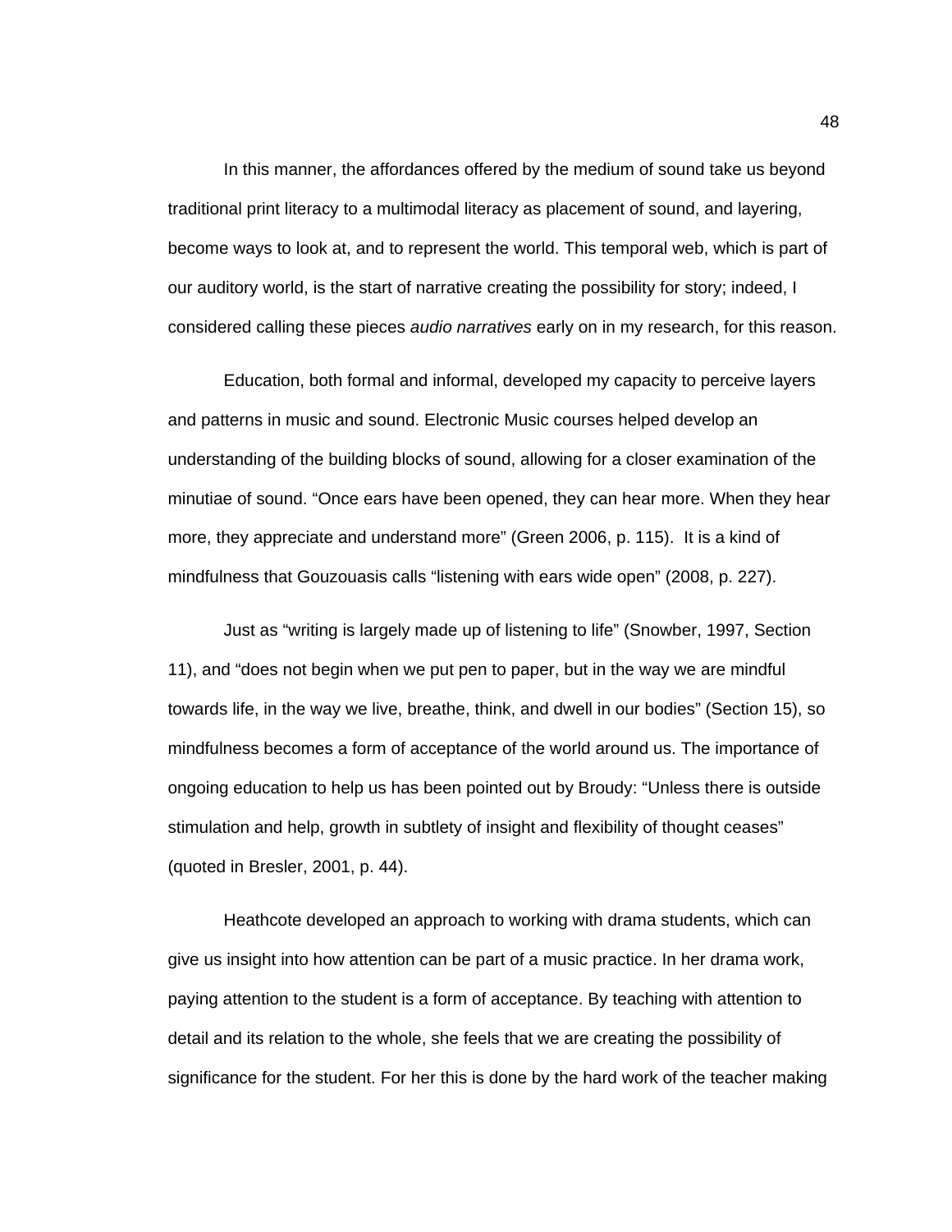In this manner, the affordances offered by the medium of sound take us beyond traditional print literacy to a multimodal literacy as placement of sound, and layering, become ways to look at, and to represent the world. This temporal web, which is part of our auditory world, is the start of narrative creating the possibility for story; indeed, I considered calling these pieces *audio narratives* early on in my research, for this reason.

Education, both formal and informal, developed my capacity to perceive layers and patterns in music and sound. Electronic Music courses helped develop an understanding of the building blocks of sound, allowing for a closer examination of the minutiae of sound. “Once ears have been opened, they can hear more. When they hear more, they appreciate and understand more” (Green 2006, p. 115). It is a kind of mindfulness that Gouzouasis calls “listening with ears wide open” (2008, p. 227).

Just as “writing is largely made up of listening to life” (Snowber, 1997, Section 11), and “does not begin when we put pen to paper, but in the way we are mindful towards life, in the way we live, breathe, think, and dwell in our bodies” (Section 15), so mindfulness becomes a form of acceptance of the world around us. The importance of ongoing education to help us has been pointed out by Broudy: “Unless there is outside stimulation and help, growth in subtlety of insight and flexibility of thought ceases” (quoted in Bresler, 2001, p. 44).

Heathcote developed an approach to working with drama students, which can give us insight into how attention can be part of a music practice. In her drama work, paying attention to the student is a form of acceptance. By teaching with attention to detail and its relation to the whole, she feels that we are creating the possibility of significance for the student. For her this is done by the hard work of the teacher making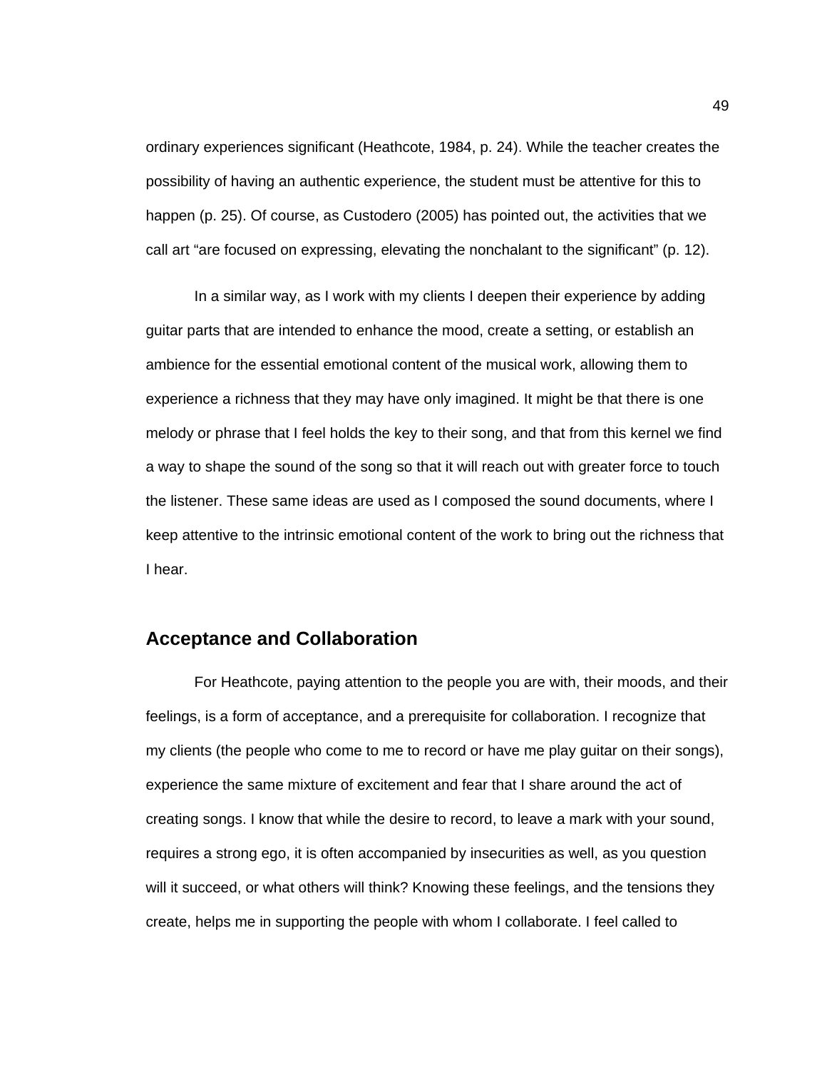ordinary experiences significant (Heathcote, 1984, p. 24). While the teacher creates the possibility of having an authentic experience, the student must be attentive for this to happen (p. 25). Of course, as Custodero (2005) has pointed out, the activities that we call art "are focused on expressing, elevating the nonchalant to the significant" (p. 12).

In a similar way, as I work with my clients I deepen their experience by adding guitar parts that are intended to enhance the mood, create a setting, or establish an ambience for the essential emotional content of the musical work, allowing them to experience a richness that they may have only imagined. It might be that there is one melody or phrase that I feel holds the key to their song, and that from this kernel we find a way to shape the sound of the song so that it will reach out with greater force to touch the listener. These same ideas are used as I composed the sound documents, where I keep attentive to the intrinsic emotional content of the work to bring out the richness that I hear.

## Acceptance and Collaboration

For Heathcote, paying attention to the people you are with, their moods, and their feelings, is a form of acceptance, and a prerequisite for collaboration. I recognize that my clients (the people who come to me to record or have me play guitar on their songs), experience the same mixture of excitement and fear that I share around the act of creating songs. I know that while the desire to record, to leave a mark with your sound, requires a strong ego, it is often accompanied by insecurities as well, as you question will it succeed, or what others will think? Knowing these feelings, and the tensions they create, helps me in supporting the people with whom I collaborate. I feel called to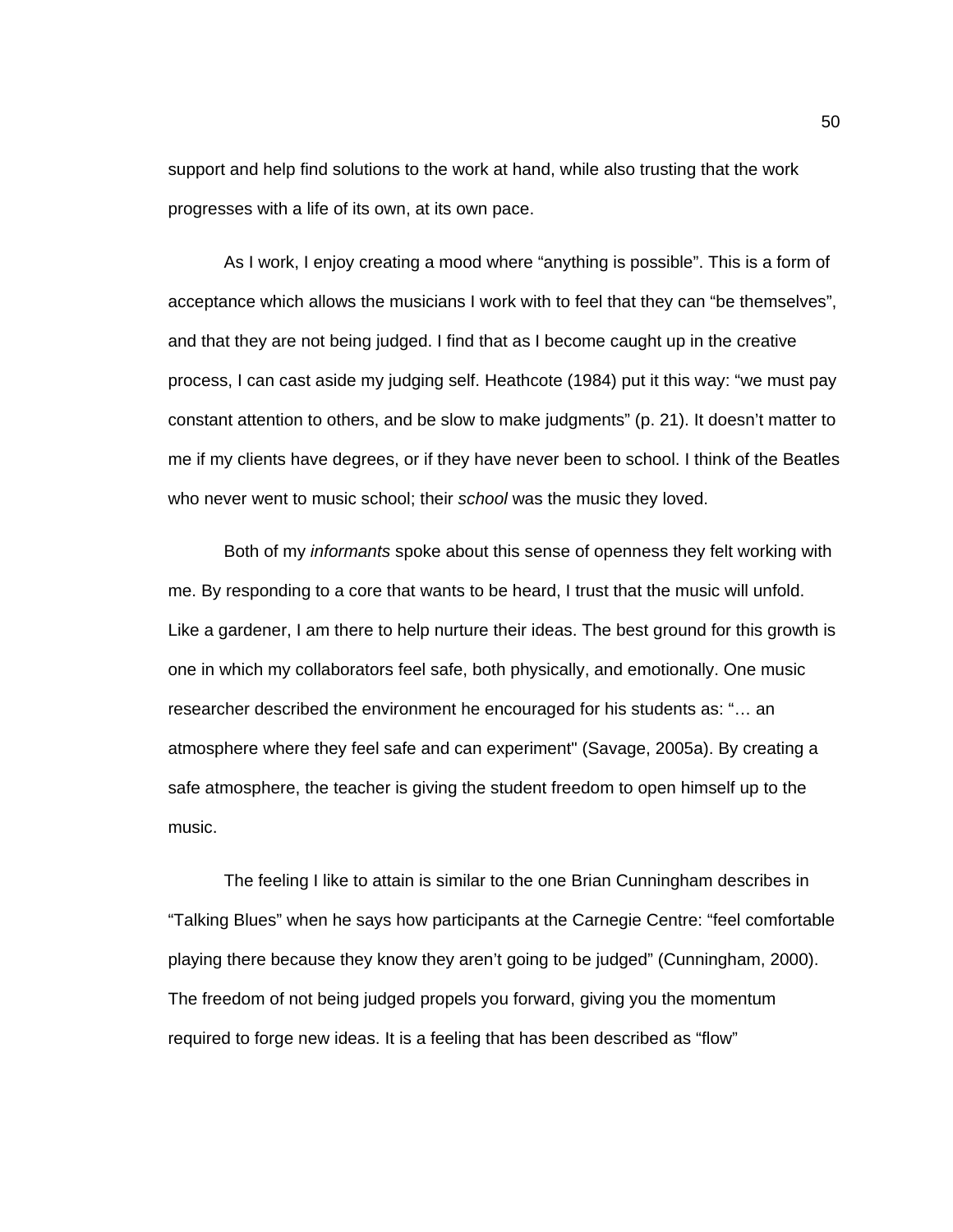support and help find solutions to the work at hand, while also trusting that the work progresses with a life of its own, at its own pace.

As I work, I enjoy creating a mood where “anything is possible”. This is a form of acceptance which allows the musicians I work with to feel that they can “be themselves”, and that they are not being judged. I find that as I become caught up in the creative process, I can cast aside my judging self. Heathcote (1984) put it this way: “we must pay constant attention to others, and be slow to make judgments” (p. 21). It doesn’t matter to me if my clients have degrees, or if they have never been to school. I think of the Beatles who never went to music school; their *school* was the music they loved.

Both of my *informants* spoke about this sense of openness they felt working with me. By responding to a core that wants to be heard, I trust that the music will unfold. Like a gardener, I am there to help nurture their ideas. The best ground for this growth is one in which my collaborators feel safe, both physically, and emotionally. One music researcher described the environment he encouraged for his students as: “… an atmosphere where they feel safe and can experiment" (Savage, 2005a). By creating a safe atmosphere, the teacher is giving the student freedom to open himself up to the music.

The feeling I like to attain is similar to the one Brian Cunningham describes in “Talking Blues” when he says how participants at the Carnegie Centre: “feel comfortable playing there because they know they aren’t going to be judged” (Cunningham, 2000). The freedom of not being judged propels you forward, giving you the momentum required to forge new ideas. It is a feeling that has been described as “flow”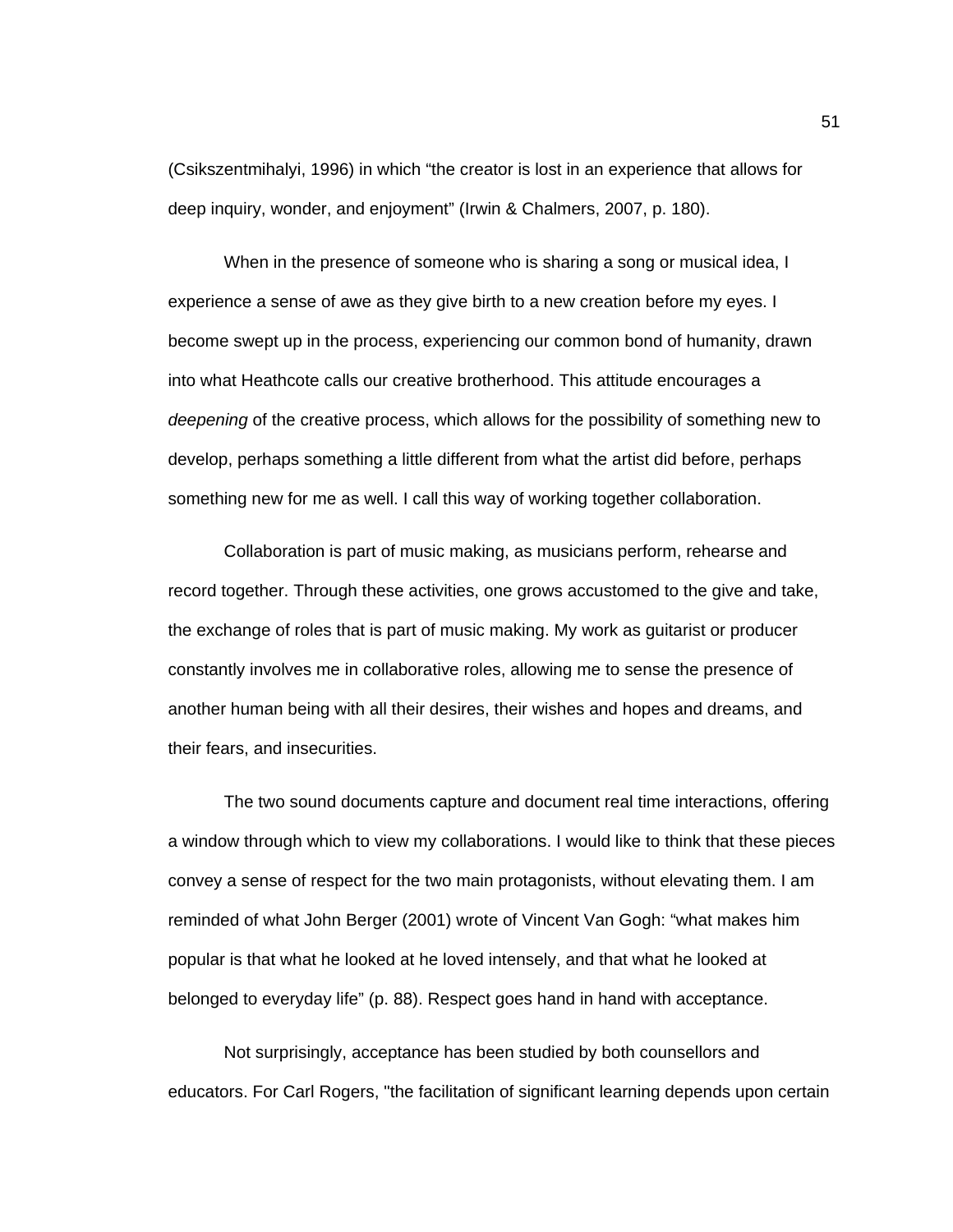(Csikszentmihalyi, 1996) in which “the creator is lost in an experience that allows for deep inquiry, wonder, and enjoyment” (Irwin & Chalmers, 2007, p. 180).

When in the presence of someone who is sharing a song or musical idea, I experience a sense of awe as they give birth to a new creation before my eyes. I become swept up in the process, experiencing our common bond of humanity, drawn into what Heathcote calls our creative brotherhood. This attitude encourages a *deepening* of the creative process, which allows for the possibility of something new to develop, perhaps something a little different from what the artist did before, perhaps something new for me as well. I call this way of working together collaboration.

Collaboration is part of music making, as musicians perform, rehearse and record together. Through these activities, one grows accustomed to the give and take, the exchange of roles that is part of music making. My work as guitarist or producer constantly involves me in collaborative roles, allowing me to sense the presence of another human being with all their desires, their wishes and hopes and dreams, and their fears, and insecurities.

The two sound documents capture and document real time interactions, offering a window through which to view my collaborations. I would like to think that these pieces convey a sense of respect for the two main protagonists, without elevating them. I am reminded of what John Berger (2001) wrote of Vincent Van Gogh: “what makes him popular is that what he looked at he loved intensely, and that what he looked at belonged to everyday life” (p. 88). Respect goes hand in hand with acceptance.

Not surprisingly, acceptance has been studied by both counsellors and educators. For Carl Rogers, "the facilitation of significant learning depends upon certain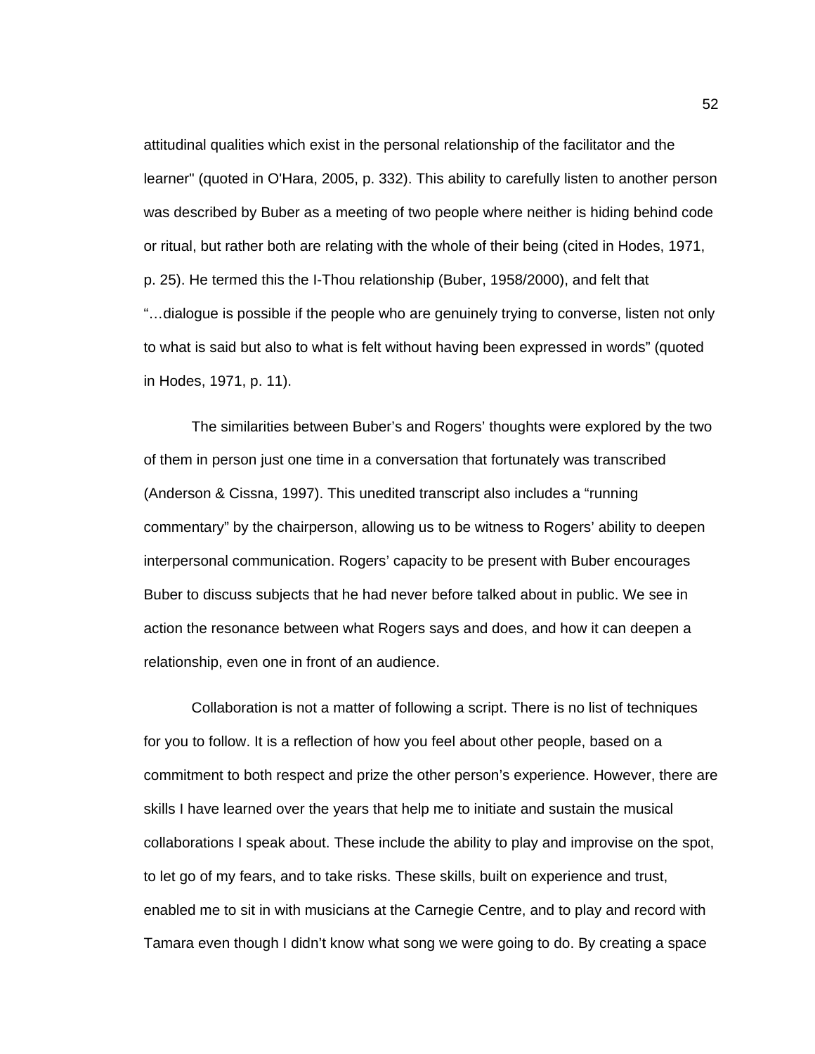attitudinal qualities which exist in the personal relationship of the facilitator and the learner" (quoted in O'Hara, 2005, p. 332). This ability to carefully listen to another person was described by Buber as a meeting of two people where neither is hiding behind code or ritual, but rather both are relating with the whole of their being (cited in Hodes, 1971, p. 25). He termed this the I-Thou relationship (Buber, 1958/2000), and felt that "…dialogue is possible if the people who are genuinely trying to converse, listen not only to what is said but also to what is felt without having been expressed in words" (quoted in Hodes, 1971, p. 11).

The similarities between Buber's and Rogers' thoughts were explored by the two of them in person just one time in a conversation that fortunately was transcribed (Anderson & Cissna, 1997). This unedited transcript also includes a "running commentary" by the chairperson, allowing us to be witness to Rogers' ability to deepen interpersonal communication. Rogers' capacity to be present with Buber encourages Buber to discuss subjects that he had never before talked about in public. We see in action the resonance between what Rogers says and does, and how it can deepen a relationship, even one in front of an audience.

Collaboration is not a matter of following a script. There is no list of techniques for you to follow. It is a reflection of how you feel about other people, based on a commitment to both respect and prize the other person's experience. However, there are skills I have learned over the years that help me to initiate and sustain the musical collaborations I speak about. These include the ability to play and improvise on the spot, to let go of my fears, and to take risks. These skills, built on experience and trust, enabled me to sit in with musicians at the Carnegie Centre, and to play and record with Tamara even though I didn't know what song we were going to do. By creating a space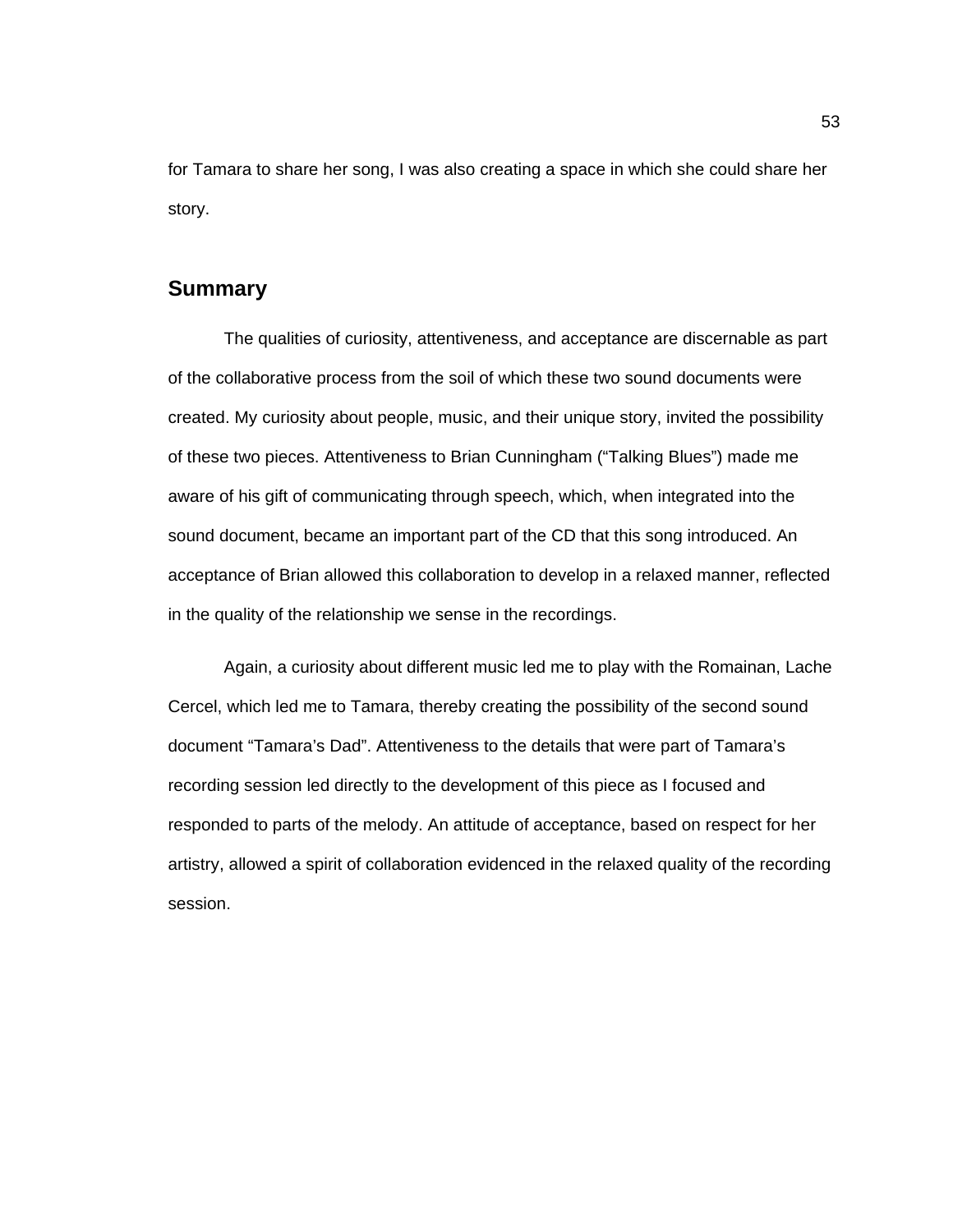for Tamara to share her song, I was also creating a space in which she could share her story.

## Summary

The qualities of curiosity, attentiveness, and acceptance are discernable as part of the collaborative process from the soil of which these two sound documents were created. My curiosity about people, music, and their unique story, invited the possibility of these two pieces. Attentiveness to Brian Cunningham ("Talking Blues") made me aware of his gift of communicating through speech, which, when integrated into the sound document, became an important part of the CD that this song introduced. An acceptance of Brian allowed this collaboration to develop in a relaxed manner, reflected in the quality of the relationship we sense in the recordings.

Again, a curiosity about different music led me to play with the Romainan, Lache Cercel, which led me to Tamara, thereby creating the possibility of the second sound document "Tamara's Dad". Attentiveness to the details that were part of Tamara's recording session led directly to the development of this piece as I focused and responded to parts of the melody. An attitude of acceptance, based on respect for her artistry, allowed a spirit of collaboration evidenced in the relaxed quality of the recording session.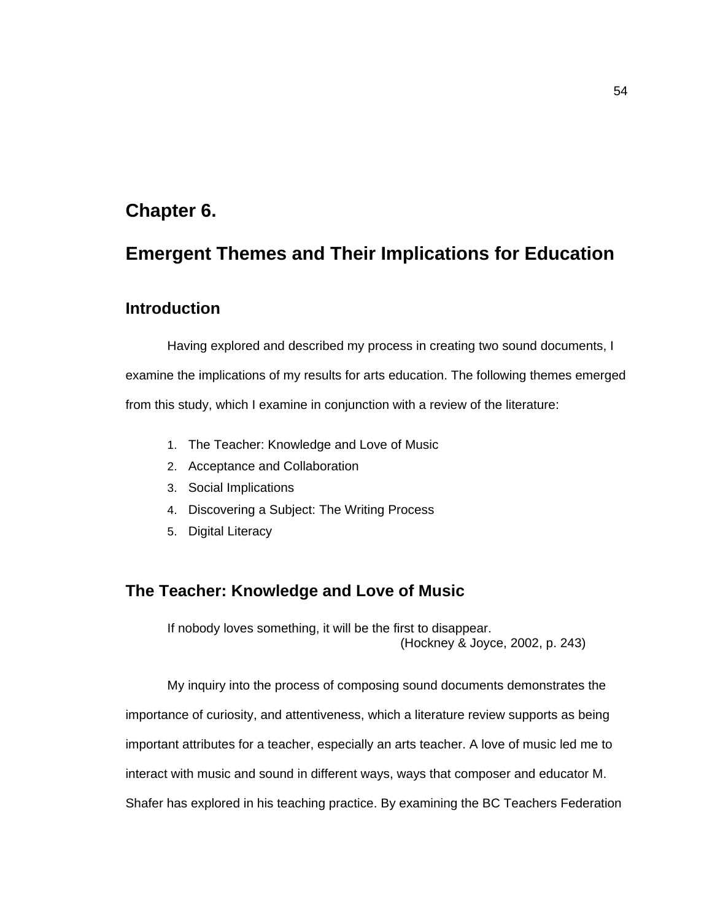# Chapter 6.

# Emergent Themes and Their Implications for Education

## Introduction

Having explored and described my process in creating two sound documents, I examine the implications of my results for arts education. The following themes emerged from this study, which I examine in conjunction with a review of the literature:

1. The Teacher: Knowledge and Love of Music
2. Acceptance and Collaboration
3. Social Implications
4. Discovering a Subject: The Writing Process
5. Digital Literacy

## The Teacher: Knowledge and Love of Music

> If nobody loves something, it will be the first to disappear.
>
> (Hockney & Joyce, 2002, p. 243)

My inquiry into the process of composing sound documents demonstrates the importance of curiosity, and attentiveness, which a literature review supports as being important attributes for a teacher, especially an arts teacher. A love of music led me to interact with music and sound in different ways, ways that composer and educator M. Shafer has explored in his teaching practice. By examining the BC Teachers Federation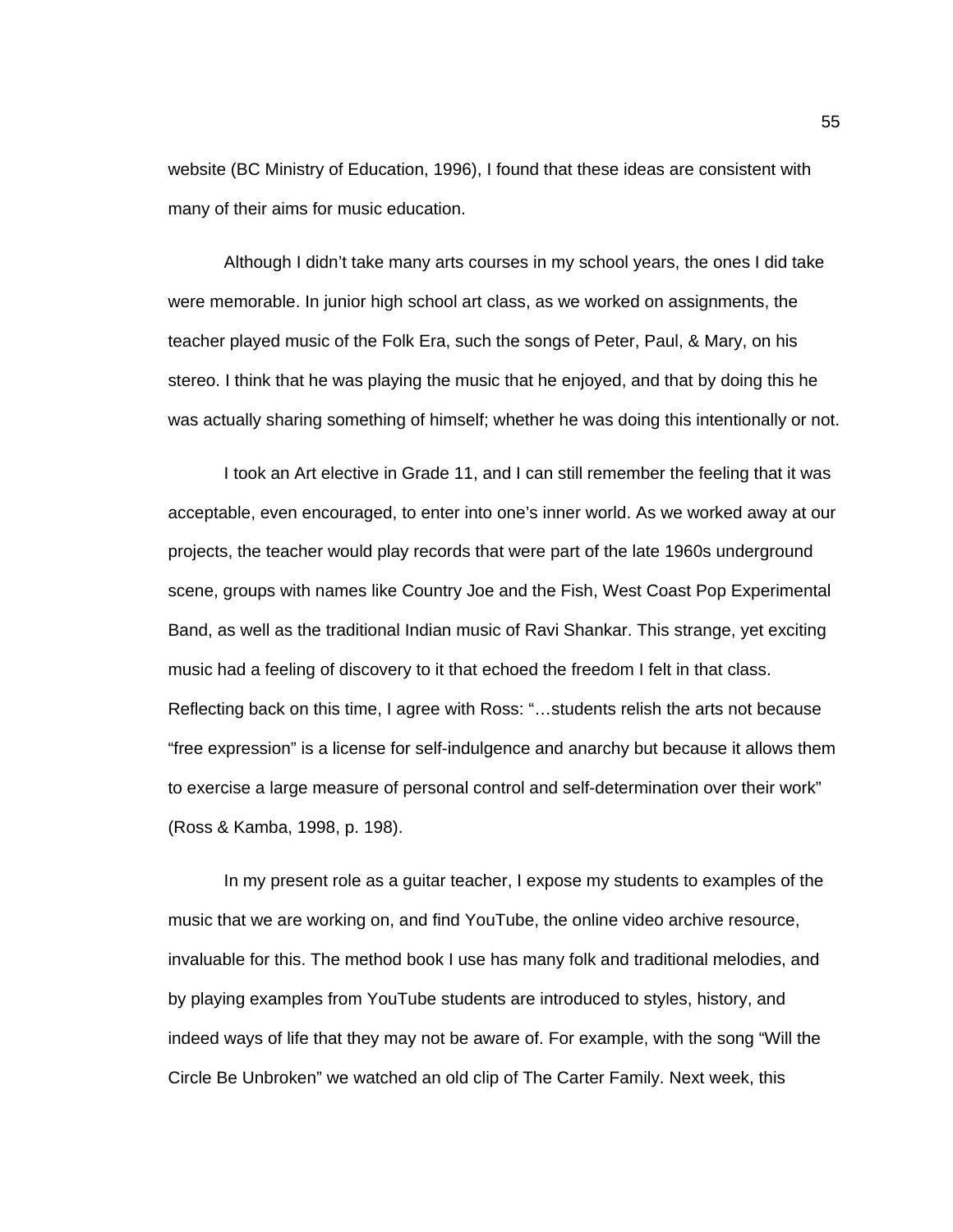website (BC Ministry of Education, 1996), I found that these ideas are consistent with many of their aims for music education.

Although I didn't take many arts courses in my school years, the ones I did take were memorable. In junior high school art class, as we worked on assignments, the teacher played music of the Folk Era, such the songs of Peter, Paul, & Mary, on his stereo. I think that he was playing the music that he enjoyed, and that by doing this he was actually sharing something of himself; whether he was doing this intentionally or not.

I took an Art elective in Grade 11, and I can still remember the feeling that it was acceptable, even encouraged, to enter into one's inner world. As we worked away at our projects, the teacher would play records that were part of the late 1960s underground scene, groups with names like Country Joe and the Fish, West Coast Pop Experimental Band, as well as the traditional Indian music of Ravi Shankar. This strange, yet exciting music had a feeling of discovery to it that echoed the freedom I felt in that class. Reflecting back on this time, I agree with Ross: "…students relish the arts not because "free expression" is a license for self-indulgence and anarchy but because it allows them to exercise a large measure of personal control and self-determination over their work" (Ross & Kamba, 1998, p. 198).

In my present role as a guitar teacher, I expose my students to examples of the music that we are working on, and find YouTube, the online video archive resource, invaluable for this. The method book I use has many folk and traditional melodies, and by playing examples from YouTube students are introduced to styles, history, and indeed ways of life that they may not be aware of. For example, with the song "Will the Circle Be Unbroken" we watched an old clip of The Carter Family. Next week, this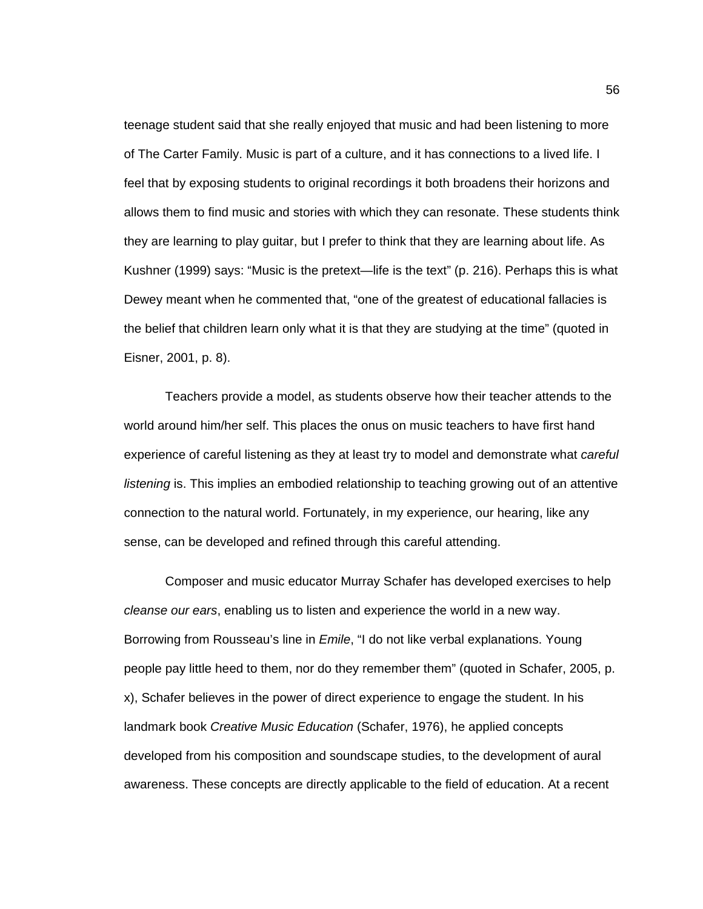teenage student said that she really enjoyed that music and had been listening to more of The Carter Family. Music is part of a culture, and it has connections to a lived life. I feel that by exposing students to original recordings it both broadens their horizons and allows them to find music and stories with which they can resonate. These students think they are learning to play guitar, but I prefer to think that they are learning about life. As Kushner (1999) says: “Music is the pretext—life is the text” (p. 216). Perhaps this is what Dewey meant when he commented that, “one of the greatest of educational fallacies is the belief that children learn only what it is that they are studying at the time” (quoted in Eisner, 2001, p. 8).

Teachers provide a model, as students observe how their teacher attends to the world around him/her self. This places the onus on music teachers to have first hand experience of careful listening as they at least try to model and demonstrate what *careful listening* is. This implies an embodied relationship to teaching growing out of an attentive connection to the natural world. Fortunately, in my experience, our hearing, like any sense, can be developed and refined through this careful attending.

Composer and music educator Murray Schafer has developed exercises to help *cleanse our ears*, enabling us to listen and experience the world in a new way. Borrowing from Rousseau’s line in *Emile*, “I do not like verbal explanations. Young people pay little heed to them, nor do they remember them” (quoted in Schafer, 2005, p. x), Schafer believes in the power of direct experience to engage the student. In his landmark book *Creative Music Education* (Schafer, 1976), he applied concepts developed from his composition and soundscape studies, to the development of aural awareness. These concepts are directly applicable to the field of education. At a recent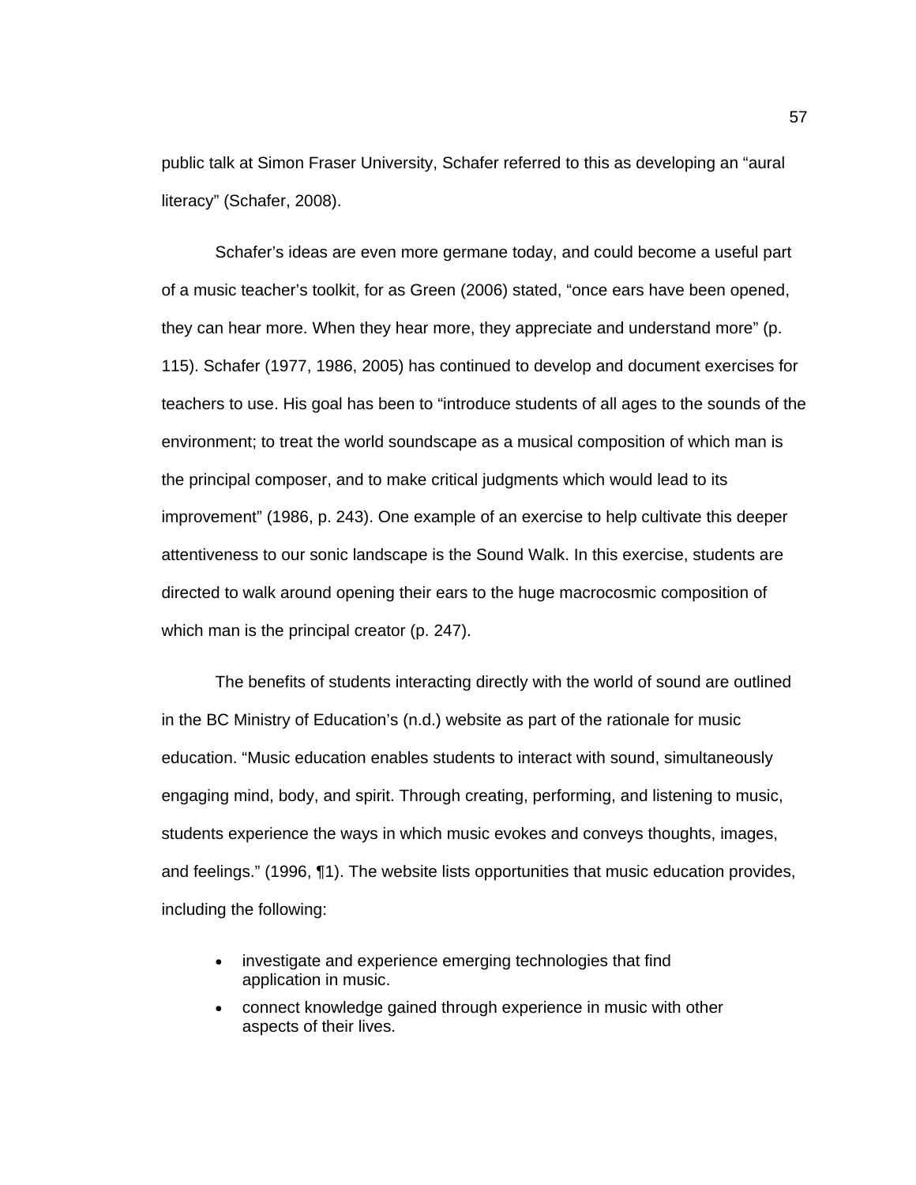public talk at Simon Fraser University, Schafer referred to this as developing an "aural literacy" (Schafer, 2008).

Schafer's ideas are even more germane today, and could become a useful part of a music teacher's toolkit, for as Green (2006) stated, "once ears have been opened, they can hear more. When they hear more, they appreciate and understand more" (p. 115). Schafer (1977, 1986, 2005) has continued to develop and document exercises for teachers to use. His goal has been to "introduce students of all ages to the sounds of the environment; to treat the world soundscape as a musical composition of which man is the principal composer, and to make critical judgments which would lead to its improvement" (1986, p. 243). One example of an exercise to help cultivate this deeper attentiveness to our sonic landscape is the Sound Walk. In this exercise, students are directed to walk around opening their ears to the huge macrocosmic composition of which man is the principal creator (p. 247).

The benefits of students interacting directly with the world of sound are outlined in the BC Ministry of Education's (n.d.) website as part of the rationale for music education. "Music education enables students to interact with sound, simultaneously engaging mind, body, and spirit. Through creating, performing, and listening to music, students experience the ways in which music evokes and conveys thoughts, images, and feelings." (1996, ¶1). The website lists opportunities that music education provides, including the following:

- investigate and experience emerging technologies that find application in music.
- connect knowledge gained through experience in music with other aspects of their lives.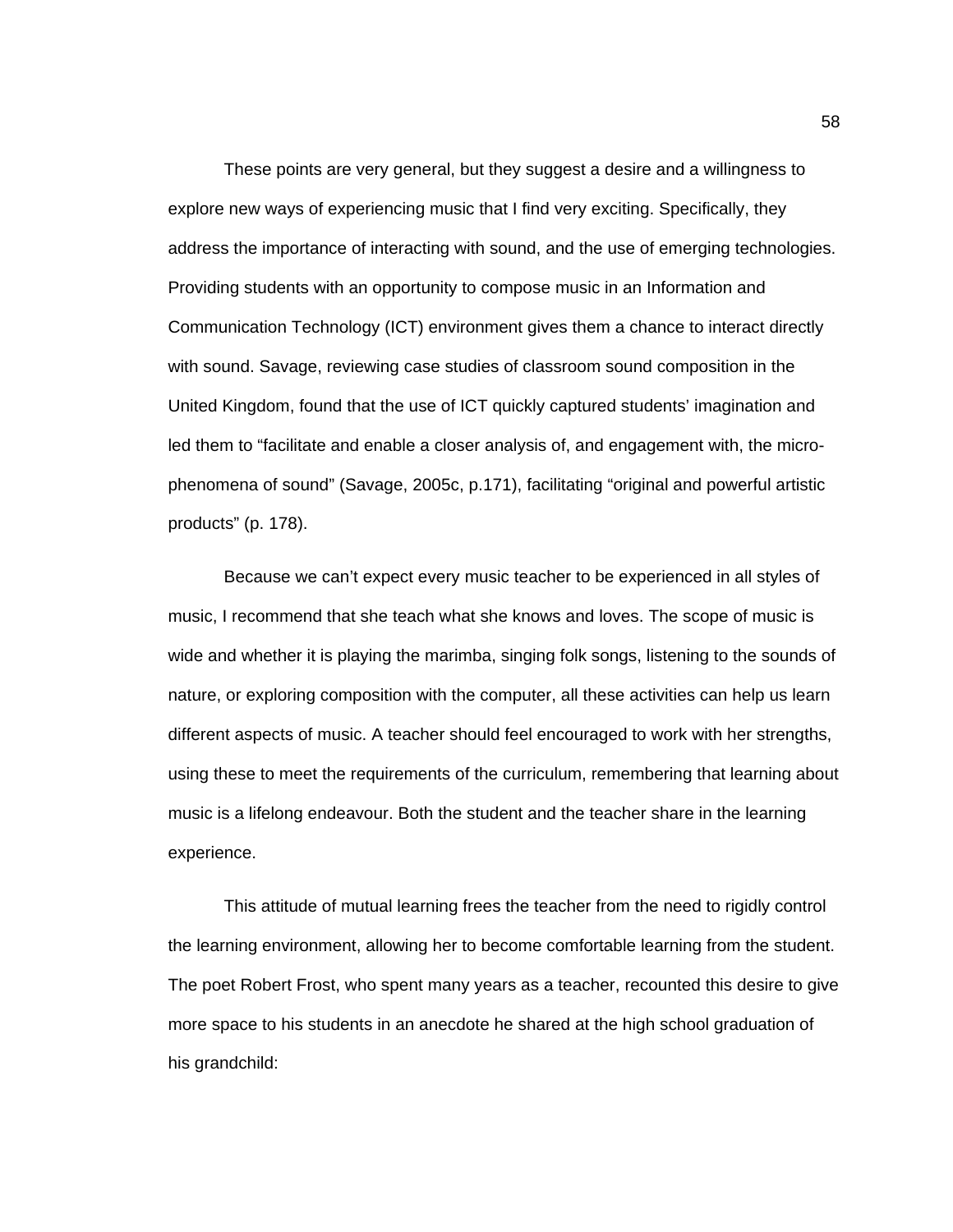These points are very general, but they suggest a desire and a willingness to explore new ways of experiencing music that I find very exciting. Specifically, they address the importance of interacting with sound, and the use of emerging technologies. Providing students with an opportunity to compose music in an Information and Communication Technology (ICT) environment gives them a chance to interact directly with sound. Savage, reviewing case studies of classroom sound composition in the United Kingdom, found that the use of ICT quickly captured students' imagination and led them to "facilitate and enable a closer analysis of, and engagement with, the micro-phenomena of sound" (Savage, 2005c, p.171), facilitating "original and powerful artistic products" (p. 178).

Because we can't expect every music teacher to be experienced in all styles of music, I recommend that she teach what she knows and loves. The scope of music is wide and whether it is playing the marimba, singing folk songs, listening to the sounds of nature, or exploring composition with the computer, all these activities can help us learn different aspects of music. A teacher should feel encouraged to work with her strengths, using these to meet the requirements of the curriculum, remembering that learning about music is a lifelong endeavour. Both the student and the teacher share in the learning experience.

This attitude of mutual learning frees the teacher from the need to rigidly control the learning environment, allowing her to become comfortable learning from the student. The poet Robert Frost, who spent many years as a teacher, recounted this desire to give more space to his students in an anecdote he shared at the high school graduation of his grandchild: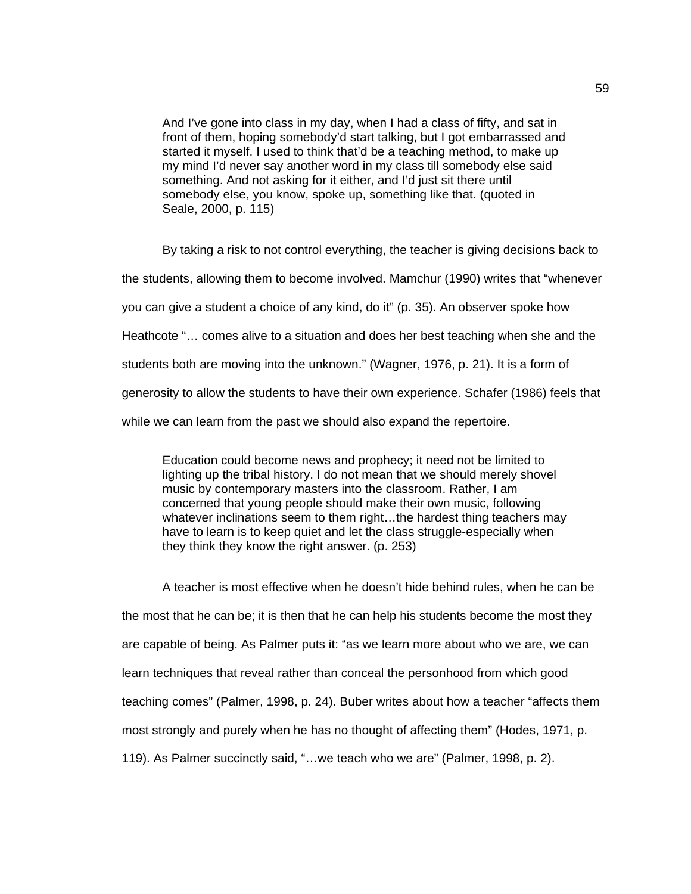> And I've gone into class in my day, when I had a class of fifty, and sat in front of them, hoping somebody'd start talking, but I got embarrassed and started it myself. I used to think that'd be a teaching method, to make up my mind I'd never say another word in my class till somebody else said something. And not asking for it either, and I'd just sit there until somebody else, you know, spoke up, something like that. (quoted in Seale, 2000, p. 115)

By taking a risk to not control everything, the teacher is giving decisions back to the students, allowing them to become involved. Mamchur (1990) writes that "whenever you can give a student a choice of any kind, do it" (p. 35). An observer spoke how Heathcote "… comes alive to a situation and does her best teaching when she and the students both are moving into the unknown." (Wagner, 1976, p. 21). It is a form of generosity to allow the students to have their own experience. Schafer (1986) feels that while we can learn from the past we should also expand the repertoire.

> Education could become news and prophecy; it need not be limited to lighting up the tribal history. I do not mean that we should merely shovel music by contemporary masters into the classroom. Rather, I am concerned that young people should make their own music, following whatever inclinations seem to them right…the hardest thing teachers may have to learn is to keep quiet and let the class struggle-especially when they think they know the right answer. (p. 253)

A teacher is most effective when he doesn't hide behind rules, when he can be the most that he can be; it is then that he can help his students become the most they are capable of being. As Palmer puts it: "as we learn more about who we are, we can learn techniques that reveal rather than conceal the personhood from which good teaching comes" (Palmer, 1998, p. 24). Buber writes about how a teacher "affects them most strongly and purely when he has no thought of affecting them" (Hodes, 1971, p. 119). As Palmer succinctly said, "…we teach who we are" (Palmer, 1998, p. 2).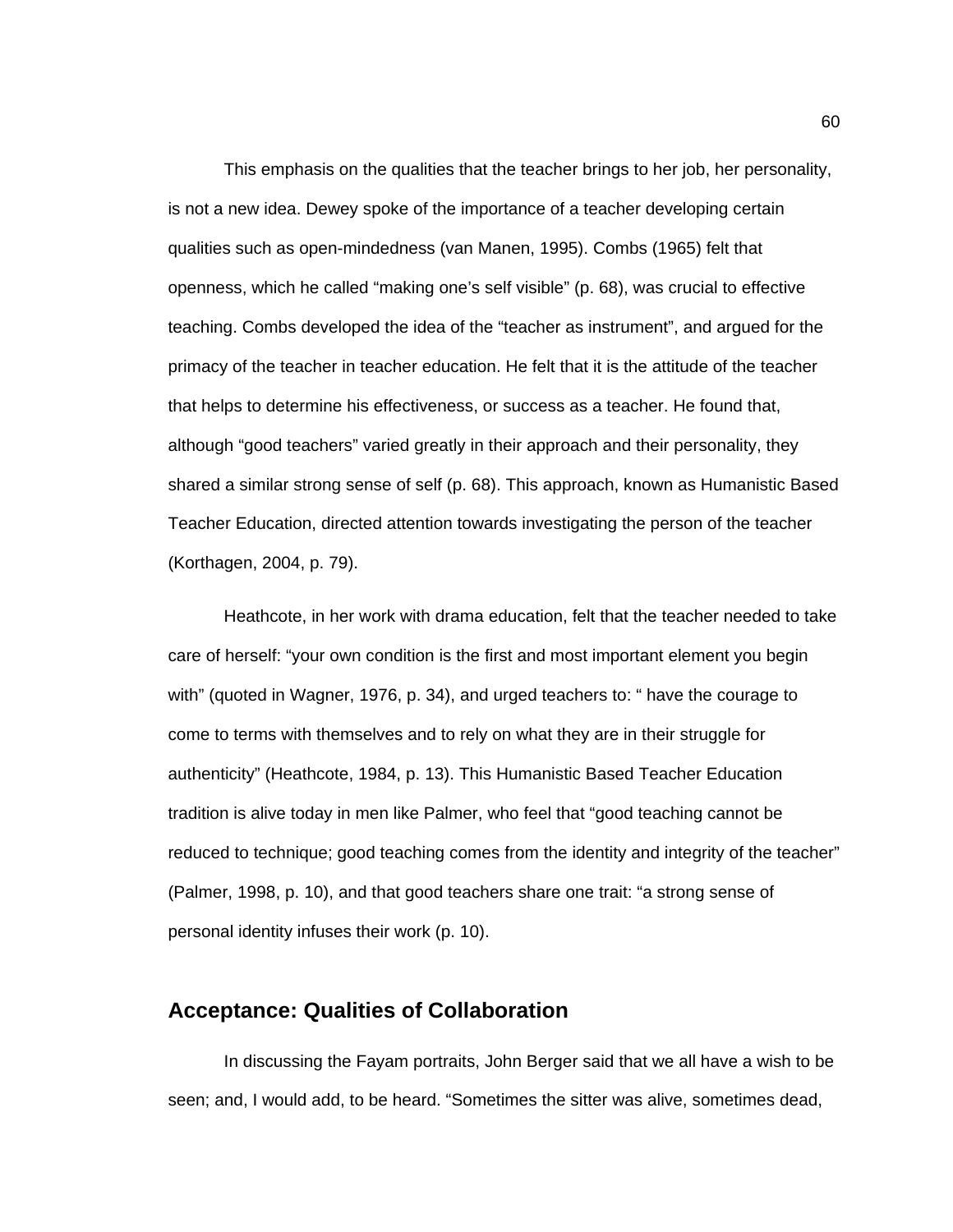This emphasis on the qualities that the teacher brings to her job, her personality, is not a new idea. Dewey spoke of the importance of a teacher developing certain qualities such as open-mindedness (van Manen, 1995). Combs (1965) felt that openness, which he called "making one's self visible" (p. 68), was crucial to effective teaching. Combs developed the idea of the "teacher as instrument", and argued for the primacy of the teacher in teacher education. He felt that it is the attitude of the teacher that helps to determine his effectiveness, or success as a teacher. He found that, although "good teachers" varied greatly in their approach and their personality, they shared a similar strong sense of self (p. 68). This approach, known as Humanistic Based Teacher Education, directed attention towards investigating the person of the teacher (Korthagen, 2004, p. 79).

Heathcote, in her work with drama education, felt that the teacher needed to take care of herself: "your own condition is the first and most important element you begin with" (quoted in Wagner, 1976, p. 34), and urged teachers to: " have the courage to come to terms with themselves and to rely on what they are in their struggle for authenticity" (Heathcote, 1984, p. 13). This Humanistic Based Teacher Education tradition is alive today in men like Palmer, who feel that "good teaching cannot be reduced to technique; good teaching comes from the identity and integrity of the teacher" (Palmer, 1998, p. 10), and that good teachers share one trait: "a strong sense of personal identity infuses their work (p. 10).

## Acceptance: Qualities of Collaboration

In discussing the Fayam portraits, John Berger said that we all have a wish to be seen; and, I would add, to be heard. "Sometimes the sitter was alive, sometimes dead,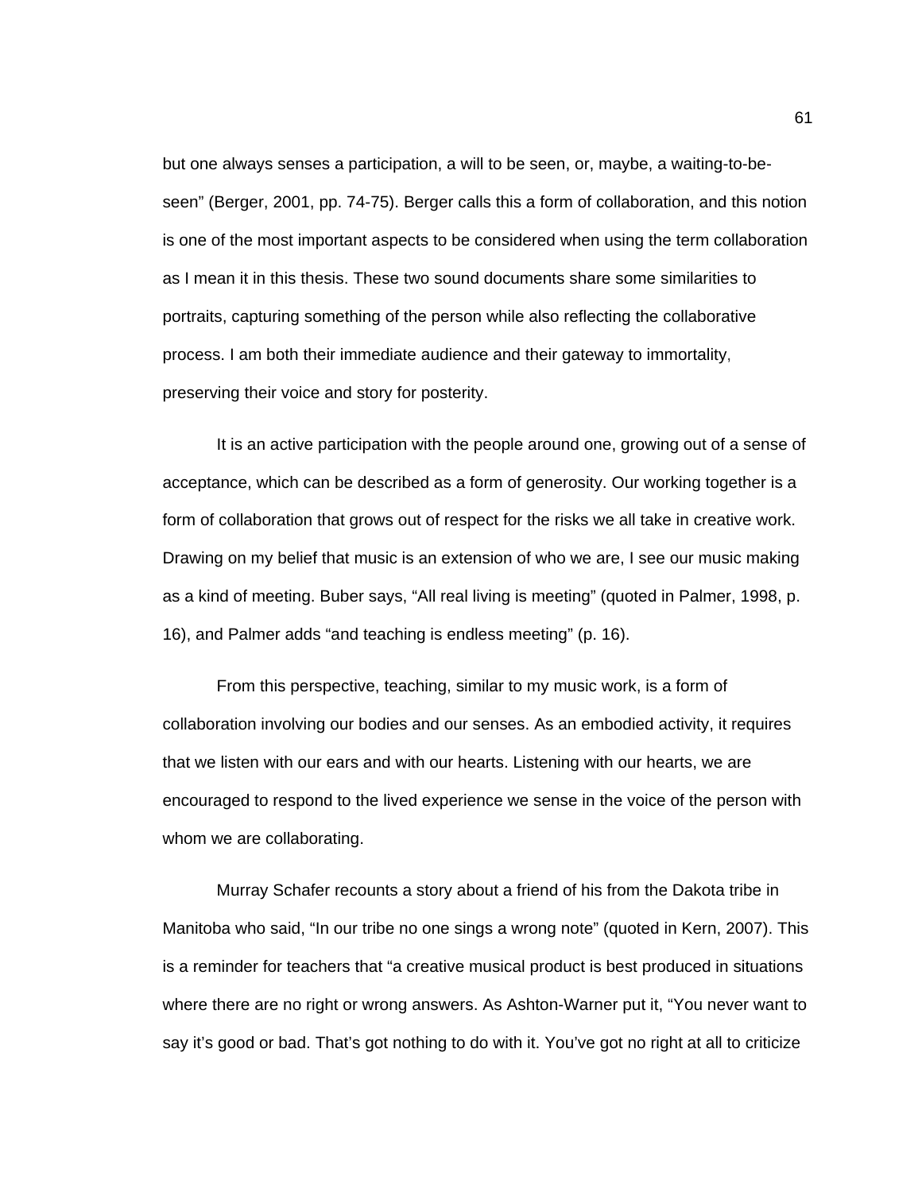but one always senses a participation, a will to be seen, or, maybe, a waiting-to-be-seen" (Berger, 2001, pp. 74-75). Berger calls this a form of collaboration, and this notion is one of the most important aspects to be considered when using the term collaboration as I mean it in this thesis. These two sound documents share some similarities to portraits, capturing something of the person while also reflecting the collaborative process. I am both their immediate audience and their gateway to immortality, preserving their voice and story for posterity.

It is an active participation with the people around one, growing out of a sense of acceptance, which can be described as a form of generosity. Our working together is a form of collaboration that grows out of respect for the risks we all take in creative work. Drawing on my belief that music is an extension of who we are, I see our music making as a kind of meeting. Buber says, "All real living is meeting" (quoted in Palmer, 1998, p. 16), and Palmer adds "and teaching is endless meeting" (p. 16).

From this perspective, teaching, similar to my music work, is a form of collaboration involving our bodies and our senses. As an embodied activity, it requires that we listen with our ears and with our hearts. Listening with our hearts, we are encouraged to respond to the lived experience we sense in the voice of the person with whom we are collaborating.

Murray Schafer recounts a story about a friend of his from the Dakota tribe in Manitoba who said, "In our tribe no one sings a wrong note" (quoted in Kern, 2007). This is a reminder for teachers that "a creative musical product is best produced in situations where there are no right or wrong answers. As Ashton-Warner put it, "You never want to say it's good or bad. That's got nothing to do with it. You've got no right at all to criticize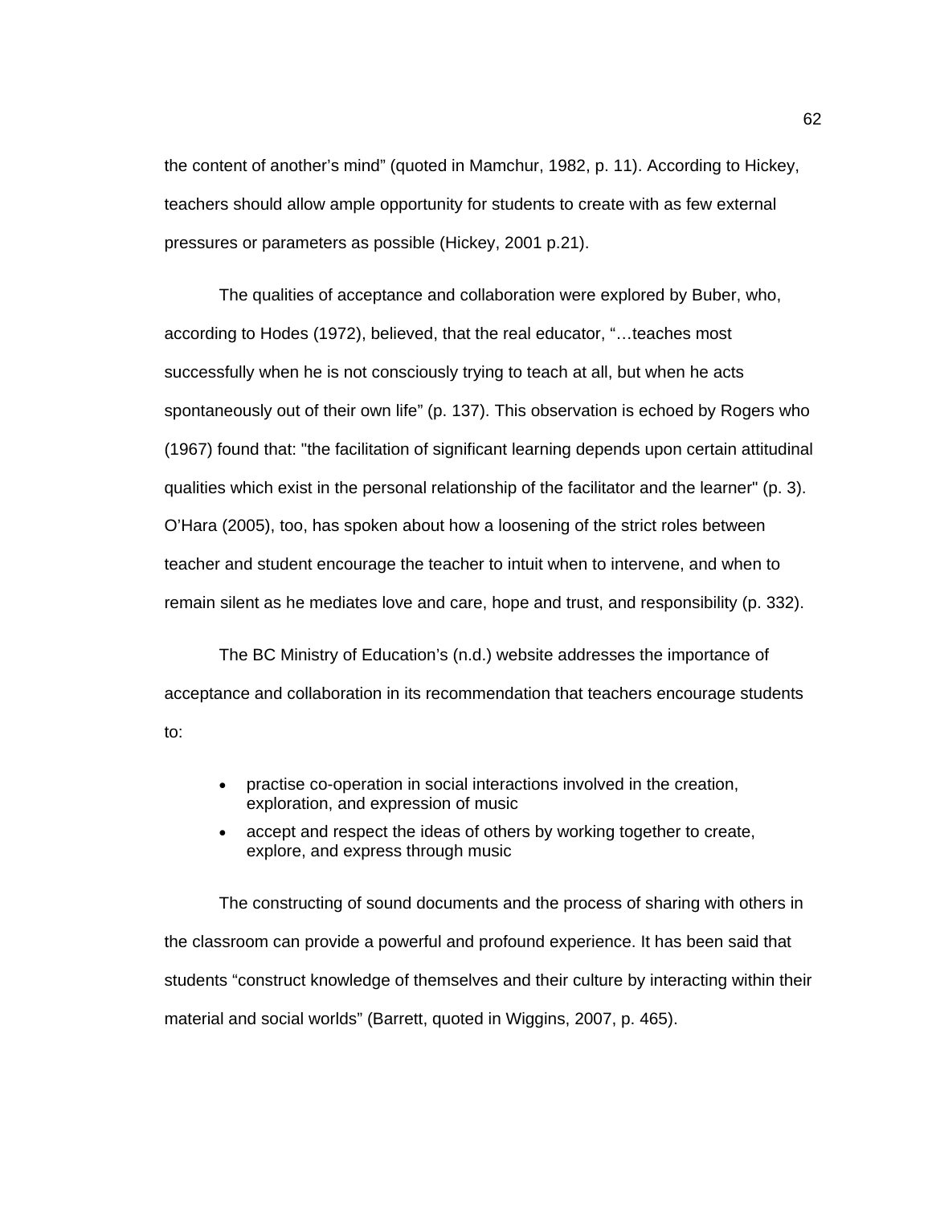the content of another's mind" (quoted in Mamchur, 1982, p. 11). According to Hickey, teachers should allow ample opportunity for students to create with as few external pressures or parameters as possible (Hickey, 2001 p.21).

The qualities of acceptance and collaboration were explored by Buber, who, according to Hodes (1972), believed, that the real educator, "…teaches most successfully when he is not consciously trying to teach at all, but when he acts spontaneously out of their own life" (p. 137). This observation is echoed by Rogers who (1967) found that: "the facilitation of significant learning depends upon certain attitudinal qualities which exist in the personal relationship of the facilitator and the learner" (p. 3). O'Hara (2005), too, has spoken about how a loosening of the strict roles between teacher and student encourage the teacher to intuit when to intervene, and when to remain silent as he mediates love and care, hope and trust, and responsibility (p. 332).

The BC Ministry of Education's (n.d.) website addresses the importance of acceptance and collaboration in its recommendation that teachers encourage students to:

- practise co-operation in social interactions involved in the creation, exploration, and expression of music
- accept and respect the ideas of others by working together to create, explore, and express through music

The constructing of sound documents and the process of sharing with others in the classroom can provide a powerful and profound experience. It has been said that students "construct knowledge of themselves and their culture by interacting within their material and social worlds" (Barrett, quoted in Wiggins, 2007, p. 465).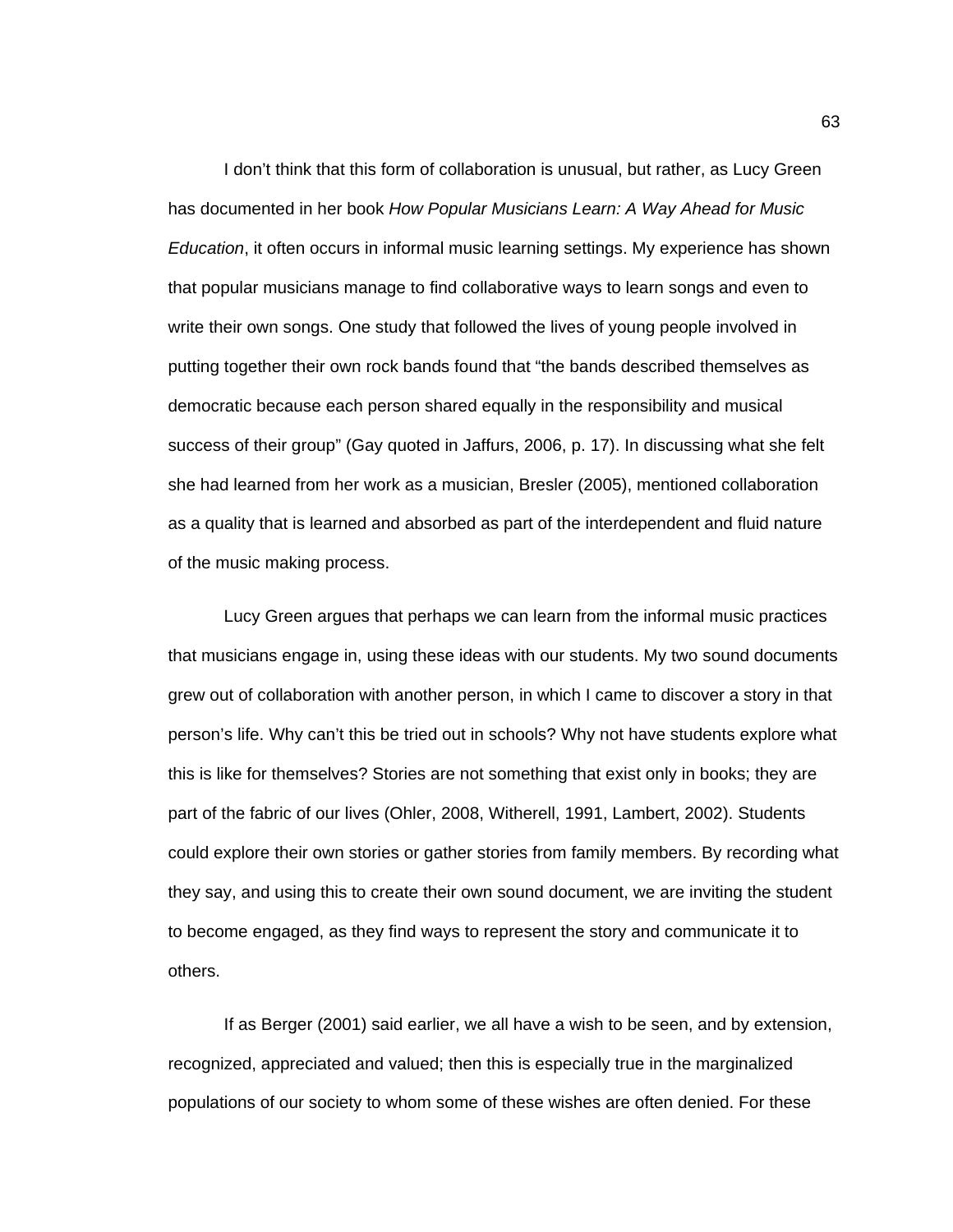I don't think that this form of collaboration is unusual, but rather, as Lucy Green has documented in her book *How Popular Musicians Learn: A Way Ahead for Music Education*, it often occurs in informal music learning settings. My experience has shown that popular musicians manage to find collaborative ways to learn songs and even to write their own songs. One study that followed the lives of young people involved in putting together their own rock bands found that "the bands described themselves as democratic because each person shared equally in the responsibility and musical success of their group" (Gay quoted in Jaffurs, 2006, p. 17). In discussing what she felt she had learned from her work as a musician, Bresler (2005), mentioned collaboration as a quality that is learned and absorbed as part of the interdependent and fluid nature of the music making process.

Lucy Green argues that perhaps we can learn from the informal music practices that musicians engage in, using these ideas with our students. My two sound documents grew out of collaboration with another person, in which I came to discover a story in that person's life. Why can't this be tried out in schools? Why not have students explore what this is like for themselves? Stories are not something that exist only in books; they are part of the fabric of our lives (Ohler, 2008, Witherell, 1991, Lambert, 2002). Students could explore their own stories or gather stories from family members. By recording what they say, and using this to create their own sound document, we are inviting the student to become engaged, as they find ways to represent the story and communicate it to others.

If as Berger (2001) said earlier, we all have a wish to be seen, and by extension, recognized, appreciated and valued; then this is especially true in the marginalized populations of our society to whom some of these wishes are often denied. For these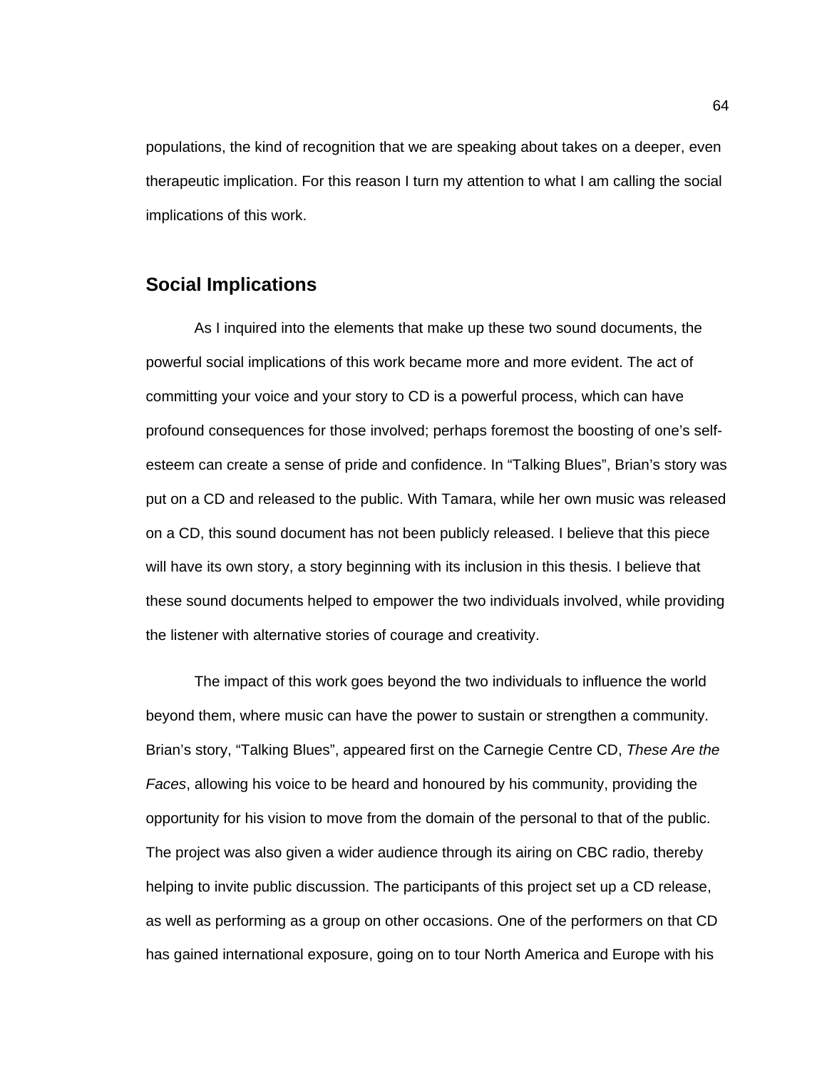populations, the kind of recognition that we are speaking about takes on a deeper, even therapeutic implication. For this reason I turn my attention to what I am calling the social implications of this work.

## Social Implications

As I inquired into the elements that make up these two sound documents, the powerful social implications of this work became more and more evident. The act of committing your voice and your story to CD is a powerful process, which can have profound consequences for those involved; perhaps foremost the boosting of one's self-esteem can create a sense of pride and confidence. In "Talking Blues", Brian's story was put on a CD and released to the public. With Tamara, while her own music was released on a CD, this sound document has not been publicly released. I believe that this piece will have its own story, a story beginning with its inclusion in this thesis. I believe that these sound documents helped to empower the two individuals involved, while providing the listener with alternative stories of courage and creativity.

The impact of this work goes beyond the two individuals to influence the world beyond them, where music can have the power to sustain or strengthen a community. Brian's story, "Talking Blues", appeared first on the Carnegie Centre CD, *These Are the Faces*, allowing his voice to be heard and honoured by his community, providing the opportunity for his vision to move from the domain of the personal to that of the public. The project was also given a wider audience through its airing on CBC radio, thereby helping to invite public discussion. The participants of this project set up a CD release, as well as performing as a group on other occasions. One of the performers on that CD has gained international exposure, going on to tour North America and Europe with his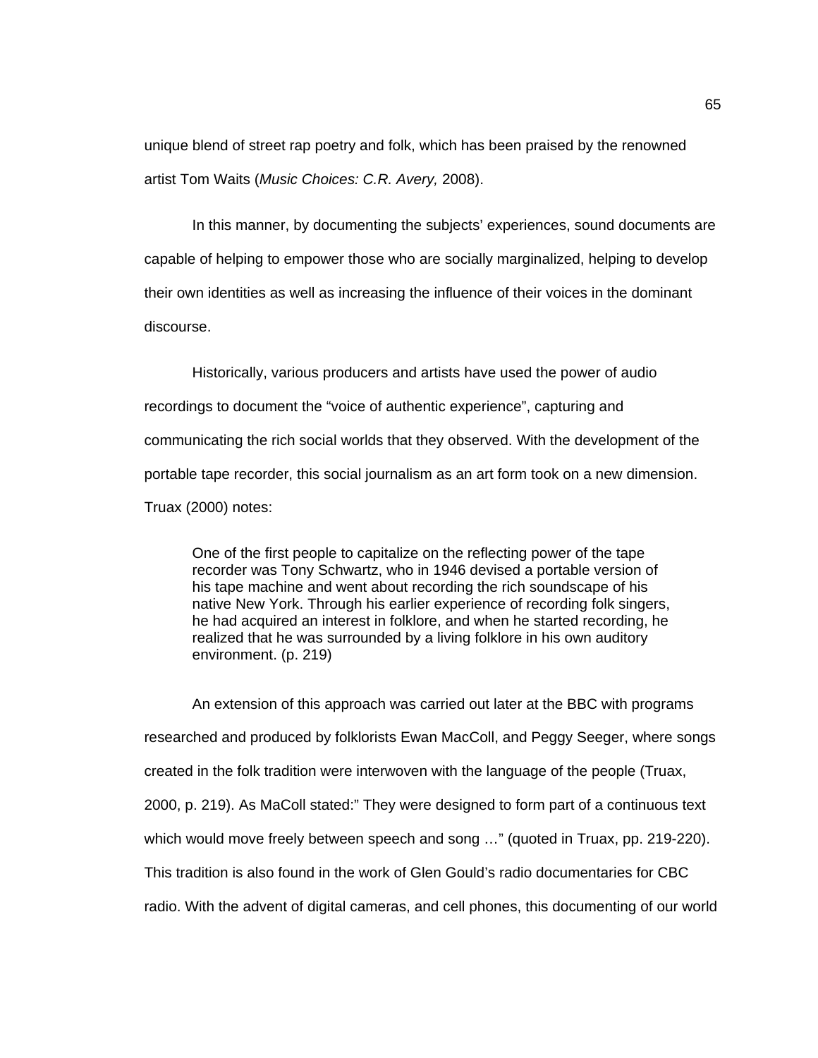unique blend of street rap poetry and folk, which has been praised by the renowned artist Tom Waits (*Music Choices: C.R. Avery,* 2008).

In this manner, by documenting the subjects' experiences, sound documents are capable of helping to empower those who are socially marginalized, helping to develop their own identities as well as increasing the influence of their voices in the dominant discourse.

Historically, various producers and artists have used the power of audio recordings to document the "voice of authentic experience", capturing and communicating the rich social worlds that they observed. With the development of the portable tape recorder, this social journalism as an art form took on a new dimension. Truax (2000) notes:

> One of the first people to capitalize on the reflecting power of the tape recorder was Tony Schwartz, who in 1946 devised a portable version of his tape machine and went about recording the rich soundscape of his native New York. Through his earlier experience of recording folk singers, he had acquired an interest in folklore, and when he started recording, he realized that he was surrounded by a living folklore in his own auditory environment. (p. 219)

An extension of this approach was carried out later at the BBC with programs researched and produced by folklorists Ewan MacColl, and Peggy Seeger, where songs created in the folk tradition were interwoven with the language of the people (Truax, 2000, p. 219). As MaColl stated:" They were designed to form part of a continuous text which would move freely between speech and song …" (quoted in Truax, pp. 219-220). This tradition is also found in the work of Glen Gould's radio documentaries for CBC radio. With the advent of digital cameras, and cell phones, this documenting of our world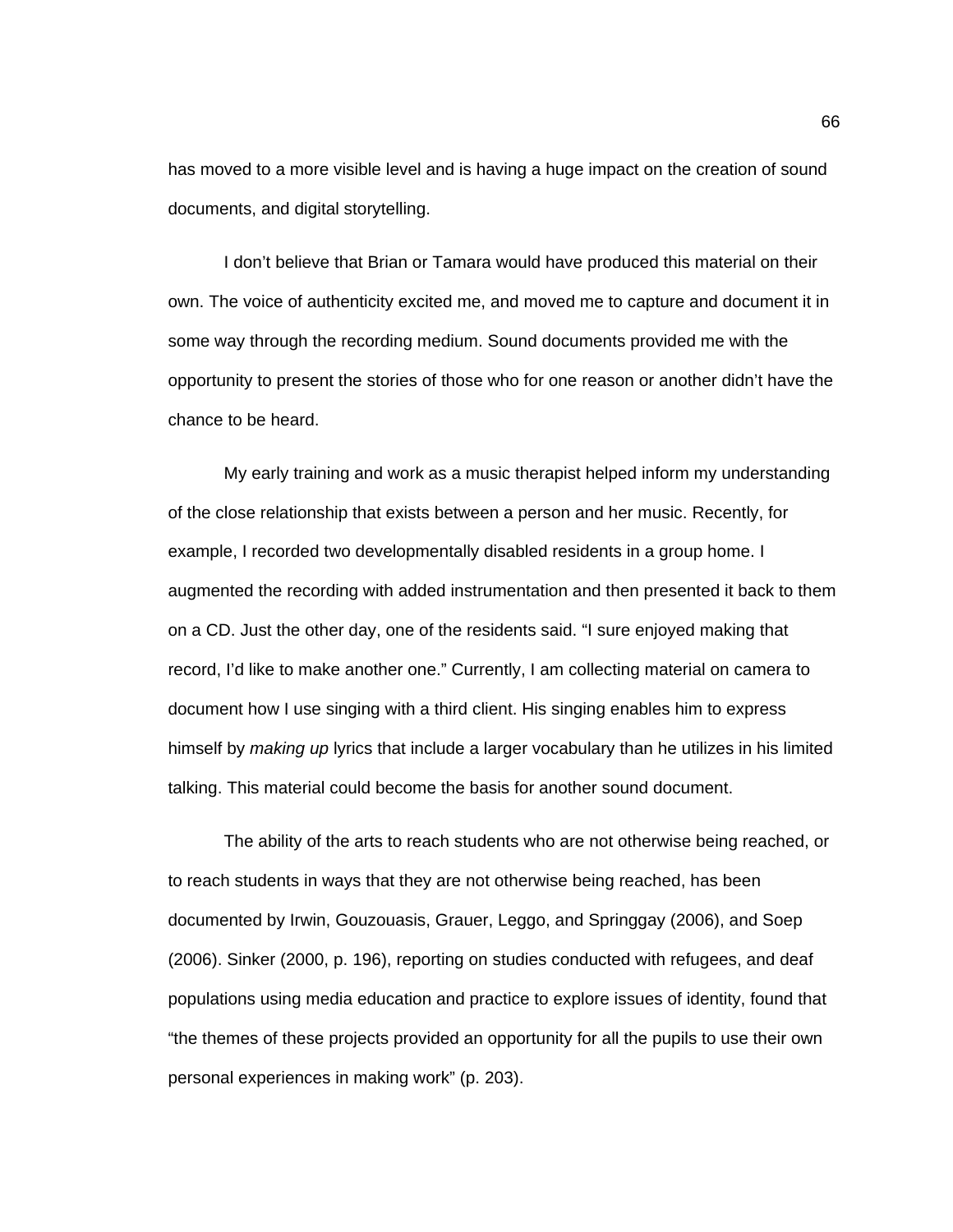has moved to a more visible level and is having a huge impact on the creation of sound documents, and digital storytelling.

I don't believe that Brian or Tamara would have produced this material on their own. The voice of authenticity excited me, and moved me to capture and document it in some way through the recording medium. Sound documents provided me with the opportunity to present the stories of those who for one reason or another didn't have the chance to be heard.

My early training and work as a music therapist helped inform my understanding of the close relationship that exists between a person and her music. Recently, for example, I recorded two developmentally disabled residents in a group home. I augmented the recording with added instrumentation and then presented it back to them on a CD. Just the other day, one of the residents said. "I sure enjoyed making that record, I'd like to make another one." Currently, I am collecting material on camera to document how I use singing with a third client. His singing enables him to express himself by *making up* lyrics that include a larger vocabulary than he utilizes in his limited talking. This material could become the basis for another sound document.

The ability of the arts to reach students who are not otherwise being reached, or to reach students in ways that they are not otherwise being reached, has been documented by Irwin, Gouzouasis, Grauer, Leggo, and Springgay (2006), and Soep (2006). Sinker (2000, p. 196), reporting on studies conducted with refugees, and deaf populations using media education and practice to explore issues of identity, found that "the themes of these projects provided an opportunity for all the pupils to use their own personal experiences in making work" (p. 203).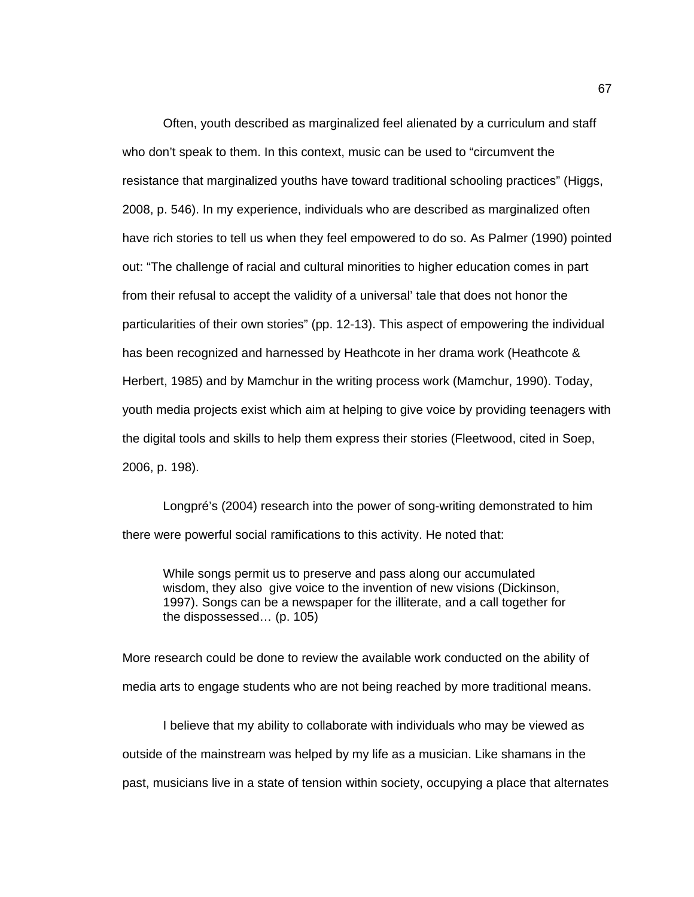Often, youth described as marginalized feel alienated by a curriculum and staff who don't speak to them. In this context, music can be used to "circumvent the resistance that marginalized youths have toward traditional schooling practices" (Higgs, 2008, p. 546). In my experience, individuals who are described as marginalized often have rich stories to tell us when they feel empowered to do so. As Palmer (1990) pointed out: "The challenge of racial and cultural minorities to higher education comes in part from their refusal to accept the validity of a universal' tale that does not honor the particularities of their own stories" (pp. 12-13). This aspect of empowering the individual has been recognized and harnessed by Heathcote in her drama work (Heathcote & Herbert, 1985) and by Mamchur in the writing process work (Mamchur, 1990). Today, youth media projects exist which aim at helping to give voice by providing teenagers with the digital tools and skills to help them express their stories (Fleetwood, cited in Soep, 2006, p. 198).

Longpré's (2004) research into the power of song-writing demonstrated to him there were powerful social ramifications to this activity. He noted that:

> While songs permit us to preserve and pass along our accumulated wisdom, they also give voice to the invention of new visions (Dickinson, 1997). Songs can be a newspaper for the illiterate, and a call together for the dispossessed… (p. 105)

More research could be done to review the available work conducted on the ability of media arts to engage students who are not being reached by more traditional means.

I believe that my ability to collaborate with individuals who may be viewed as outside of the mainstream was helped by my life as a musician. Like shamans in the past, musicians live in a state of tension within society, occupying a place that alternates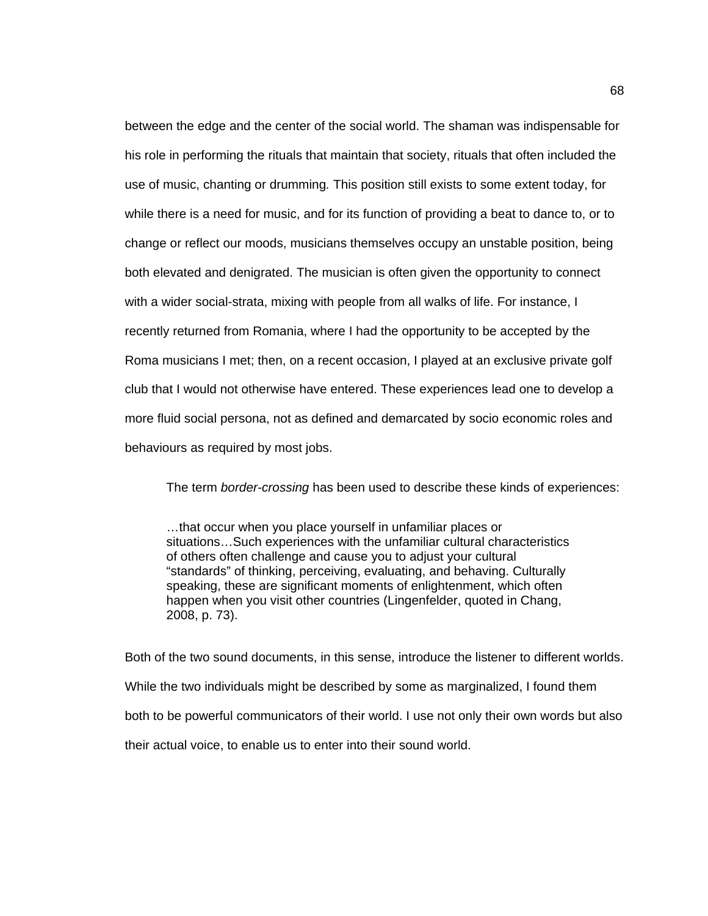between the edge and the center of the social world. The shaman was indispensable for his role in performing the rituals that maintain that society, rituals that often included the use of music, chanting or drumming. This position still exists to some extent today, for while there is a need for music, and for its function of providing a beat to dance to, or to change or reflect our moods, musicians themselves occupy an unstable position, being both elevated and denigrated. The musician is often given the opportunity to connect with a wider social-strata, mixing with people from all walks of life. For instance, I recently returned from Romania, where I had the opportunity to be accepted by the Roma musicians I met; then, on a recent occasion, I played at an exclusive private golf club that I would not otherwise have entered. These experiences lead one to develop a more fluid social persona, not as defined and demarcated by socio economic roles and behaviours as required by most jobs.

The term *border-crossing* has been used to describe these kinds of experiences:

> …that occur when you place yourself in unfamiliar places or situations…Such experiences with the unfamiliar cultural characteristics of others often challenge and cause you to adjust your cultural "standards" of thinking, perceiving, evaluating, and behaving. Culturally speaking, these are significant moments of enlightenment, which often happen when you visit other countries (Lingenfelder, quoted in Chang, 2008, p. 73).

Both of the two sound documents, in this sense, introduce the listener to different worlds. While the two individuals might be described by some as marginalized, I found them both to be powerful communicators of their world. I use not only their own words but also their actual voice, to enable us to enter into their sound world.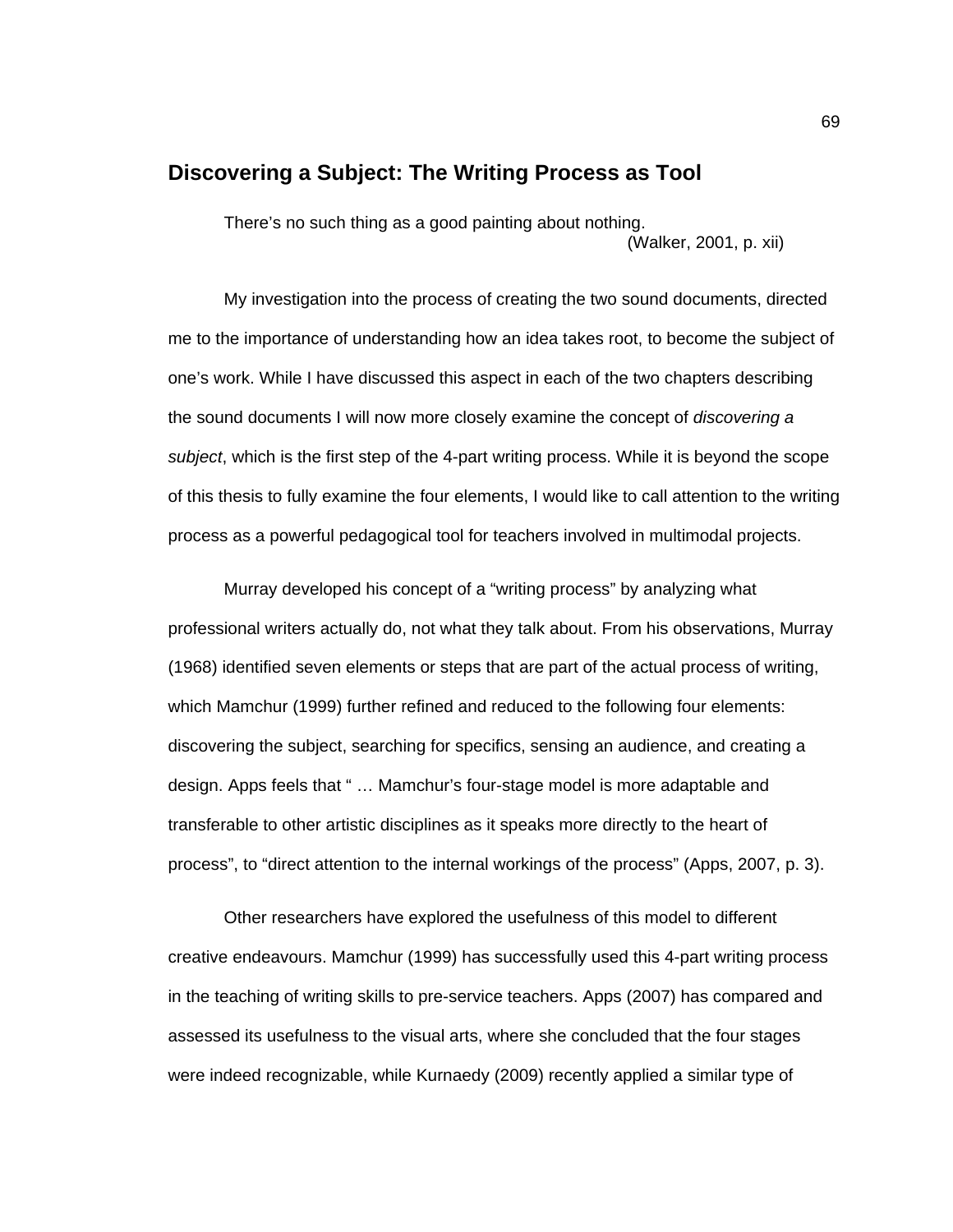## Discovering a Subject: The Writing Process as Tool

> There's no such thing as a good painting about nothing.
>
> (Walker, 2001, p. xii)

My investigation into the process of creating the two sound documents, directed me to the importance of understanding how an idea takes root, to become the subject of one's work. While I have discussed this aspect in each of the two chapters describing the sound documents I will now more closely examine the concept of *discovering a subject*, which is the first step of the 4-part writing process. While it is beyond the scope of this thesis to fully examine the four elements, I would like to call attention to the writing process as a powerful pedagogical tool for teachers involved in multimodal projects.

Murray developed his concept of a "writing process" by analyzing what professional writers actually do, not what they talk about. From his observations, Murray (1968) identified seven elements or steps that are part of the actual process of writing, which Mamchur (1999) further refined and reduced to the following four elements: discovering the subject, searching for specifics, sensing an audience, and creating a design. Apps feels that " … Mamchur's four-stage model is more adaptable and transferable to other artistic disciplines as it speaks more directly to the heart of process", to "direct attention to the internal workings of the process" (Apps, 2007, p. 3).

Other researchers have explored the usefulness of this model to different creative endeavours. Mamchur (1999) has successfully used this 4-part writing process in the teaching of writing skills to pre-service teachers. Apps (2007) has compared and assessed its usefulness to the visual arts, where she concluded that the four stages were indeed recognizable, while Kurnaedy (2009) recently applied a similar type of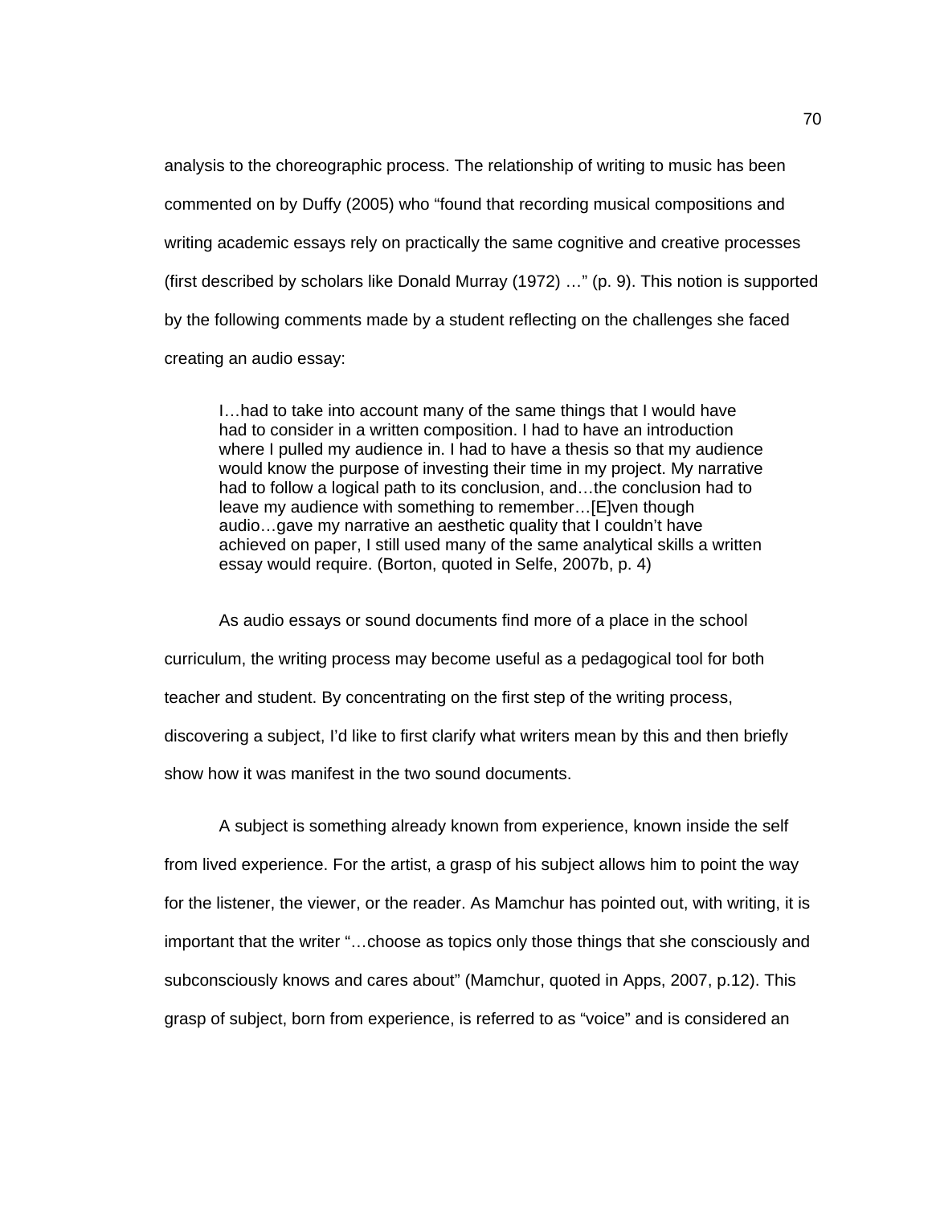analysis to the choreographic process. The relationship of writing to music has been commented on by Duffy (2005) who "found that recording musical compositions and writing academic essays rely on practically the same cognitive and creative processes (first described by scholars like Donald Murray (1972) …" (p. 9). This notion is supported by the following comments made by a student reflecting on the challenges she faced creating an audio essay:

> I…had to take into account many of the same things that I would have had to consider in a written composition. I had to have an introduction where I pulled my audience in. I had to have a thesis so that my audience would know the purpose of investing their time in my project. My narrative had to follow a logical path to its conclusion, and…the conclusion had to leave my audience with something to remember…[E]ven though audio…gave my narrative an aesthetic quality that I couldn't have achieved on paper, I still used many of the same analytical skills a written essay would require. (Borton, quoted in Selfe, 2007b, p. 4)

As audio essays or sound documents find more of a place in the school curriculum, the writing process may become useful as a pedagogical tool for both teacher and student. By concentrating on the first step of the writing process, discovering a subject, I'd like to first clarify what writers mean by this and then briefly show how it was manifest in the two sound documents.

A subject is something already known from experience, known inside the self from lived experience. For the artist, a grasp of his subject allows him to point the way for the listener, the viewer, or the reader. As Mamchur has pointed out, with writing, it is important that the writer "…choose as topics only those things that she consciously and subconsciously knows and cares about" (Mamchur, quoted in Apps, 2007, p.12). This grasp of subject, born from experience, is referred to as "voice" and is considered an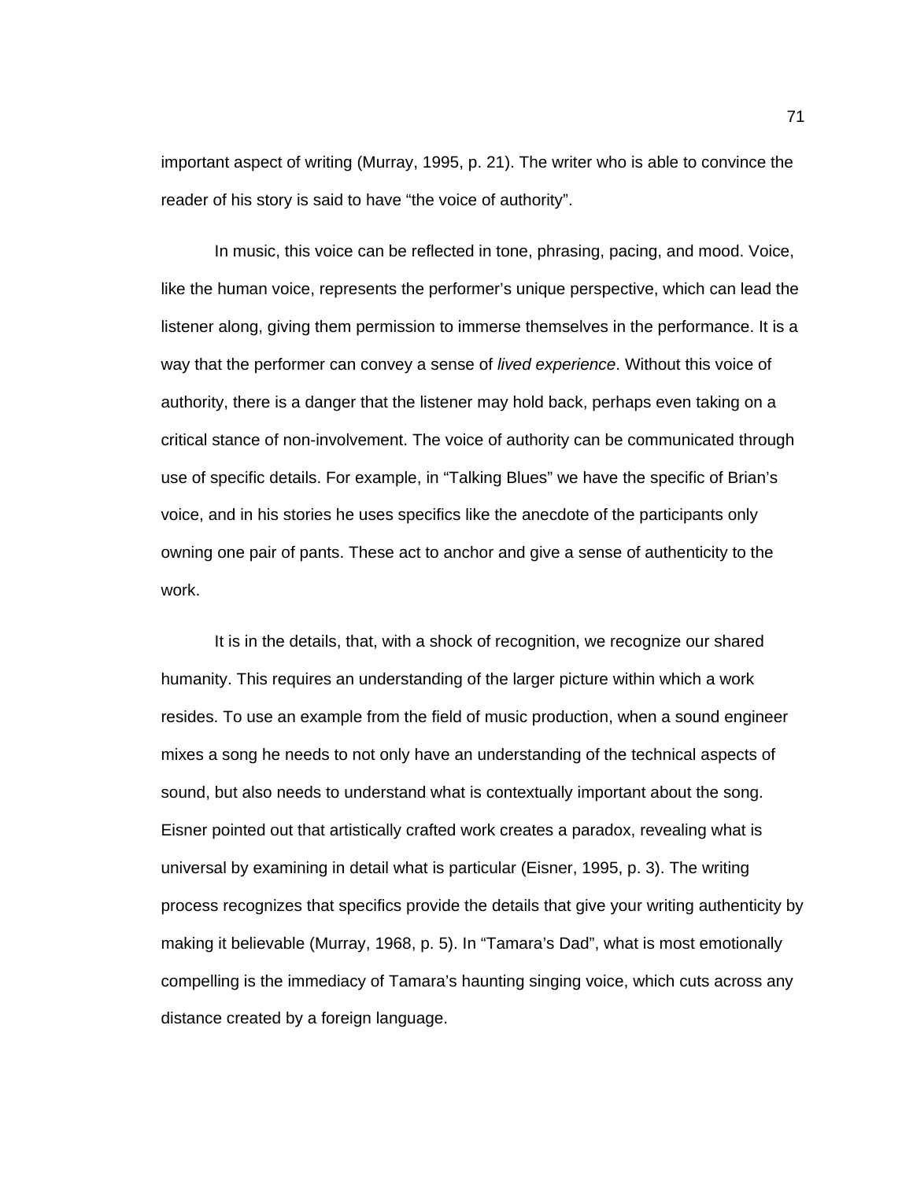important aspect of writing (Murray, 1995, p. 21). The writer who is able to convince the reader of his story is said to have “the voice of authority”.

In music, this voice can be reflected in tone, phrasing, pacing, and mood. Voice, like the human voice, represents the performer’s unique perspective, which can lead the listener along, giving them permission to immerse themselves in the performance. It is a way that the performer can convey a sense of *lived experience*. Without this voice of authority, there is a danger that the listener may hold back, perhaps even taking on a critical stance of non-involvement. The voice of authority can be communicated through use of specific details. For example, in “Talking Blues” we have the specific of Brian’s voice, and in his stories he uses specifics like the anecdote of the participants only owning one pair of pants. These act to anchor and give a sense of authenticity to the work.

It is in the details, that, with a shock of recognition, we recognize our shared humanity. This requires an understanding of the larger picture within which a work resides. To use an example from the field of music production, when a sound engineer mixes a song he needs to not only have an understanding of the technical aspects of sound, but also needs to understand what is contextually important about the song. Eisner pointed out that artistically crafted work creates a paradox, revealing what is universal by examining in detail what is particular (Eisner, 1995, p. 3). The writing process recognizes that specifics provide the details that give your writing authenticity by making it believable (Murray, 1968, p. 5). In “Tamara’s Dad”, what is most emotionally compelling is the immediacy of Tamara’s haunting singing voice, which cuts across any distance created by a foreign language.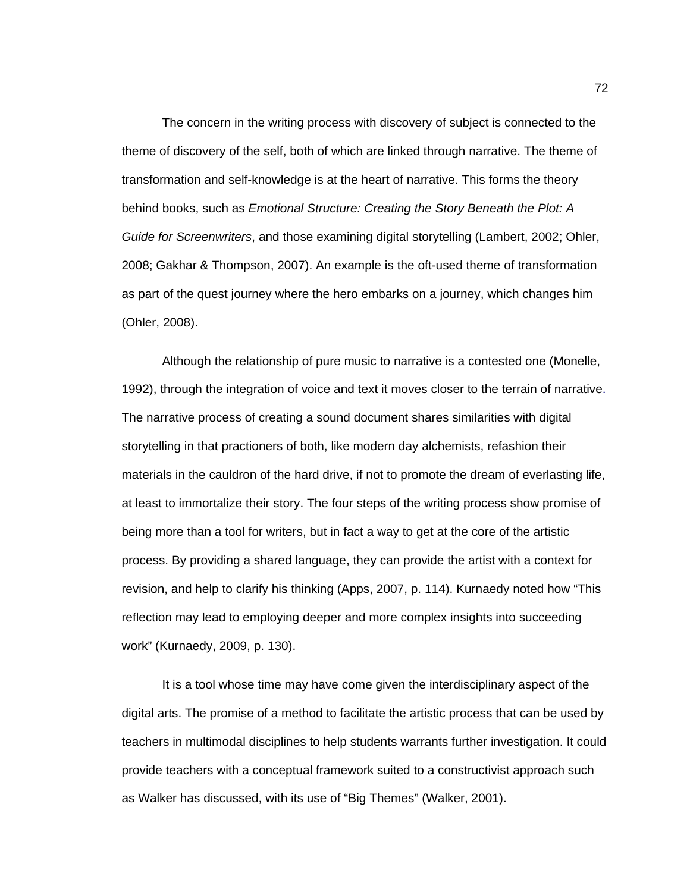The concern in the writing process with discovery of subject is connected to the theme of discovery of the self, both of which are linked through narrative. The theme of transformation and self-knowledge is at the heart of narrative. This forms the theory behind books, such as *Emotional Structure: Creating the Story Beneath the Plot: A Guide for Screenwriters*, and those examining digital storytelling (Lambert, 2002; Ohler, 2008; Gakhar & Thompson, 2007). An example is the oft-used theme of transformation as part of the quest journey where the hero embarks on a journey, which changes him (Ohler, 2008).

Although the relationship of pure music to narrative is a contested one (Monelle, 1992), through the integration of voice and text it moves closer to the terrain of narrative. The narrative process of creating a sound document shares similarities with digital storytelling in that practioners of both, like modern day alchemists, refashion their materials in the cauldron of the hard drive, if not to promote the dream of everlasting life, at least to immortalize their story. The four steps of the writing process show promise of being more than a tool for writers, but in fact a way to get at the core of the artistic process. By providing a shared language, they can provide the artist with a context for revision, and help to clarify his thinking (Apps, 2007, p. 114). Kurnaedy noted how "This reflection may lead to employing deeper and more complex insights into succeeding work" (Kurnaedy, 2009, p. 130).

It is a tool whose time may have come given the interdisciplinary aspect of the digital arts. The promise of a method to facilitate the artistic process that can be used by teachers in multimodal disciplines to help students warrants further investigation. It could provide teachers with a conceptual framework suited to a constructivist approach such as Walker has discussed, with its use of "Big Themes" (Walker, 2001).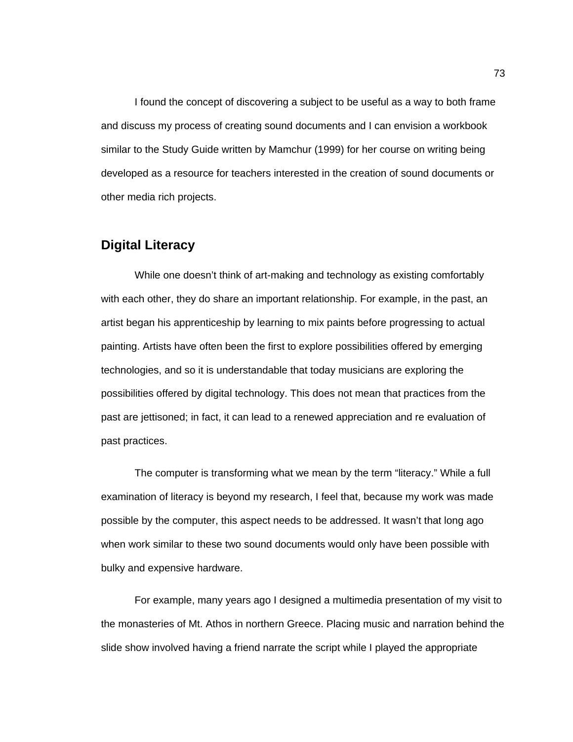I found the concept of discovering a subject to be useful as a way to both frame and discuss my process of creating sound documents and I can envision a workbook similar to the Study Guide written by Mamchur (1999) for her course on writing being developed as a resource for teachers interested in the creation of sound documents or other media rich projects.

## Digital Literacy

While one doesn't think of art-making and technology as existing comfortably with each other, they do share an important relationship. For example, in the past, an artist began his apprenticeship by learning to mix paints before progressing to actual painting. Artists have often been the first to explore possibilities offered by emerging technologies, and so it is understandable that today musicians are exploring the possibilities offered by digital technology. This does not mean that practices from the past are jettisoned; in fact, it can lead to a renewed appreciation and re evaluation of past practices.

The computer is transforming what we mean by the term "literacy." While a full examination of literacy is beyond my research, I feel that, because my work was made possible by the computer, this aspect needs to be addressed. It wasn't that long ago when work similar to these two sound documents would only have been possible with bulky and expensive hardware.

For example, many years ago I designed a multimedia presentation of my visit to the monasteries of Mt. Athos in northern Greece. Placing music and narration behind the slide show involved having a friend narrate the script while I played the appropriate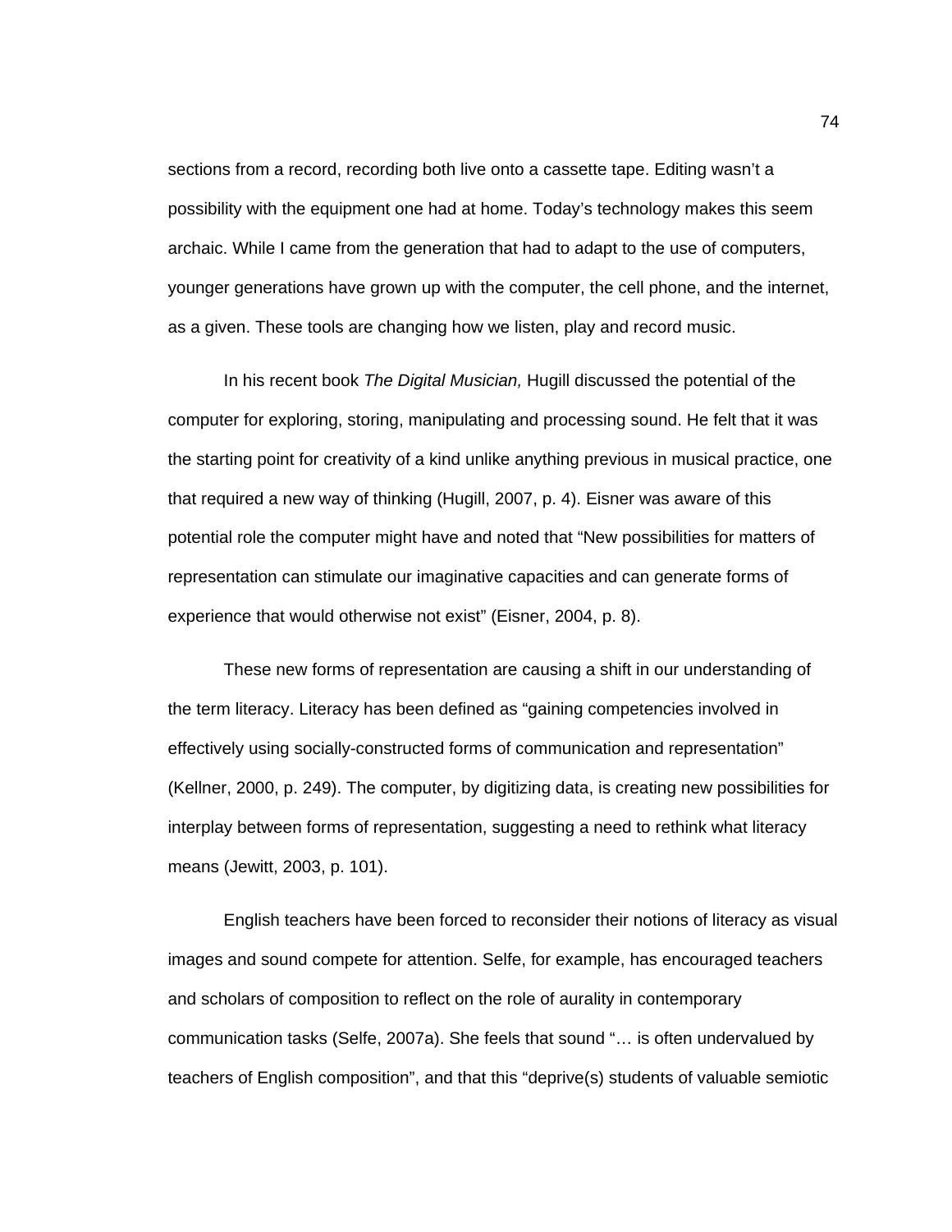sections from a record, recording both live onto a cassette tape. Editing wasn't a possibility with the equipment one had at home. Today's technology makes this seem archaic. While I came from the generation that had to adapt to the use of computers, younger generations have grown up with the computer, the cell phone, and the internet, as a given. These tools are changing how we listen, play and record music.

In his recent book *The Digital Musician,* Hugill discussed the potential of the computer for exploring, storing, manipulating and processing sound. He felt that it was the starting point for creativity of a kind unlike anything previous in musical practice, one that required a new way of thinking (Hugill, 2007, p. 4). Eisner was aware of this potential role the computer might have and noted that "New possibilities for matters of representation can stimulate our imaginative capacities and can generate forms of experience that would otherwise not exist" (Eisner, 2004, p. 8).

These new forms of representation are causing a shift in our understanding of the term literacy. Literacy has been defined as "gaining competencies involved in effectively using socially-constructed forms of communication and representation" (Kellner, 2000, p. 249). The computer, by digitizing data, is creating new possibilities for interplay between forms of representation, suggesting a need to rethink what literacy means (Jewitt, 2003, p. 101).

English teachers have been forced to reconsider their notions of literacy as visual images and sound compete for attention. Selfe, for example, has encouraged teachers and scholars of composition to reflect on the role of aurality in contemporary communication tasks (Selfe, 2007a). She feels that sound "… is often undervalued by teachers of English composition", and that this "deprive(s) students of valuable semiotic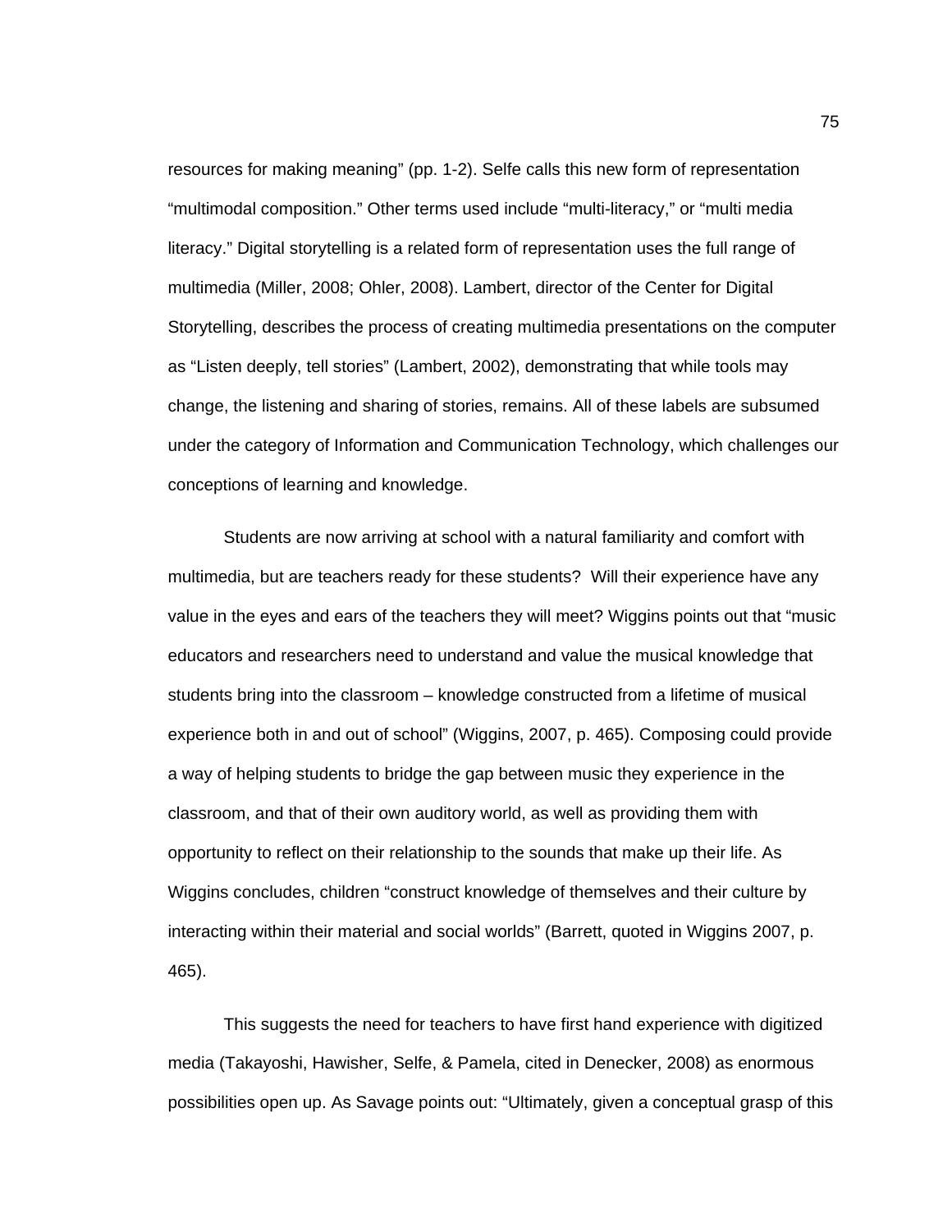resources for making meaning” (pp. 1-2). Selfe calls this new form of representation “multimodal composition.” Other terms used include “multi-literacy,” or “multi media literacy.” Digital storytelling is a related form of representation uses the full range of multimedia (Miller, 2008; Ohler, 2008). Lambert, director of the Center for Digital Storytelling, describes the process of creating multimedia presentations on the computer as “Listen deeply, tell stories” (Lambert, 2002), demonstrating that while tools may change, the listening and sharing of stories, remains. All of these labels are subsumed under the category of Information and Communication Technology, which challenges our conceptions of learning and knowledge.

Students are now arriving at school with a natural familiarity and comfort with multimedia, but are teachers ready for these students? Will their experience have any value in the eyes and ears of the teachers they will meet? Wiggins points out that “music educators and researchers need to understand and value the musical knowledge that students bring into the classroom – knowledge constructed from a lifetime of musical experience both in and out of school” (Wiggins, 2007, p. 465). Composing could provide a way of helping students to bridge the gap between music they experience in the classroom, and that of their own auditory world, as well as providing them with opportunity to reflect on their relationship to the sounds that make up their life. As Wiggins concludes, children “construct knowledge of themselves and their culture by interacting within their material and social worlds” (Barrett, quoted in Wiggins 2007, p. 465).

This suggests the need for teachers to have first hand experience with digitized media (Takayoshi, Hawisher, Selfe, & Pamela, cited in Denecker, 2008) as enormous possibilities open up. As Savage points out: “Ultimately, given a conceptual grasp of this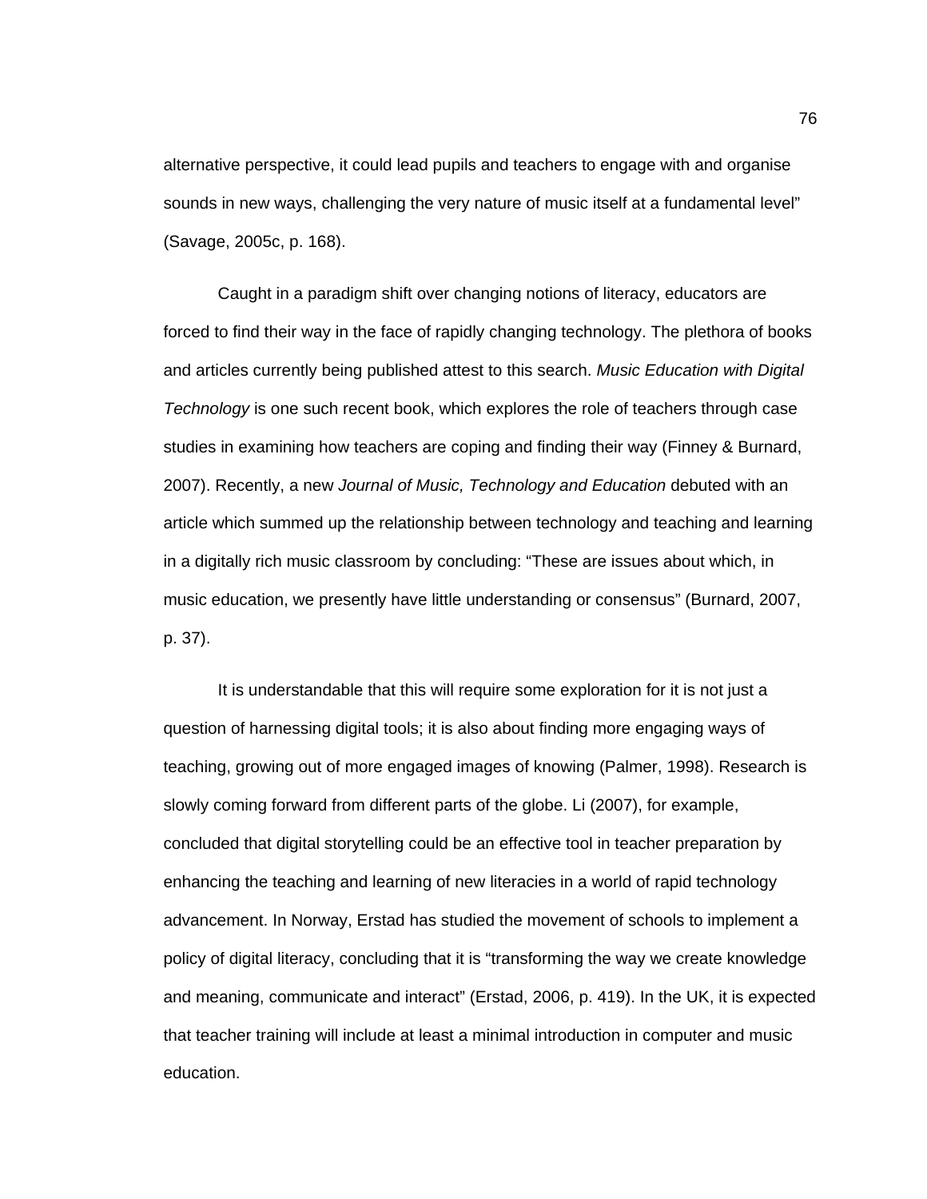alternative perspective, it could lead pupils and teachers to engage with and organise sounds in new ways, challenging the very nature of music itself at a fundamental level" (Savage, 2005c, p. 168).

Caught in a paradigm shift over changing notions of literacy, educators are forced to find their way in the face of rapidly changing technology. The plethora of books and articles currently being published attest to this search. *Music Education with Digital Technology* is one such recent book, which explores the role of teachers through case studies in examining how teachers are coping and finding their way (Finney & Burnard, 2007). Recently, a new *Journal of Music, Technology and Education* debuted with an article which summed up the relationship between technology and teaching and learning in a digitally rich music classroom by concluding: "These are issues about which, in music education, we presently have little understanding or consensus" (Burnard, 2007, p. 37).

It is understandable that this will require some exploration for it is not just a question of harnessing digital tools; it is also about finding more engaging ways of teaching, growing out of more engaged images of knowing (Palmer, 1998). Research is slowly coming forward from different parts of the globe. Li (2007), for example, concluded that digital storytelling could be an effective tool in teacher preparation by enhancing the teaching and learning of new literacies in a world of rapid technology advancement. In Norway, Erstad has studied the movement of schools to implement a policy of digital literacy, concluding that it is "transforming the way we create knowledge and meaning, communicate and interact" (Erstad, 2006, p. 419). In the UK, it is expected that teacher training will include at least a minimal introduction in computer and music education.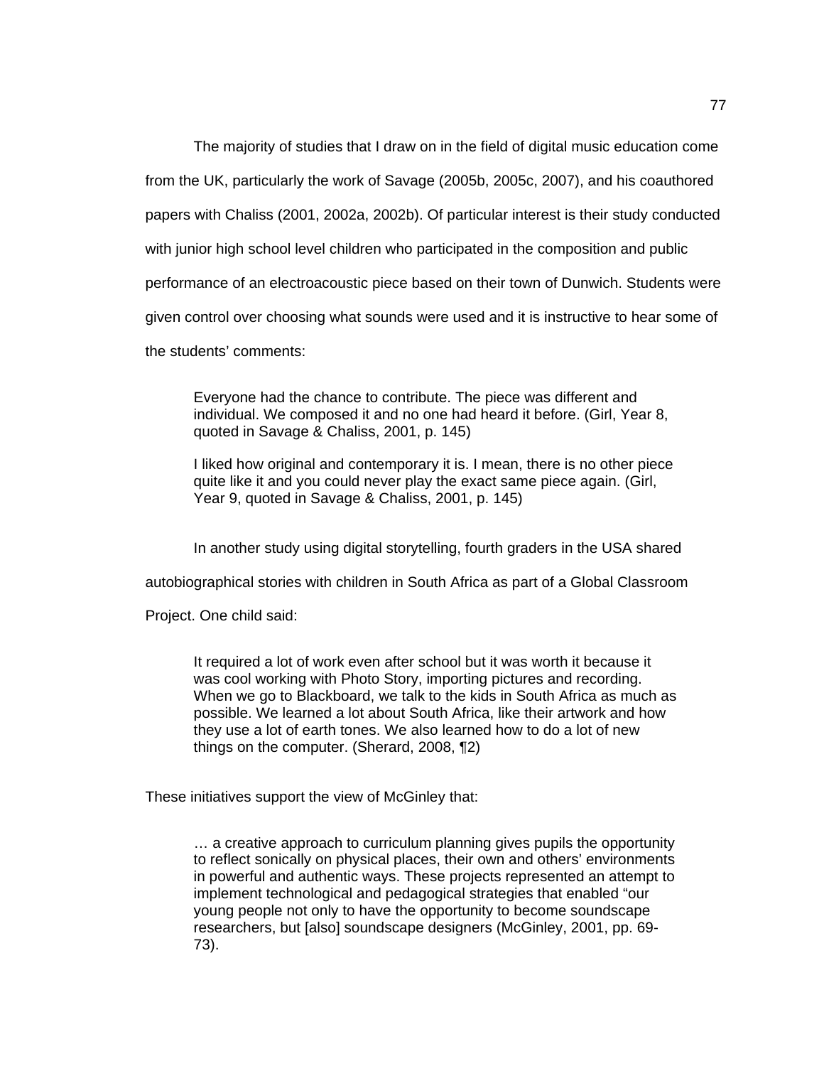The majority of studies that I draw on in the field of digital music education come from the UK, particularly the work of Savage (2005b, 2005c, 2007), and his coauthored papers with Chaliss (2001, 2002a, 2002b). Of particular interest is their study conducted with junior high school level children who participated in the composition and public performance of an electroacoustic piece based on their town of Dunwich. Students were given control over choosing what sounds were used and it is instructive to hear some of the students' comments:

> Everyone had the chance to contribute. The piece was different and individual. We composed it and no one had heard it before. (Girl, Year 8, quoted in Savage & Chaliss, 2001, p. 145)
>
> I liked how original and contemporary it is. I mean, there is no other piece quite like it and you could never play the exact same piece again. (Girl, Year 9, quoted in Savage & Chaliss, 2001, p. 145)

In another study using digital storytelling, fourth graders in the USA shared autobiographical stories with children in South Africa as part of a Global Classroom Project. One child said:

> It required a lot of work even after school but it was worth it because it was cool working with Photo Story, importing pictures and recording. When we go to Blackboard, we talk to the kids in South Africa as much as possible. We learned a lot about South Africa, like their artwork and how they use a lot of earth tones. We also learned how to do a lot of new things on the computer. (Sherard, 2008, ¶2)

These initiatives support the view of McGinley that:

> … a creative approach to curriculum planning gives pupils the opportunity to reflect sonically on physical places, their own and others' environments in powerful and authentic ways. These projects represented an attempt to implement technological and pedagogical strategies that enabled "our young people not only to have the opportunity to become soundscape researchers, but [also] soundscape designers (McGinley, 2001, pp. 69-73).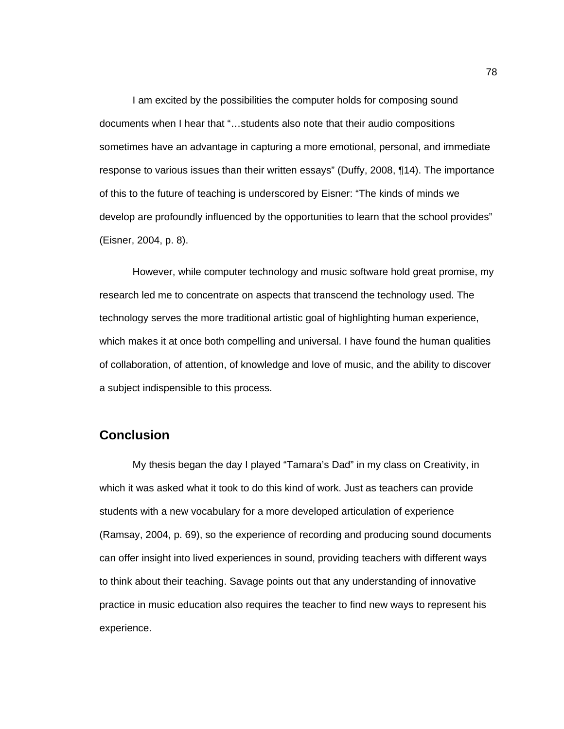I am excited by the possibilities the computer holds for composing sound documents when I hear that "…students also note that their audio compositions sometimes have an advantage in capturing a more emotional, personal, and immediate response to various issues than their written essays" (Duffy, 2008, ¶14). The importance of this to the future of teaching is underscored by Eisner: "The kinds of minds we develop are profoundly influenced by the opportunities to learn that the school provides" (Eisner, 2004, p. 8).

However, while computer technology and music software hold great promise, my research led me to concentrate on aspects that transcend the technology used. The technology serves the more traditional artistic goal of highlighting human experience, which makes it at once both compelling and universal. I have found the human qualities of collaboration, of attention, of knowledge and love of music, and the ability to discover a subject indispensible to this process.

## Conclusion

My thesis began the day I played "Tamara's Dad" in my class on Creativity, in which it was asked what it took to do this kind of work. Just as teachers can provide students with a new vocabulary for a more developed articulation of experience (Ramsay, 2004, p. 69), so the experience of recording and producing sound documents can offer insight into lived experiences in sound, providing teachers with different ways to think about their teaching. Savage points out that any understanding of innovative practice in music education also requires the teacher to find new ways to represent his experience.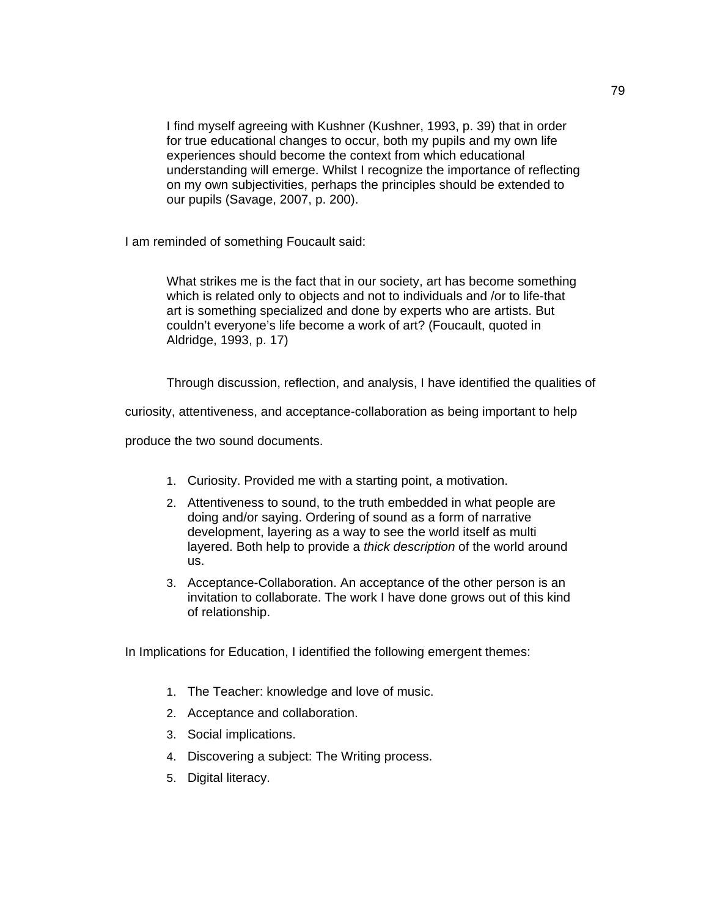> I find myself agreeing with Kushner (Kushner, 1993, p. 39) that in order for true educational changes to occur, both my pupils and my own life experiences should become the context from which educational understanding will emerge. Whilst I recognize the importance of reflecting on my own subjectivities, perhaps the principles should be extended to our pupils (Savage, 2007, p. 200).

I am reminded of something Foucault said:

> What strikes me is the fact that in our society, art has become something which is related only to objects and not to individuals and /or to life-that art is something specialized and done by experts who are artists. But couldn't everyone's life become a work of art? (Foucault, quoted in Aldridge, 1993, p. 17)

Through discussion, reflection, and analysis, I have identified the qualities of curiosity, attentiveness, and acceptance-collaboration as being important to help produce the two sound documents.

1. Curiosity. Provided me with a starting point, a motivation.
2. Attentiveness to sound, to the truth embedded in what people are doing and/or saying. Ordering of sound as a form of narrative development, layering as a way to see the world itself as multi layered. Both help to provide a *thick description* of the world around us.
3. Acceptance-Collaboration. An acceptance of the other person is an invitation to collaborate. The work I have done grows out of this kind of relationship.

In Implications for Education, I identified the following emergent themes:

1. The Teacher: knowledge and love of music.
2. Acceptance and collaboration.
3. Social implications.
4. Discovering a subject: The Writing process.
5. Digital literacy.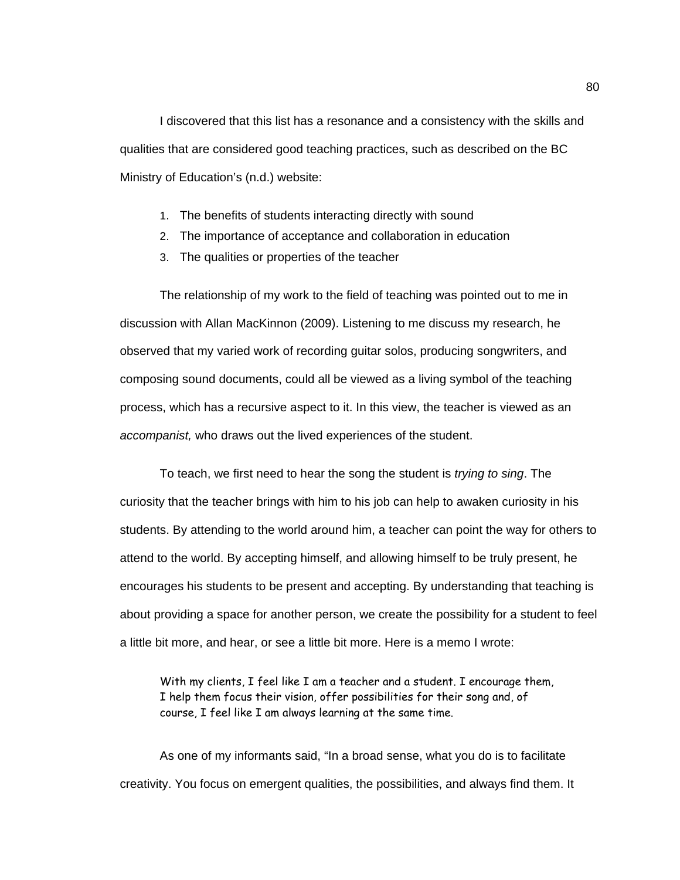I discovered that this list has a resonance and a consistency with the skills and qualities that are considered good teaching practices, such as described on the BC Ministry of Education's (n.d.) website:

1. The benefits of students interacting directly with sound
2. The importance of acceptance and collaboration in education
3. The qualities or properties of the teacher

The relationship of my work to the field of teaching was pointed out to me in discussion with Allan MacKinnon (2009). Listening to me discuss my research, he observed that my varied work of recording guitar solos, producing songwriters, and composing sound documents, could all be viewed as a living symbol of the teaching process, which has a recursive aspect to it. In this view, the teacher is viewed as an *accompanist,* who draws out the lived experiences of the student.

To teach, we first need to hear the song the student is *trying to sing*. The curiosity that the teacher brings with him to his job can help to awaken curiosity in his students. By attending to the world around him, a teacher can point the way for others to attend to the world. By accepting himself, and allowing himself to be truly present, he encourages his students to be present and accepting. By understanding that teaching is about providing a space for another person, we create the possibility for a student to feel a little bit more, and hear, or see a little bit more. Here is a memo I wrote:

> With my clients, I feel like I am a teacher and a student. I encourage them, I help them focus their vision, offer possibilities for their song and, of course, I feel like I am always learning at the same time.

As one of my informants said, "In a broad sense, what you do is to facilitate creativity. You focus on emergent qualities, the possibilities, and always find them. It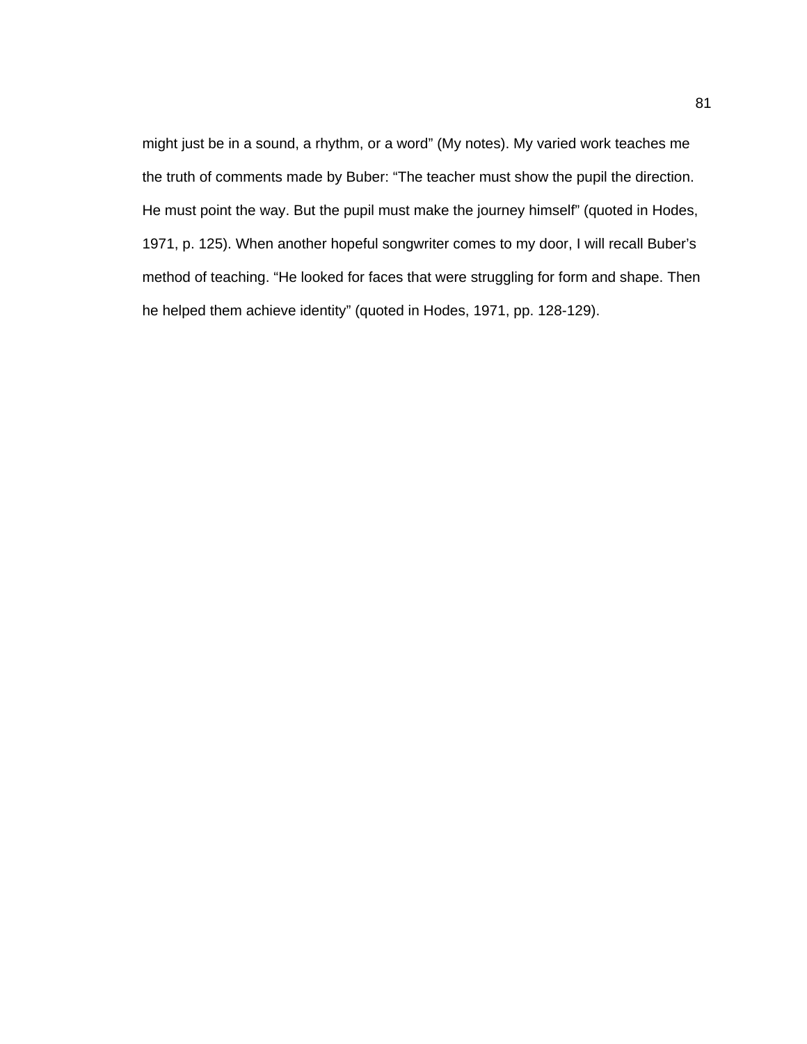might just be in a sound, a rhythm, or a word" (My notes). My varied work teaches me the truth of comments made by Buber: "The teacher must show the pupil the direction. He must point the way. But the pupil must make the journey himself" (quoted in Hodes, 1971, p. 125). When another hopeful songwriter comes to my door, I will recall Buber's method of teaching. "He looked for faces that were struggling for form and shape. Then he helped them achieve identity" (quoted in Hodes, 1971, pp. 128-129).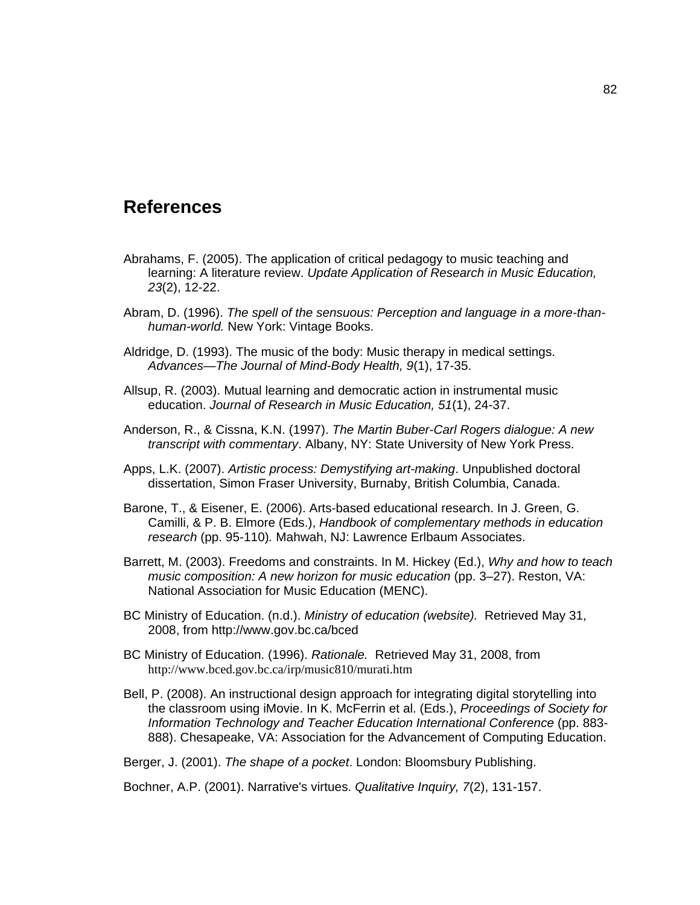# References

Abrahams, F. (2005). The application of critical pedagogy to music teaching and learning: A literature review. *Update Application of Research in Music Education, 23*(2), 12-22.

Abram, D. (1996). *The spell of the sensuous: Perception and language in a more-than-human-world.* New York: Vintage Books.

Aldridge, D. (1993). The music of the body: Music therapy in medical settings. *Advances—The Journal of Mind-Body Health, 9*(1), 17-35.

Allsup, R. (2003). Mutual learning and democratic action in instrumental music education. *Journal of Research in Music Education, 51*(1), 24-37.

Anderson, R., & Cissna, K.N. (1997). *The Martin Buber-Carl Rogers dialogue: A new transcript with commentary*. Albany, NY: State University of New York Press.

Apps, L.K. (2007). *Artistic process: Demystifying art-making*. Unpublished doctoral dissertation, Simon Fraser University, Burnaby, British Columbia, Canada.

Barone, T., & Eisener, E. (2006). Arts-based educational research. In J. Green, G. Camilli, & P. B. Elmore (Eds.), *Handbook of complementary methods in education research* (pp. 95-110)*.* Mahwah, NJ: Lawrence Erlbaum Associates.

Barrett, M. (2003). Freedoms and constraints. In M. Hickey (Ed.), *Why and how to teach music composition: A new horizon for music education* (pp. 3–27). Reston, VA: National Association for Music Education (MENC).

BC Ministry of Education. (n.d.). *Ministry of education (website).* Retrieved May 31, 2008, from http://www.gov.bc.ca/bced

BC Ministry of Education. (1996). *Rationale.* Retrieved May 31, 2008, from http://www.bced.gov.bc.ca/irp/music810/murati.htm

Bell, P. (2008). An instructional design approach for integrating digital storytelling into the classroom using iMovie. In K. McFerrin et al. (Eds.), *Proceedings of Society for Information Technology and Teacher Education International Conference* (pp. 883-888). Chesapeake, VA: Association for the Advancement of Computing Education.

Berger, J. (2001). *The shape of a pocket*. London: Bloomsbury Publishing.

Bochner, A.P. (2001). Narrative's virtues. *Qualitative Inquiry, 7*(2), 131-157.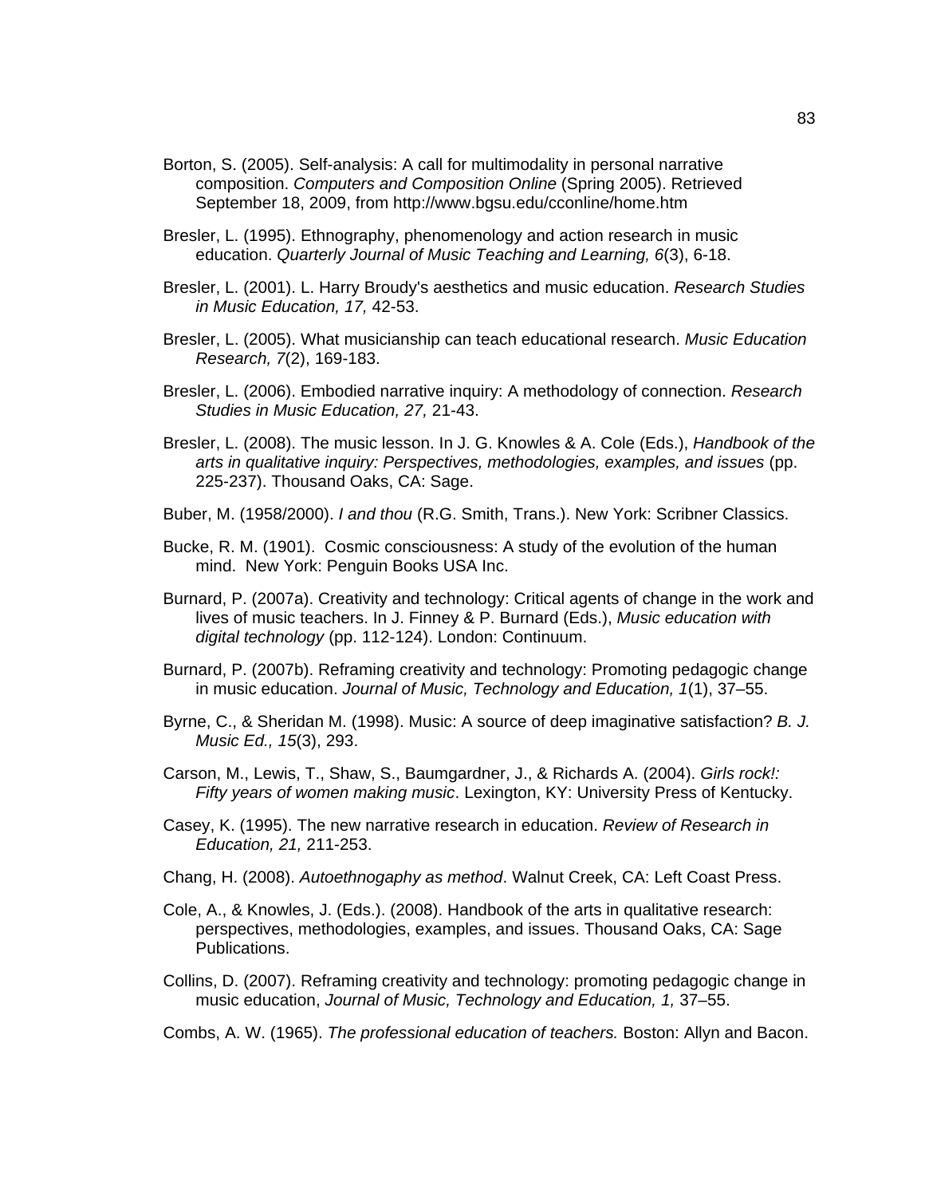Borton, S. (2005). Self-analysis: A call for multimodality in personal narrative composition. *Computers and Composition Online* (Spring 2005). Retrieved September 18, 2009, from http://www.bgsu.edu/cconline/home.htm

Bresler, L. (1995). Ethnography, phenomenology and action research in music education. *Quarterly Journal of Music Teaching and Learning, 6*(3), 6-18.

Bresler, L. (2001). L. Harry Broudy's aesthetics and music education. *Research Studies in Music Education, 17,* 42-53.

Bresler, L. (2005). What musicianship can teach educational research. *Music Education Research, 7*(2), 169-183.

Bresler, L. (2006). Embodied narrative inquiry: A methodology of connection. *Research Studies in Music Education, 27,* 21-43.

Bresler, L. (2008). The music lesson. In J. G. Knowles & A. Cole (Eds.), *Handbook of the arts in qualitative inquiry: Perspectives, methodologies, examples, and issues* (pp. 225-237). Thousand Oaks, CA: Sage.

Buber, M. (1958/2000). *I and thou* (R.G. Smith, Trans.). New York: Scribner Classics.

Bucke, R. M. (1901). Cosmic consciousness: A study of the evolution of the human mind. New York: Penguin Books USA Inc.

Burnard, P. (2007a). Creativity and technology: Critical agents of change in the work and lives of music teachers. In J. Finney & P. Burnard (Eds.), *Music education with digital technology* (pp. 112-124). London: Continuum.

Burnard, P. (2007b). Reframing creativity and technology: Promoting pedagogic change in music education. *Journal of Music, Technology and Education, 1*(1), 37–55.

Byrne, C., & Sheridan M. (1998). Music: A source of deep imaginative satisfaction? *B. J. Music Ed., 15*(3), 293.

Carson, M., Lewis, T., Shaw, S., Baumgardner, J., & Richards A. (2004). *Girls rock!: Fifty years of women making music*. Lexington, KY: University Press of Kentucky.

Casey, K. (1995). The new narrative research in education. *Review of Research in Education, 21,* 211-253.

Chang, H. (2008). *Autoethnogaphy as method*. Walnut Creek, CA: Left Coast Press.

Cole, A., & Knowles, J. (Eds.). (2008). Handbook of the arts in qualitative research: perspectives, methodologies, examples, and issues. Thousand Oaks, CA: Sage Publications.

Collins, D. (2007). Reframing creativity and technology: promoting pedagogic change in music education, *Journal of Music, Technology and Education, 1,* 37–55.

Combs, A. W. (1965). *The professional education of teachers.* Boston: Allyn and Bacon.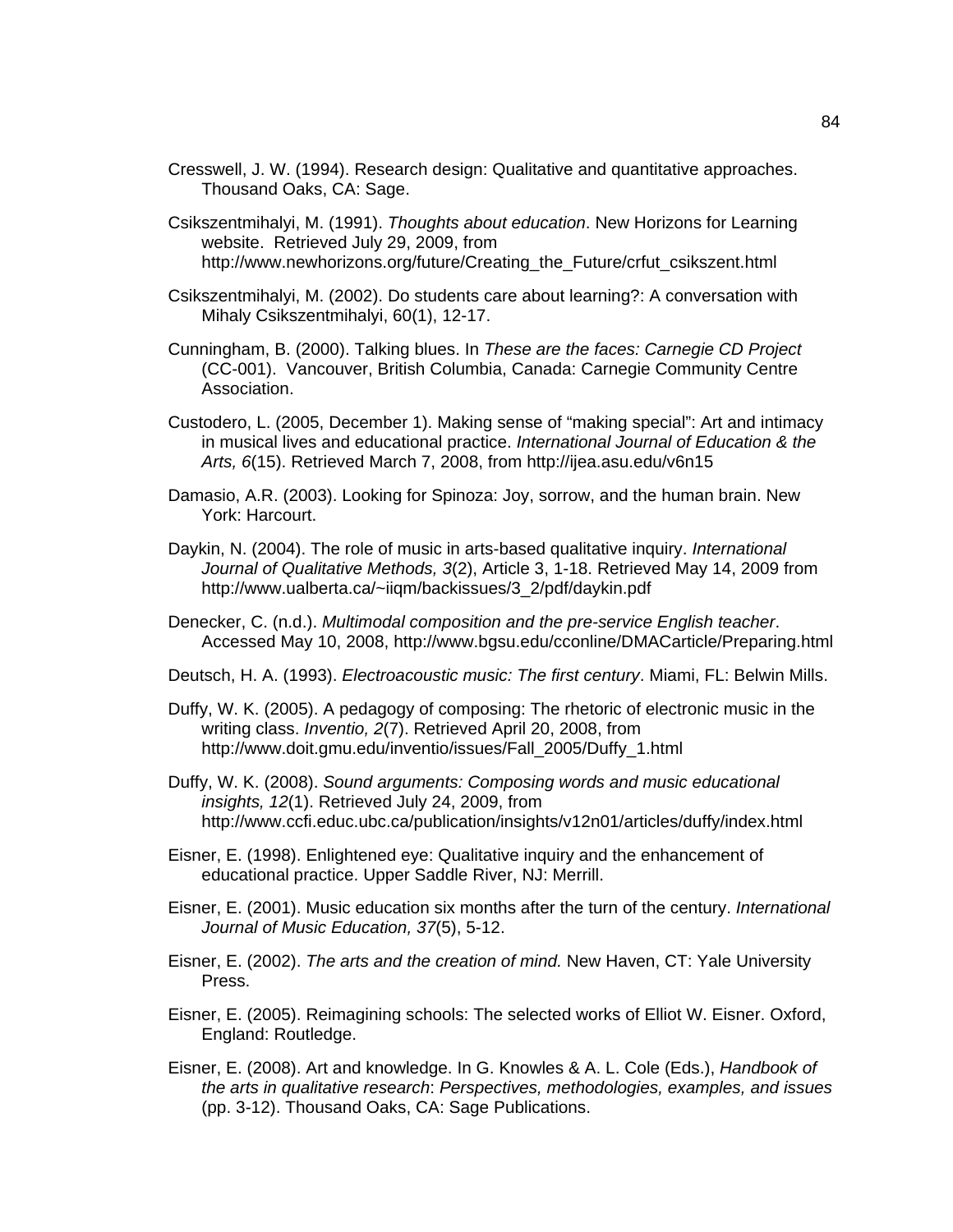Cresswell, J. W. (1994). Research design: Qualitative and quantitative approaches. Thousand Oaks, CA: Sage.

Csikszentmihalyi, M. (1991). *Thoughts about education*. New Horizons for Learning website. Retrieved July 29, 2009, from http://www.newhorizons.org/future/Creating_the_Future/crfut_csikszent.html

Csikszentmihalyi, M. (2002). Do students care about learning?: A conversation with Mihaly Csikszentmihalyi, 60(1), 12-17.

Cunningham, B. (2000). Talking blues. In *These are the faces: Carnegie CD Project* (CC-001). Vancouver, British Columbia, Canada: Carnegie Community Centre Association.

Custodero, L. (2005, December 1). Making sense of "making special": Art and intimacy in musical lives and educational practice. *International Journal of Education & the Arts, 6*(15). Retrieved March 7, 2008, from http://ijea.asu.edu/v6n15

Damasio, A.R. (2003). Looking for Spinoza: Joy, sorrow, and the human brain. New York: Harcourt.

Daykin, N. (2004). The role of music in arts-based qualitative inquiry. *International Journal of Qualitative Methods, 3*(2), Article 3, 1-18. Retrieved May 14, 2009 from http://www.ualberta.ca/~iiqm/backissues/3_2/pdf/daykin.pdf

Denecker, C. (n.d.). *Multimodal composition and the pre-service English teacher*. Accessed May 10, 2008, http://www.bgsu.edu/cconline/DMACarticle/Preparing.html

Deutsch, H. A. (1993). *Electroacoustic music: The first century*. Miami, FL: Belwin Mills.

Duffy, W. K. (2005). A pedagogy of composing: The rhetoric of electronic music in the writing class. *Inventio, 2*(7). Retrieved April 20, 2008, from http://www.doit.gmu.edu/inventio/issues/Fall_2005/Duffy_1.html

Duffy, W. K. (2008). *Sound arguments: Composing words and music educational insights, 12*(1). Retrieved July 24, 2009, from http://www.ccfi.educ.ubc.ca/publication/insights/v12n01/articles/duffy/index.html

Eisner, E. (1998). Enlightened eye: Qualitative inquiry and the enhancement of educational practice. Upper Saddle River, NJ: Merrill.

Eisner, E. (2001). Music education six months after the turn of the century. *International Journal of Music Education, 37*(5), 5-12.

Eisner, E. (2002). *The arts and the creation of mind.* New Haven, CT: Yale University Press.

Eisner, E. (2005). Reimagining schools: The selected works of Elliot W. Eisner. Oxford, England: Routledge.

Eisner, E. (2008). Art and knowledge. In G. Knowles & A. L. Cole (Eds.), *Handbook of the arts in qualitative research*: *Perspectives, methodologies, examples, and issues* (pp. 3-12). Thousand Oaks, CA: Sage Publications.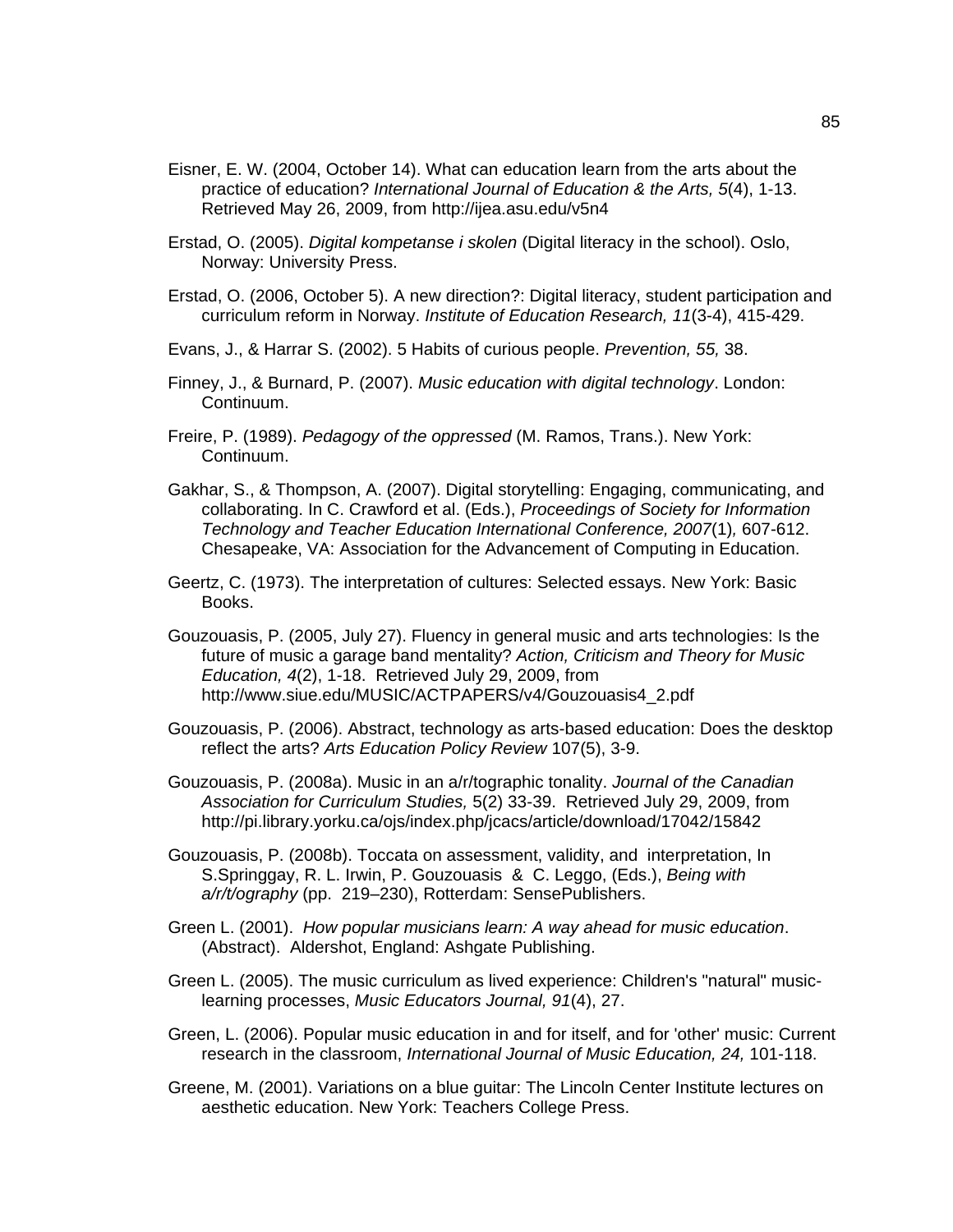Eisner, E. W. (2004, October 14). What can education learn from the arts about the practice of education? *International Journal of Education & the Arts, 5*(4), 1-13. Retrieved May 26, 2009, from http://ijea.asu.edu/v5n4

Erstad, O. (2005). *Digital kompetanse i skolen* (Digital literacy in the school). Oslo, Norway: University Press.

Erstad, O. (2006, October 5). A new direction?: Digital literacy, student participation and curriculum reform in Norway. *Institute of Education Research, 11*(3-4), 415-429.

Evans, J., & Harrar S. (2002). 5 Habits of curious people. *Prevention, 55,* 38.

Finney, J., & Burnard, P. (2007). *Music education with digital technology*. London: Continuum.

Freire, P. (1989). *Pedagogy of the oppressed* (M. Ramos, Trans.). New York: Continuum.

Gakhar, S., & Thompson, A. (2007). Digital storytelling: Engaging, communicating, and collaborating. In C. Crawford et al. (Eds.), *Proceedings of Society for Information Technology and Teacher Education International Conference, 2007*(1)*,* 607-612. Chesapeake, VA: Association for the Advancement of Computing in Education.

Geertz, C. (1973). The interpretation of cultures: Selected essays. New York: Basic Books.

Gouzouasis, P. (2005, July 27). Fluency in general music and arts technologies: Is the future of music a garage band mentality? *Action, Criticism and Theory for Music Education, 4*(2), 1-18. Retrieved July 29, 2009, from http://www.siue.edu/MUSIC/ACTPAPERS/v4/Gouzouasis4_2.pdf

Gouzouasis, P. (2006). Abstract, technology as arts-based education: Does the desktop reflect the arts? *Arts Education Policy Review* 107(5), 3-9.

Gouzouasis, P. (2008a). Music in an a/r/tographic tonality. *Journal of the Canadian Association for Curriculum Studies,* 5(2) 33-39. Retrieved July 29, 2009, from http://pi.library.yorku.ca/ojs/index.php/jcacs/article/download/17042/15842

Gouzouasis, P. (2008b). Toccata on assessment, validity, and interpretation, In S.Springgay, R. L. Irwin, P. Gouzouasis & C. Leggo, (Eds.), *Being with a/r/t/ography* (pp. 219–230), Rotterdam: SensePublishers.

Green L. (2001). *How popular musicians learn: A way ahead for music education*. (Abstract). Aldershot, England: Ashgate Publishing.

Green L. (2005). The music curriculum as lived experience: Children's "natural" music-learning processes, *Music Educators Journal, 91*(4), 27.

Green, L. (2006). Popular music education in and for itself, and for 'other' music: Current research in the classroom, *International Journal of Music Education, 24,* 101-118.

Greene, M. (2001). Variations on a blue guitar: The Lincoln Center Institute lectures on aesthetic education. New York: Teachers College Press.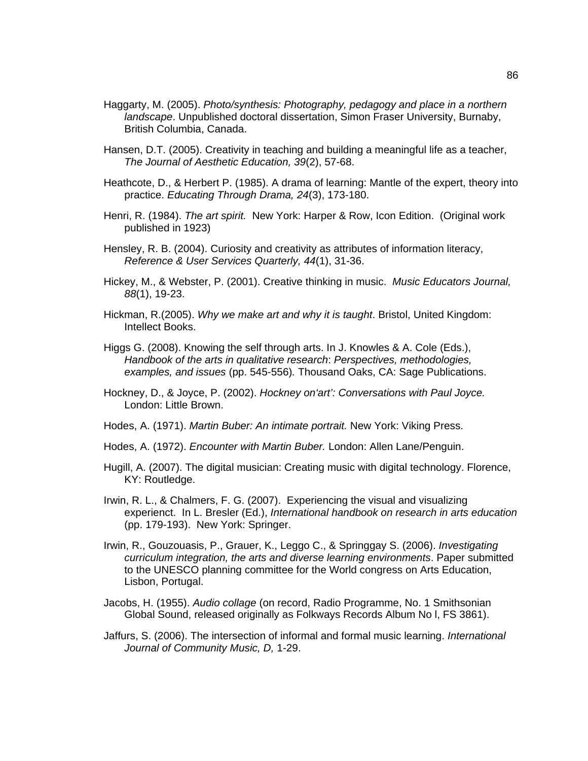Haggarty, M. (2005). *Photo/synthesis: Photography, pedagogy and place in a northern landscape*. Unpublished doctoral dissertation, Simon Fraser University, Burnaby, British Columbia, Canada.

Hansen, D.T. (2005). Creativity in teaching and building a meaningful life as a teacher, *The Journal of Aesthetic Education, 39*(2), 57-68.

Heathcote, D., & Herbert P. (1985). A drama of learning: Mantle of the expert, theory into practice. *Educating Through Drama, 24*(3), 173-180.

Henri, R. (1984). *The art spirit.* New York: Harper & Row, Icon Edition. (Original work published in 1923)

Hensley, R. B. (2004). Curiosity and creativity as attributes of information literacy, *Reference & User Services Quarterly, 44*(1), 31-36.

Hickey, M., & Webster, P. (2001). Creative thinking in music. *Music Educators Journal, 88*(1), 19-23.

Hickman, R.(2005). *Why we make art and why it is taught*. Bristol, United Kingdom: Intellect Books.

Higgs G. (2008). Knowing the self through arts. In J. Knowles & A. Cole (Eds.), *Handbook of the arts in qualitative research*: *Perspectives, methodologies, examples, and issues* (pp. 545-556)*.* Thousand Oaks, CA: Sage Publications.

Hockney, D., & Joyce, P. (2002). *Hockney on'art': Conversations with Paul Joyce.* London: Little Brown.

Hodes, A. (1971). *Martin Buber: An intimate portrait.* New York: Viking Press.

Hodes, A. (1972). *Encounter with Martin Buber.* London: Allen Lane/Penguin.

Hugill, A. (2007). The digital musician: Creating music with digital technology. Florence, KY: Routledge.

Irwin, R. L., & Chalmers, F. G. (2007). Experiencing the visual and visualizing experienct. In L. Bresler (Ed.), *International handbook on research in arts education* (pp. 179-193). New York: Springer.

Irwin, R., Gouzouasis, P., Grauer, K., Leggo C., & Springgay S. (2006). *Investigating curriculum integration, the arts and diverse learning environments*. Paper submitted to the UNESCO planning committee for the World congress on Arts Education, Lisbon, Portugal.

Jacobs, H. (1955). *Audio collage* (on record, Radio Programme, No. 1 Smithsonian Global Sound, released originally as Folkways Records Album No l, FS 3861).

Jaffurs, S. (2006). The intersection of informal and formal music learning. *International Journal of Community Music, D,* 1-29.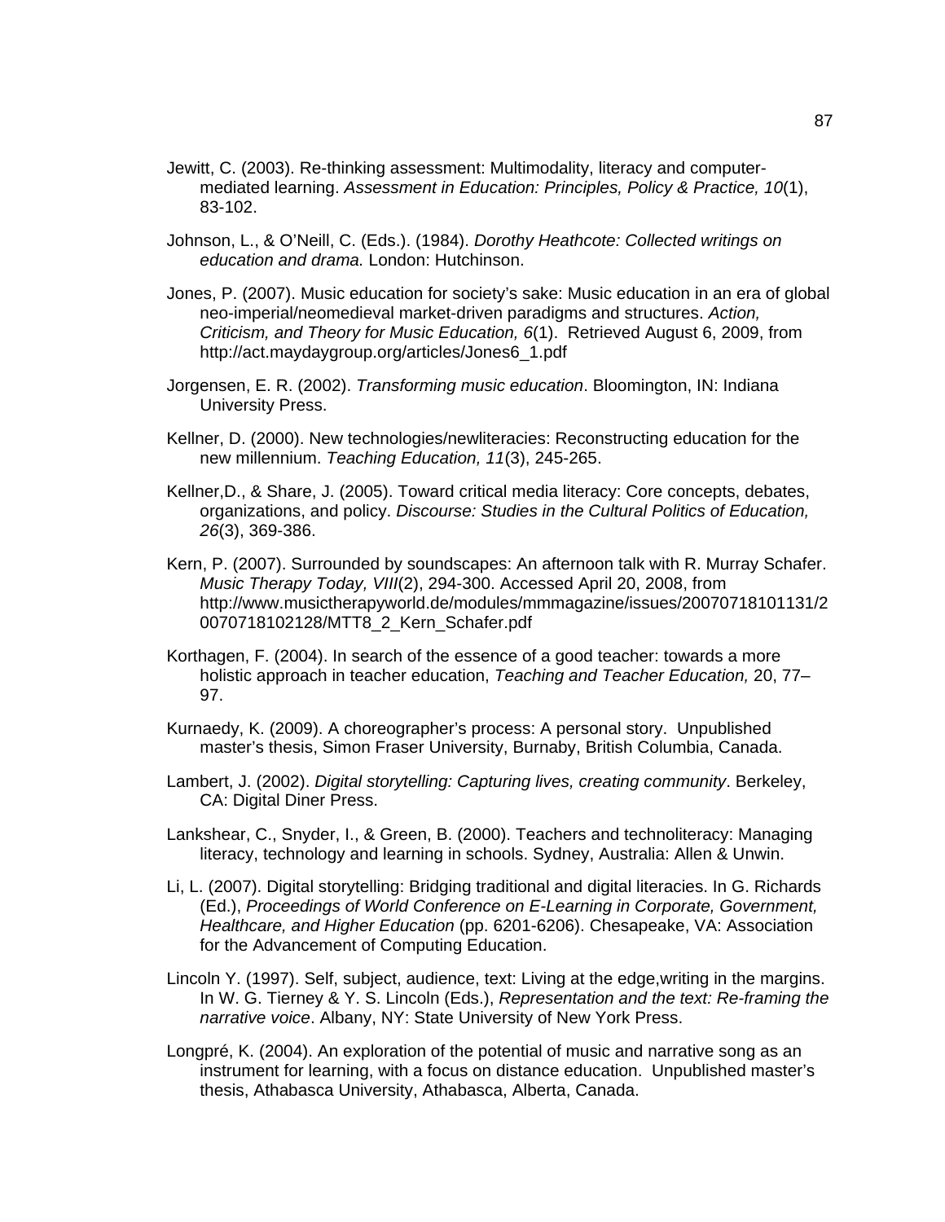Jewitt, C. (2003). Re-thinking assessment: Multimodality, literacy and computer-mediated learning. *Assessment in Education: Principles, Policy & Practice, 10*(1), 83-102.

Johnson, L., & O'Neill, C. (Eds.). (1984). *Dorothy Heathcote: Collected writings on education and drama.* London: Hutchinson.

Jones, P. (2007). Music education for society's sake: Music education in an era of global neo-imperial/neomedieval market-driven paradigms and structures. *Action, Criticism, and Theory for Music Education, 6*(1). Retrieved August 6, 2009, from http://act.maydaygroup.org/articles/Jones6_1.pdf

Jorgensen, E. R. (2002). *Transforming music education*. Bloomington, IN: Indiana University Press.

Kellner, D. (2000). New technologies/newliteracies: Reconstructing education for the new millennium. *Teaching Education, 11*(3), 245-265.

Kellner,D., & Share, J. (2005). Toward critical media literacy: Core concepts, debates, organizations, and policy. *Discourse: Studies in the Cultural Politics of Education, 26*(3), 369-386.

Kern, P. (2007). Surrounded by soundscapes: An afternoon talk with R. Murray Schafer. *Music Therapy Today, VIII*(2), 294-300. Accessed April 20, 2008, from http://www.musictherapyworld.de/modules/mmmagazine/issues/20070718101131/20070718102128/MTT8_2_Kern_Schafer.pdf

Korthagen, F. (2004). In search of the essence of a good teacher: towards a more holistic approach in teacher education, *Teaching and Teacher Education,* 20, 77–97.

Kurnaedy, K. (2009). A choreographer's process: A personal story. Unpublished master's thesis, Simon Fraser University, Burnaby, British Columbia, Canada.

Lambert, J. (2002). *Digital storytelling: Capturing lives, creating community*. Berkeley, CA: Digital Diner Press.

Lankshear, C., Snyder, I., & Green, B. (2000). Teachers and technoliteracy: Managing literacy, technology and learning in schools. Sydney, Australia: Allen & Unwin.

Li, L. (2007). Digital storytelling: Bridging traditional and digital literacies. In G. Richards (Ed.), *Proceedings of World Conference on E-Learning in Corporate, Government, Healthcare, and Higher Education* (pp. 6201-6206). Chesapeake, VA: Association for the Advancement of Computing Education.

Lincoln Y. (1997). Self, subject, audience, text: Living at the edge,writing in the margins. In W. G. Tierney & Y. S. Lincoln (Eds.), *Representation and the text: Re-framing the narrative voice*. Albany, NY: State University of New York Press.

Longpré, K. (2004). An exploration of the potential of music and narrative song as an instrument for learning, with a focus on distance education. Unpublished master's thesis, Athabasca University, Athabasca, Alberta, Canada.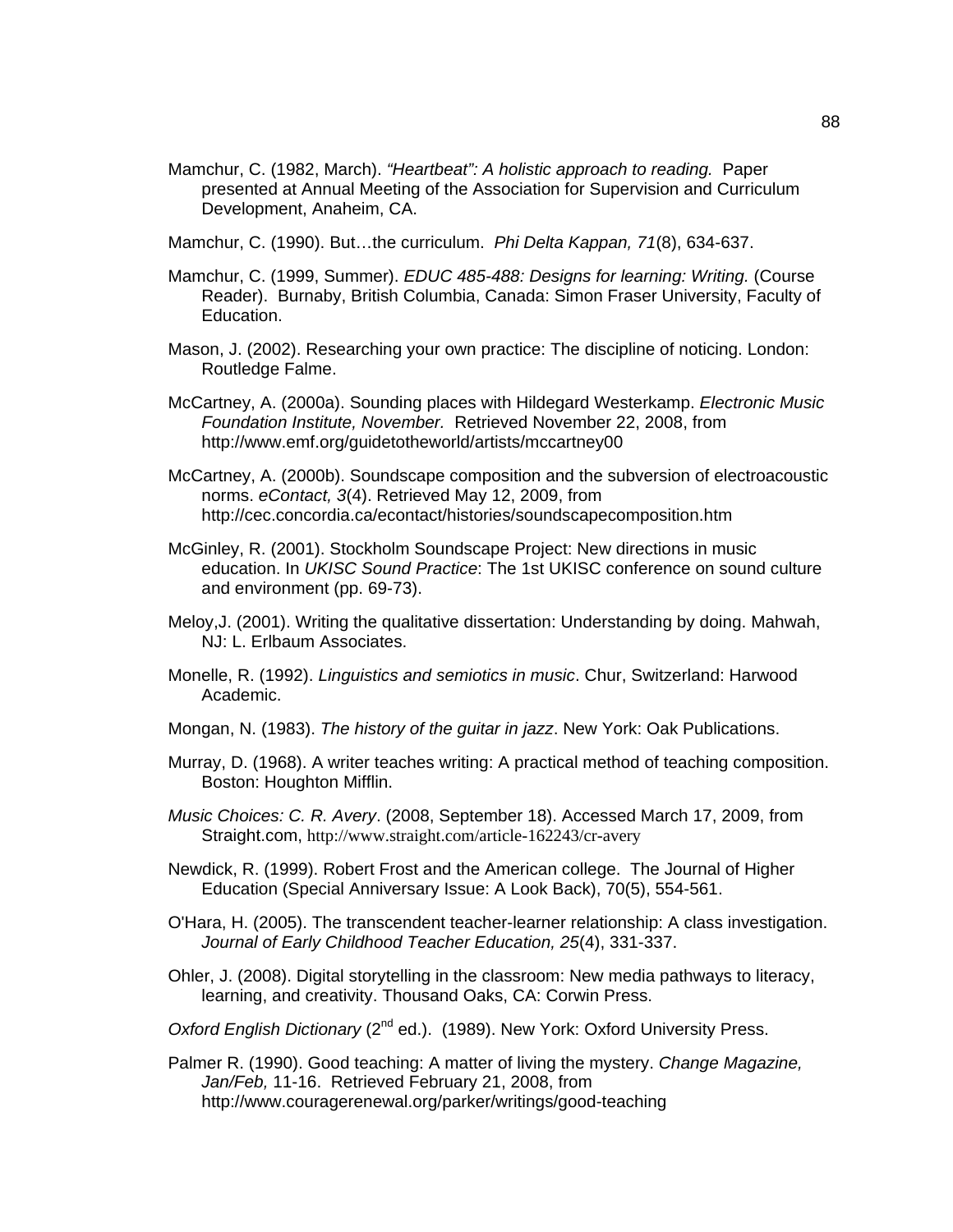Mamchur, C. (1982, March). *"Heartbeat": A holistic approach to reading.* Paper presented at Annual Meeting of the Association for Supervision and Curriculum Development, Anaheim, CA.

Mamchur, C. (1990). But…the curriculum. *Phi Delta Kappan, 71*(8), 634-637.

Mamchur, C. (1999, Summer). *EDUC 485-488: Designs for learning: Writing.* (Course Reader). Burnaby, British Columbia, Canada: Simon Fraser University, Faculty of Education.

Mason, J. (2002). Researching your own practice: The discipline of noticing. London: Routledge Falme.

McCartney, A. (2000a). Sounding places with Hildegard Westerkamp. *Electronic Music Foundation Institute, November.* Retrieved November 22, 2008, from http://www.emf.org/guidetotheworld/artists/mccartney00

McCartney, A. (2000b). Soundscape composition and the subversion of electroacoustic norms. *eContact, 3*(4). Retrieved May 12, 2009, from http://cec.concordia.ca/econtact/histories/soundscapecomposition.htm

McGinley, R. (2001). Stockholm Soundscape Project: New directions in music education. In *UKISC Sound Practice*: The 1st UKISC conference on sound culture and environment (pp. 69-73).

Meloy,J. (2001). Writing the qualitative dissertation: Understanding by doing. Mahwah, NJ: L. Erlbaum Associates.

Monelle, R. (1992). *Linguistics and semiotics in music*. Chur, Switzerland: Harwood Academic.

Mongan, N. (1983). *The history of the guitar in jazz*. New York: Oak Publications.

Murray, D. (1968). A writer teaches writing: A practical method of teaching composition. Boston: Houghton Mifflin.

*Music Choices: C. R. Avery*. (2008, September 18). Accessed March 17, 2009, from Straight.com, http://www.straight.com/article-162243/cr-avery

Newdick, R. (1999). Robert Frost and the American college. The Journal of Higher Education (Special Anniversary Issue: A Look Back), 70(5), 554-561.

O'Hara, H. (2005). The transcendent teacher-learner relationship: A class investigation. *Journal of Early Childhood Teacher Education, 25*(4), 331-337.

Ohler, J. (2008). Digital storytelling in the classroom: New media pathways to literacy, learning, and creativity. Thousand Oaks, CA: Corwin Press.

*Oxford English Dictionary* (2nd ed.). (1989). New York: Oxford University Press.

Palmer R. (1990). Good teaching: A matter of living the mystery. *Change Magazine, Jan/Feb,* 11-16. Retrieved February 21, 2008, from http://www.couragerenewal.org/parker/writings/good-teaching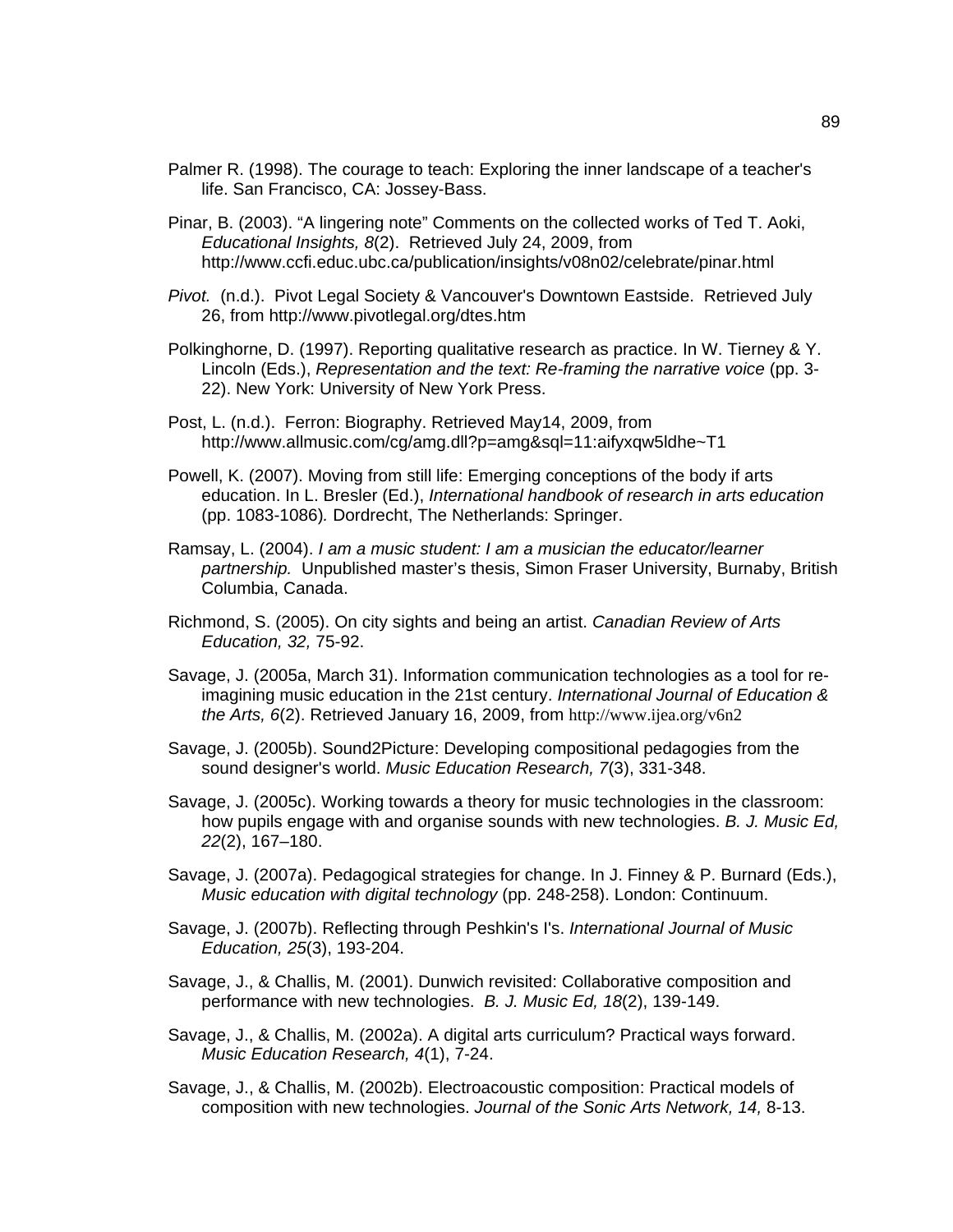Palmer R. (1998). The courage to teach: Exploring the inner landscape of a teacher's life. San Francisco, CA: Jossey-Bass.

Pinar, B. (2003). “A lingering note” Comments on the collected works of Ted T. Aoki, *Educational Insights, 8*(2). Retrieved July 24, 2009, from http://www.ccfi.educ.ubc.ca/publication/insights/v08n02/celebrate/pinar.html

*Pivot.* (n.d.). Pivot Legal Society & Vancouver's Downtown Eastside. Retrieved July 26, from http://www.pivotlegal.org/dtes.htm

Polkinghorne, D. (1997). Reporting qualitative research as practice. In W. Tierney & Y. Lincoln (Eds.), *Representation and the text: Re-framing the narrative voice* (pp. 3-22). New York: University of New York Press.

Post, L. (n.d.). Ferron: Biography. Retrieved May14, 2009, from http://www.allmusic.com/cg/amg.dll?p=amg&sql=11:aifyxqw5ldhe~T1

Powell, K. (2007). Moving from still life: Emerging conceptions of the body if arts education. In L. Bresler (Ed.), *International handbook of research in arts education* (pp. 1083-1086)*.* Dordrecht, The Netherlands: Springer.

Ramsay, L. (2004). *I am a music student: I am a musician the educator/learner partnership.* Unpublished master’s thesis, Simon Fraser University, Burnaby, British Columbia, Canada.

Richmond, S. (2005). On city sights and being an artist. *Canadian Review of Arts Education, 32,* 75-92.

Savage, J. (2005a, March 31). Information communication technologies as a tool for re-imagining music education in the 21st century. *International Journal of Education & the Arts, 6*(2). Retrieved January 16, 2009, from http://www.ijea.org/v6n2

Savage, J. (2005b). Sound2Picture: Developing compositional pedagogies from the sound designer's world. *Music Education Research, 7*(3), 331-348.

Savage, J. (2005c). Working towards a theory for music technologies in the classroom: how pupils engage with and organise sounds with new technologies. *B. J. Music Ed, 22*(2), 167–180.

Savage, J. (2007a). Pedagogical strategies for change. In J. Finney & P. Burnard (Eds.), *Music education with digital technology* (pp. 248-258). London: Continuum.

Savage, J. (2007b). Reflecting through Peshkin's I's. *International Journal of Music Education, 25*(3), 193-204.

Savage, J., & Challis, M. (2001). Dunwich revisited: Collaborative composition and performance with new technologies. *B. J. Music Ed, 18*(2), 139-149.

Savage, J., & Challis, M. (2002a). A digital arts curriculum? Practical ways forward. *Music Education Research, 4*(1), 7-24.

Savage, J., & Challis, M. (2002b). Electroacoustic composition: Practical models of composition with new technologies. *Journal of the Sonic Arts Network, 14,* 8-13.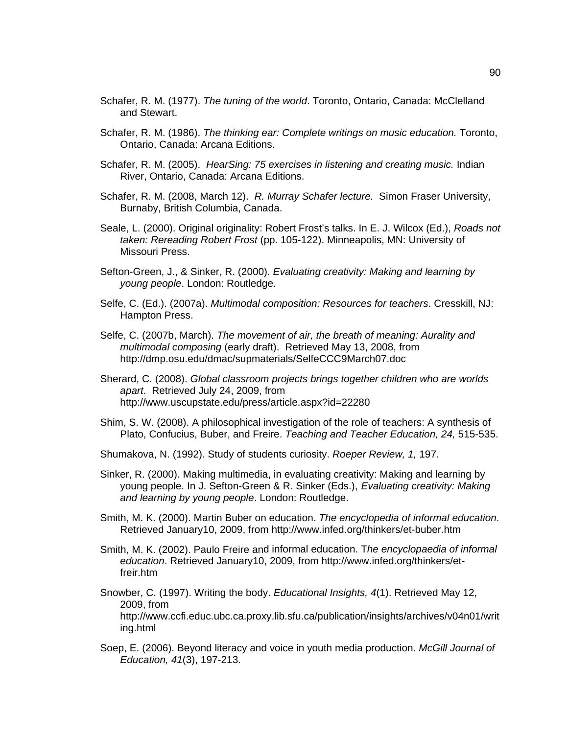Schafer, R. M. (1977). *The tuning of the world*. Toronto, Ontario, Canada: McClelland and Stewart.

Schafer, R. M. (1986). *The thinking ear: Complete writings on music education.* Toronto, Ontario, Canada: Arcana Editions.

Schafer, R. M. (2005). *HearSing: 75 exercises in listening and creating music.* Indian River, Ontario, Canada: Arcana Editions.

Schafer, R. M. (2008, March 12). *R. Murray Schafer lecture.* Simon Fraser University, Burnaby, British Columbia, Canada.

Seale, L. (2000). Original originality: Robert Frost's talks. In E. J. Wilcox (Ed.), *Roads not taken: Rereading Robert Frost* (pp. 105-122). Minneapolis, MN: University of Missouri Press.

Sefton-Green, J., & Sinker, R. (2000). *Evaluating creativity: Making and learning by young people*. London: Routledge.

Selfe, C. (Ed.). (2007a). *Multimodal composition: Resources for teachers*. Cresskill, NJ: Hampton Press.

Selfe, C. (2007b, March). *The movement of air, the breath of meaning: Aurality and multimodal composing* (early draft). Retrieved May 13, 2008, from http://dmp.osu.edu/dmac/supmaterials/SelfeCCC9March07.doc

Sherard, C. (2008). *Global classroom projects brings together children who are worlds apart*. Retrieved July 24, 2009, from http://www.uscupstate.edu/press/article.aspx?id=22280

Shim, S. W. (2008). A philosophical investigation of the role of teachers: A synthesis of Plato, Confucius, Buber, and Freire. *Teaching and Teacher Education, 24,* 515-535.

Shumakova, N. (1992). Study of students curiosity. *Roeper Review, 1,* 197.

Sinker, R. (2000). Making multimedia, in evaluating creativity: Making and learning by young people. In J. Sefton-Green & R. Sinker (Eds.), *Evaluating creativity: Making and learning by young people*. London: Routledge.

Smith, M. K. (2000). Martin Buber on education. *The encyclopedia of informal education*. Retrieved January10, 2009, from http://www.infed.org/thinkers/et-buber.htm

Smith, M. K. (2002). Paulo Freire and informal education. T*he encyclopaedia of informal education*. Retrieved January10, 2009, from http://www.infed.org/thinkers/et-freir.htm

Snowber, C. (1997). Writing the body. *Educational Insights, 4*(1). Retrieved May 12, 2009, from http://www.ccfi.educ.ubc.ca.proxy.lib.sfu.ca/publication/insights/archives/v04n01/writing.html

Soep, E. (2006). Beyond literacy and voice in youth media production. *McGill Journal of Education, 41*(3), 197-213.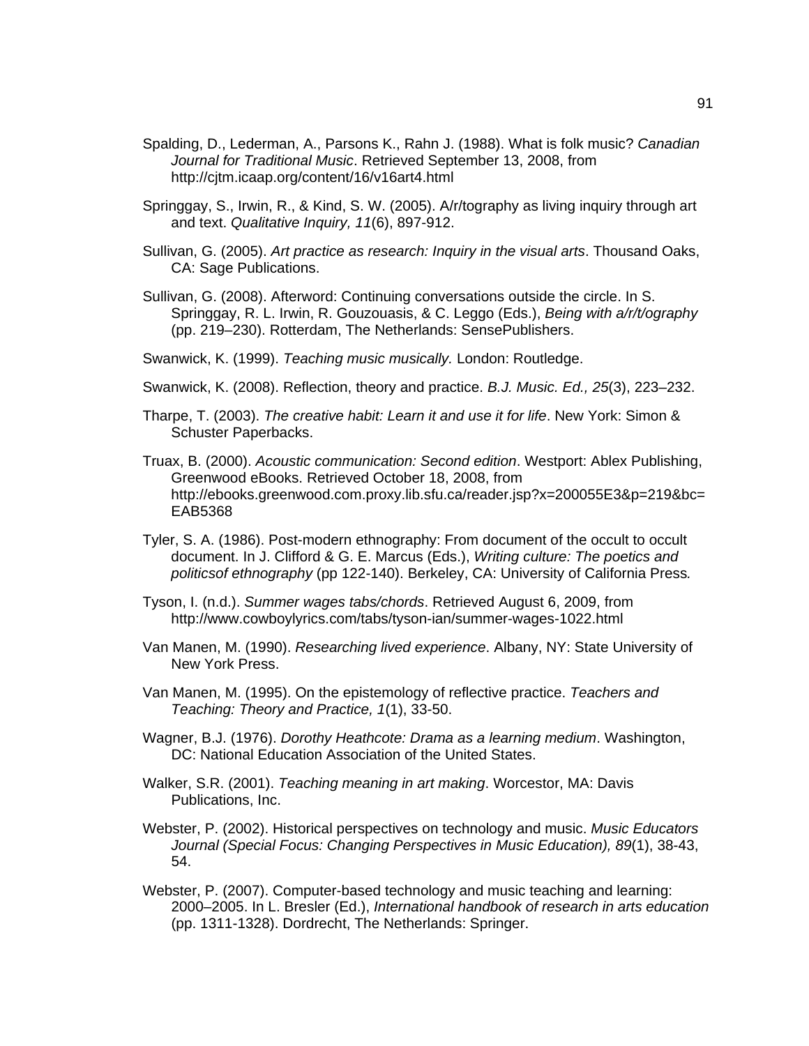Spalding, D., Lederman, A., Parsons K., Rahn J. (1988). What is folk music? *Canadian Journal for Traditional Music*. Retrieved September 13, 2008, from http://cjtm.icaap.org/content/16/v16art4.html

Springgay, S., Irwin, R., & Kind, S. W. (2005). A/r/tography as living inquiry through art and text. *Qualitative Inquiry, 11*(6), 897-912.

Sullivan, G. (2005). *Art practice as research: Inquiry in the visual arts*. Thousand Oaks, CA: Sage Publications.

Sullivan, G. (2008). Afterword: Continuing conversations outside the circle. In S. Springgay, R. L. Irwin, R. Gouzouasis, & C. Leggo (Eds.), *Being with a/r/t/ography* (pp. 219–230). Rotterdam, The Netherlands: SensePublishers.

Swanwick, K. (1999). *Teaching music musically.* London: Routledge.

Swanwick, K. (2008). Reflection, theory and practice. *B.J. Music. Ed., 25*(3), 223–232.

Tharpe, T. (2003). *The creative habit: Learn it and use it for life*. New York: Simon & Schuster Paperbacks.

Truax, B. (2000). *Acoustic communication: Second edition*. Westport: Ablex Publishing, Greenwood eBooks. Retrieved October 18, 2008, from http://ebooks.greenwood.com.proxy.lib.sfu.ca/reader.jsp?x=200055E3&p=219&bc=EAB5368

Tyler, S. A. (1986). Post-modern ethnography: From document of the occult to occult document. In J. Clifford & G. E. Marcus (Eds.), *Writing culture: The poetics and politicsof ethnography* (pp 122-140). Berkeley, CA: University of California Press.

Tyson, I. (n.d.). *Summer wages tabs/chords*. Retrieved August 6, 2009, from http://www.cowboylyrics.com/tabs/tyson-ian/summer-wages-1022.html

Van Manen, M. (1990). *Researching lived experience*. Albany, NY: State University of New York Press.

Van Manen, M. (1995). On the epistemology of reflective practice. *Teachers and Teaching: Theory and Practice, 1*(1), 33-50.

Wagner, B.J. (1976). *Dorothy Heathcote: Drama as a learning medium*. Washington, DC: National Education Association of the United States.

Walker, S.R. (2001). *Teaching meaning in art making*. Worcestor, MA: Davis Publications, Inc.

Webster, P. (2002). Historical perspectives on technology and music. *Music Educators Journal (Special Focus: Changing Perspectives in Music Education), 89*(1), 38-43, 54.

Webster, P. (2007). Computer-based technology and music teaching and learning: 2000–2005. In L. Bresler (Ed.), *International handbook of research in arts education* (pp. 1311-1328). Dordrecht, The Netherlands: Springer.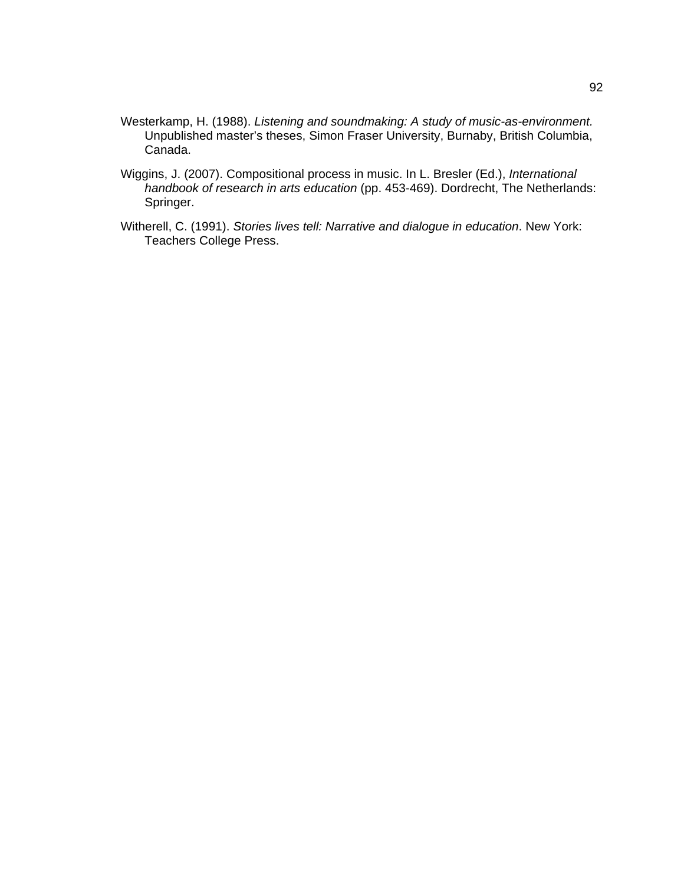Westerkamp, H. (1988). *Listening and soundmaking: A study of music-as-environment.* Unpublished master's theses, Simon Fraser University, Burnaby, British Columbia, Canada.

Wiggins, J. (2007). Compositional process in music. In L. Bresler (Ed.), *International handbook of research in arts education* (pp. 453-469). Dordrecht, The Netherlands: Springer.

Witherell, C. (1991). *Stories lives tell: Narrative and dialogue in education*. New York: Teachers College Press.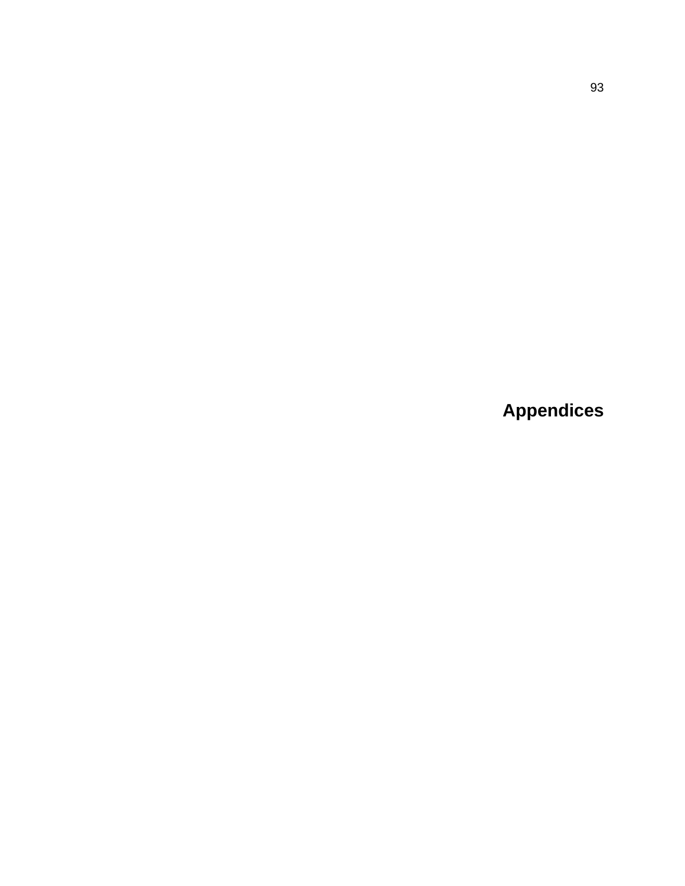# Appendices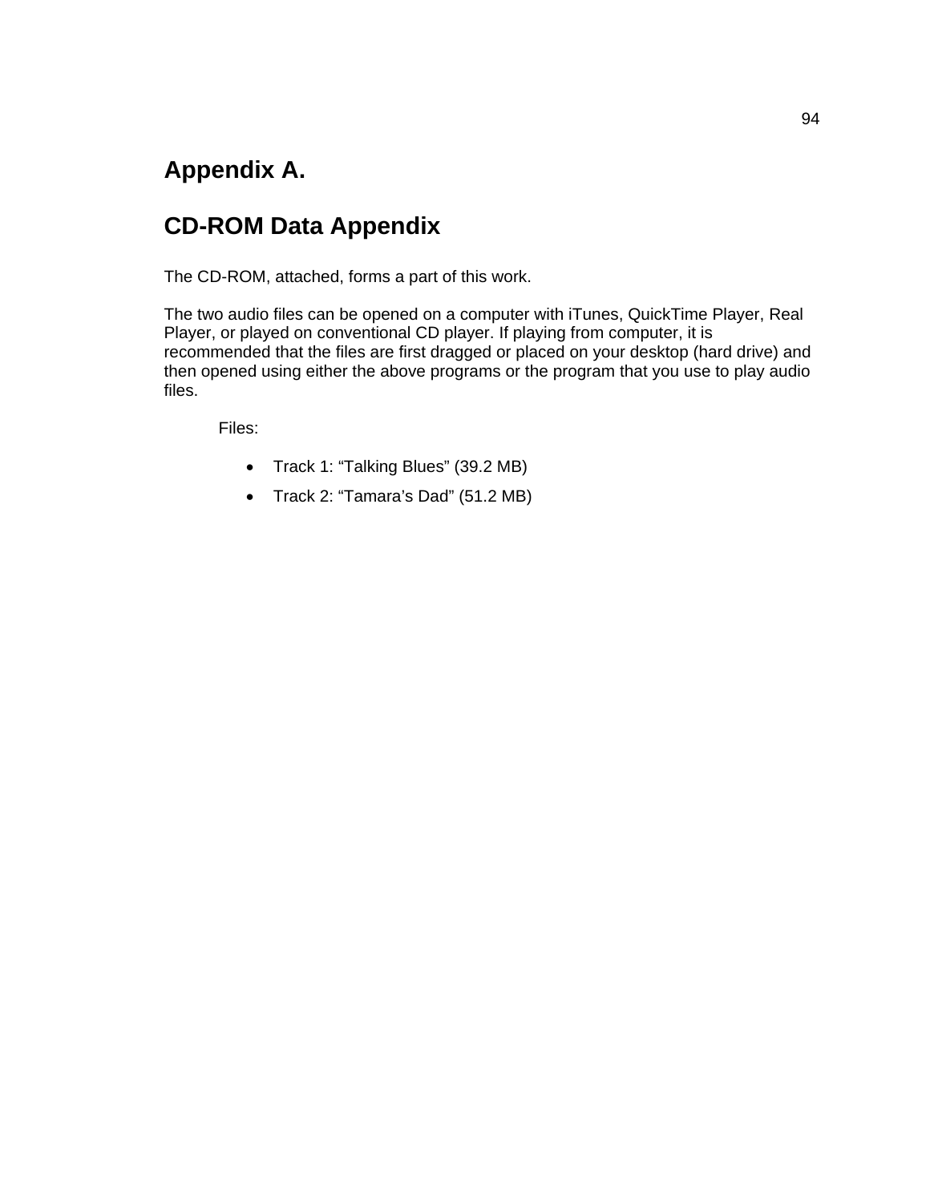# Appendix A.

# CD-ROM Data Appendix

The CD-ROM, attached, forms a part of this work.

The two audio files can be opened on a computer with iTunes, QuickTime Player, Real Player, or played on conventional CD player. If playing from computer, it is recommended that the files are first dragged or placed on your desktop (hard drive) and then opened using either the above programs or the program that you use to play audio files.

Files:

- Track 1: “Talking Blues” (39.2 MB)
- Track 2: “Tamara’s Dad” (51.2 MB)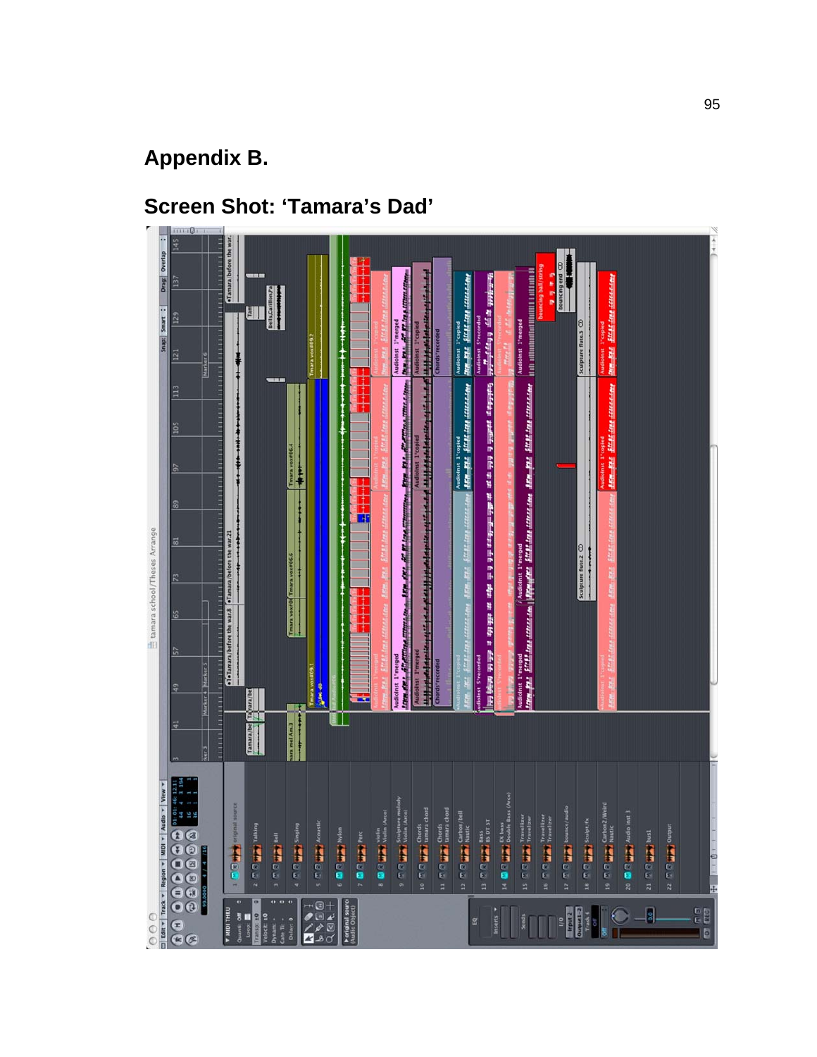# Appendix B.

## Screen Shot: 'Tamara's Dad'